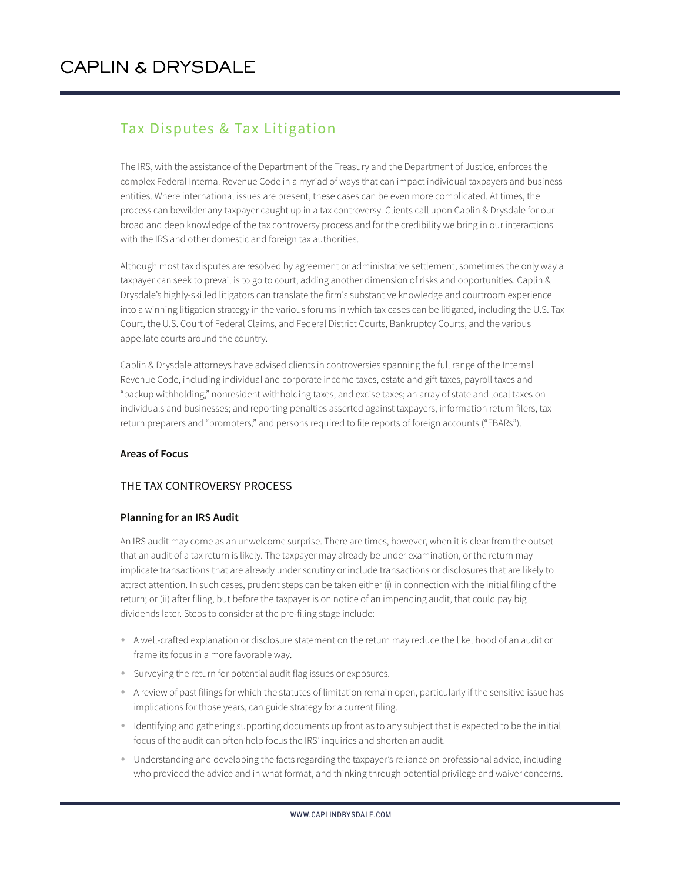# CAPLIN & DRYSDALE

## Tax Disputes & Tax Litigation

The IRS, with the assistance of the Department of the Treasury and the Department of Justice, enforces the complex Federal Internal Revenue Code in a myriad of ways that can impact individual taxpayers and business entities. Where international issues are present, these cases can be even more complicated. At times, the process can bewilder any taxpayer caught up in a tax controversy. Clients call upon Caplin & Drysdale for our broad and deep knowledge of the tax controversy process and for the credibility we bring in our interactions with the IRS and other domestic and foreign tax authorities.

Although most tax disputes are resolved by agreement or administrative settlement, sometimes the only way a taxpayer can seek to prevail is to go to court, adding another dimension of risks and opportunities. Caplin & Drysdale's highly-skilled litigators can translate the firm's substantive knowledge and courtroom experience into a winning litigation strategy in the various forums in which tax cases can be litigated, including the U.S. Tax Court, the U.S. Court of Federal Claims, and Federal District Courts, Bankruptcy Courts, and the various appellate courts around the country.

Caplin & Drysdale attorneys have advised clients in controversies spanning the full range of the Internal Revenue Code, including individual and corporate income taxes, estate and gift taxes, payroll taxes and "backup withholding," nonresident withholding taxes, and excise taxes; an array of state and local taxes on individuals and businesses; and reporting penalties asserted against taxpayers, information return filers, tax return preparers and "promoters," and persons required to file reports of foreign accounts ("FBARs").

**Areas of Focus**

### THE TAX CONTROVERSY PROCESS

**Planning for an IRS Audit**

An IRS audit may come as an unwelcome surprise. There are times, however, when it is clear from the outset that an audit of a tax return is likely. The taxpayer may already be under examination, or the return may implicate transactions that are already under scrutiny or include transactions or disclosures that are likely to attract attention. In such cases, prudent steps can be taken either (i) in connection with the initial filing of the return; or (ii) after filing, but before the taxpayer is on notice of an impending audit, that could pay big dividends later. Steps to consider at the pre-filing stage include:

- A well-crafted explanation or disclosure statement on the return may reduce the likelihood of an audit or frame its focus in a more favorable way.
- Surveying the return for potential audit flag issues or exposures.
- A review of past filings for which the statutes of limitation remain open, particularly if the sensitive issue has implications for those years, can guide strategy for a current filing.
- Identifying and gathering supporting documents up front as to any subject that is expected to be the initial focus of the audit can often help focus the IRS' inquiries and shorten an audit.
- Understanding and developing the facts regarding the taxpayer's reliance on professional advice, including who provided the advice and in what format, and thinking through potential privilege and waiver concerns.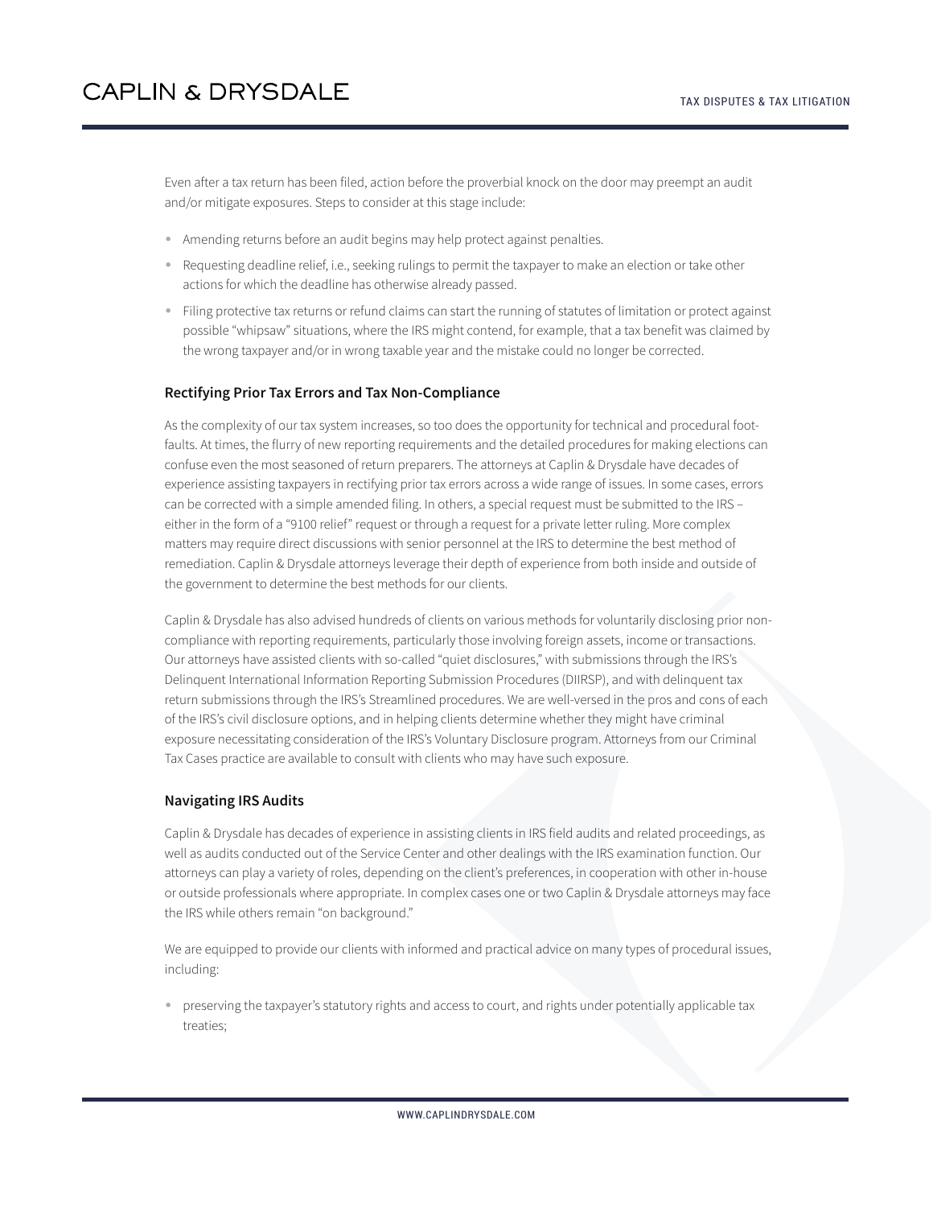Even after a tax return has been filed, action before the proverbial knock on the door may preempt an audit and/or mitigate exposures. Steps to consider at this stage include:

- Amending returns before an audit begins may help protect against penalties.
- Requesting deadline relief, i.e., seeking rulings to permit the taxpayer to make an election or take other actions for which the deadline has otherwise already passed.
- Filing protective tax returns or refund claims can start the running of statutes of limitation or protect against possible "whipsaw" situations, where the IRS might contend, for example, that a tax benefit was claimed by the wrong taxpayer and/or in wrong taxable year and the mistake could no longer be corrected.

### Rectifying Prior Tax Errors and Tax Non-Compliance

As the complexity of our tax system increases, so too does the opportunity for technical and procedural foot-faults. At times, the flurry of new reporting requirements and the detailed procedures for making elections can confuse even the most seasoned of return preparers. The attorneys at Caplin & Drysdale have decades of experience assisting taxpayers in rectifying prior tax errors across a wide range of issues. In some cases, errors can be corrected with a simple amended filing. In others, a special request must be submitted to the IRS – either in the form of a "9100 relief" request or through a request for a private letter ruling. More complex matters may require direct discussions with senior personnel at the IRS to determine the best method of remediation. Caplin & Drysdale attorneys leverage their depth of experience from both inside and outside of the government to determine the best methods for our clients.

Caplin & Drysdale has also advised hundreds of clients on various methods for voluntarily disclosing prior non-compliance with reporting requirements, particularly those involving foreign assets, income or transactions. Our attorneys have assisted clients with so-called "quiet disclosures," with submissions through the IRS's Delinquent International Information Reporting Submission Procedures (DIIRSP), and with delinquent tax return submissions through the IRS's Streamlined procedures. We are well-versed in the pros and cons of each of the IRS's civil disclosure options, and in helping clients determine whether they might have criminal exposure necessitating consideration of the IRS's Voluntary Disclosure program. Attorneys from our Criminal Tax Cases practice are available to consult with clients who may have such exposure.

### Navigating IRS Audits

Caplin & Drysdale has decades of experience in assisting clients in IRS field audits and related proceedings, as well as audits conducted out of the Service Center and other dealings with the IRS examination function. Our attorneys can play a variety of roles, depending on the client's preferences, in cooperation with other in-house or outside professionals where appropriate. In complex cases one or two Caplin & Drysdale attorneys may face the IRS while others remain "on background."

We are equipped to provide our clients with informed and practical advice on many types of procedural issues, including:

- preserving the taxpayer's statutory rights and access to court, and rights under potentially applicable tax treaties;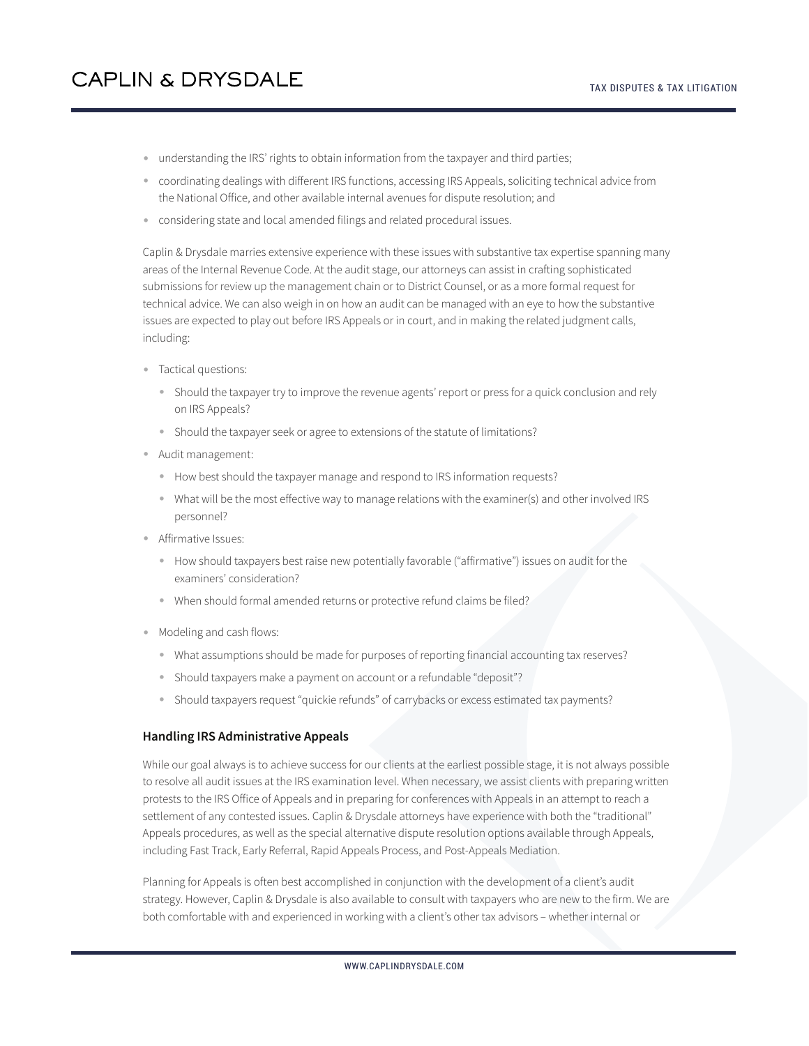- understanding the IRS' rights to obtain information from the taxpayer and third parties;
- coordinating dealings with different IRS functions, accessing IRS Appeals, soliciting technical advice from the National Office, and other available internal avenues for dispute resolution; and
- considering state and local amended filings and related procedural issues.

Caplin & Drysdale marries extensive experience with these issues with substantive tax expertise spanning many areas of the Internal Revenue Code. At the audit stage, our attorneys can assist in crafting sophisticated submissions for review up the management chain or to District Counsel, or as a more formal request for technical advice. We can also weigh in on how an audit can be managed with an eye to how the substantive issues are expected to play out before IRS Appeals or in court, and in making the related judgment calls, including:

- Tactical questions:
  - Should the taxpayer try to improve the revenue agents' report or press for a quick conclusion and rely on IRS Appeals?
  - Should the taxpayer seek or agree to extensions of the statute of limitations?
- Audit management:
  - How best should the taxpayer manage and respond to IRS information requests?
  - What will be the most effective way to manage relations with the examiner(s) and other involved IRS personnel?
- Affirmative Issues:
  - How should taxpayers best raise new potentially favorable ("affirmative") issues on audit for the examiners' consideration?
  - When should formal amended returns or protective refund claims be filed?
- Modeling and cash flows:
  - What assumptions should be made for purposes of reporting financial accounting tax reserves?
  - Should taxpayers make a payment on account or a refundable "deposit"?
  - Should taxpayers request "quickie refunds" of carrybacks or excess estimated tax payments?

### Handling IRS Administrative Appeals

While our goal always is to achieve success for our clients at the earliest possible stage, it is not always possible to resolve all audit issues at the IRS examination level. When necessary, we assist clients with preparing written protests to the IRS Office of Appeals and in preparing for conferences with Appeals in an attempt to reach a settlement of any contested issues. Caplin & Drysdale attorneys have experience with both the "traditional" Appeals procedures, as well as the special alternative dispute resolution options available through Appeals, including Fast Track, Early Referral, Rapid Appeals Process, and Post-Appeals Mediation.

Planning for Appeals is often best accomplished in conjunction with the development of a client's audit strategy. However, Caplin & Drysdale is also available to consult with taxpayers who are new to the firm. We are both comfortable with and experienced in working with a client's other tax advisors – whether internal or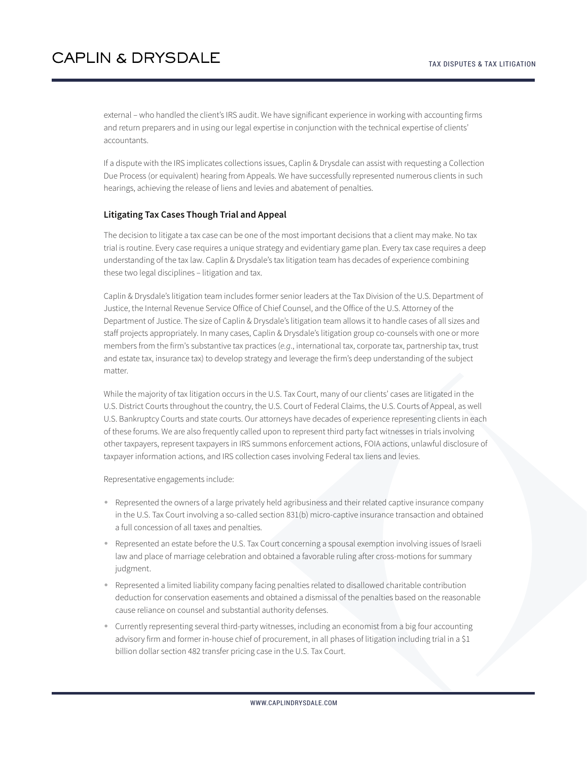external – who handled the client's IRS audit. We have significant experience in working with accounting firms and return preparers and in using our legal expertise in conjunction with the technical expertise of clients' accountants.

If a dispute with the IRS implicates collections issues, Caplin & Drysdale can assist with requesting a Collection Due Process (or equivalent) hearing from Appeals. We have successfully represented numerous clients in such hearings, achieving the release of liens and levies and abatement of penalties.

### Litigating Tax Cases Though Trial and Appeal

The decision to litigate a tax case can be one of the most important decisions that a client may make. No tax trial is routine. Every case requires a unique strategy and evidentiary game plan. Every tax case requires a deep understanding of the tax law. Caplin & Drysdale's tax litigation team has decades of experience combining these two legal disciplines – litigation and tax.

Caplin & Drysdale's litigation team includes former senior leaders at the Tax Division of the U.S. Department of Justice, the Internal Revenue Service Office of Chief Counsel, and the Office of the U.S. Attorney of the Department of Justice. The size of Caplin & Drysdale's litigation team allows it to handle cases of all sizes and staff projects appropriately. In many cases, Caplin & Drysdale's litigation group co-counsels with one or more members from the firm's substantive tax practices (*e.g.*, international tax, corporate tax, partnership tax, trust and estate tax, insurance tax) to develop strategy and leverage the firm's deep understanding of the subject matter.

While the majority of tax litigation occurs in the U.S. Tax Court, many of our clients' cases are litigated in the U.S. District Courts throughout the country, the U.S. Court of Federal Claims, the U.S. Courts of Appeal, as well U.S. Bankruptcy Courts and state courts. Our attorneys have decades of experience representing clients in each of these forums. We are also frequently called upon to represent third party fact witnesses in trials involving other taxpayers, represent taxpayers in IRS summons enforcement actions, FOIA actions, unlawful disclosure of taxpayer information actions, and IRS collection cases involving Federal tax liens and levies.

Representative engagements include:

- Represented the owners of a large privately held agribusiness and their related captive insurance company in the U.S. Tax Court involving a so-called section 831(b) micro-captive insurance transaction and obtained a full concession of all taxes and penalties.
- Represented an estate before the U.S. Tax Court concerning a spousal exemption involving issues of Israeli law and place of marriage celebration and obtained a favorable ruling after cross-motions for summary judgment.
- Represented a limited liability company facing penalties related to disallowed charitable contribution deduction for conservation easements and obtained a dismissal of the penalties based on the reasonable cause reliance on counsel and substantial authority defenses.
- Currently representing several third-party witnesses, including an economist from a big four accounting advisory firm and former in-house chief of procurement, in all phases of litigation including trial in a $1 billion dollar section 482 transfer pricing case in the U.S. Tax Court.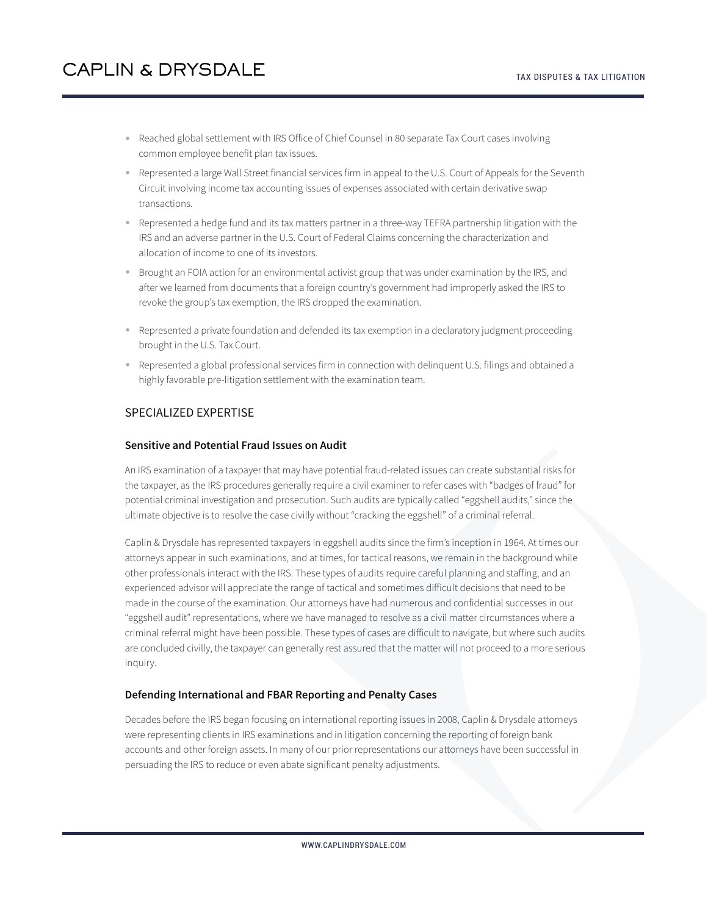- Reached global settlement with IRS Office of Chief Counsel in 80 separate Tax Court cases involving common employee benefit plan tax issues.
- Represented a large Wall Street financial services firm in appeal to the U.S. Court of Appeals for the Seventh Circuit involving income tax accounting issues of expenses associated with certain derivative swap transactions.
- Represented a hedge fund and its tax matters partner in a three-way TEFRA partnership litigation with the IRS and an adverse partner in the U.S. Court of Federal Claims concerning the characterization and allocation of income to one of its investors.
- Brought an FOIA action for an environmental activist group that was under examination by the IRS, and after we learned from documents that a foreign country's government had improperly asked the IRS to revoke the group's tax exemption, the IRS dropped the examination.
- Represented a private foundation and defended its tax exemption in a declaratory judgment proceeding brought in the U.S. Tax Court.
- Represented a global professional services firm in connection with delinquent U.S. filings and obtained a highly favorable pre-litigation settlement with the examination team.

## SPECIALIZED EXPERTISE

### Sensitive and Potential Fraud Issues on Audit

An IRS examination of a taxpayer that may have potential fraud-related issues can create substantial risks for the taxpayer, as the IRS procedures generally require a civil examiner to refer cases with "badges of fraud" for potential criminal investigation and prosecution. Such audits are typically called "eggshell audits," since the ultimate objective is to resolve the case civilly without "cracking the eggshell" of a criminal referral.

Caplin & Drysdale has represented taxpayers in eggshell audits since the firm's inception in 1964. At times our attorneys appear in such examinations, and at times, for tactical reasons, we remain in the background while other professionals interact with the IRS. These types of audits require careful planning and staffing, and an experienced advisor will appreciate the range of tactical and sometimes difficult decisions that need to be made in the course of the examination. Our attorneys have had numerous and confidential successes in our "eggshell audit" representations, where we have managed to resolve as a civil matter circumstances where a criminal referral might have been possible. These types of cases are difficult to navigate, but where such audits are concluded civilly, the taxpayer can generally rest assured that the matter will not proceed to a more serious inquiry.

### Defending International and FBAR Reporting and Penalty Cases

Decades before the IRS began focusing on international reporting issues in 2008, Caplin & Drysdale attorneys were representing clients in IRS examinations and in litigation concerning the reporting of foreign bank accounts and other foreign assets. In many of our prior representations our attorneys have been successful in persuading the IRS to reduce or even abate significant penalty adjustments.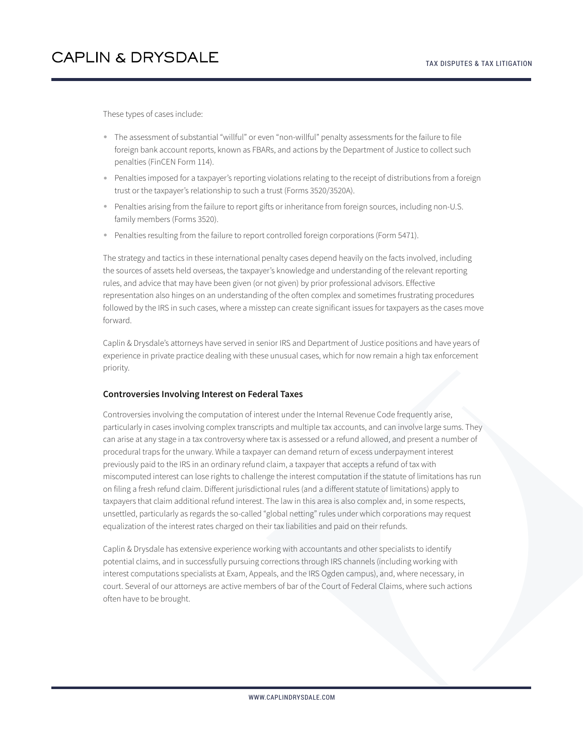These types of cases include:

- The assessment of substantial "willful" or even "non-willful" penalty assessments for the failure to file foreign bank account reports, known as FBARs, and actions by the Department of Justice to collect such penalties (FinCEN Form 114).
- Penalties imposed for a taxpayer's reporting violations relating to the receipt of distributions from a foreign trust or the taxpayer's relationship to such a trust (Forms 3520/3520A).
- Penalties arising from the failure to report gifts or inheritance from foreign sources, including non-U.S. family members (Forms 3520).
- Penalties resulting from the failure to report controlled foreign corporations (Form 5471).

The strategy and tactics in these international penalty cases depend heavily on the facts involved, including the sources of assets held overseas, the taxpayer's knowledge and understanding of the relevant reporting rules, and advice that may have been given (or not given) by prior professional advisors. Effective representation also hinges on an understanding of the often complex and sometimes frustrating procedures followed by the IRS in such cases, where a misstep can create significant issues for taxpayers as the cases move forward.

Caplin & Drysdale's attorneys have served in senior IRS and Department of Justice positions and have years of experience in private practice dealing with these unusual cases, which for now remain a high tax enforcement priority.

### Controversies Involving Interest on Federal Taxes

Controversies involving the computation of interest under the Internal Revenue Code frequently arise, particularly in cases involving complex transcripts and multiple tax accounts, and can involve large sums. They can arise at any stage in a tax controversy where tax is assessed or a refund allowed, and present a number of procedural traps for the unwary. While a taxpayer can demand return of excess underpayment interest previously paid to the IRS in an ordinary refund claim, a taxpayer that accepts a refund of tax with miscomputed interest can lose rights to challenge the interest computation if the statute of limitations has run on filing a fresh refund claim. Different jurisdictional rules (and a different statute of limitations) apply to taxpayers that claim additional refund interest. The law in this area is also complex and, in some respects, unsettled, particularly as regards the so-called "global netting" rules under which corporations may request equalization of the interest rates charged on their tax liabilities and paid on their refunds.

Caplin & Drysdale has extensive experience working with accountants and other specialists to identify potential claims, and in successfully pursuing corrections through IRS channels (including working with interest computations specialists at Exam, Appeals, and the IRS Ogden campus), and, where necessary, in court. Several of our attorneys are active members of bar of the Court of Federal Claims, where such actions often have to be brought.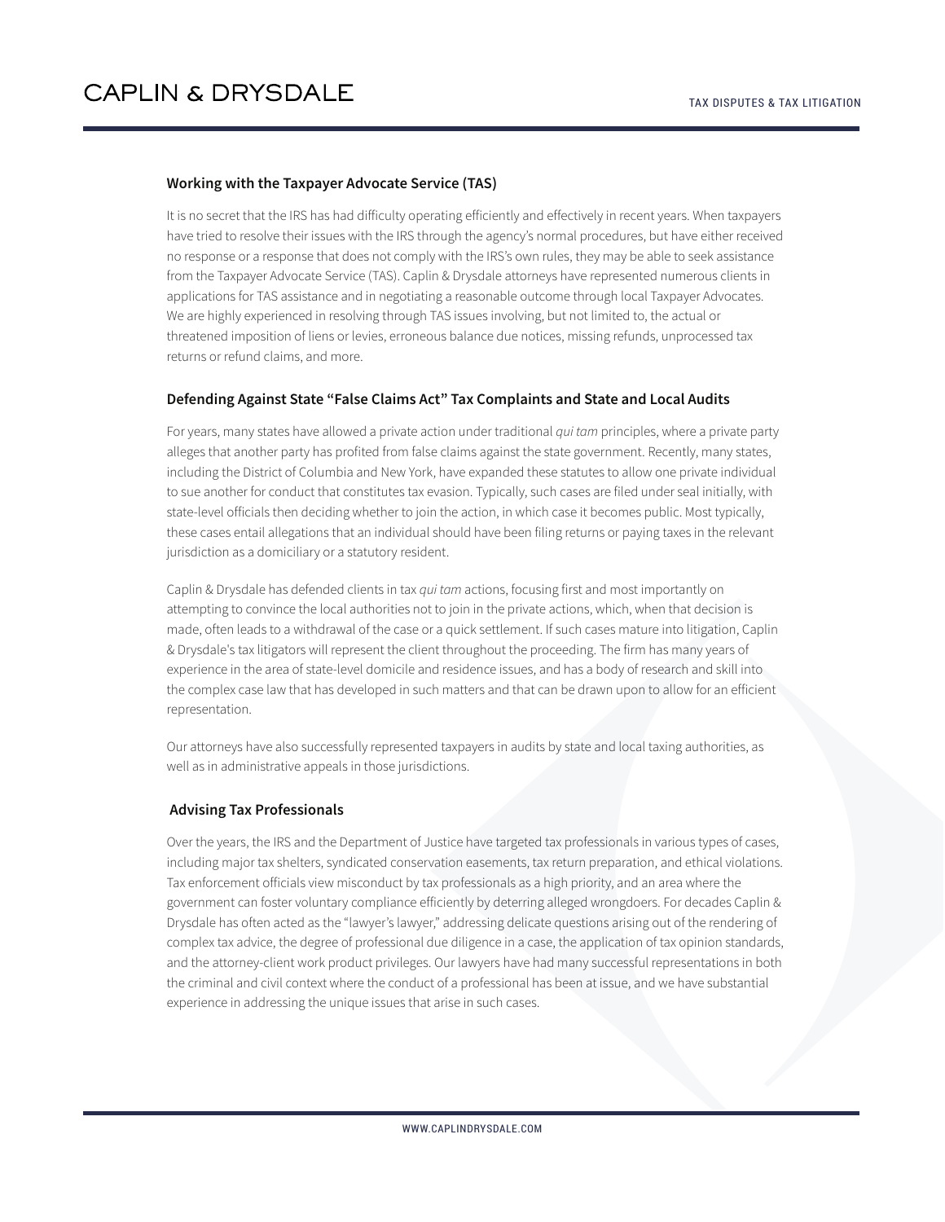### Working with the Taxpayer Advocate Service (TAS)

It is no secret that the IRS has had difficulty operating efficiently and effectively in recent years. When taxpayers have tried to resolve their issues with the IRS through the agency's normal procedures, but have either received no response or a response that does not comply with the IRS's own rules, they may be able to seek assistance from the Taxpayer Advocate Service (TAS). Caplin & Drysdale attorneys have represented numerous clients in applications for TAS assistance and in negotiating a reasonable outcome through local Taxpayer Advocates. We are highly experienced in resolving through TAS issues involving, but not limited to, the actual or threatened imposition of liens or levies, erroneous balance due notices, missing refunds, unprocessed tax returns or refund claims, and more.

### Defending Against State "False Claims Act" Tax Complaints and State and Local Audits

For years, many states have allowed a private action under traditional *qui tam* principles, where a private party alleges that another party has profited from false claims against the state government. Recently, many states, including the District of Columbia and New York, have expanded these statutes to allow one private individual to sue another for conduct that constitutes tax evasion. Typically, such cases are filed under seal initially, with state-level officials then deciding whether to join the action, in which case it becomes public. Most typically, these cases entail allegations that an individual should have been filing returns or paying taxes in the relevant jurisdiction as a domiciliary or a statutory resident.

Caplin & Drysdale has defended clients in tax *qui tam* actions, focusing first and most importantly on attempting to convince the local authorities not to join in the private actions, which, when that decision is made, often leads to a withdrawal of the case or a quick settlement. If such cases mature into litigation, Caplin & Drysdale's tax litigators will represent the client throughout the proceeding. The firm has many years of experience in the area of state-level domicile and residence issues, and has a body of research and skill into the complex case law that has developed in such matters and that can be drawn upon to allow for an efficient representation.

Our attorneys have also successfully represented taxpayers in audits by state and local taxing authorities, as well as in administrative appeals in those jurisdictions.

### Advising Tax Professionals

Over the years, the IRS and the Department of Justice have targeted tax professionals in various types of cases, including major tax shelters, syndicated conservation easements, tax return preparation, and ethical violations. Tax enforcement officials view misconduct by tax professionals as a high priority, and an area where the government can foster voluntary compliance efficiently by deterring alleged wrongdoers. For decades Caplin & Drysdale has often acted as the "lawyer's lawyer," addressing delicate questions arising out of the rendering of complex tax advice, the degree of professional due diligence in a case, the application of tax opinion standards, and the attorney-client work product privileges. Our lawyers have had many successful representations in both the criminal and civil context where the conduct of a professional has been at issue, and we have substantial experience in addressing the unique issues that arise in such cases.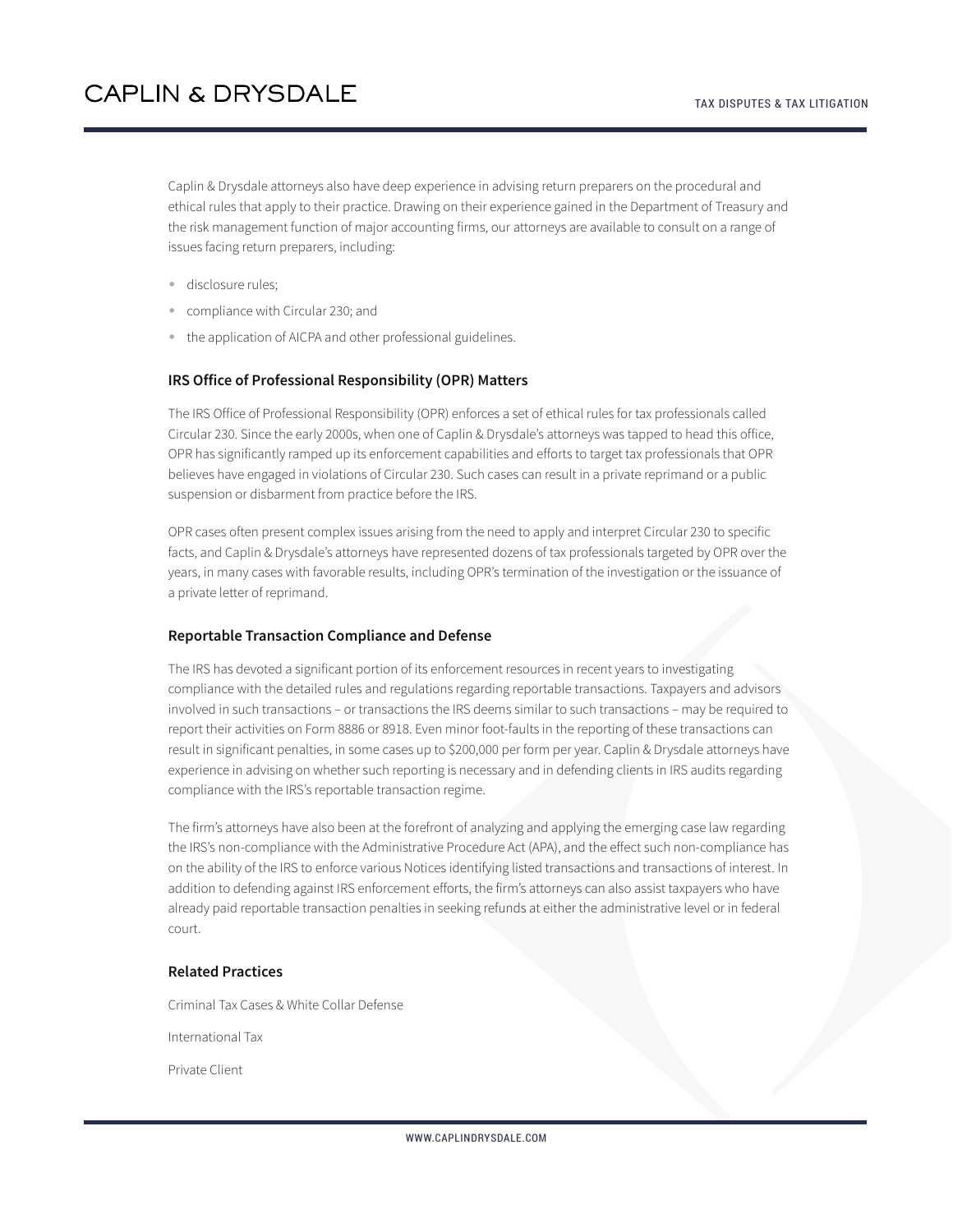Caplin & Drysdale attorneys also have deep experience in advising return preparers on the procedural and ethical rules that apply to their practice. Drawing on their experience gained in the Department of Treasury and the risk management function of major accounting firms, our attorneys are available to consult on a range of issues facing return preparers, including:

- disclosure rules;
- compliance with Circular 230; and
- the application of AICPA and other professional guidelines.

### IRS Office of Professional Responsibility (OPR) Matters

The IRS Office of Professional Responsibility (OPR) enforces a set of ethical rules for tax professionals called Circular 230. Since the early 2000s, when one of Caplin & Drysdale's attorneys was tapped to head this office, OPR has significantly ramped up its enforcement capabilities and efforts to target tax professionals that OPR believes have engaged in violations of Circular 230. Such cases can result in a private reprimand or a public suspension or disbarment from practice before the IRS.

OPR cases often present complex issues arising from the need to apply and interpret Circular 230 to specific facts, and Caplin & Drysdale's attorneys have represented dozens of tax professionals targeted by OPR over the years, in many cases with favorable results, including OPR's termination of the investigation or the issuance of a private letter of reprimand.

### Reportable Transaction Compliance and Defense

The IRS has devoted a significant portion of its enforcement resources in recent years to investigating compliance with the detailed rules and regulations regarding reportable transactions. Taxpayers and advisors involved in such transactions – or transactions the IRS deems similar to such transactions – may be required to report their activities on Form 8886 or 8918. Even minor foot-faults in the reporting of these transactions can result in significant penalties, in some cases up to $200,000 per form per year. Caplin & Drysdale attorneys have experience in advising on whether such reporting is necessary and in defending clients in IRS audits regarding compliance with the IRS's reportable transaction regime.

The firm's attorneys have also been at the forefront of analyzing and applying the emerging case law regarding the IRS's non-compliance with the Administrative Procedure Act (APA), and the effect such non-compliance has on the ability of the IRS to enforce various Notices identifying listed transactions and transactions of interest. In addition to defending against IRS enforcement efforts, the firm's attorneys can also assist taxpayers who have already paid reportable transaction penalties in seeking refunds at either the administrative level or in federal court.

### Related Practices

Criminal Tax Cases & White Collar Defense

International Tax

Private Client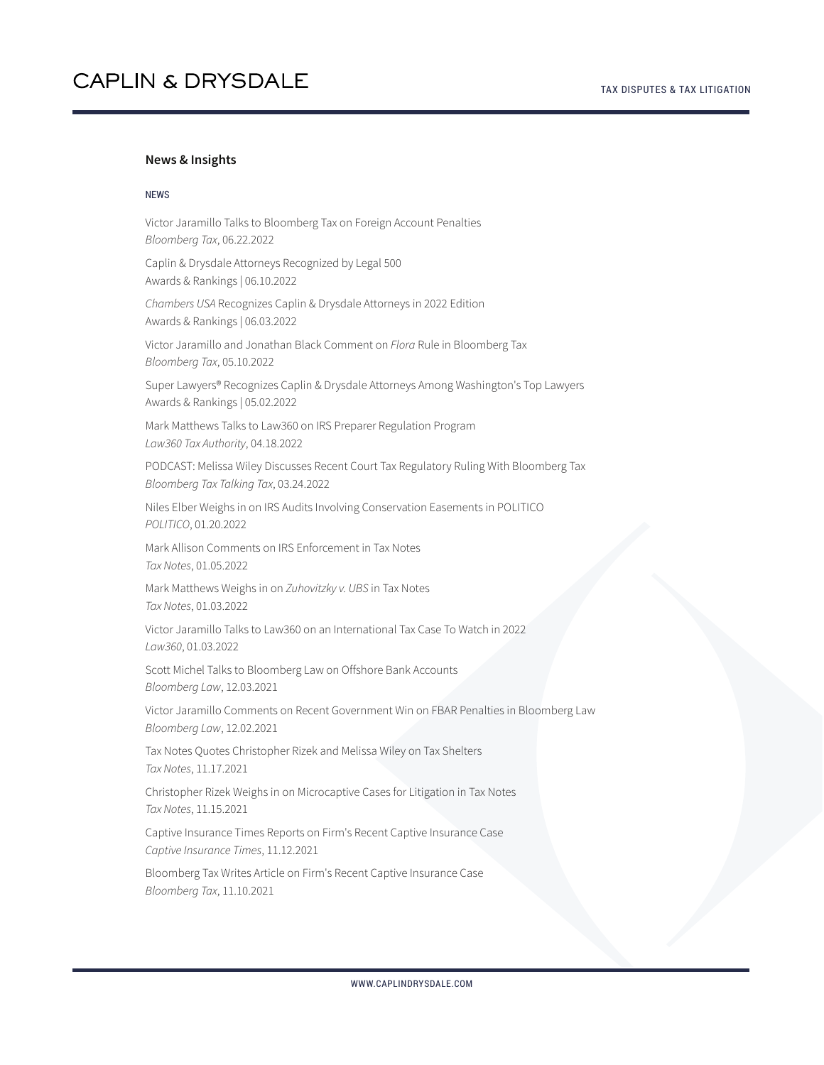## News & Insights

NEWS

Victor Jaramillo Talks to Bloomberg Tax on Foreign Account Penalties
*Bloomberg Tax*, 06.22.2022

Caplin & Drysdale Attorneys Recognized by Legal 500
Awards & Rankings | 06.10.2022

*Chambers USA* Recognizes Caplin & Drysdale Attorneys in 2022 Edition
Awards & Rankings | 06.03.2022

Victor Jaramillo and Jonathan Black Comment on *Flora* Rule in Bloomberg Tax
*Bloomberg Tax*, 05.10.2022

Super Lawyers® Recognizes Caplin & Drysdale Attorneys Among Washington's Top Lawyers
Awards & Rankings | 05.02.2022

Mark Matthews Talks to Law360 on IRS Preparer Regulation Program
*Law360 Tax Authority*, 04.18.2022

PODCAST: Melissa Wiley Discusses Recent Court Tax Regulatory Ruling With Bloomberg Tax
*Bloomberg Tax Talking Tax*, 03.24.2022

Niles Elber Weighs in on IRS Audits Involving Conservation Easements in POLITICO
*POLITICO*, 01.20.2022

Mark Allison Comments on IRS Enforcement in Tax Notes
*Tax Notes*, 01.05.2022

Mark Matthews Weighs in on *Zuhovitzky v. UBS* in Tax Notes
*Tax Notes*, 01.03.2022

Victor Jaramillo Talks to Law360 on an International Tax Case To Watch in 2022
*Law360*, 01.03.2022

Scott Michel Talks to Bloomberg Law on Offshore Bank Accounts
*Bloomberg Law*, 12.03.2021

Victor Jaramillo Comments on Recent Government Win on FBAR Penalties in Bloomberg Law
*Bloomberg Law*, 12.02.2021

Tax Notes Quotes Christopher Rizek and Melissa Wiley on Tax Shelters
*Tax Notes*, 11.17.2021

Christopher Rizek Weighs in on Microcaptive Cases for Litigation in Tax Notes
*Tax Notes*, 11.15.2021

Captive Insurance Times Reports on Firm's Recent Captive Insurance Case
*Captive Insurance Times*, 11.12.2021

Bloomberg Tax Writes Article on Firm's Recent Captive Insurance Case
*Bloomberg Tax*, 11.10.2021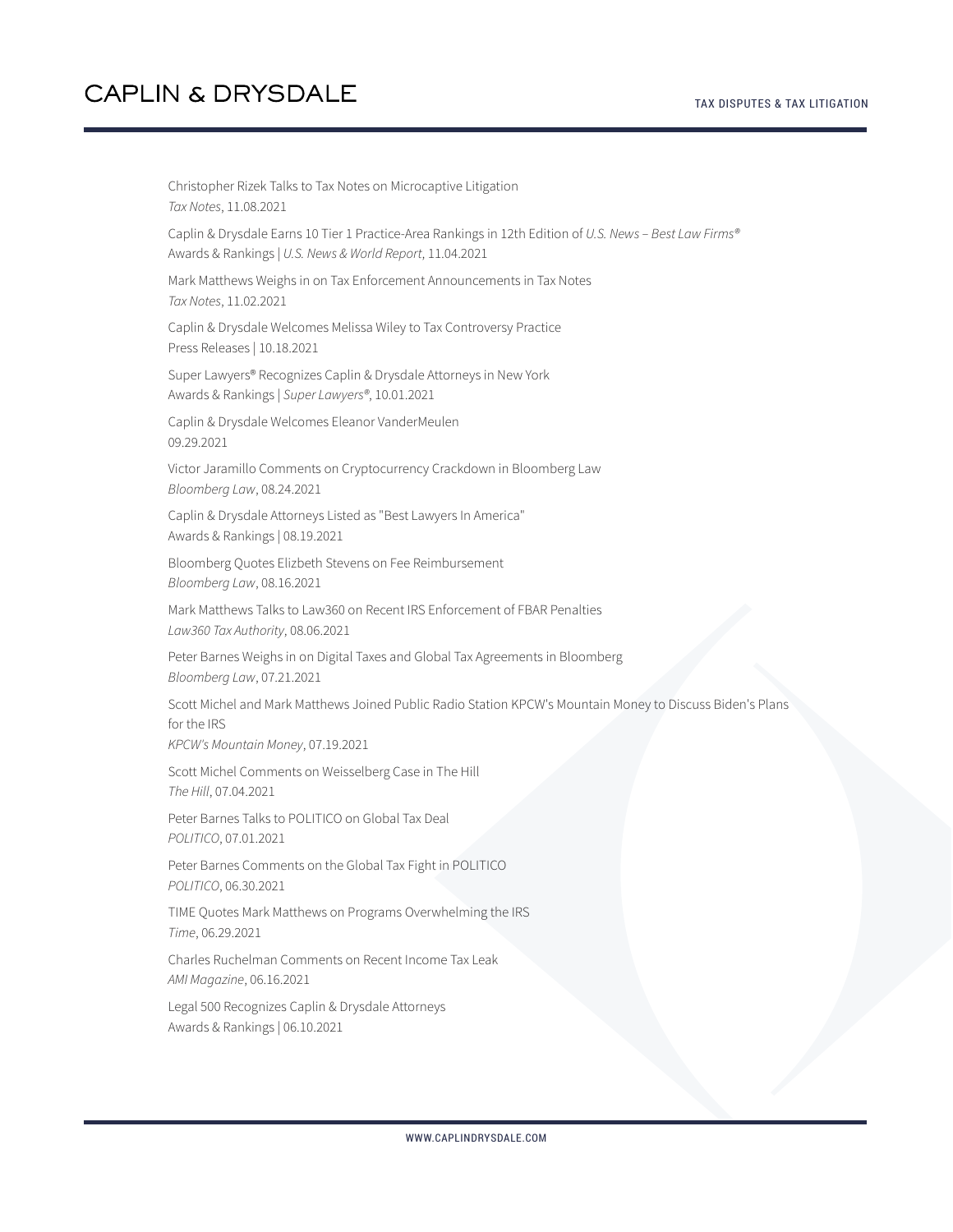Christopher Rizek Talks to Tax Notes on Microcaptive Litigation
*Tax Notes*, 11.08.2021

Caplin & Drysdale Earns 10 Tier 1 Practice-Area Rankings in 12th Edition of *U.S. News – Best Law Firms®*
Awards & Rankings | *U.S. News & World Report*, 11.04.2021

Mark Matthews Weighs in on Tax Enforcement Announcements in Tax Notes
*Tax Notes*, 11.02.2021

Caplin & Drysdale Welcomes Melissa Wiley to Tax Controversy Practice
Press Releases | 10.18.2021

Super Lawyers® Recognizes Caplin & Drysdale Attorneys in New York
Awards & Rankings | *Super Lawyers®*, 10.01.2021

Caplin & Drysdale Welcomes Eleanor VanderMeulen
09.29.2021

Victor Jaramillo Comments on Cryptocurrency Crackdown in Bloomberg Law
*Bloomberg Law*, 08.24.2021

Caplin & Drysdale Attorneys Listed as "Best Lawyers In America"
Awards & Rankings | 08.19.2021

Bloomberg Quotes Elizbeth Stevens on Fee Reimbursement
*Bloomberg Law*, 08.16.2021

Mark Matthews Talks to Law360 on Recent IRS Enforcement of FBAR Penalties
*Law360 Tax Authority*, 08.06.2021

Peter Barnes Weighs in on Digital Taxes and Global Tax Agreements in Bloomberg
*Bloomberg Law*, 07.21.2021

Scott Michel and Mark Matthews Joined Public Radio Station KPCW's Mountain Money to Discuss Biden's Plans for the IRS
*KPCW's Mountain Money*, 07.19.2021

Scott Michel Comments on Weisselberg Case in The Hill
*The Hill*, 07.04.2021

Peter Barnes Talks to POLITICO on Global Tax Deal
*POLITICO*, 07.01.2021

Peter Barnes Comments on the Global Tax Fight in POLITICO
*POLITICO*, 06.30.2021

TIME Quotes Mark Matthews on Programs Overwhelming the IRS
*Time*, 06.29.2021

Charles Ruchelman Comments on Recent Income Tax Leak
*AMI Magazine*, 06.16.2021

Legal 500 Recognizes Caplin & Drysdale Attorneys
Awards & Rankings | 06.10.2021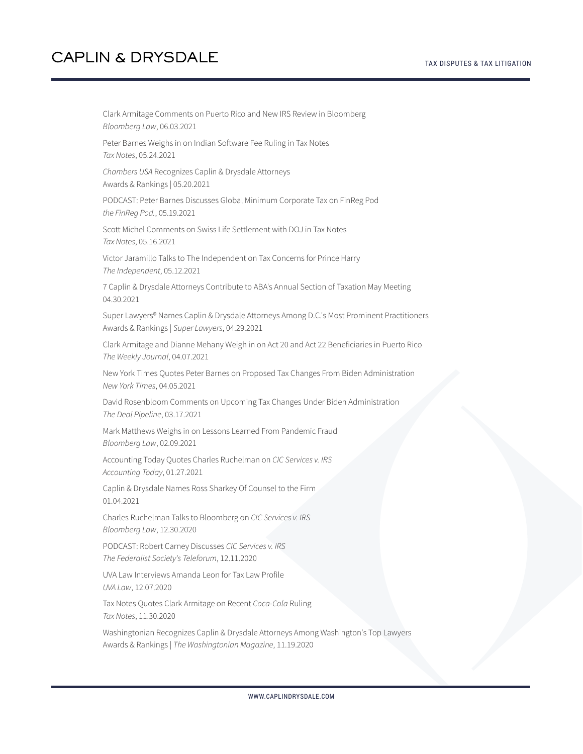Clark Armitage Comments on Puerto Rico and New IRS Review in Bloomberg
*Bloomberg Law*, 06.03.2021

Peter Barnes Weighs in on Indian Software Fee Ruling in Tax Notes
*Tax Notes*, 05.24.2021

*Chambers USA* Recognizes Caplin & Drysdale Attorneys
Awards & Rankings | 05.20.2021

PODCAST: Peter Barnes Discusses Global Minimum Corporate Tax on FinReg Pod
*the FinReg Pod.*, 05.19.2021

Scott Michel Comments on Swiss Life Settlement with DOJ in Tax Notes
*Tax Notes*, 05.16.2021

Victor Jaramillo Talks to The Independent on Tax Concerns for Prince Harry
*The Independent*, 05.12.2021

7 Caplin & Drysdale Attorneys Contribute to ABA's Annual Section of Taxation May Meeting
04.30.2021

Super Lawyers® Names Caplin & Drysdale Attorneys Among D.C.'s Most Prominent Practitioners
Awards & Rankings | *Super Lawyers*, 04.29.2021

Clark Armitage and Dianne Mehany Weigh in on Act 20 and Act 22 Beneficiaries in Puerto Rico
*The Weekly Journal*, 04.07.2021

New York Times Quotes Peter Barnes on Proposed Tax Changes From Biden Administration
*New York Times*, 04.05.2021

David Rosenbloom Comments on Upcoming Tax Changes Under Biden Administration
*The Deal Pipeline*, 03.17.2021

Mark Matthews Weighs in on Lessons Learned From Pandemic Fraud
*Bloomberg Law*, 02.09.2021

Accounting Today Quotes Charles Ruchelman on *CIC Services v. IRS*
*Accounting Today*, 01.27.2021

Caplin & Drysdale Names Ross Sharkey Of Counsel to the Firm
01.04.2021

Charles Ruchelman Talks to Bloomberg on *CIC Services v. IRS*
*Bloomberg Law*, 12.30.2020

PODCAST: Robert Carney Discusses *CIC Services v. IRS*
*The Federalist Society's Teleforum*, 12.11.2020

UVA Law Interviews Amanda Leon for Tax Law Profile
*UVA Law*, 12.07.2020

Tax Notes Quotes Clark Armitage on Recent *Coca-Cola* Ruling
*Tax Notes*, 11.30.2020

Washingtonian Recognizes Caplin & Drysdale Attorneys Among Washington's Top Lawyers
Awards & Rankings | *The Washingtonian Magazine*, 11.19.2020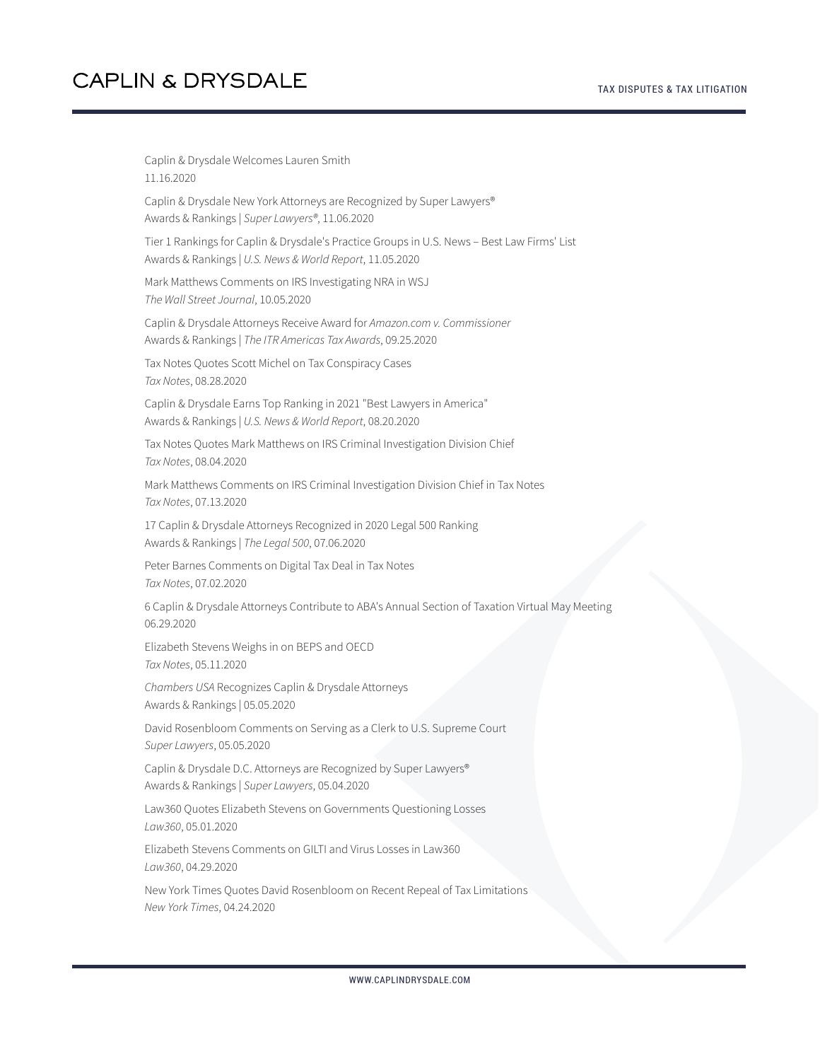Caplin & Drysdale Welcomes Lauren Smith
11.16.2020

Caplin & Drysdale New York Attorneys are Recognized by Super Lawyers®
Awards & Rankings | *Super Lawyers®*, 11.06.2020

Tier 1 Rankings for Caplin & Drysdale's Practice Groups in U.S. News – Best Law Firms' List
Awards & Rankings | *U.S. News & World Report*, 11.05.2020

Mark Matthews Comments on IRS Investigating NRA in WSJ
*The Wall Street Journal*, 10.05.2020

Caplin & Drysdale Attorneys Receive Award for *Amazon.com v. Commissioner*
Awards & Rankings | *The ITR Americas Tax Awards*, 09.25.2020

Tax Notes Quotes Scott Michel on Tax Conspiracy Cases
*Tax Notes*, 08.28.2020

Caplin & Drysdale Earns Top Ranking in 2021 "Best Lawyers in America"
Awards & Rankings | *U.S. News & World Report*, 08.20.2020

Tax Notes Quotes Mark Matthews on IRS Criminal Investigation Division Chief
*Tax Notes*, 08.04.2020

Mark Matthews Comments on IRS Criminal Investigation Division Chief in Tax Notes
*Tax Notes*, 07.13.2020

17 Caplin & Drysdale Attorneys Recognized in 2020 Legal 500 Ranking
Awards & Rankings | *The Legal 500*, 07.06.2020

Peter Barnes Comments on Digital Tax Deal in Tax Notes
*Tax Notes*, 07.02.2020

6 Caplin & Drysdale Attorneys Contribute to ABA's Annual Section of Taxation Virtual May Meeting
06.29.2020

Elizabeth Stevens Weighs in on BEPS and OECD
*Tax Notes*, 05.11.2020

*Chambers USA* Recognizes Caplin & Drysdale Attorneys
Awards & Rankings | 05.05.2020

David Rosenbloom Comments on Serving as a Clerk to U.S. Supreme Court
*Super Lawyers*, 05.05.2020

Caplin & Drysdale D.C. Attorneys are Recognized by Super Lawyers®
Awards & Rankings | *Super Lawyers*, 05.04.2020

Law360 Quotes Elizabeth Stevens on Governments Questioning Losses
*Law360*, 05.01.2020

Elizabeth Stevens Comments on GILTI and Virus Losses in Law360
*Law360*, 04.29.2020

New York Times Quotes David Rosenbloom on Recent Repeal of Tax Limitations
*New York Times*, 04.24.2020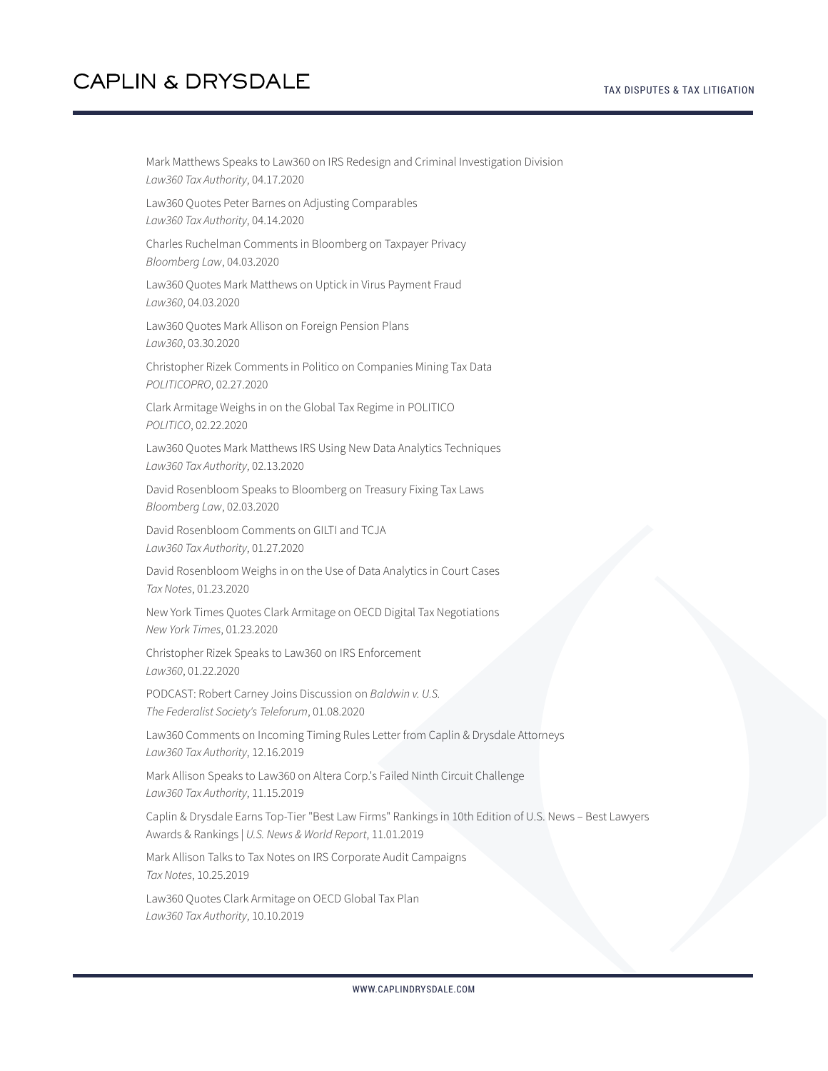Mark Matthews Speaks to Law360 on IRS Redesign and Criminal Investigation Division
*Law360 Tax Authority*, 04.17.2020

Law360 Quotes Peter Barnes on Adjusting Comparables
*Law360 Tax Authority*, 04.14.2020

Charles Ruchelman Comments in Bloomberg on Taxpayer Privacy
*Bloomberg Law*, 04.03.2020

Law360 Quotes Mark Matthews on Uptick in Virus Payment Fraud
*Law360*, 04.03.2020

Law360 Quotes Mark Allison on Foreign Pension Plans
*Law360*, 03.30.2020

Christopher Rizek Comments in Politico on Companies Mining Tax Data
*POLITICOPRO*, 02.27.2020

Clark Armitage Weighs in on the Global Tax Regime in POLITICO
*POLITICO*, 02.22.2020

Law360 Quotes Mark Matthews IRS Using New Data Analytics Techniques
*Law360 Tax Authority*, 02.13.2020

David Rosenbloom Speaks to Bloomberg on Treasury Fixing Tax Laws
*Bloomberg Law*, 02.03.2020

David Rosenbloom Comments on GILTI and TCJA
*Law360 Tax Authority*, 01.27.2020

David Rosenbloom Weighs in on the Use of Data Analytics in Court Cases
*Tax Notes*, 01.23.2020

New York Times Quotes Clark Armitage on OECD Digital Tax Negotiations
*New York Times*, 01.23.2020

Christopher Rizek Speaks to Law360 on IRS Enforcement
*Law360*, 01.22.2020

PODCAST: Robert Carney Joins Discussion on *Baldwin v. U.S.*
*The Federalist Society's Teleforum*, 01.08.2020

Law360 Comments on Incoming Timing Rules Letter from Caplin & Drysdale Attorneys
*Law360 Tax Authority*, 12.16.2019

Mark Allison Speaks to Law360 on Altera Corp.'s Failed Ninth Circuit Challenge
*Law360 Tax Authority*, 11.15.2019

Caplin & Drysdale Earns Top-Tier "Best Law Firms" Rankings in 10th Edition of U.S. News – Best Lawyers Awards & Rankings | *U.S. News & World Report*, 11.01.2019

Mark Allison Talks to Tax Notes on IRS Corporate Audit Campaigns
*Tax Notes*, 10.25.2019

Law360 Quotes Clark Armitage on OECD Global Tax Plan
*Law360 Tax Authority*, 10.10.2019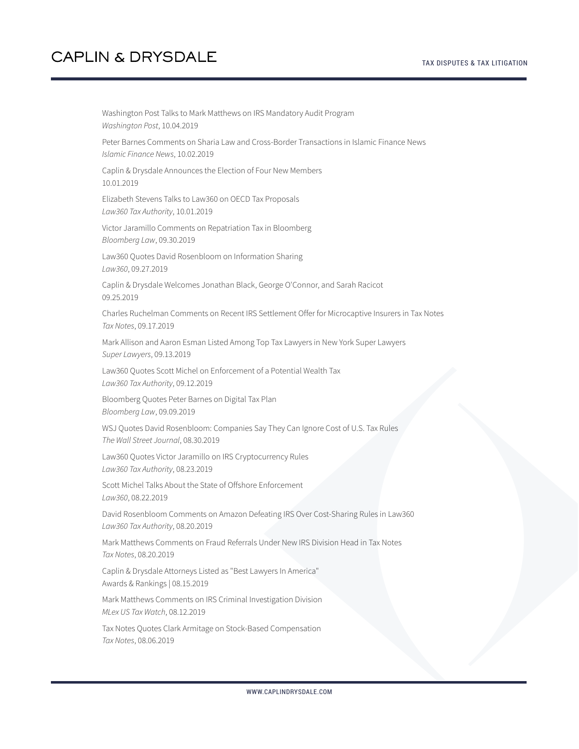Washington Post Talks to Mark Matthews on IRS Mandatory Audit Program
*Washington Post*, 10.04.2019

Peter Barnes Comments on Sharia Law and Cross-Border Transactions in Islamic Finance News
*Islamic Finance News*, 10.02.2019

Caplin & Drysdale Announces the Election of Four New Members
10.01.2019

Elizabeth Stevens Talks to Law360 on OECD Tax Proposals
*Law360 Tax Authority*, 10.01.2019

Victor Jaramillo Comments on Repatriation Tax in Bloomberg
*Bloomberg Law*, 09.30.2019

Law360 Quotes David Rosenbloom on Information Sharing
*Law360*, 09.27.2019

Caplin & Drysdale Welcomes Jonathan Black, George O'Connor, and Sarah Racicot
09.25.2019

Charles Ruchelman Comments on Recent IRS Settlement Offer for Microcaptive Insurers in Tax Notes
*Tax Notes*, 09.17.2019

Mark Allison and Aaron Esman Listed Among Top Tax Lawyers in New York Super Lawyers
*Super Lawyers*, 09.13.2019

Law360 Quotes Scott Michel on Enforcement of a Potential Wealth Tax
*Law360 Tax Authority*, 09.12.2019

Bloomberg Quotes Peter Barnes on Digital Tax Plan
*Bloomberg Law*, 09.09.2019

WSJ Quotes David Rosenbloom: Companies Say They Can Ignore Cost of U.S. Tax Rules
*The Wall Street Journal*, 08.30.2019

Law360 Quotes Victor Jaramillo on IRS Cryptocurrency Rules
*Law360 Tax Authority*, 08.23.2019

Scott Michel Talks About the State of Offshore Enforcement
*Law360*, 08.22.2019

David Rosenbloom Comments on Amazon Defeating IRS Over Cost-Sharing Rules in Law360
*Law360 Tax Authority*, 08.20.2019

Mark Matthews Comments on Fraud Referrals Under New IRS Division Head in Tax Notes
*Tax Notes*, 08.20.2019

Caplin & Drysdale Attorneys Listed as "Best Lawyers In America"
Awards & Rankings | 08.15.2019

Mark Matthews Comments on IRS Criminal Investigation Division
*MLex US Tax Watch*, 08.12.2019

Tax Notes Quotes Clark Armitage on Stock-Based Compensation
*Tax Notes*, 08.06.2019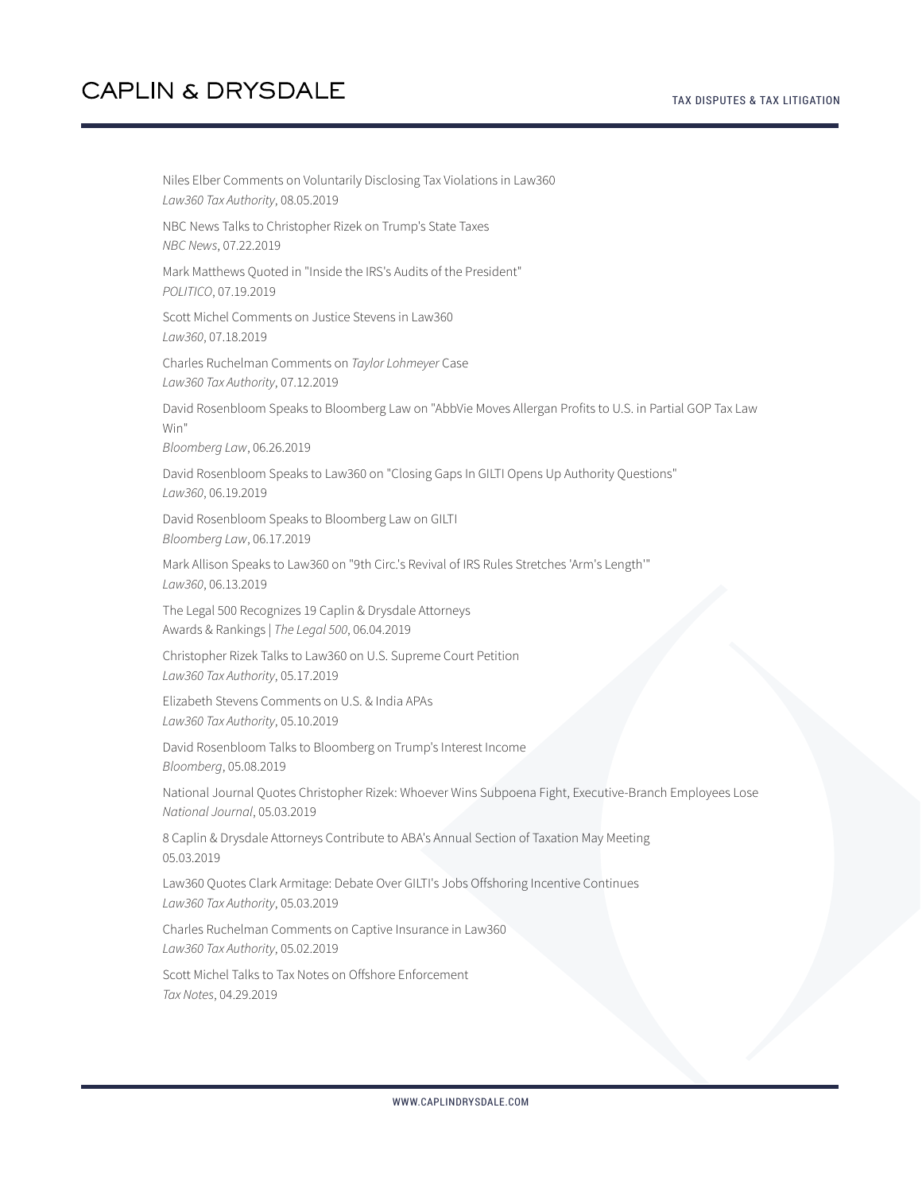Niles Elber Comments on Voluntarily Disclosing Tax Violations in Law360
*Law360 Tax Authority*, 08.05.2019

NBC News Talks to Christopher Rizek on Trump's State Taxes
*NBC News*, 07.22.2019

Mark Matthews Quoted in "Inside the IRS's Audits of the President"
*POLITICO*, 07.19.2019

Scott Michel Comments on Justice Stevens in Law360
*Law360*, 07.18.2019

Charles Ruchelman Comments on *Taylor Lohmeyer* Case
*Law360 Tax Authority*, 07.12.2019

David Rosenbloom Speaks to Bloomberg Law on "AbbVie Moves Allergan Profits to U.S. in Partial GOP Tax Law Win"
*Bloomberg Law*, 06.26.2019

David Rosenbloom Speaks to Law360 on "Closing Gaps In GILTI Opens Up Authority Questions"
*Law360*, 06.19.2019

David Rosenbloom Speaks to Bloomberg Law on GILTI
*Bloomberg Law*, 06.17.2019

Mark Allison Speaks to Law360 on "9th Circ.'s Revival of IRS Rules Stretches 'Arm's Length'"
*Law360*, 06.13.2019

The Legal 500 Recognizes 19 Caplin & Drysdale Attorneys
Awards & Rankings | *The Legal 500*, 06.04.2019

Christopher Rizek Talks to Law360 on U.S. Supreme Court Petition
*Law360 Tax Authority*, 05.17.2019

Elizabeth Stevens Comments on U.S. & India APAs
*Law360 Tax Authority*, 05.10.2019

David Rosenbloom Talks to Bloomberg on Trump's Interest Income
*Bloomberg*, 05.08.2019

National Journal Quotes Christopher Rizek: Whoever Wins Subpoena Fight, Executive-Branch Employees Lose
*National Journal*, 05.03.2019

8 Caplin & Drysdale Attorneys Contribute to ABA's Annual Section of Taxation May Meeting
05.03.2019

Law360 Quotes Clark Armitage: Debate Over GILTI's Jobs Offshoring Incentive Continues
*Law360 Tax Authority*, 05.03.2019

Charles Ruchelman Comments on Captive Insurance in Law360
*Law360 Tax Authority*, 05.02.2019

Scott Michel Talks to Tax Notes on Offshore Enforcement
*Tax Notes*, 04.29.2019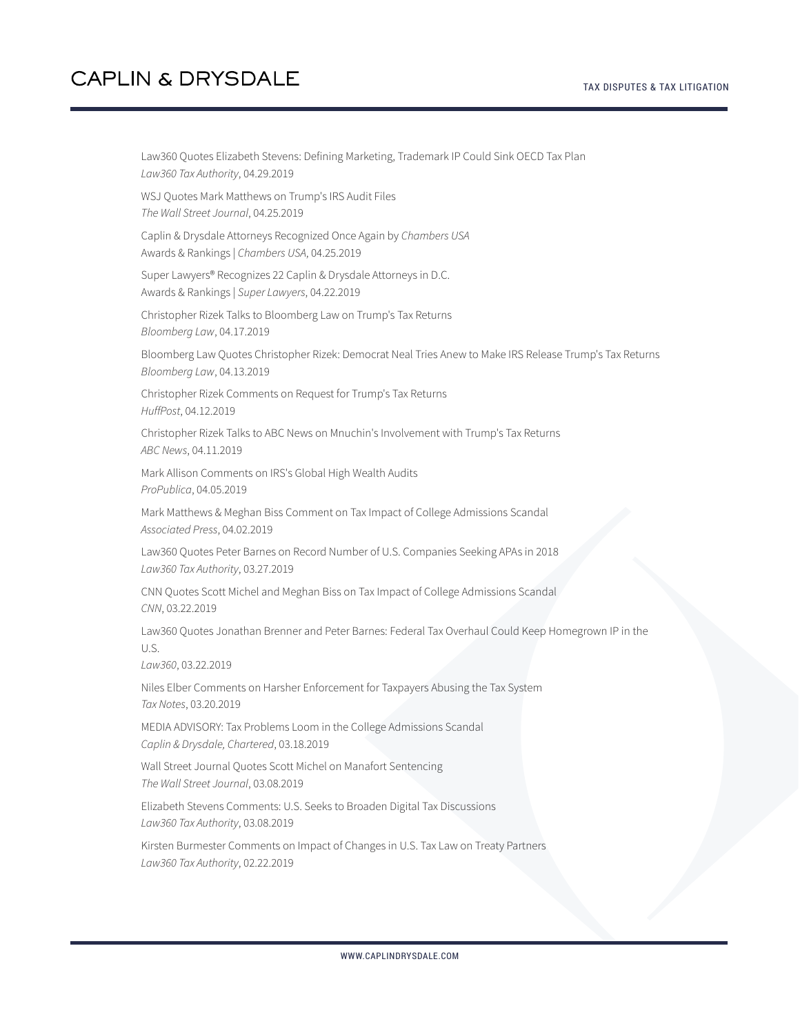Law360 Quotes Elizabeth Stevens: Defining Marketing, Trademark IP Could Sink OECD Tax Plan
*Law360 Tax Authority*, 04.29.2019

WSJ Quotes Mark Matthews on Trump's IRS Audit Files
*The Wall Street Journal*, 04.25.2019

Caplin & Drysdale Attorneys Recognized Once Again by *Chambers USA*
Awards & Rankings | *Chambers USA*, 04.25.2019

Super Lawyers® Recognizes 22 Caplin & Drysdale Attorneys in D.C.
Awards & Rankings | *Super Lawyers*, 04.22.2019

Christopher Rizek Talks to Bloomberg Law on Trump's Tax Returns
*Bloomberg Law*, 04.17.2019

Bloomberg Law Quotes Christopher Rizek: Democrat Neal Tries Anew to Make IRS Release Trump's Tax Returns
*Bloomberg Law*, 04.13.2019

Christopher Rizek Comments on Request for Trump's Tax Returns
*HuffPost*, 04.12.2019

Christopher Rizek Talks to ABC News on Mnuchin's Involvement with Trump's Tax Returns
*ABC News*, 04.11.2019

Mark Allison Comments on IRS's Global High Wealth Audits
*ProPublica*, 04.05.2019

Mark Matthews & Meghan Biss Comment on Tax Impact of College Admissions Scandal
*Associated Press*, 04.02.2019

Law360 Quotes Peter Barnes on Record Number of U.S. Companies Seeking APAs in 2018
*Law360 Tax Authority*, 03.27.2019

CNN Quotes Scott Michel and Meghan Biss on Tax Impact of College Admissions Scandal
*CNN*, 03.22.2019

Law360 Quotes Jonathan Brenner and Peter Barnes: Federal Tax Overhaul Could Keep Homegrown IP in the U.S.
*Law360*, 03.22.2019

Niles Elber Comments on Harsher Enforcement for Taxpayers Abusing the Tax System
*Tax Notes*, 03.20.2019

MEDIA ADVISORY: Tax Problems Loom in the College Admissions Scandal
*Caplin & Drysdale, Chartered*, 03.18.2019

Wall Street Journal Quotes Scott Michel on Manafort Sentencing
*The Wall Street Journal*, 03.08.2019

Elizabeth Stevens Comments: U.S. Seeks to Broaden Digital Tax Discussions
*Law360 Tax Authority*, 03.08.2019

Kirsten Burmester Comments on Impact of Changes in U.S. Tax Law on Treaty Partners
*Law360 Tax Authority*, 02.22.2019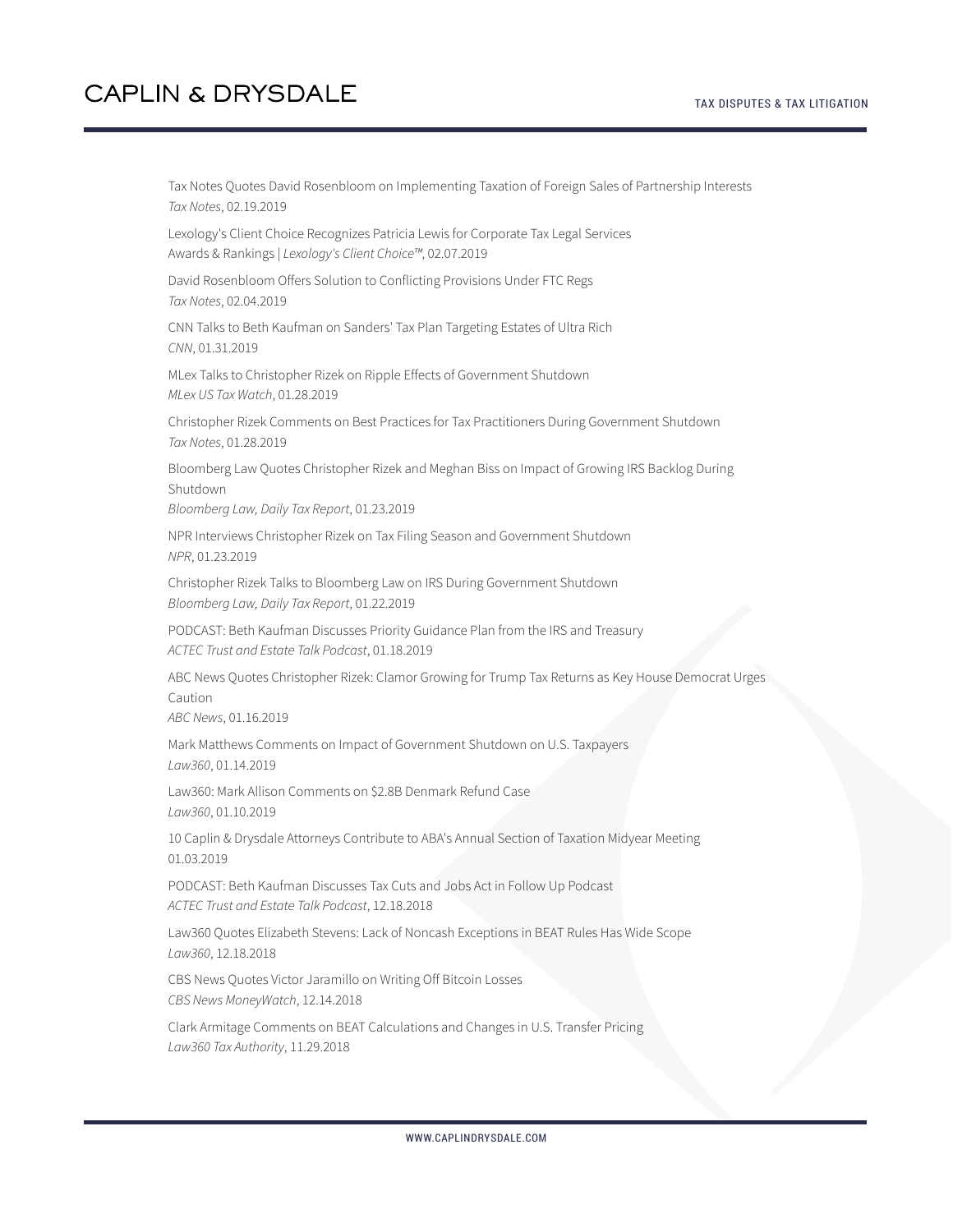Tax Notes Quotes David Rosenbloom on Implementing Taxation of Foreign Sales of Partnership Interests
*Tax Notes*, 02.19.2019

Lexology's Client Choice Recognizes Patricia Lewis for Corporate Tax Legal Services
Awards & Rankings | *Lexology's Client Choice™*, 02.07.2019

David Rosenbloom Offers Solution to Conflicting Provisions Under FTC Regs
*Tax Notes*, 02.04.2019

CNN Talks to Beth Kaufman on Sanders' Tax Plan Targeting Estates of Ultra Rich
*CNN*, 01.31.2019

MLex Talks to Christopher Rizek on Ripple Effects of Government Shutdown
*MLex US Tax Watch*, 01.28.2019

Christopher Rizek Comments on Best Practices for Tax Practitioners During Government Shutdown
*Tax Notes*, 01.28.2019

Bloomberg Law Quotes Christopher Rizek and Meghan Biss on Impact of Growing IRS Backlog During Shutdown
*Bloomberg Law, Daily Tax Report*, 01.23.2019

NPR Interviews Christopher Rizek on Tax Filing Season and Government Shutdown
*NPR*, 01.23.2019

Christopher Rizek Talks to Bloomberg Law on IRS During Government Shutdown
*Bloomberg Law, Daily Tax Report*, 01.22.2019

PODCAST: Beth Kaufman Discusses Priority Guidance Plan from the IRS and Treasury
*ACTEC Trust and Estate Talk Podcast*, 01.18.2019

ABC News Quotes Christopher Rizek: Clamor Growing for Trump Tax Returns as Key House Democrat Urges Caution
*ABC News*, 01.16.2019

Mark Matthews Comments on Impact of Government Shutdown on U.S. Taxpayers
*Law360*, 01.14.2019

Law360: Mark Allison Comments on $2.8B Denmark Refund Case
*Law360*, 01.10.2019

10 Caplin & Drysdale Attorneys Contribute to ABA's Annual Section of Taxation Midyear Meeting
01.03.2019

PODCAST: Beth Kaufman Discusses Tax Cuts and Jobs Act in Follow Up Podcast
*ACTEC Trust and Estate Talk Podcast*, 12.18.2018

Law360 Quotes Elizabeth Stevens: Lack of Noncash Exceptions in BEAT Rules Has Wide Scope
*Law360*, 12.18.2018

CBS News Quotes Victor Jaramillo on Writing Off Bitcoin Losses
*CBS News MoneyWatch*, 12.14.2018

Clark Armitage Comments on BEAT Calculations and Changes in U.S. Transfer Pricing
*Law360 Tax Authority*, 11.29.2018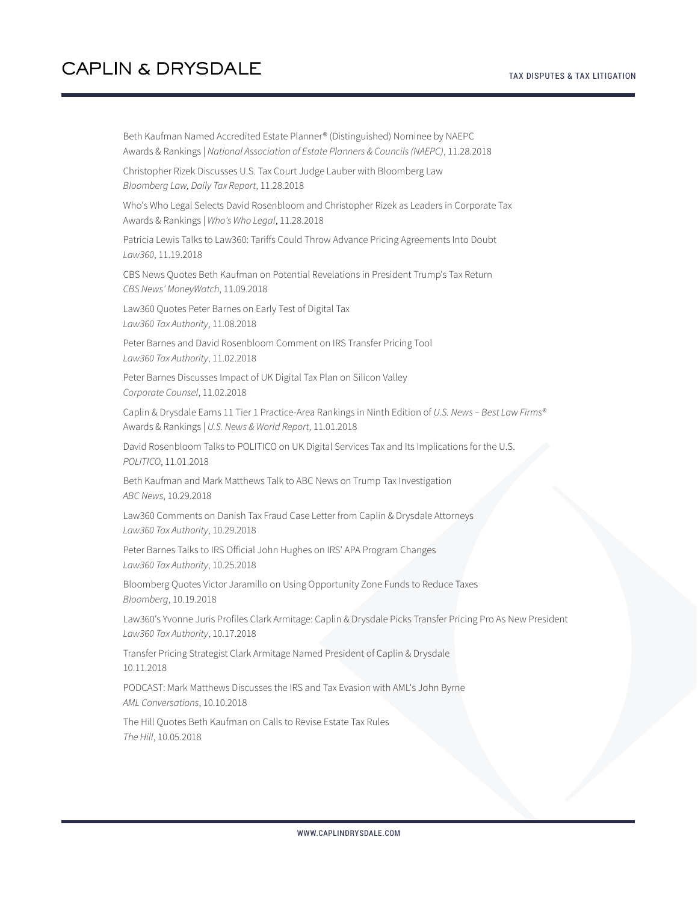Beth Kaufman Named Accredited Estate Planner® (Distinguished) Nominee by NAEPC
Awards & Rankings | *National Association of Estate Planners & Councils (NAEPC)*, 11.28.2018

Christopher Rizek Discusses U.S. Tax Court Judge Lauber with Bloomberg Law
*Bloomberg Law, Daily Tax Report*, 11.28.2018

Who's Who Legal Selects David Rosenbloom and Christopher Rizek as Leaders in Corporate Tax
Awards & Rankings | *Who's Who Legal*, 11.28.2018

Patricia Lewis Talks to Law360: Tariffs Could Throw Advance Pricing Agreements Into Doubt
*Law360*, 11.19.2018

CBS News Quotes Beth Kaufman on Potential Revelations in President Trump's Tax Return
*CBS News' MoneyWatch*, 11.09.2018

Law360 Quotes Peter Barnes on Early Test of Digital Tax
*Law360 Tax Authority*, 11.08.2018

Peter Barnes and David Rosenbloom Comment on IRS Transfer Pricing Tool
*Law360 Tax Authority*, 11.02.2018

Peter Barnes Discusses Impact of UK Digital Tax Plan on Silicon Valley
*Corporate Counsel*, 11.02.2018

Caplin & Drysdale Earns 11 Tier 1 Practice-Area Rankings in Ninth Edition of *U.S. News – Best Law Firms®*
Awards & Rankings | *U.S. News & World Report*, 11.01.2018

David Rosenbloom Talks to POLITICO on UK Digital Services Tax and Its Implications for the U.S.
*POLITICO*, 11.01.2018

Beth Kaufman and Mark Matthews Talk to ABC News on Trump Tax Investigation
*ABC News*, 10.29.2018

Law360 Comments on Danish Tax Fraud Case Letter from Caplin & Drysdale Attorneys
*Law360 Tax Authority*, 10.29.2018

Peter Barnes Talks to IRS Official John Hughes on IRS' APA Program Changes
*Law360 Tax Authority*, 10.25.2018

Bloomberg Quotes Victor Jaramillo on Using Opportunity Zone Funds to Reduce Taxes
*Bloomberg*, 10.19.2018

Law360's Yvonne Juris Profiles Clark Armitage: Caplin & Drysdale Picks Transfer Pricing Pro As New President
*Law360 Tax Authority*, 10.17.2018

Transfer Pricing Strategist Clark Armitage Named President of Caplin & Drysdale
10.11.2018

PODCAST: Mark Matthews Discusses the IRS and Tax Evasion with AML's John Byrne
*AML Conversations*, 10.10.2018

The Hill Quotes Beth Kaufman on Calls to Revise Estate Tax Rules
*The Hill*, 10.05.2018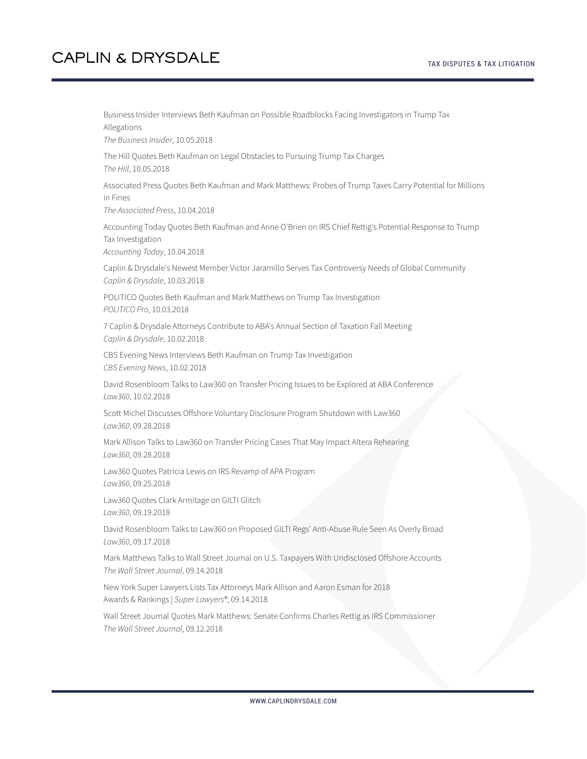Business Insider Interviews Beth Kaufman on Possible Roadblocks Facing Investigators in Trump Tax Allegations
*The Business Insider*, 10.05.2018

The Hill Quotes Beth Kaufman on Legal Obstacles to Pursuing Trump Tax Charges
*The Hill*, 10.05.2018

Associated Press Quotes Beth Kaufman and Mark Matthews: Probes of Trump Taxes Carry Potential for Millions in Fines
*The Associated Press*, 10.04.2018

Accounting Today Quotes Beth Kaufman and Anne O'Brien on IRS Chief Rettig's Potential Response to Trump Tax Investigation
*Accounting Today*, 10.04.2018

Caplin & Drysdale's Newest Member Victor Jaramillo Serves Tax Controversy Needs of Global Community
*Caplin & Drysdale*, 10.03.2018

POLITICO Quotes Beth Kaufman and Mark Matthews on Trump Tax Investigation
*POLITICO Pro*, 10.03.2018

7 Caplin & Drysdale Attorneys Contribute to ABA's Annual Section of Taxation Fall Meeting
*Caplin & Drysdale*, 10.02.2018

CBS Evening News Interviews Beth Kaufman on Trump Tax Investigation
*CBS Evening News*, 10.02.2018

David Rosenbloom Talks to Law360 on Transfer Pricing Issues to be Explored at ABA Conference
*Law360*, 10.02.2018

Scott Michel Discusses Offshore Voluntary Disclosure Program Shutdown with Law360
*Law360*, 09.28.2018

Mark Allison Talks to Law360 on Transfer Pricing Cases That May Impact Altera Rehearing
*Law360*, 09.28.2018

Law360 Quotes Patricia Lewis on IRS Revamp of APA Program
*Law360*, 09.25.2018

Law360 Quotes Clark Armitage on GILTI Glitch
*Law360*, 09.19.2018

David Rosenbloom Talks to Law360 on Proposed GILTI Regs' Anti-Abuse Rule Seen As Overly Broad
*Law360*, 09.17.2018

Mark Matthews Talks to Wall Street Journal on U.S. Taxpayers With Undisclosed Offshore Accounts
*The Wall Street Journal*, 09.14.2018

New York Super Lawyers Lists Tax Attorneys Mark Allison and Aaron Esman for 2018
Awards & Rankings | *Super Lawyers®*, 09.14.2018

Wall Street Journal Quotes Mark Matthews: Senate Confirms Charles Rettig as IRS Commissioner
*The Wall Street Journal*, 09.12.2018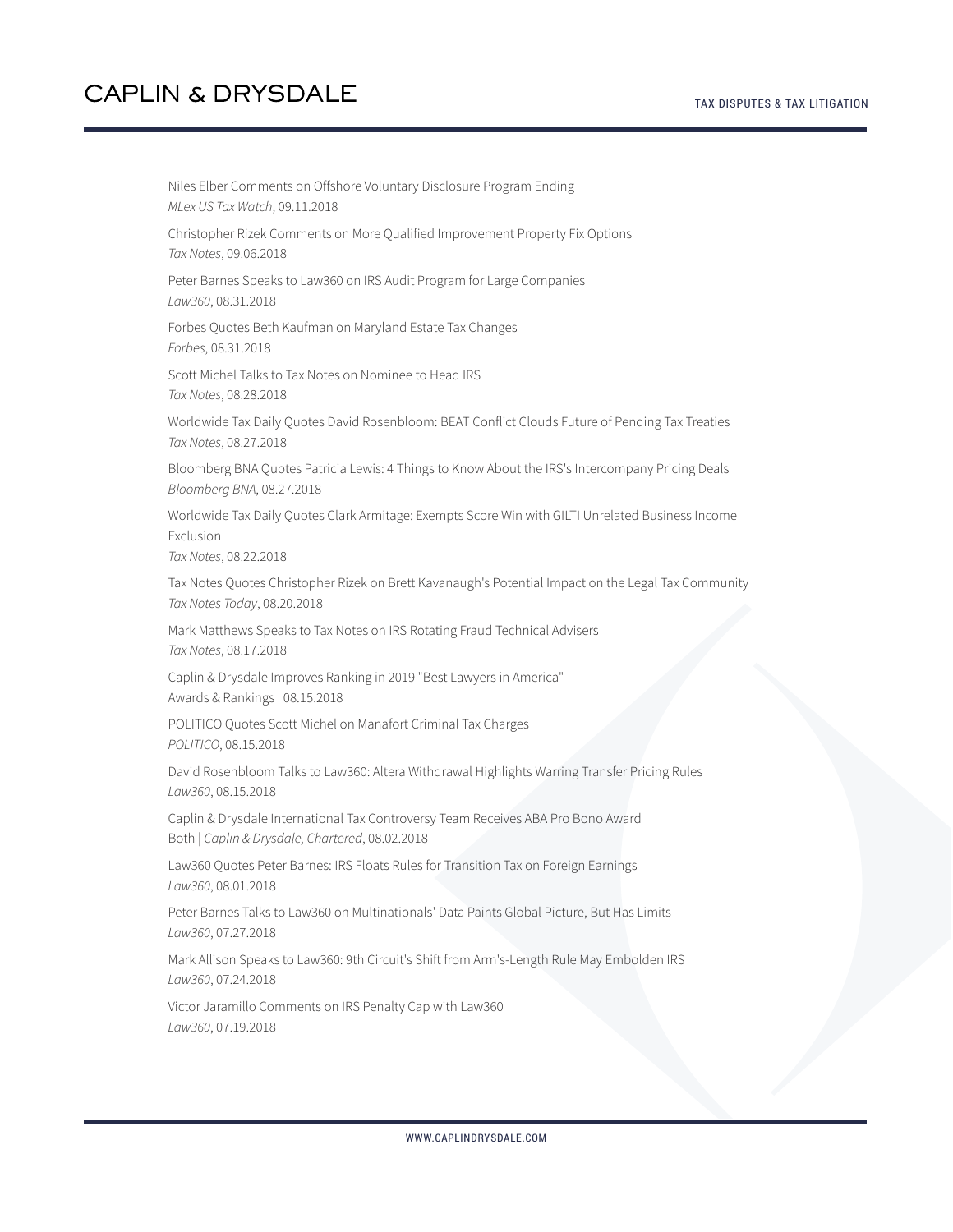Niles Elber Comments on Offshore Voluntary Disclosure Program Ending
*MLex US Tax Watch*, 09.11.2018

Christopher Rizek Comments on More Qualified Improvement Property Fix Options
*Tax Notes*, 09.06.2018

Peter Barnes Speaks to Law360 on IRS Audit Program for Large Companies
*Law360*, 08.31.2018

Forbes Quotes Beth Kaufman on Maryland Estate Tax Changes
*Forbes*, 08.31.2018

Scott Michel Talks to Tax Notes on Nominee to Head IRS
*Tax Notes*, 08.28.2018

Worldwide Tax Daily Quotes David Rosenbloom: BEAT Conflict Clouds Future of Pending Tax Treaties
*Tax Notes*, 08.27.2018

Bloomberg BNA Quotes Patricia Lewis: 4 Things to Know About the IRS's Intercompany Pricing Deals
*Bloomberg BNA*, 08.27.2018

Worldwide Tax Daily Quotes Clark Armitage: Exempts Score Win with GILTI Unrelated Business Income Exclusion
*Tax Notes*, 08.22.2018

Tax Notes Quotes Christopher Rizek on Brett Kavanaugh's Potential Impact on the Legal Tax Community
*Tax Notes Today*, 08.20.2018

Mark Matthews Speaks to Tax Notes on IRS Rotating Fraud Technical Advisers
*Tax Notes*, 08.17.2018

Caplin & Drysdale Improves Ranking in 2019 "Best Lawyers in America"
Awards & Rankings | 08.15.2018

POLITICO Quotes Scott Michel on Manafort Criminal Tax Charges
*POLITICO*, 08.15.2018

David Rosenbloom Talks to Law360: Altera Withdrawal Highlights Warring Transfer Pricing Rules
*Law360*, 08.15.2018

Caplin & Drysdale International Tax Controversy Team Receives ABA Pro Bono Award
Both | *Caplin & Drysdale, Chartered*, 08.02.2018

Law360 Quotes Peter Barnes: IRS Floats Rules for Transition Tax on Foreign Earnings
*Law360*, 08.01.2018

Peter Barnes Talks to Law360 on Multinationals' Data Paints Global Picture, But Has Limits
*Law360*, 07.27.2018

Mark Allison Speaks to Law360: 9th Circuit's Shift from Arm's-Length Rule May Embolden IRS
*Law360*, 07.24.2018

Victor Jaramillo Comments on IRS Penalty Cap with Law360
*Law360*, 07.19.2018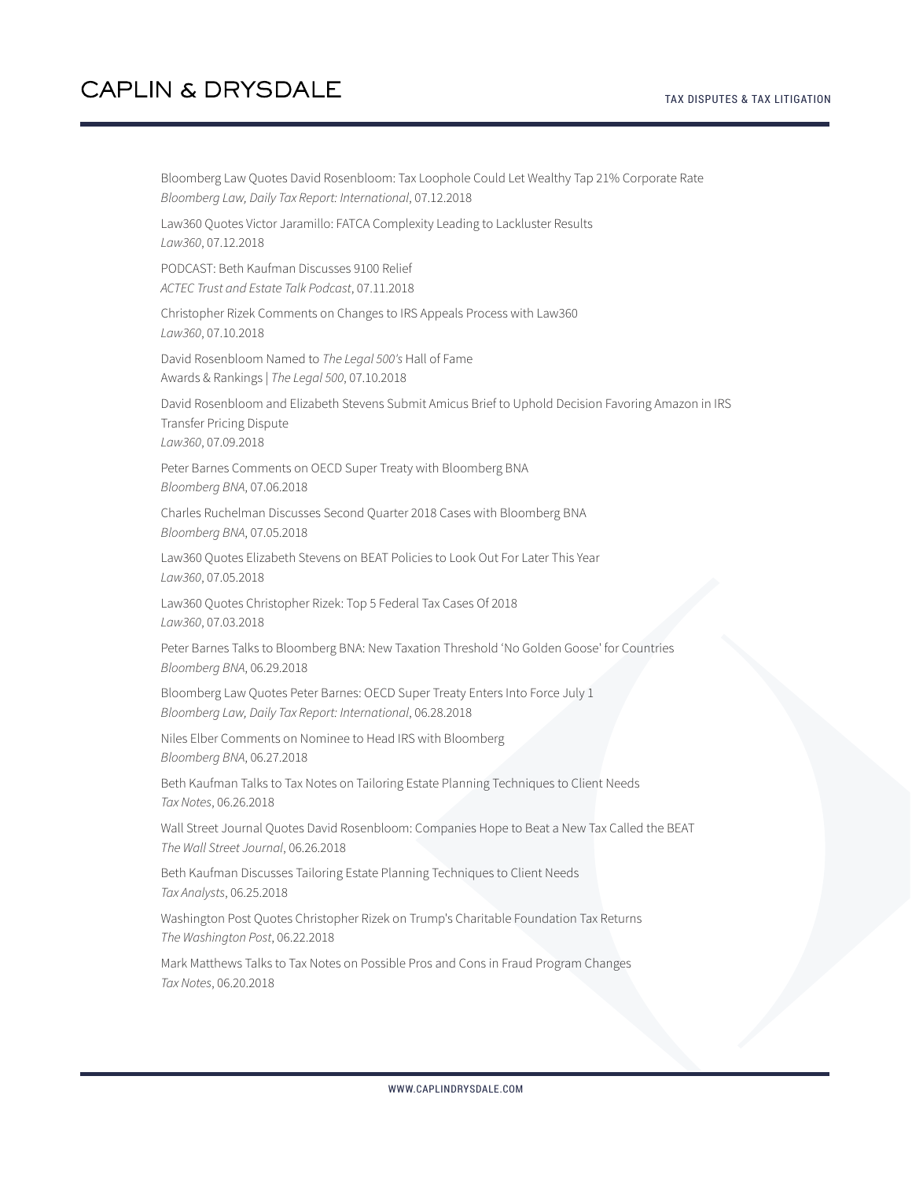Bloomberg Law Quotes David Rosenbloom: Tax Loophole Could Let Wealthy Tap 21% Corporate Rate
*Bloomberg Law, Daily Tax Report: International*, 07.12.2018

Law360 Quotes Victor Jaramillo: FATCA Complexity Leading to Lackluster Results
*Law360*, 07.12.2018

PODCAST: Beth Kaufman Discusses 9100 Relief
*ACTEC Trust and Estate Talk Podcast*, 07.11.2018

Christopher Rizek Comments on Changes to IRS Appeals Process with Law360
*Law360*, 07.10.2018

David Rosenbloom Named to *The Legal 500's* Hall of Fame
Awards & Rankings | *The Legal 500*, 07.10.2018

David Rosenbloom and Elizabeth Stevens Submit Amicus Brief to Uphold Decision Favoring Amazon in IRS Transfer Pricing Dispute
*Law360*, 07.09.2018

Peter Barnes Comments on OECD Super Treaty with Bloomberg BNA
*Bloomberg BNA*, 07.06.2018

Charles Ruchelman Discusses Second Quarter 2018 Cases with Bloomberg BNA
*Bloomberg BNA*, 07.05.2018

Law360 Quotes Elizabeth Stevens on BEAT Policies to Look Out For Later This Year
*Law360*, 07.05.2018

Law360 Quotes Christopher Rizek: Top 5 Federal Tax Cases Of 2018
*Law360*, 07.03.2018

Peter Barnes Talks to Bloomberg BNA: New Taxation Threshold 'No Golden Goose' for Countries
*Bloomberg BNA*, 06.29.2018

Bloomberg Law Quotes Peter Barnes: OECD Super Treaty Enters Into Force July 1
*Bloomberg Law, Daily Tax Report: International*, 06.28.2018

Niles Elber Comments on Nominee to Head IRS with Bloomberg
*Bloomberg BNA*, 06.27.2018

Beth Kaufman Talks to Tax Notes on Tailoring Estate Planning Techniques to Client Needs
*Tax Notes*, 06.26.2018

Wall Street Journal Quotes David Rosenbloom: Companies Hope to Beat a New Tax Called the BEAT
*The Wall Street Journal*, 06.26.2018

Beth Kaufman Discusses Tailoring Estate Planning Techniques to Client Needs
*Tax Analysts*, 06.25.2018

Washington Post Quotes Christopher Rizek on Trump's Charitable Foundation Tax Returns
*The Washington Post*, 06.22.2018

Mark Matthews Talks to Tax Notes on Possible Pros and Cons in Fraud Program Changes
*Tax Notes*, 06.20.2018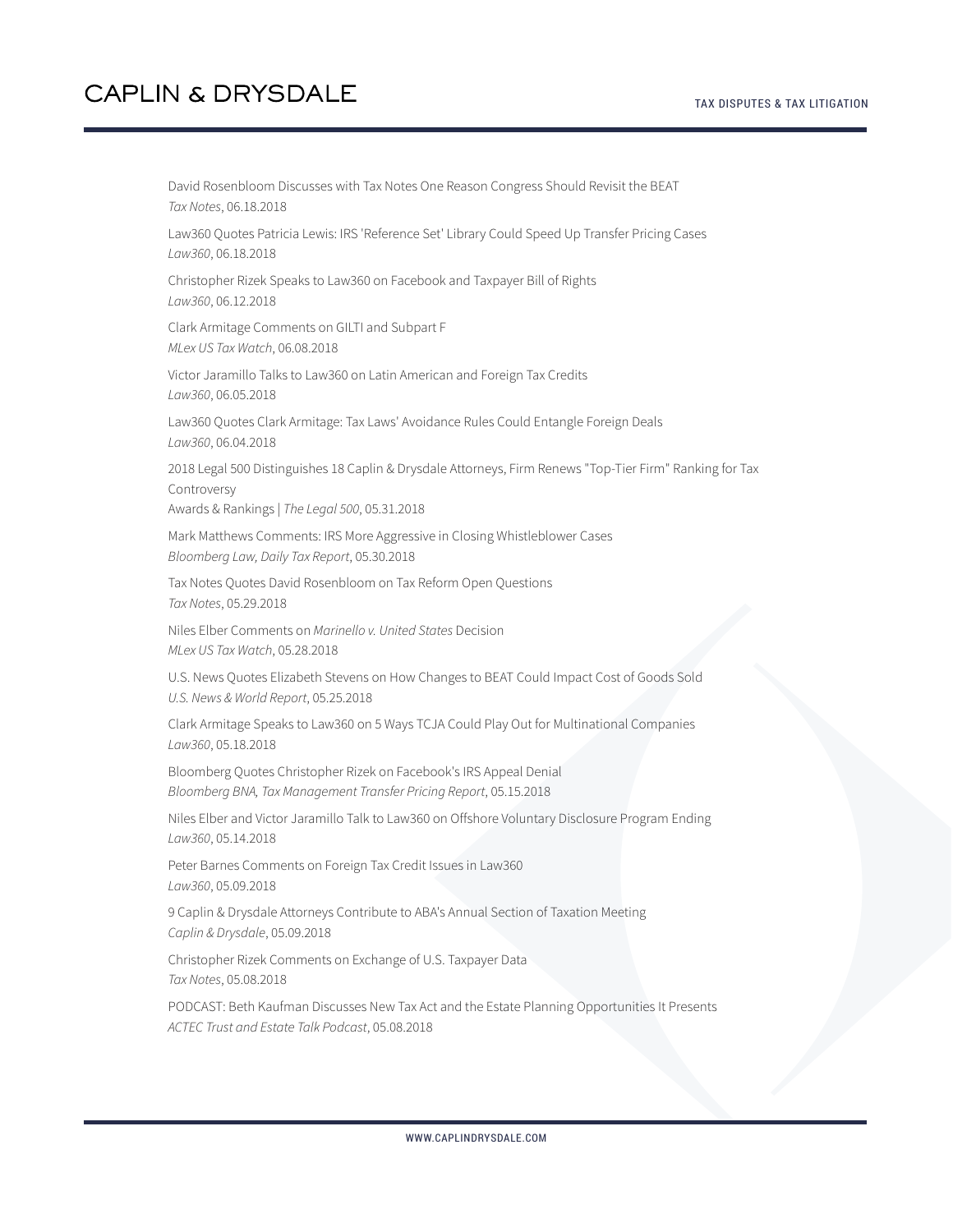David Rosenbloom Discusses with Tax Notes One Reason Congress Should Revisit the BEAT
*Tax Notes*, 06.18.2018

Law360 Quotes Patricia Lewis: IRS 'Reference Set' Library Could Speed Up Transfer Pricing Cases
*Law360*, 06.18.2018

Christopher Rizek Speaks to Law360 on Facebook and Taxpayer Bill of Rights
*Law360*, 06.12.2018

Clark Armitage Comments on GILTI and Subpart F
*MLex US Tax Watch*, 06.08.2018

Victor Jaramillo Talks to Law360 on Latin American and Foreign Tax Credits
*Law360*, 06.05.2018

Law360 Quotes Clark Armitage: Tax Laws' Avoidance Rules Could Entangle Foreign Deals
*Law360*, 06.04.2018

2018 Legal 500 Distinguishes 18 Caplin & Drysdale Attorneys, Firm Renews "Top-Tier Firm" Ranking for Tax Controversy
Awards & Rankings | *The Legal 500*, 05.31.2018

Mark Matthews Comments: IRS More Aggressive in Closing Whistleblower Cases
*Bloomberg Law, Daily Tax Report*, 05.30.2018

Tax Notes Quotes David Rosenbloom on Tax Reform Open Questions
*Tax Notes*, 05.29.2018

Niles Elber Comments on *Marinello v. United States* Decision
*MLex US Tax Watch*, 05.28.2018

U.S. News Quotes Elizabeth Stevens on How Changes to BEAT Could Impact Cost of Goods Sold
*U.S. News & World Report*, 05.25.2018

Clark Armitage Speaks to Law360 on 5 Ways TCJA Could Play Out for Multinational Companies
*Law360*, 05.18.2018

Bloomberg Quotes Christopher Rizek on Facebook's IRS Appeal Denial
*Bloomberg BNA, Tax Management Transfer Pricing Report*, 05.15.2018

Niles Elber and Victor Jaramillo Talk to Law360 on Offshore Voluntary Disclosure Program Ending
*Law360*, 05.14.2018

Peter Barnes Comments on Foreign Tax Credit Issues in Law360
*Law360*, 05.09.2018

9 Caplin & Drysdale Attorneys Contribute to ABA's Annual Section of Taxation Meeting
*Caplin & Drysdale*, 05.09.2018

Christopher Rizek Comments on Exchange of U.S. Taxpayer Data
*Tax Notes*, 05.08.2018

PODCAST: Beth Kaufman Discusses New Tax Act and the Estate Planning Opportunities It Presents
*ACTEC Trust and Estate Talk Podcast*, 05.08.2018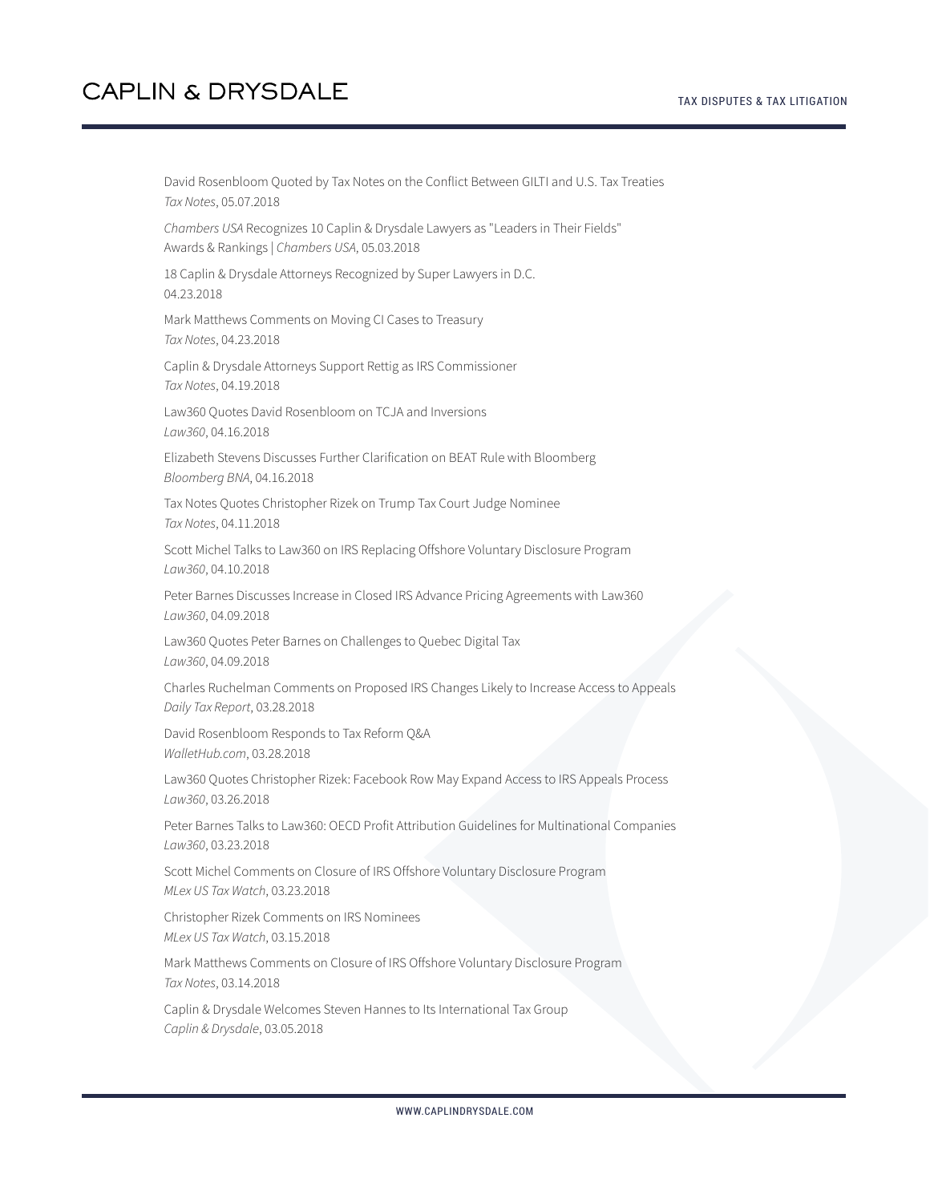David Rosenbloom Quoted by Tax Notes on the Conflict Between GILTI and U.S. Tax Treaties
*Tax Notes*, 05.07.2018

*Chambers USA* Recognizes 10 Caplin & Drysdale Lawyers as "Leaders in Their Fields"
Awards & Rankings | *Chambers USA*, 05.03.2018

18 Caplin & Drysdale Attorneys Recognized by Super Lawyers in D.C.
04.23.2018

Mark Matthews Comments on Moving CI Cases to Treasury
*Tax Notes*, 04.23.2018

Caplin & Drysdale Attorneys Support Rettig as IRS Commissioner
*Tax Notes*, 04.19.2018

Law360 Quotes David Rosenbloom on TCJA and Inversions
*Law360*, 04.16.2018

Elizabeth Stevens Discusses Further Clarification on BEAT Rule with Bloomberg
*Bloomberg BNA*, 04.16.2018

Tax Notes Quotes Christopher Rizek on Trump Tax Court Judge Nominee
*Tax Notes*, 04.11.2018

Scott Michel Talks to Law360 on IRS Replacing Offshore Voluntary Disclosure Program
*Law360*, 04.10.2018

Peter Barnes Discusses Increase in Closed IRS Advance Pricing Agreements with Law360
*Law360*, 04.09.2018

Law360 Quotes Peter Barnes on Challenges to Quebec Digital Tax
*Law360*, 04.09.2018

Charles Ruchelman Comments on Proposed IRS Changes Likely to Increase Access to Appeals
*Daily Tax Report*, 03.28.2018

David Rosenbloom Responds to Tax Reform Q&A
*WalletHub.com*, 03.28.2018

Law360 Quotes Christopher Rizek: Facebook Row May Expand Access to IRS Appeals Process
*Law360*, 03.26.2018

Peter Barnes Talks to Law360: OECD Profit Attribution Guidelines for Multinational Companies
*Law360*, 03.23.2018

Scott Michel Comments on Closure of IRS Offshore Voluntary Disclosure Program
*MLex US Tax Watch*, 03.23.2018

Christopher Rizek Comments on IRS Nominees
*MLex US Tax Watch*, 03.15.2018

Mark Matthews Comments on Closure of IRS Offshore Voluntary Disclosure Program
*Tax Notes*, 03.14.2018

Caplin & Drysdale Welcomes Steven Hannes to Its International Tax Group
*Caplin & Drysdale*, 03.05.2018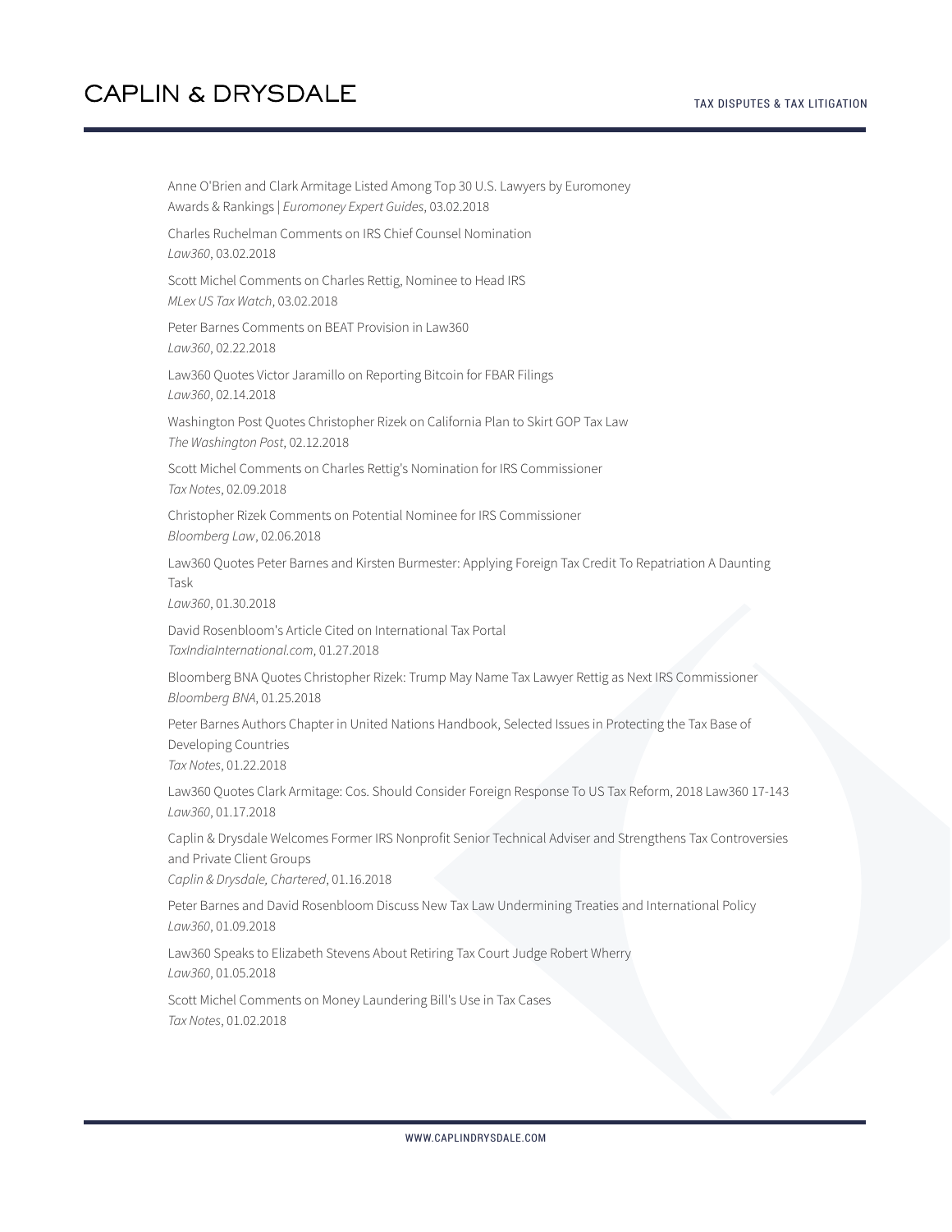Anne O'Brien and Clark Armitage Listed Among Top 30 U.S. Lawyers by Euromoney
Awards & Rankings | *Euromoney Expert Guides*, 03.02.2018

Charles Ruchelman Comments on IRS Chief Counsel Nomination
*Law360*, 03.02.2018

Scott Michel Comments on Charles Rettig, Nominee to Head IRS
*MLex US Tax Watch*, 03.02.2018

Peter Barnes Comments on BEAT Provision in Law360
*Law360*, 02.22.2018

Law360 Quotes Victor Jaramillo on Reporting Bitcoin for FBAR Filings
*Law360*, 02.14.2018

Washington Post Quotes Christopher Rizek on California Plan to Skirt GOP Tax Law
*The Washington Post*, 02.12.2018

Scott Michel Comments on Charles Rettig's Nomination for IRS Commissioner
*Tax Notes*, 02.09.2018

Christopher Rizek Comments on Potential Nominee for IRS Commissioner
*Bloomberg Law*, 02.06.2018

Law360 Quotes Peter Barnes and Kirsten Burmester: Applying Foreign Tax Credit To Repatriation A Daunting Task
*Law360*, 01.30.2018

David Rosenbloom's Article Cited on International Tax Portal
*TaxIndiaInternational.com*, 01.27.2018

Bloomberg BNA Quotes Christopher Rizek: Trump May Name Tax Lawyer Rettig as Next IRS Commissioner
*Bloomberg BNA*, 01.25.2018

Peter Barnes Authors Chapter in United Nations Handbook, Selected Issues in Protecting the Tax Base of Developing Countries
*Tax Notes*, 01.22.2018

Law360 Quotes Clark Armitage: Cos. Should Consider Foreign Response To US Tax Reform, 2018 Law360 17-143
*Law360*, 01.17.2018

Caplin & Drysdale Welcomes Former IRS Nonprofit Senior Technical Adviser and Strengthens Tax Controversies and Private Client Groups
*Caplin & Drysdale, Chartered*, 01.16.2018

Peter Barnes and David Rosenbloom Discuss New Tax Law Undermining Treaties and International Policy
*Law360*, 01.09.2018

Law360 Speaks to Elizabeth Stevens About Retiring Tax Court Judge Robert Wherry
*Law360*, 01.05.2018

Scott Michel Comments on Money Laundering Bill's Use in Tax Cases
*Tax Notes*, 01.02.2018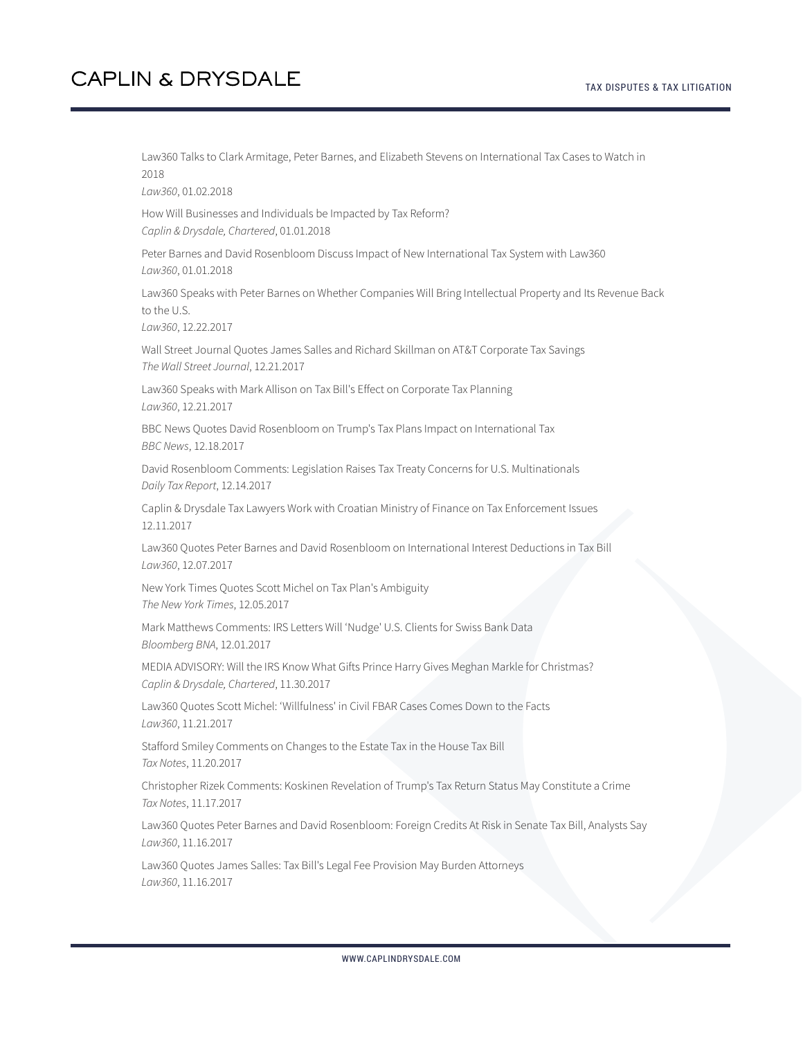Law360 Talks to Clark Armitage, Peter Barnes, and Elizabeth Stevens on International Tax Cases to Watch in 2018
*Law360*, 01.02.2018

How Will Businesses and Individuals be Impacted by Tax Reform?
*Caplin & Drysdale, Chartered*, 01.01.2018

Peter Barnes and David Rosenbloom Discuss Impact of New International Tax System with Law360
*Law360*, 01.01.2018

Law360 Speaks with Peter Barnes on Whether Companies Will Bring Intellectual Property and Its Revenue Back to the U.S.
*Law360*, 12.22.2017

Wall Street Journal Quotes James Salles and Richard Skillman on AT&T Corporate Tax Savings
*The Wall Street Journal*, 12.21.2017

Law360 Speaks with Mark Allison on Tax Bill's Effect on Corporate Tax Planning
*Law360*, 12.21.2017

BBC News Quotes David Rosenbloom on Trump's Tax Plans Impact on International Tax
*BBC News*, 12.18.2017

David Rosenbloom Comments: Legislation Raises Tax Treaty Concerns for U.S. Multinationals
*Daily Tax Report*, 12.14.2017

Caplin & Drysdale Tax Lawyers Work with Croatian Ministry of Finance on Tax Enforcement Issues
12.11.2017

Law360 Quotes Peter Barnes and David Rosenbloom on International Interest Deductions in Tax Bill
*Law360*, 12.07.2017

New York Times Quotes Scott Michel on Tax Plan's Ambiguity
*The New York Times*, 12.05.2017

Mark Matthews Comments: IRS Letters Will 'Nudge' U.S. Clients for Swiss Bank Data
*Bloomberg BNA*, 12.01.2017

MEDIA ADVISORY: Will the IRS Know What Gifts Prince Harry Gives Meghan Markle for Christmas?
*Caplin & Drysdale, Chartered*, 11.30.2017

Law360 Quotes Scott Michel: 'Willfulness' in Civil FBAR Cases Comes Down to the Facts
*Law360*, 11.21.2017

Stafford Smiley Comments on Changes to the Estate Tax in the House Tax Bill
*Tax Notes*, 11.20.2017

Christopher Rizek Comments: Koskinen Revelation of Trump's Tax Return Status May Constitute a Crime
*Tax Notes*, 11.17.2017

Law360 Quotes Peter Barnes and David Rosenbloom: Foreign Credits At Risk in Senate Tax Bill, Analysts Say
*Law360*, 11.16.2017

Law360 Quotes James Salles: Tax Bill's Legal Fee Provision May Burden Attorneys
*Law360*, 11.16.2017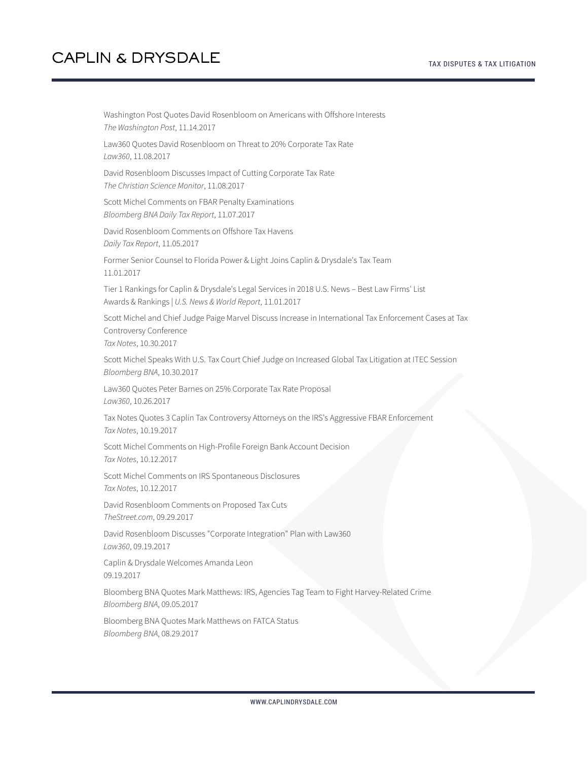Washington Post Quotes David Rosenbloom on Americans with Offshore Interests
*The Washington Post*, 11.14.2017

Law360 Quotes David Rosenbloom on Threat to 20% Corporate Tax Rate
*Law360*, 11.08.2017

David Rosenbloom Discusses Impact of Cutting Corporate Tax Rate
*The Christian Science Monitor*, 11.08.2017

Scott Michel Comments on FBAR Penalty Examinations
*Bloomberg BNA Daily Tax Report*, 11.07.2017

David Rosenbloom Comments on Offshore Tax Havens
*Daily Tax Report*, 11.05.2017

Former Senior Counsel to Florida Power & Light Joins Caplin & Drysdale's Tax Team
11.01.2017

Tier 1 Rankings for Caplin & Drysdale's Legal Services in 2018 U.S. News – Best Law Firms' List
Awards & Rankings | *U.S. News & World Report*, 11.01.2017

Scott Michel and Chief Judge Paige Marvel Discuss Increase in International Tax Enforcement Cases at Tax Controversy Conference
*Tax Notes*, 10.30.2017

Scott Michel Speaks With U.S. Tax Court Chief Judge on Increased Global Tax Litigation at ITEC Session
*Bloomberg BNA*, 10.30.2017

Law360 Quotes Peter Barnes on 25% Corporate Tax Rate Proposal
*Law360*, 10.26.2017

Tax Notes Quotes 3 Caplin Tax Controversy Attorneys on the IRS's Aggressive FBAR Enforcement
*Tax Notes*, 10.19.2017

Scott Michel Comments on High-Profile Foreign Bank Account Decision
*Tax Notes*, 10.12.2017

Scott Michel Comments on IRS Spontaneous Disclosures
*Tax Notes*, 10.12.2017

David Rosenbloom Comments on Proposed Tax Cuts
*TheStreet.com*, 09.29.2017

David Rosenbloom Discusses "Corporate Integration" Plan with Law360
*Law360*, 09.19.2017

Caplin & Drysdale Welcomes Amanda Leon
09.19.2017

Bloomberg BNA Quotes Mark Matthews: IRS, Agencies Tag Team to Fight Harvey-Related Crime
*Bloomberg BNA*, 09.05.2017

Bloomberg BNA Quotes Mark Matthews on FATCA Status
*Bloomberg BNA*, 08.29.2017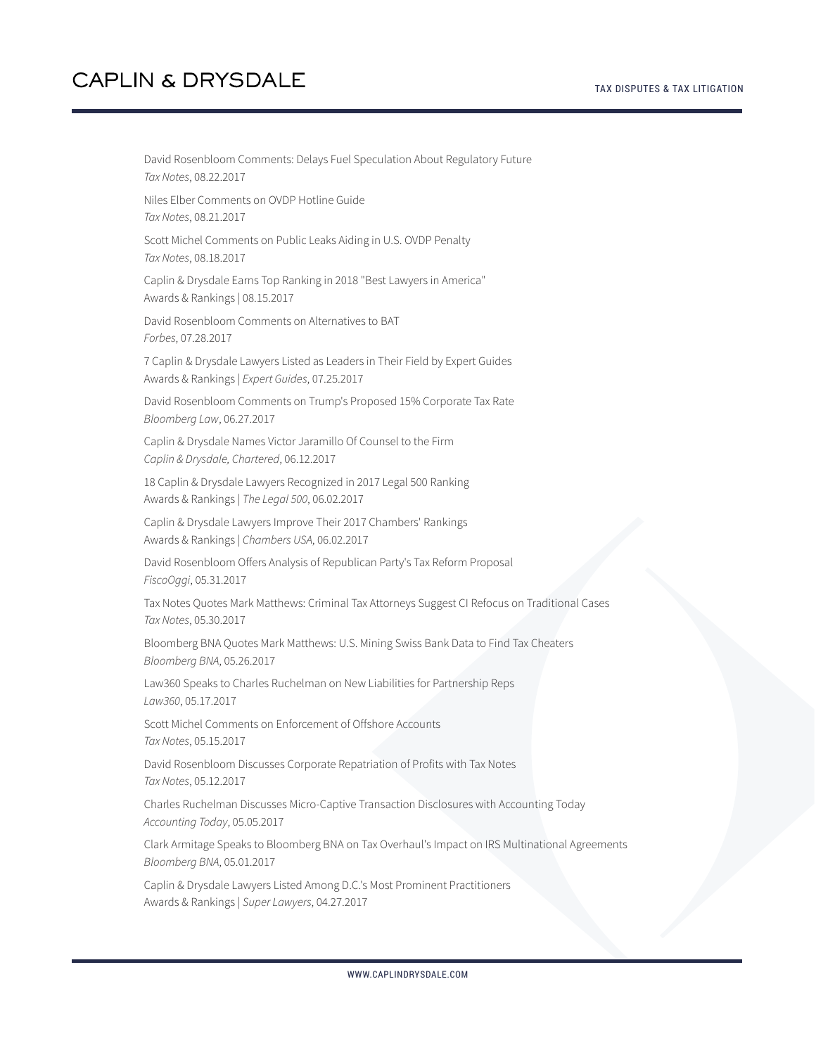David Rosenbloom Comments: Delays Fuel Speculation About Regulatory Future
*Tax Notes*, 08.22.2017

Niles Elber Comments on OVDP Hotline Guide
*Tax Notes*, 08.21.2017

Scott Michel Comments on Public Leaks Aiding in U.S. OVDP Penalty
*Tax Notes*, 08.18.2017

Caplin & Drysdale Earns Top Ranking in 2018 "Best Lawyers in America"
Awards & Rankings | 08.15.2017

David Rosenbloom Comments on Alternatives to BAT
*Forbes*, 07.28.2017

7 Caplin & Drysdale Lawyers Listed as Leaders in Their Field by Expert Guides
Awards & Rankings | *Expert Guides*, 07.25.2017

David Rosenbloom Comments on Trump's Proposed 15% Corporate Tax Rate
*Bloomberg Law*, 06.27.2017

Caplin & Drysdale Names Victor Jaramillo Of Counsel to the Firm
*Caplin & Drysdale, Chartered*, 06.12.2017

18 Caplin & Drysdale Lawyers Recognized in 2017 Legal 500 Ranking
Awards & Rankings | *The Legal 500*, 06.02.2017

Caplin & Drysdale Lawyers Improve Their 2017 Chambers' Rankings
Awards & Rankings | *Chambers USA*, 06.02.2017

David Rosenbloom Offers Analysis of Republican Party's Tax Reform Proposal
*FiscoOggi*, 05.31.2017

Tax Notes Quotes Mark Matthews: Criminal Tax Attorneys Suggest CI Refocus on Traditional Cases
*Tax Notes*, 05.30.2017

Bloomberg BNA Quotes Mark Matthews: U.S. Mining Swiss Bank Data to Find Tax Cheaters
*Bloomberg BNA*, 05.26.2017

Law360 Speaks to Charles Ruchelman on New Liabilities for Partnership Reps
*Law360*, 05.17.2017

Scott Michel Comments on Enforcement of Offshore Accounts
*Tax Notes*, 05.15.2017

David Rosenbloom Discusses Corporate Repatriation of Profits with Tax Notes
*Tax Notes*, 05.12.2017

Charles Ruchelman Discusses Micro-Captive Transaction Disclosures with Accounting Today
*Accounting Today*, 05.05.2017

Clark Armitage Speaks to Bloomberg BNA on Tax Overhaul's Impact on IRS Multinational Agreements
*Bloomberg BNA*, 05.01.2017

Caplin & Drysdale Lawyers Listed Among D.C.'s Most Prominent Practitioners
Awards & Rankings | *Super Lawyers*, 04.27.2017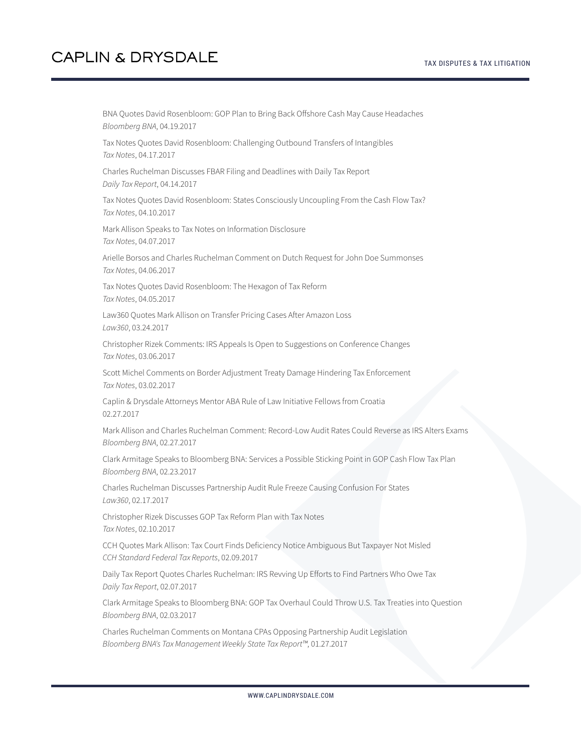BNA Quotes David Rosenbloom: GOP Plan to Bring Back Offshore Cash May Cause Headaches
*Bloomberg BNA*, 04.19.2017

Tax Notes Quotes David Rosenbloom: Challenging Outbound Transfers of Intangibles
*Tax Notes*, 04.17.2017

Charles Ruchelman Discusses FBAR Filing and Deadlines with Daily Tax Report
*Daily Tax Report*, 04.14.2017

Tax Notes Quotes David Rosenbloom: States Consciously Uncoupling From the Cash Flow Tax?
*Tax Notes*, 04.10.2017

Mark Allison Speaks to Tax Notes on Information Disclosure
*Tax Notes*, 04.07.2017

Arielle Borsos and Charles Ruchelman Comment on Dutch Request for John Doe Summonses
*Tax Notes*, 04.06.2017

Tax Notes Quotes David Rosenbloom: The Hexagon of Tax Reform
*Tax Notes*, 04.05.2017

Law360 Quotes Mark Allison on Transfer Pricing Cases After Amazon Loss
*Law360*, 03.24.2017

Christopher Rizek Comments: IRS Appeals Is Open to Suggestions on Conference Changes
*Tax Notes*, 03.06.2017

Scott Michel Comments on Border Adjustment Treaty Damage Hindering Tax Enforcement
*Tax Notes*, 03.02.2017

Caplin & Drysdale Attorneys Mentor ABA Rule of Law Initiative Fellows from Croatia
02.27.2017

Mark Allison and Charles Ruchelman Comment: Record-Low Audit Rates Could Reverse as IRS Alters Exams
*Bloomberg BNA*, 02.27.2017

Clark Armitage Speaks to Bloomberg BNA: Services a Possible Sticking Point in GOP Cash Flow Tax Plan
*Bloomberg BNA*, 02.23.2017

Charles Ruchelman Discusses Partnership Audit Rule Freeze Causing Confusion For States
*Law360*, 02.17.2017

Christopher Rizek Discusses GOP Tax Reform Plan with Tax Notes
*Tax Notes*, 02.10.2017

CCH Quotes Mark Allison: Tax Court Finds Deficiency Notice Ambiguous But Taxpayer Not Misled
*CCH Standard Federal Tax Reports*, 02.09.2017

Daily Tax Report Quotes Charles Ruchelman: IRS Revving Up Efforts to Find Partners Who Owe Tax
*Daily Tax Report*, 02.07.2017

Clark Armitage Speaks to Bloomberg BNA: GOP Tax Overhaul Could Throw U.S. Tax Treaties into Question
*Bloomberg BNA*, 02.03.2017

Charles Ruchelman Comments on Montana CPAs Opposing Partnership Audit Legislation
*Bloomberg BNA's Tax Management Weekly State Tax Report™*, 01.27.2017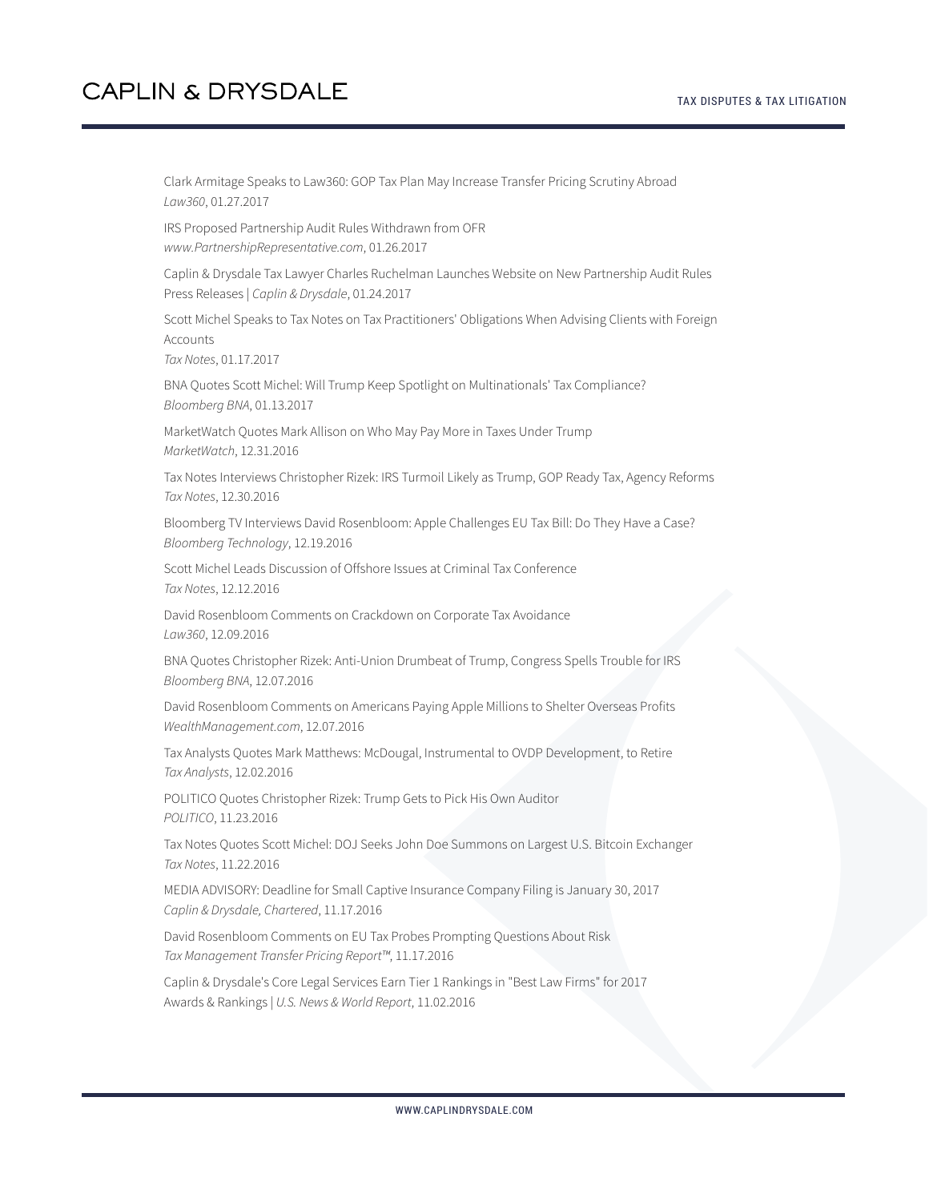Clark Armitage Speaks to Law360: GOP Tax Plan May Increase Transfer Pricing Scrutiny Abroad
*Law360*, 01.27.2017

IRS Proposed Partnership Audit Rules Withdrawn from OFR
*www.PartnershipRepresentative.com*, 01.26.2017

Caplin & Drysdale Tax Lawyer Charles Ruchelman Launches Website on New Partnership Audit Rules
Press Releases | *Caplin & Drysdale*, 01.24.2017

Scott Michel Speaks to Tax Notes on Tax Practitioners' Obligations When Advising Clients with Foreign Accounts
*Tax Notes*, 01.17.2017

BNA Quotes Scott Michel: Will Trump Keep Spotlight on Multinationals' Tax Compliance?
*Bloomberg BNA*, 01.13.2017

MarketWatch Quotes Mark Allison on Who May Pay More in Taxes Under Trump
*MarketWatch*, 12.31.2016

Tax Notes Interviews Christopher Rizek: IRS Turmoil Likely as Trump, GOP Ready Tax, Agency Reforms
*Tax Notes*, 12.30.2016

Bloomberg TV Interviews David Rosenbloom: Apple Challenges EU Tax Bill: Do They Have a Case?
*Bloomberg Technology*, 12.19.2016

Scott Michel Leads Discussion of Offshore Issues at Criminal Tax Conference
*Tax Notes*, 12.12.2016

David Rosenbloom Comments on Crackdown on Corporate Tax Avoidance
*Law360*, 12.09.2016

BNA Quotes Christopher Rizek: Anti-Union Drumbeat of Trump, Congress Spells Trouble for IRS
*Bloomberg BNA*, 12.07.2016

David Rosenbloom Comments on Americans Paying Apple Millions to Shelter Overseas Profits
*WealthManagement.com*, 12.07.2016

Tax Analysts Quotes Mark Matthews: McDougal, Instrumental to OVDP Development, to Retire
*Tax Analysts*, 12.02.2016

POLITICO Quotes Christopher Rizek: Trump Gets to Pick His Own Auditor
*POLITICO*, 11.23.2016

Tax Notes Quotes Scott Michel: DOJ Seeks John Doe Summons on Largest U.S. Bitcoin Exchanger
*Tax Notes*, 11.22.2016

MEDIA ADVISORY: Deadline for Small Captive Insurance Company Filing is January 30, 2017
*Caplin & Drysdale, Chartered*, 11.17.2016

David Rosenbloom Comments on EU Tax Probes Prompting Questions About Risk
*Tax Management Transfer Pricing Report™*, 11.17.2016

Caplin & Drysdale's Core Legal Services Earn Tier 1 Rankings in "Best Law Firms" for 2017
Awards & Rankings | *U.S. News & World Report*, 11.02.2016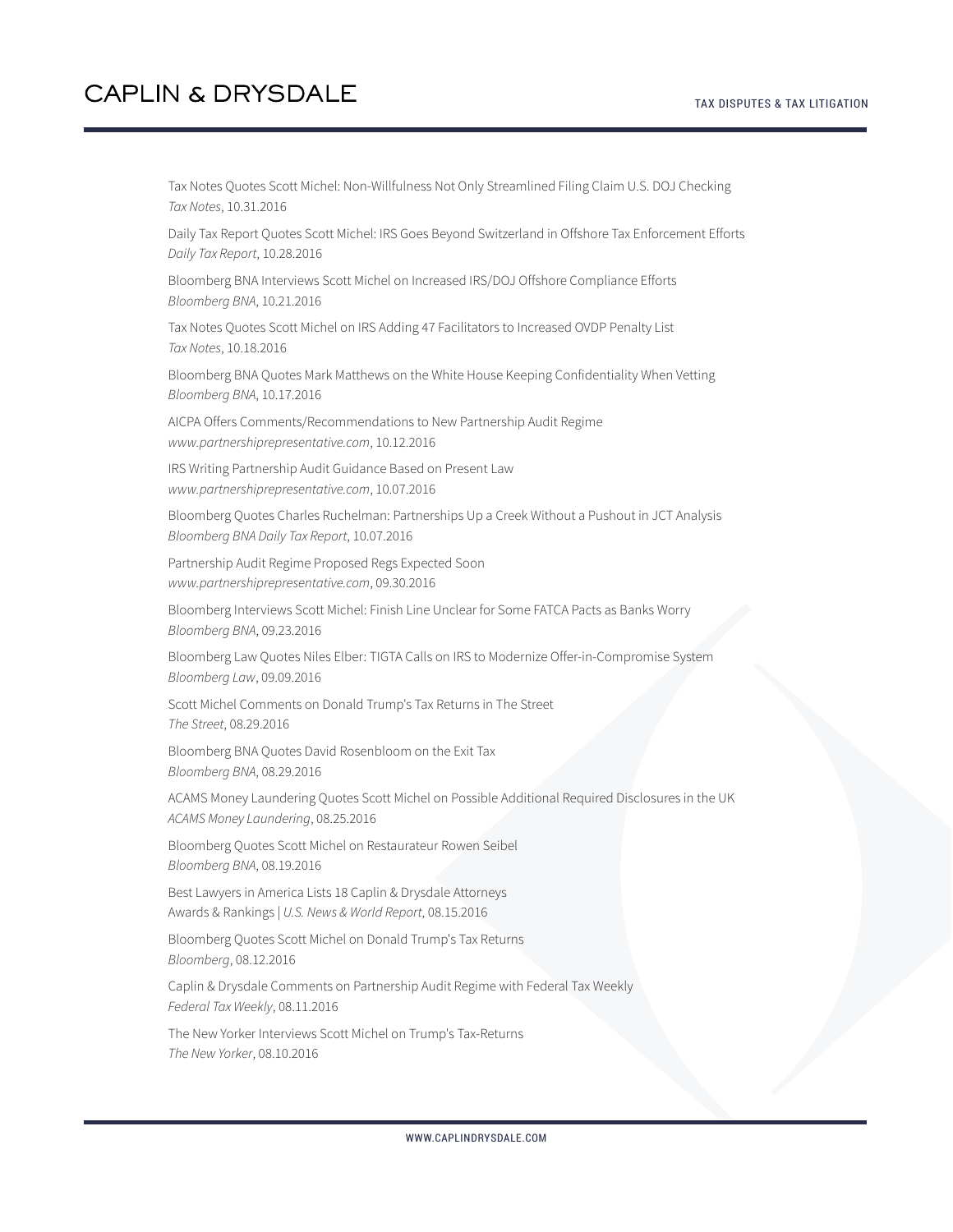Tax Notes Quotes Scott Michel: Non-Willfulness Not Only Streamlined Filing Claim U.S. DOJ Checking
*Tax Notes*, 10.31.2016

Daily Tax Report Quotes Scott Michel: IRS Goes Beyond Switzerland in Offshore Tax Enforcement Efforts
*Daily Tax Report*, 10.28.2016

Bloomberg BNA Interviews Scott Michel on Increased IRS/DOJ Offshore Compliance Efforts
*Bloomberg BNA*, 10.21.2016

Tax Notes Quotes Scott Michel on IRS Adding 47 Facilitators to Increased OVDP Penalty List
*Tax Notes*, 10.18.2016

Bloomberg BNA Quotes Mark Matthews on the White House Keeping Confidentiality When Vetting
*Bloomberg BNA*, 10.17.2016

AICPA Offers Comments/Recommendations to New Partnership Audit Regime
*www.partnershiprepresentative.com*, 10.12.2016

IRS Writing Partnership Audit Guidance Based on Present Law
*www.partnershiprepresentative.com*, 10.07.2016

Bloomberg Quotes Charles Ruchelman: Partnerships Up a Creek Without a Pushout in JCT Analysis
*Bloomberg BNA Daily Tax Report*, 10.07.2016

Partnership Audit Regime Proposed Regs Expected Soon
*www.partnershiprepresentative.com*, 09.30.2016

Bloomberg Interviews Scott Michel: Finish Line Unclear for Some FATCA Pacts as Banks Worry
*Bloomberg BNA*, 09.23.2016

Bloomberg Law Quotes Niles Elber: TIGTA Calls on IRS to Modernize Offer-in-Compromise System
*Bloomberg Law*, 09.09.2016

Scott Michel Comments on Donald Trump's Tax Returns in The Street
*The Street*, 08.29.2016

Bloomberg BNA Quotes David Rosenbloom on the Exit Tax
*Bloomberg BNA*, 08.29.2016

ACAMS Money Laundering Quotes Scott Michel on Possible Additional Required Disclosures in the UK
*ACAMS Money Laundering*, 08.25.2016

Bloomberg Quotes Scott Michel on Restaurateur Rowen Seibel
*Bloomberg BNA*, 08.19.2016

Best Lawyers in America Lists 18 Caplin & Drysdale Attorneys
Awards & Rankings | *U.S. News & World Report*, 08.15.2016

Bloomberg Quotes Scott Michel on Donald Trump's Tax Returns
*Bloomberg*, 08.12.2016

Caplin & Drysdale Comments on Partnership Audit Regime with Federal Tax Weekly
*Federal Tax Weekly*, 08.11.2016

The New Yorker Interviews Scott Michel on Trump's Tax-Returns
*The New Yorker*, 08.10.2016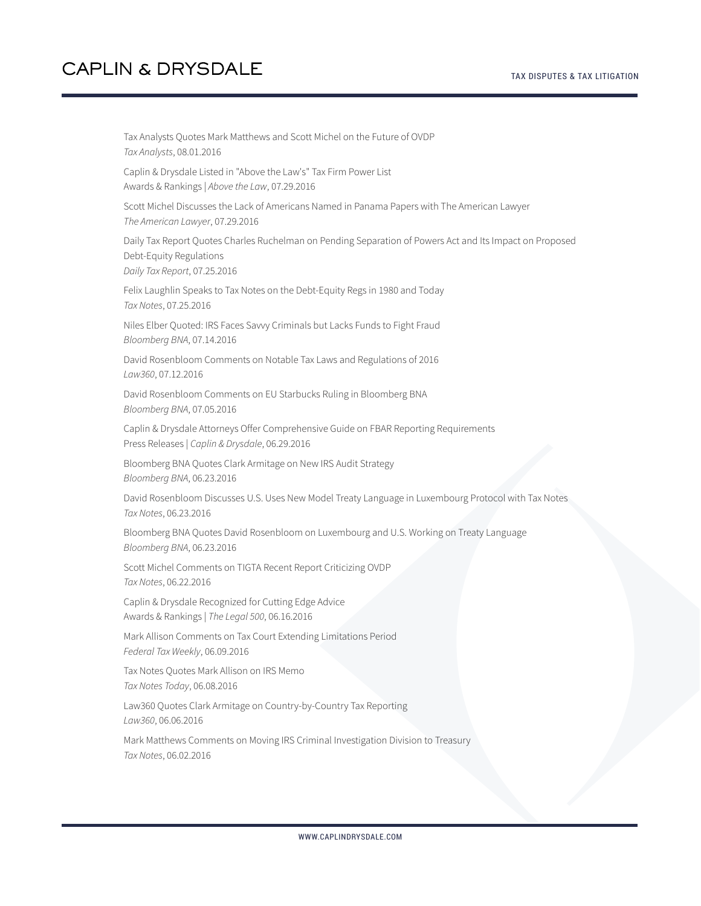Tax Analysts Quotes Mark Matthews and Scott Michel on the Future of OVDP
*Tax Analysts*, 08.01.2016

Caplin & Drysdale Listed in "Above the Law's" Tax Firm Power List
Awards & Rankings | *Above the Law*, 07.29.2016

Scott Michel Discusses the Lack of Americans Named in Panama Papers with The American Lawyer
*The American Lawyer*, 07.29.2016

Daily Tax Report Quotes Charles Ruchelman on Pending Separation of Powers Act and Its Impact on Proposed Debt-Equity Regulations
*Daily Tax Report*, 07.25.2016

Felix Laughlin Speaks to Tax Notes on the Debt-Equity Regs in 1980 and Today
*Tax Notes*, 07.25.2016

Niles Elber Quoted: IRS Faces Savvy Criminals but Lacks Funds to Fight Fraud
*Bloomberg BNA*, 07.14.2016

David Rosenbloom Comments on Notable Tax Laws and Regulations of 2016
*Law360*, 07.12.2016

David Rosenbloom Comments on EU Starbucks Ruling in Bloomberg BNA
*Bloomberg BNA*, 07.05.2016

Caplin & Drysdale Attorneys Offer Comprehensive Guide on FBAR Reporting Requirements
Press Releases | *Caplin & Drysdale*, 06.29.2016

Bloomberg BNA Quotes Clark Armitage on New IRS Audit Strategy
*Bloomberg BNA*, 06.23.2016

David Rosenbloom Discusses U.S. Uses New Model Treaty Language in Luxembourg Protocol with Tax Notes
*Tax Notes*, 06.23.2016

Bloomberg BNA Quotes David Rosenbloom on Luxembourg and U.S. Working on Treaty Language
*Bloomberg BNA*, 06.23.2016

Scott Michel Comments on TIGTA Recent Report Criticizing OVDP
*Tax Notes*, 06.22.2016

Caplin & Drysdale Recognized for Cutting Edge Advice
Awards & Rankings | *The Legal 500*, 06.16.2016

Mark Allison Comments on Tax Court Extending Limitations Period
*Federal Tax Weekly*, 06.09.2016

Tax Notes Quotes Mark Allison on IRS Memo
*Tax Notes Today*, 06.08.2016

Law360 Quotes Clark Armitage on Country-by-Country Tax Reporting
*Law360*, 06.06.2016

Mark Matthews Comments on Moving IRS Criminal Investigation Division to Treasury
*Tax Notes*, 06.02.2016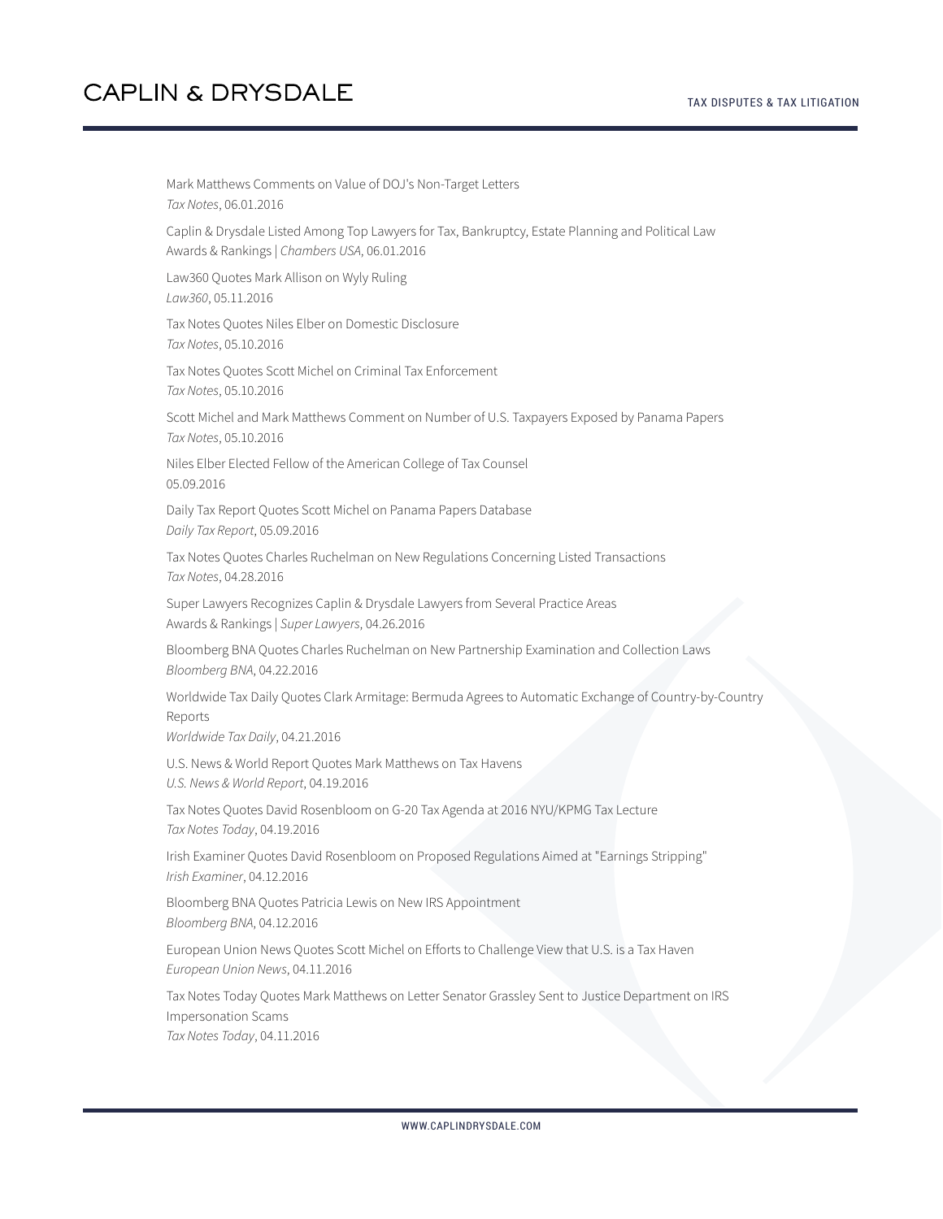Mark Matthews Comments on Value of DOJ's Non-Target Letters
*Tax Notes*, 06.01.2016

Caplin & Drysdale Listed Among Top Lawyers for Tax, Bankruptcy, Estate Planning and Political Law
Awards & Rankings | *Chambers USA*, 06.01.2016

Law360 Quotes Mark Allison on Wyly Ruling
*Law360*, 05.11.2016

Tax Notes Quotes Niles Elber on Domestic Disclosure
*Tax Notes*, 05.10.2016

Tax Notes Quotes Scott Michel on Criminal Tax Enforcement
*Tax Notes*, 05.10.2016

Scott Michel and Mark Matthews Comment on Number of U.S. Taxpayers Exposed by Panama Papers
*Tax Notes*, 05.10.2016

Niles Elber Elected Fellow of the American College of Tax Counsel
05.09.2016

Daily Tax Report Quotes Scott Michel on Panama Papers Database
*Daily Tax Report*, 05.09.2016

Tax Notes Quotes Charles Ruchelman on New Regulations Concerning Listed Transactions
*Tax Notes*, 04.28.2016

Super Lawyers Recognizes Caplin & Drysdale Lawyers from Several Practice Areas
Awards & Rankings | *Super Lawyers*, 04.26.2016

Bloomberg BNA Quotes Charles Ruchelman on New Partnership Examination and Collection Laws
*Bloomberg BNA*, 04.22.2016

Worldwide Tax Daily Quotes Clark Armitage: Bermuda Agrees to Automatic Exchange of Country-by-Country Reports
*Worldwide Tax Daily*, 04.21.2016

U.S. News & World Report Quotes Mark Matthews on Tax Havens
*U.S. News & World Report*, 04.19.2016

Tax Notes Quotes David Rosenbloom on G-20 Tax Agenda at 2016 NYU/KPMG Tax Lecture
*Tax Notes Today*, 04.19.2016

Irish Examiner Quotes David Rosenbloom on Proposed Regulations Aimed at "Earnings Stripping"
*Irish Examiner*, 04.12.2016

Bloomberg BNA Quotes Patricia Lewis on New IRS Appointment
*Bloomberg BNA*, 04.12.2016

European Union News Quotes Scott Michel on Efforts to Challenge View that U.S. is a Tax Haven
*European Union News*, 04.11.2016

Tax Notes Today Quotes Mark Matthews on Letter Senator Grassley Sent to Justice Department on IRS Impersonation Scams
*Tax Notes Today*, 04.11.2016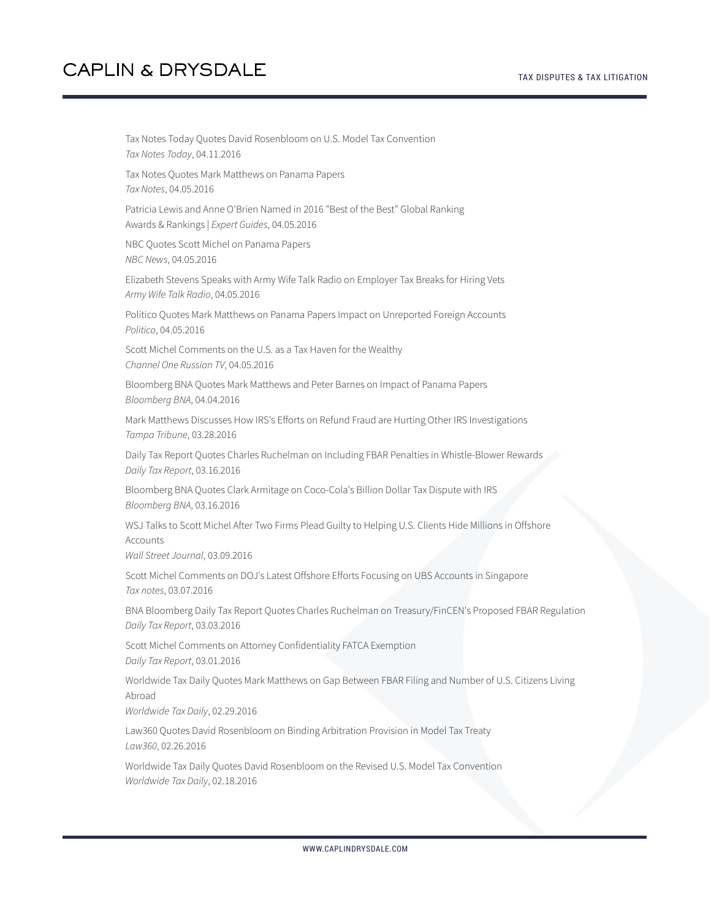Tax Notes Today Quotes David Rosenbloom on U.S. Model Tax Convention
*Tax Notes Today*, 04.11.2016

Tax Notes Quotes Mark Matthews on Panama Papers
*Tax Notes*, 04.05.2016

Patricia Lewis and Anne O'Brien Named in 2016 "Best of the Best" Global Ranking
Awards & Rankings | *Expert Guides*, 04.05.2016

NBC Quotes Scott Michel on Panama Papers
*NBC News*, 04.05.2016

Elizabeth Stevens Speaks with Army Wife Talk Radio on Employer Tax Breaks for Hiring Vets
*Army Wife Talk Radio*, 04.05.2016

Politico Quotes Mark Matthews on Panama Papers Impact on Unreported Foreign Accounts
*Politico*, 04.05.2016

Scott Michel Comments on the U.S. as a Tax Haven for the Wealthy
*Channel One Russian TV*, 04.05.2016

Bloomberg BNA Quotes Mark Matthews and Peter Barnes on Impact of Panama Papers
*Bloomberg BNA*, 04.04.2016

Mark Matthews Discusses How IRS's Efforts on Refund Fraud are Hurting Other IRS Investigations
*Tampa Tribune*, 03.28.2016

Daily Tax Report Quotes Charles Ruchelman on Including FBAR Penalties in Whistle-Blower Rewards
*Daily Tax Report*, 03.16.2016

Bloomberg BNA Quotes Clark Armitage on Coco-Cola's Billion Dollar Tax Dispute with IRS
*Bloomberg BNA*, 03.16.2016

WSJ Talks to Scott Michel After Two Firms Plead Guilty to Helping U.S. Clients Hide Millions in Offshore Accounts
*Wall Street Journal*, 03.09.2016

Scott Michel Comments on DOJ's Latest Offshore Efforts Focusing on UBS Accounts in Singapore
*Tax notes*, 03.07.2016

BNA Bloomberg Daily Tax Report Quotes Charles Ruchelman on Treasury/FinCEN's Proposed FBAR Regulation
*Daily Tax Report*, 03.03.2016

Scott Michel Comments on Attorney Confidentiality FATCA Exemption
*Daily Tax Report*, 03.01.2016

Worldwide Tax Daily Quotes Mark Matthews on Gap Between FBAR Filing and Number of U.S. Citizens Living Abroad
*Worldwide Tax Daily*, 02.29.2016

Law360 Quotes David Rosenbloom on Binding Arbitration Provision in Model Tax Treaty
*Law360*, 02.26.2016

Worldwide Tax Daily Quotes David Rosenbloom on the Revised U.S. Model Tax Convention
*Worldwide Tax Daily*, 02.18.2016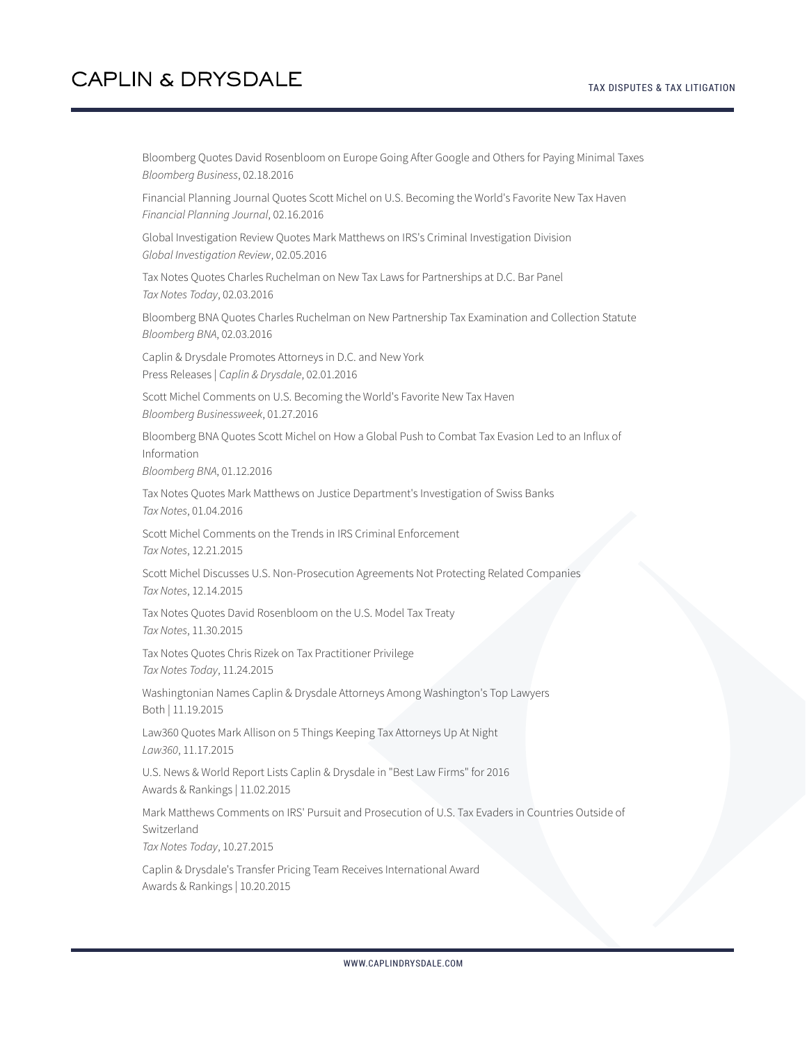Bloomberg Quotes David Rosenbloom on Europe Going After Google and Others for Paying Minimal Taxes
*Bloomberg Business*, 02.18.2016

Financial Planning Journal Quotes Scott Michel on U.S. Becoming the World's Favorite New Tax Haven
*Financial Planning Journal*, 02.16.2016

Global Investigation Review Quotes Mark Matthews on IRS's Criminal Investigation Division
*Global Investigation Review*, 02.05.2016

Tax Notes Quotes Charles Ruchelman on New Tax Laws for Partnerships at D.C. Bar Panel
*Tax Notes Today*, 02.03.2016

Bloomberg BNA Quotes Charles Ruchelman on New Partnership Tax Examination and Collection Statute
*Bloomberg BNA*, 02.03.2016

Caplin & Drysdale Promotes Attorneys in D.C. and New York
Press Releases | *Caplin & Drysdale*, 02.01.2016

Scott Michel Comments on U.S. Becoming the World's Favorite New Tax Haven
*Bloomberg Businessweek*, 01.27.2016

Bloomberg BNA Quotes Scott Michel on How a Global Push to Combat Tax Evasion Led to an Influx of Information
*Bloomberg BNA*, 01.12.2016

Tax Notes Quotes Mark Matthews on Justice Department's Investigation of Swiss Banks
*Tax Notes*, 01.04.2016

Scott Michel Comments on the Trends in IRS Criminal Enforcement
*Tax Notes*, 12.21.2015

Scott Michel Discusses U.S. Non-Prosecution Agreements Not Protecting Related Companies
*Tax Notes*, 12.14.2015

Tax Notes Quotes David Rosenbloom on the U.S. Model Tax Treaty
*Tax Notes*, 11.30.2015

Tax Notes Quotes Chris Rizek on Tax Practitioner Privilege
*Tax Notes Today*, 11.24.2015

Washingtonian Names Caplin & Drysdale Attorneys Among Washington's Top Lawyers
Both | 11.19.2015

Law360 Quotes Mark Allison on 5 Things Keeping Tax Attorneys Up At Night
*Law360*, 11.17.2015

U.S. News & World Report Lists Caplin & Drysdale in "Best Law Firms" for 2016
Awards & Rankings | 11.02.2015

Mark Matthews Comments on IRS' Pursuit and Prosecution of U.S. Tax Evaders in Countries Outside of Switzerland
*Tax Notes Today*, 10.27.2015

Caplin & Drysdale's Transfer Pricing Team Receives International Award
Awards & Rankings | 10.20.2015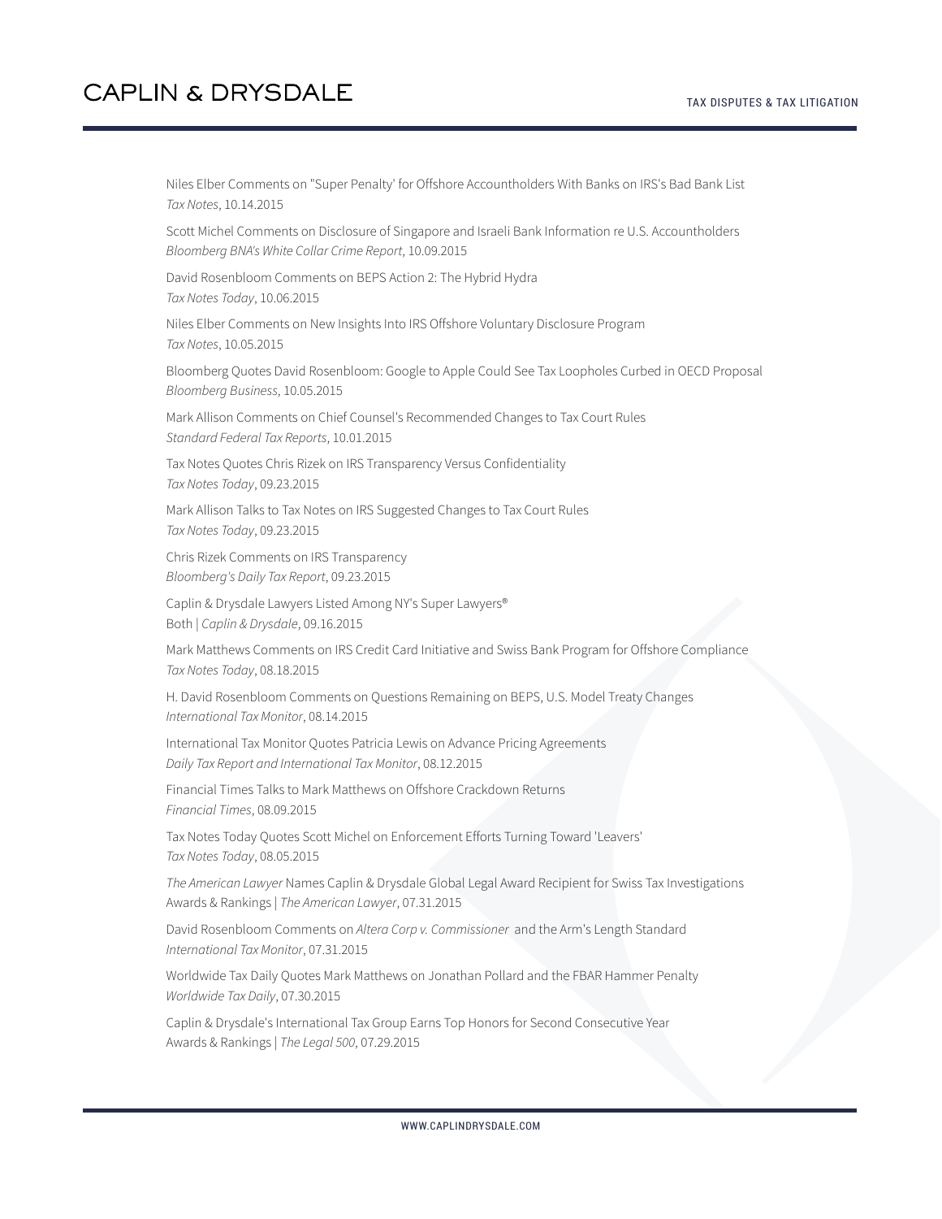Niles Elber Comments on "Super Penalty' for Offshore Accountholders With Banks on IRS's Bad Bank List
*Tax Notes*, 10.14.2015

Scott Michel Comments on Disclosure of Singapore and Israeli Bank Information re U.S. Accountholders
*Bloomberg BNA's White Collar Crime Report*, 10.09.2015

David Rosenbloom Comments on BEPS Action 2: The Hybrid Hydra
*Tax Notes Today*, 10.06.2015

Niles Elber Comments on New Insights Into IRS Offshore Voluntary Disclosure Program
*Tax Notes*, 10.05.2015

Bloomberg Quotes David Rosenbloom: Google to Apple Could See Tax Loopholes Curbed in OECD Proposal
*Bloomberg Business*, 10.05.2015

Mark Allison Comments on Chief Counsel's Recommended Changes to Tax Court Rules
*Standard Federal Tax Reports*, 10.01.2015

Tax Notes Quotes Chris Rizek on IRS Transparency Versus Confidentiality
*Tax Notes Today*, 09.23.2015

Mark Allison Talks to Tax Notes on IRS Suggested Changes to Tax Court Rules
*Tax Notes Today*, 09.23.2015

Chris Rizek Comments on IRS Transparency
*Bloomberg's Daily Tax Report*, 09.23.2015

Caplin & Drysdale Lawyers Listed Among NY's Super Lawyers®
Both | *Caplin & Drysdale*, 09.16.2015

Mark Matthews Comments on IRS Credit Card Initiative and Swiss Bank Program for Offshore Compliance
*Tax Notes Today*, 08.18.2015

H. David Rosenbloom Comments on Questions Remaining on BEPS, U.S. Model Treaty Changes
*International Tax Monitor*, 08.14.2015

International Tax Monitor Quotes Patricia Lewis on Advance Pricing Agreements
*Daily Tax Report and International Tax Monitor*, 08.12.2015

Financial Times Talks to Mark Matthews on Offshore Crackdown Returns
*Financial Times*, 08.09.2015

Tax Notes Today Quotes Scott Michel on Enforcement Efforts Turning Toward 'Leavers'
*Tax Notes Today*, 08.05.2015

*The American Lawyer* Names Caplin & Drysdale Global Legal Award Recipient for Swiss Tax Investigations
Awards & Rankings | *The American Lawyer*, 07.31.2015

David Rosenbloom Comments on *Altera Corp v. Commissioner* and the Arm's Length Standard
*International Tax Monitor*, 07.31.2015

Worldwide Tax Daily Quotes Mark Matthews on Jonathan Pollard and the FBAR Hammer Penalty
*Worldwide Tax Daily*, 07.30.2015

Caplin & Drysdale's International Tax Group Earns Top Honors for Second Consecutive Year
Awards & Rankings | *The Legal 500*, 07.29.2015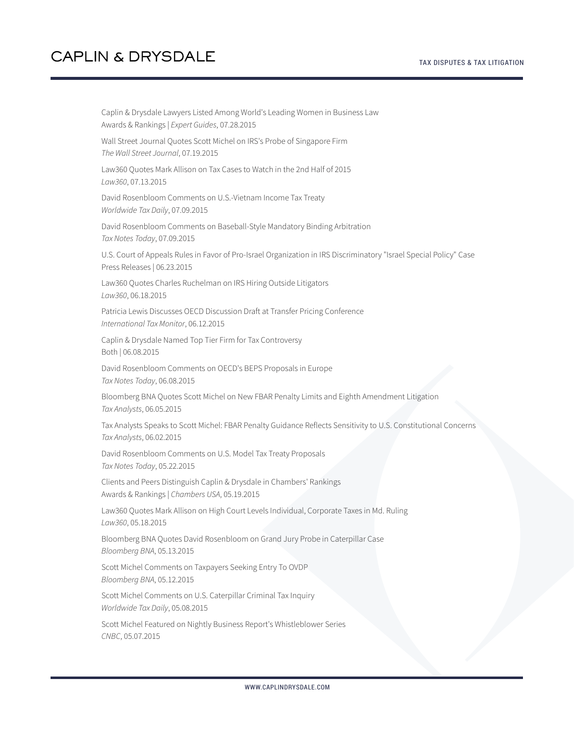Caplin & Drysdale Lawyers Listed Among World's Leading Women in Business Law
Awards & Rankings | *Expert Guides*, 07.28.2015

Wall Street Journal Quotes Scott Michel on IRS's Probe of Singapore Firm
*The Wall Street Journal*, 07.19.2015

Law360 Quotes Mark Allison on Tax Cases to Watch in the 2nd Half of 2015
*Law360*, 07.13.2015

David Rosenbloom Comments on U.S.-Vietnam Income Tax Treaty
*Worldwide Tax Daily*, 07.09.2015

David Rosenbloom Comments on Baseball-Style Mandatory Binding Arbitration
*Tax Notes Today*, 07.09.2015

U.S. Court of Appeals Rules in Favor of Pro-Israel Organization in IRS Discriminatory "Israel Special Policy" Case
Press Releases | 06.23.2015

Law360 Quotes Charles Ruchelman on IRS Hiring Outside Litigators
*Law360*, 06.18.2015

Patricia Lewis Discusses OECD Discussion Draft at Transfer Pricing Conference
*International Tax Monitor*, 06.12.2015

Caplin & Drysdale Named Top Tier Firm for Tax Controversy
Both | 06.08.2015

David Rosenbloom Comments on OECD's BEPS Proposals in Europe
*Tax Notes Today*, 06.08.2015

Bloomberg BNA Quotes Scott Michel on New FBAR Penalty Limits and Eighth Amendment Litigation
*Tax Analysts*, 06.05.2015

Tax Analysts Speaks to Scott Michel: FBAR Penalty Guidance Reflects Sensitivity to U.S. Constitutional Concerns
*Tax Analysts*, 06.02.2015

David Rosenbloom Comments on U.S. Model Tax Treaty Proposals
*Tax Notes Today*, 05.22.2015

Clients and Peers Distinguish Caplin & Drysdale in Chambers' Rankings
Awards & Rankings | *Chambers USA*, 05.19.2015

Law360 Quotes Mark Allison on High Court Levels Individual, Corporate Taxes in Md. Ruling
*Law360*, 05.18.2015

Bloomberg BNA Quotes David Rosenbloom on Grand Jury Probe in Caterpillar Case
*Bloomberg BNA*, 05.13.2015

Scott Michel Comments on Taxpayers Seeking Entry To OVDP
*Bloomberg BNA*, 05.12.2015

Scott Michel Comments on U.S. Caterpillar Criminal Tax Inquiry
*Worldwide Tax Daily*, 05.08.2015

Scott Michel Featured on Nightly Business Report's Whistleblower Series
*CNBC*, 05.07.2015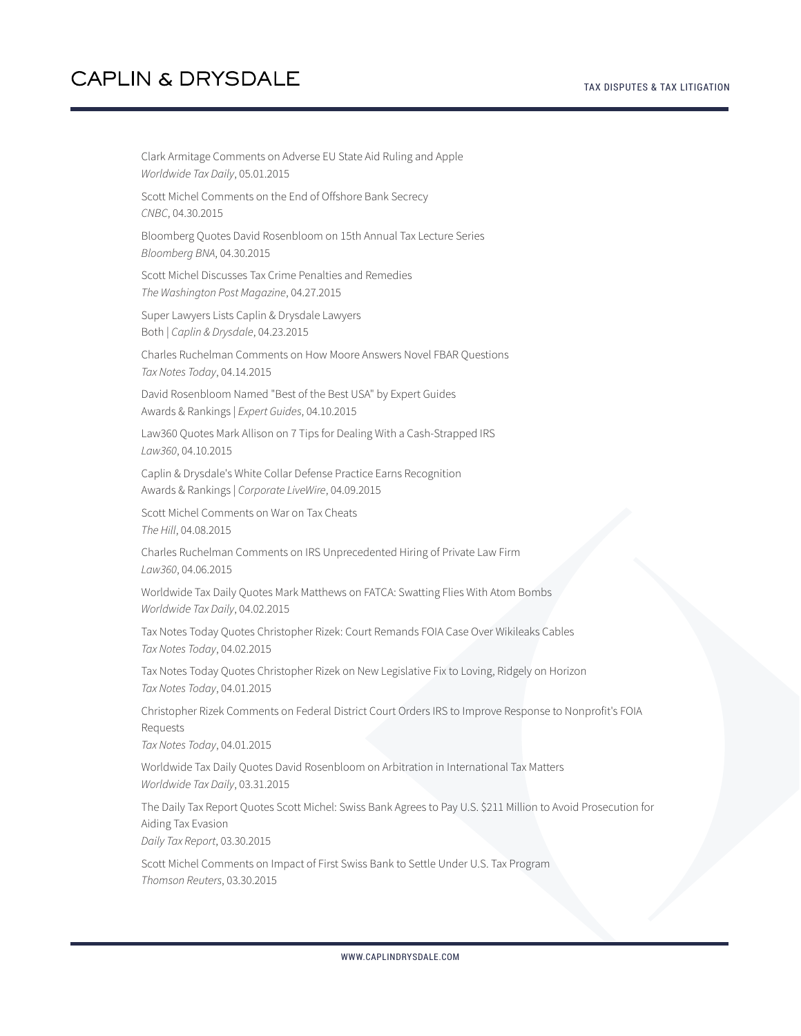Clark Armitage Comments on Adverse EU State Aid Ruling and Apple
*Worldwide Tax Daily*, 05.01.2015

Scott Michel Comments on the End of Offshore Bank Secrecy
*CNBC*, 04.30.2015

Bloomberg Quotes David Rosenbloom on 15th Annual Tax Lecture Series
*Bloomberg BNA*, 04.30.2015

Scott Michel Discusses Tax Crime Penalties and Remedies
*The Washington Post Magazine*, 04.27.2015

Super Lawyers Lists Caplin & Drysdale Lawyers
Both | *Caplin & Drysdale*, 04.23.2015

Charles Ruchelman Comments on How Moore Answers Novel FBAR Questions
*Tax Notes Today*, 04.14.2015

David Rosenbloom Named "Best of the Best USA" by Expert Guides
Awards & Rankings | *Expert Guides*, 04.10.2015

Law360 Quotes Mark Allison on 7 Tips for Dealing With a Cash-Strapped IRS
*Law360*, 04.10.2015

Caplin & Drysdale's White Collar Defense Practice Earns Recognition
Awards & Rankings | *Corporate LiveWire*, 04.09.2015

Scott Michel Comments on War on Tax Cheats
*The Hill*, 04.08.2015

Charles Ruchelman Comments on IRS Unprecedented Hiring of Private Law Firm
*Law360*, 04.06.2015

Worldwide Tax Daily Quotes Mark Matthews on FATCA: Swatting Flies With Atom Bombs
*Worldwide Tax Daily*, 04.02.2015

Tax Notes Today Quotes Christopher Rizek: Court Remands FOIA Case Over Wikileaks Cables
*Tax Notes Today*, 04.02.2015

Tax Notes Today Quotes Christopher Rizek on New Legislative Fix to Loving, Ridgely on Horizon
*Tax Notes Today*, 04.01.2015

Christopher Rizek Comments on Federal District Court Orders IRS to Improve Response to Nonprofit's FOIA Requests
*Tax Notes Today*, 04.01.2015

Worldwide Tax Daily Quotes David Rosenbloom on Arbitration in International Tax Matters
*Worldwide Tax Daily*, 03.31.2015

The Daily Tax Report Quotes Scott Michel: Swiss Bank Agrees to Pay U.S. $211 Million to Avoid Prosecution for Aiding Tax Evasion
*Daily Tax Report*, 03.30.2015

Scott Michel Comments on Impact of First Swiss Bank to Settle Under U.S. Tax Program
*Thomson Reuters*, 03.30.2015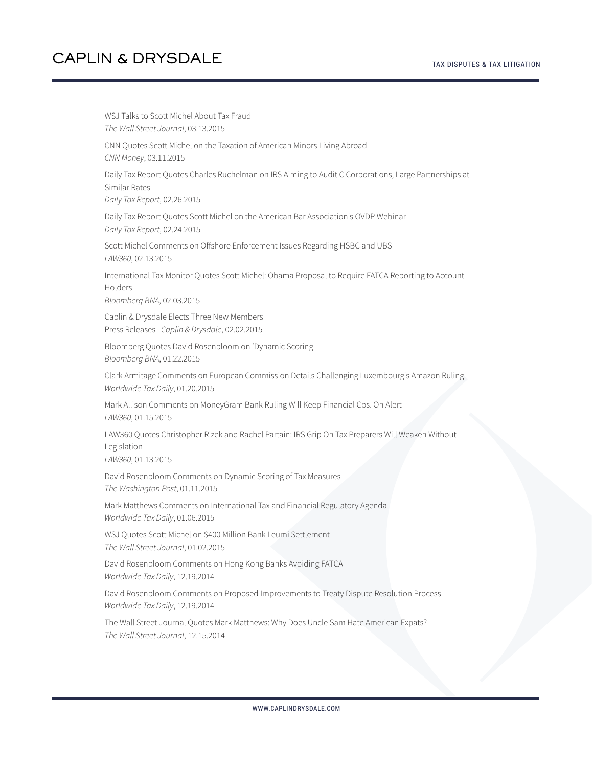WSJ Talks to Scott Michel About Tax Fraud
*The Wall Street Journal*, 03.13.2015

CNN Quotes Scott Michel on the Taxation of American Minors Living Abroad
*CNN Money*, 03.11.2015

Daily Tax Report Quotes Charles Ruchelman on IRS Aiming to Audit C Corporations, Large Partnerships at Similar Rates
*Daily Tax Report*, 02.26.2015

Daily Tax Report Quotes Scott Michel on the American Bar Association's OVDP Webinar
*Daily Tax Report*, 02.24.2015

Scott Michel Comments on Offshore Enforcement Issues Regarding HSBC and UBS
*LAW360*, 02.13.2015

International Tax Monitor Quotes Scott Michel: Obama Proposal to Require FATCA Reporting to Account Holders
*Bloomberg BNA*, 02.03.2015

Caplin & Drysdale Elects Three New Members
Press Releases | *Caplin & Drysdale*, 02.02.2015

Bloomberg Quotes David Rosenbloom on 'Dynamic Scoring
*Bloomberg BNA*, 01.22.2015

Clark Armitage Comments on European Commission Details Challenging Luxembourg's Amazon Ruling
*Worldwide Tax Daily*, 01.20.2015

Mark Allison Comments on MoneyGram Bank Ruling Will Keep Financial Cos. On Alert
*LAW360*, 01.15.2015

LAW360 Quotes Christopher Rizek and Rachel Partain: IRS Grip On Tax Preparers Will Weaken Without Legislation
*LAW360*, 01.13.2015

David Rosenbloom Comments on Dynamic Scoring of Tax Measures
*The Washington Post*, 01.11.2015

Mark Matthews Comments on International Tax and Financial Regulatory Agenda
*Worldwide Tax Daily*, 01.06.2015

WSJ Quotes Scott Michel on $400 Million Bank Leumi Settlement
*The Wall Street Journal*, 01.02.2015

David Rosenbloom Comments on Hong Kong Banks Avoiding FATCA
*Worldwide Tax Daily*, 12.19.2014

David Rosenbloom Comments on Proposed Improvements to Treaty Dispute Resolution Process
*Worldwide Tax Daily*, 12.19.2014

The Wall Street Journal Quotes Mark Matthews: Why Does Uncle Sam Hate American Expats?
*The Wall Street Journal*, 12.15.2014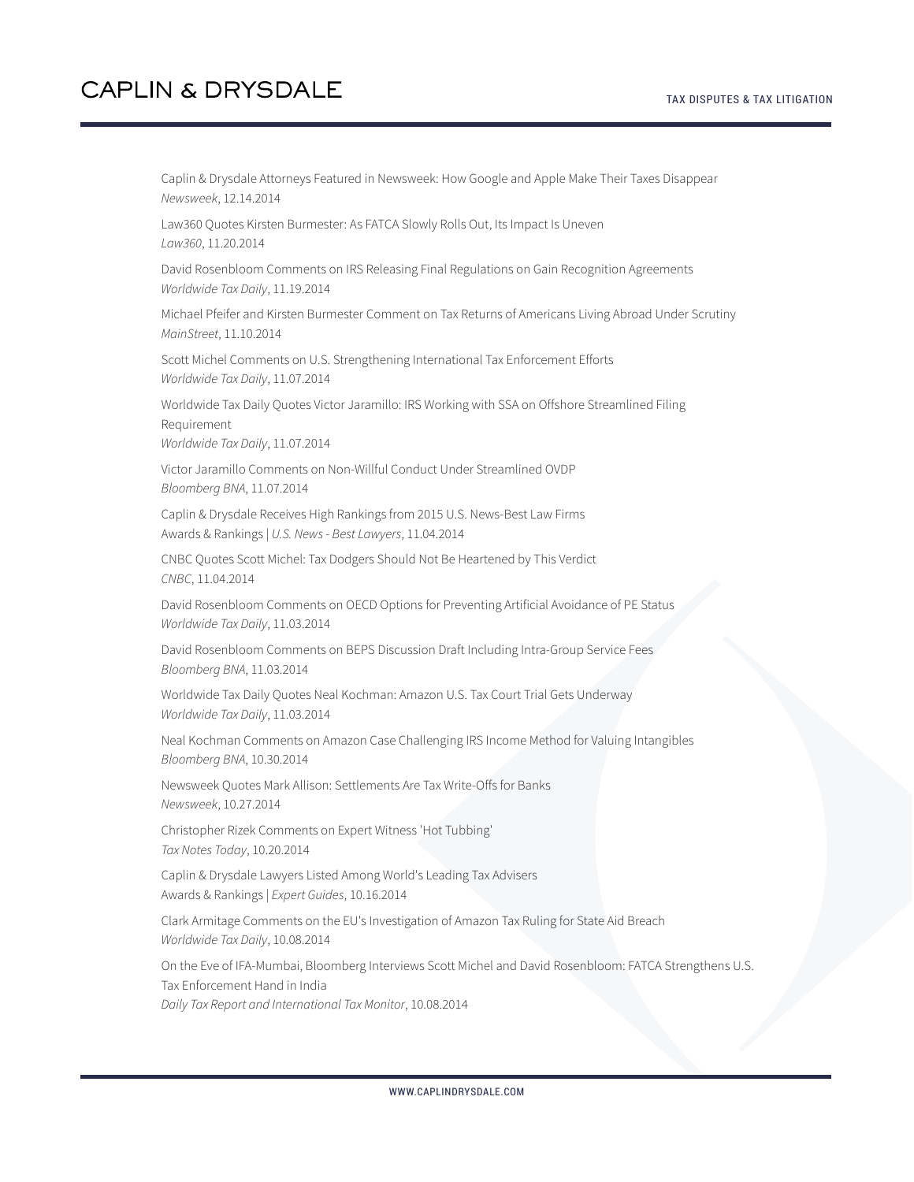Caplin & Drysdale Attorneys Featured in Newsweek: How Google and Apple Make Their Taxes Disappear
*Newsweek*, 12.14.2014

Law360 Quotes Kirsten Burmester: As FATCA Slowly Rolls Out, Its Impact Is Uneven
*Law360*, 11.20.2014

David Rosenbloom Comments on IRS Releasing Final Regulations on Gain Recognition Agreements
*Worldwide Tax Daily*, 11.19.2014

Michael Pfeifer and Kirsten Burmester Comment on Tax Returns of Americans Living Abroad Under Scrutiny
*MainStreet*, 11.10.2014

Scott Michel Comments on U.S. Strengthening International Tax Enforcement Efforts
*Worldwide Tax Daily*, 11.07.2014

Worldwide Tax Daily Quotes Victor Jaramillo: IRS Working with SSA on Offshore Streamlined Filing Requirement
*Worldwide Tax Daily*, 11.07.2014

Victor Jaramillo Comments on Non-Willful Conduct Under Streamlined OVDP
*Bloomberg BNA*, 11.07.2014

Caplin & Drysdale Receives High Rankings from 2015 U.S. News-Best Law Firms
Awards & Rankings | *U.S. News - Best Lawyers*, 11.04.2014

CNBC Quotes Scott Michel: Tax Dodgers Should Not Be Heartened by This Verdict
*CNBC*, 11.04.2014

David Rosenbloom Comments on OECD Options for Preventing Artificial Avoidance of PE Status
*Worldwide Tax Daily*, 11.03.2014

David Rosenbloom Comments on BEPS Discussion Draft Including Intra-Group Service Fees
*Bloomberg BNA*, 11.03.2014

Worldwide Tax Daily Quotes Neal Kochman: Amazon U.S. Tax Court Trial Gets Underway
*Worldwide Tax Daily*, 11.03.2014

Neal Kochman Comments on Amazon Case Challenging IRS Income Method for Valuing Intangibles
*Bloomberg BNA*, 10.30.2014

Newsweek Quotes Mark Allison: Settlements Are Tax Write-Offs for Banks
*Newsweek*, 10.27.2014

Christopher Rizek Comments on Expert Witness 'Hot Tubbing'
*Tax Notes Today*, 10.20.2014

Caplin & Drysdale Lawyers Listed Among World's Leading Tax Advisers
Awards & Rankings | *Expert Guides*, 10.16.2014

Clark Armitage Comments on the EU's Investigation of Amazon Tax Ruling for State Aid Breach
*Worldwide Tax Daily*, 10.08.2014

On the Eve of IFA-Mumbai, Bloomberg Interviews Scott Michel and David Rosenbloom: FATCA Strengthens U.S. Tax Enforcement Hand in India
*Daily Tax Report and International Tax Monitor*, 10.08.2014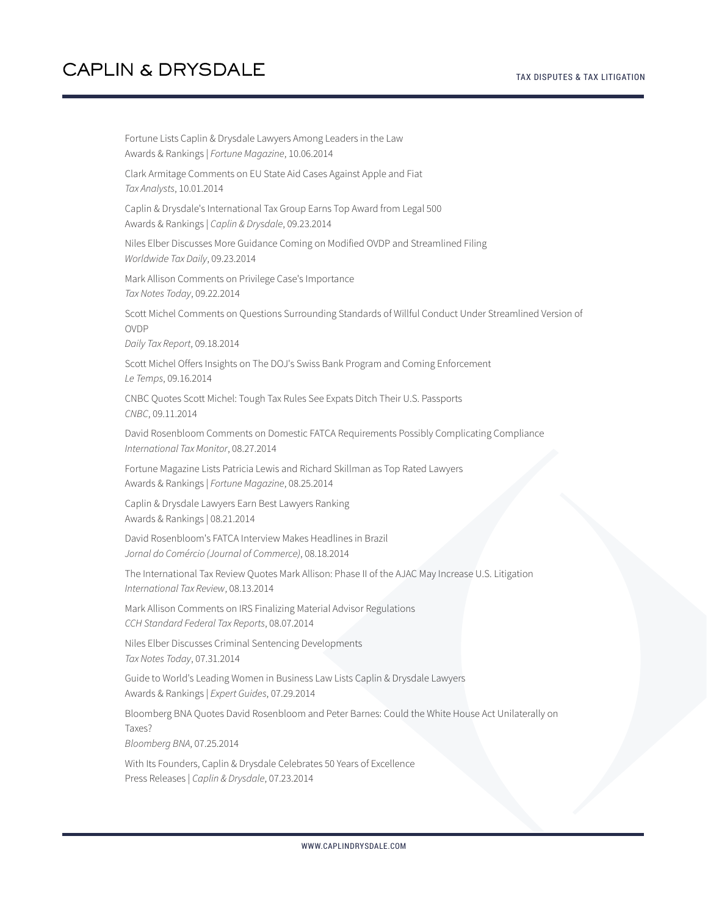Fortune Lists Caplin & Drysdale Lawyers Among Leaders in the Law
Awards & Rankings | *Fortune Magazine*, 10.06.2014

Clark Armitage Comments on EU State Aid Cases Against Apple and Fiat
*Tax Analysts*, 10.01.2014

Caplin & Drysdale's International Tax Group Earns Top Award from Legal 500
Awards & Rankings | *Caplin & Drysdale*, 09.23.2014

Niles Elber Discusses More Guidance Coming on Modified OVDP and Streamlined Filing
*Worldwide Tax Daily*, 09.23.2014

Mark Allison Comments on Privilege Case's Importance
*Tax Notes Today*, 09.22.2014

Scott Michel Comments on Questions Surrounding Standards of Willful Conduct Under Streamlined Version of OVDP
*Daily Tax Report*, 09.18.2014

Scott Michel Offers Insights on The DOJ's Swiss Bank Program and Coming Enforcement
*Le Temps*, 09.16.2014

CNBC Quotes Scott Michel: Tough Tax Rules See Expats Ditch Their U.S. Passports
*CNBC*, 09.11.2014

David Rosenbloom Comments on Domestic FATCA Requirements Possibly Complicating Compliance
*International Tax Monitor*, 08.27.2014

Fortune Magazine Lists Patricia Lewis and Richard Skillman as Top Rated Lawyers
Awards & Rankings | *Fortune Magazine*, 08.25.2014

Caplin & Drysdale Lawyers Earn Best Lawyers Ranking
Awards & Rankings | 08.21.2014

David Rosenbloom's FATCA Interview Makes Headlines in Brazil
*Jornal do Comércio (Journal of Commerce)*, 08.18.2014

The International Tax Review Quotes Mark Allison: Phase II of the AJAC May Increase U.S. Litigation
*International Tax Review*, 08.13.2014

Mark Allison Comments on IRS Finalizing Material Advisor Regulations
*CCH Standard Federal Tax Reports*, 08.07.2014

Niles Elber Discusses Criminal Sentencing Developments
*Tax Notes Today*, 07.31.2014

Guide to World's Leading Women in Business Law Lists Caplin & Drysdale Lawyers
Awards & Rankings | *Expert Guides*, 07.29.2014

Bloomberg BNA Quotes David Rosenbloom and Peter Barnes: Could the White House Act Unilaterally on Taxes?
*Bloomberg BNA*, 07.25.2014

With Its Founders, Caplin & Drysdale Celebrates 50 Years of Excellence
Press Releases | *Caplin & Drysdale*, 07.23.2014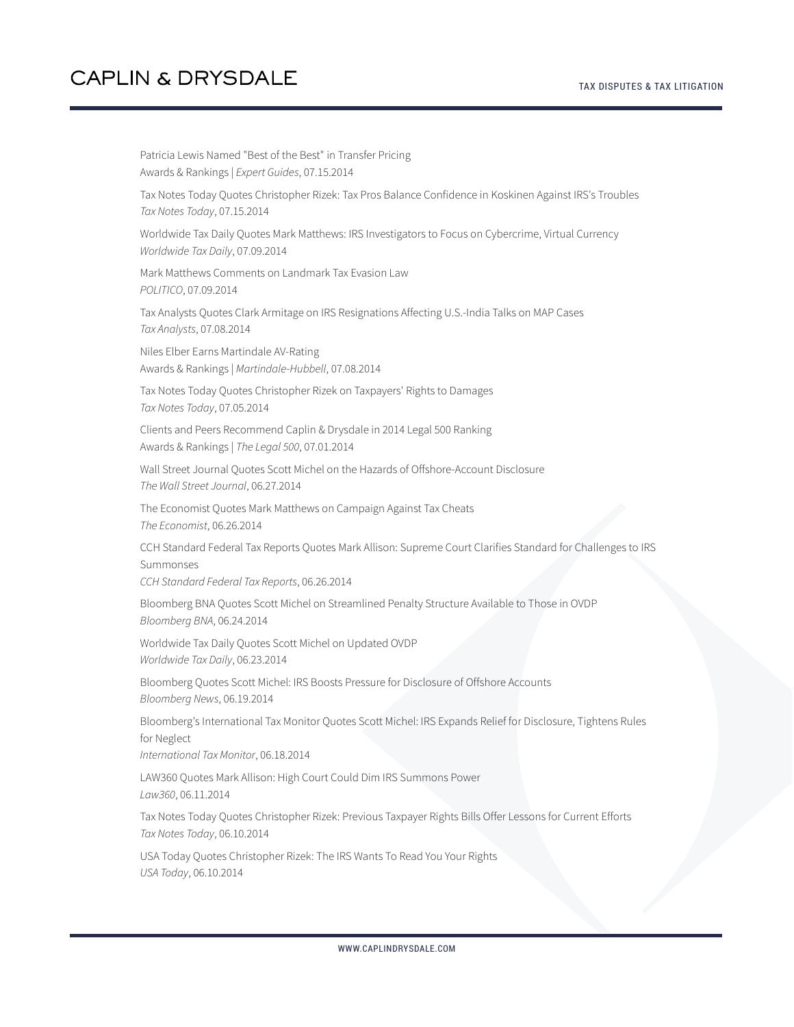Patricia Lewis Named "Best of the Best" in Transfer Pricing
Awards & Rankings | *Expert Guides*, 07.15.2014

Tax Notes Today Quotes Christopher Rizek: Tax Pros Balance Confidence in Koskinen Against IRS's Troubles
*Tax Notes Today*, 07.15.2014

Worldwide Tax Daily Quotes Mark Matthews: IRS Investigators to Focus on Cybercrime, Virtual Currency
*Worldwide Tax Daily*, 07.09.2014

Mark Matthews Comments on Landmark Tax Evasion Law
*POLITICO*, 07.09.2014

Tax Analysts Quotes Clark Armitage on IRS Resignations Affecting U.S.-India Talks on MAP Cases
*Tax Analysts*, 07.08.2014

Niles Elber Earns Martindale AV-Rating
Awards & Rankings | *Martindale-Hubbell*, 07.08.2014

Tax Notes Today Quotes Christopher Rizek on Taxpayers' Rights to Damages
*Tax Notes Today*, 07.05.2014

Clients and Peers Recommend Caplin & Drysdale in 2014 Legal 500 Ranking
Awards & Rankings | *The Legal 500*, 07.01.2014

Wall Street Journal Quotes Scott Michel on the Hazards of Offshore-Account Disclosure
*The Wall Street Journal*, 06.27.2014

The Economist Quotes Mark Matthews on Campaign Against Tax Cheats
*The Economist*, 06.26.2014

CCH Standard Federal Tax Reports Quotes Mark Allison: Supreme Court Clarifies Standard for Challenges to IRS Summonses
*CCH Standard Federal Tax Reports*, 06.26.2014

Bloomberg BNA Quotes Scott Michel on Streamlined Penalty Structure Available to Those in OVDP
*Bloomberg BNA*, 06.24.2014

Worldwide Tax Daily Quotes Scott Michel on Updated OVDP
*Worldwide Tax Daily*, 06.23.2014

Bloomberg Quotes Scott Michel: IRS Boosts Pressure for Disclosure of Offshore Accounts
*Bloomberg News*, 06.19.2014

Bloomberg's International Tax Monitor Quotes Scott Michel: IRS Expands Relief for Disclosure, Tightens Rules for Neglect
*International Tax Monitor*, 06.18.2014

LAW360 Quotes Mark Allison: High Court Could Dim IRS Summons Power
*Law360*, 06.11.2014

Tax Notes Today Quotes Christopher Rizek: Previous Taxpayer Rights Bills Offer Lessons for Current Efforts
*Tax Notes Today*, 06.10.2014

USA Today Quotes Christopher Rizek: The IRS Wants To Read You Your Rights
*USA Today*, 06.10.2014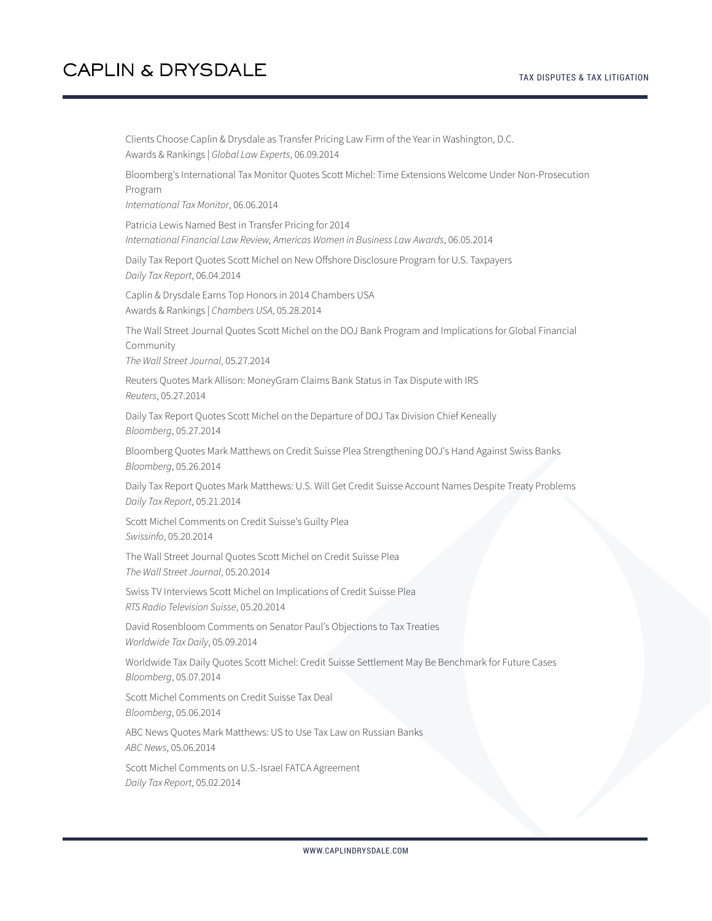Clients Choose Caplin & Drysdale as Transfer Pricing Law Firm of the Year in Washington, D.C.
Awards & Rankings | *Global Law Experts*, 06.09.2014

Bloomberg's International Tax Monitor Quotes Scott Michel: Time Extensions Welcome Under Non-Prosecution Program
*International Tax Monitor*, 06.06.2014

Patricia Lewis Named Best in Transfer Pricing for 2014
*International Financial Law Review, Americas Women in Business Law Awards*, 06.05.2014

Daily Tax Report Quotes Scott Michel on New Offshore Disclosure Program for U.S. Taxpayers
*Daily Tax Report*, 06.04.2014

Caplin & Drysdale Earns Top Honors in 2014 Chambers USA
Awards & Rankings | *Chambers USA*, 05.28.2014

The Wall Street Journal Quotes Scott Michel on the DOJ Bank Program and Implications for Global Financial Community
*The Wall Street Journal*, 05.27.2014

Reuters Quotes Mark Allison: MoneyGram Claims Bank Status in Tax Dispute with IRS
*Reuters*, 05.27.2014

Daily Tax Report Quotes Scott Michel on the Departure of DOJ Tax Division Chief Keneally
*Bloomberg*, 05.27.2014

Bloomberg Quotes Mark Matthews on Credit Suisse Plea Strengthening DOJ's Hand Against Swiss Banks
*Bloomberg*, 05.26.2014

Daily Tax Report Quotes Mark Matthews: U.S. Will Get Credit Suisse Account Names Despite Treaty Problems
*Daily Tax Report*, 05.21.2014

Scott Michel Comments on Credit Suisse's Guilty Plea
*Swissinfo*, 05.20.2014

The Wall Street Journal Quotes Scott Michel on Credit Suisse Plea
*The Wall Street Journal*, 05.20.2014

Swiss TV Interviews Scott Michel on Implications of Credit Suisse Plea
*RTS Radio Television Suisse*, 05.20.2014

David Rosenbloom Comments on Senator Paul's Objections to Tax Treaties
*Worldwide Tax Daily*, 05.09.2014

Worldwide Tax Daily Quotes Scott Michel: Credit Suisse Settlement May Be Benchmark for Future Cases
*Bloomberg*, 05.07.2014

Scott Michel Comments on Credit Suisse Tax Deal
*Bloomberg*, 05.06.2014

ABC News Quotes Mark Matthews: US to Use Tax Law on Russian Banks
*ABC News*, 05.06.2014

Scott Michel Comments on U.S.-Israel FATCA Agreement
*Daily Tax Report*, 05.02.2014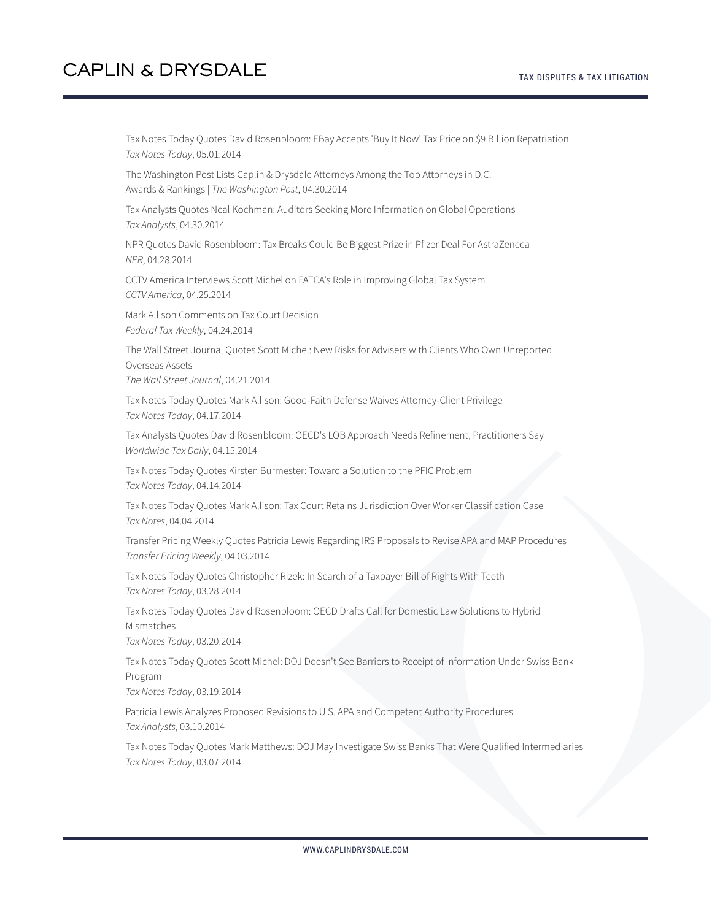Tax Notes Today Quotes David Rosenbloom: EBay Accepts 'Buy It Now' Tax Price on $9 Billion Repatriation
*Tax Notes Today*, 05.01.2014

The Washington Post Lists Caplin & Drysdale Attorneys Among the Top Attorneys in D.C.
Awards & Rankings | *The Washington Post*, 04.30.2014

Tax Analysts Quotes Neal Kochman: Auditors Seeking More Information on Global Operations
*Tax Analysts*, 04.30.2014

NPR Quotes David Rosenbloom: Tax Breaks Could Be Biggest Prize in Pfizer Deal For AstraZeneca
*NPR*, 04.28.2014

CCTV America Interviews Scott Michel on FATCA's Role in Improving Global Tax System
*CCTV America*, 04.25.2014

Mark Allison Comments on Tax Court Decision
*Federal Tax Weekly*, 04.24.2014

The Wall Street Journal Quotes Scott Michel: New Risks for Advisers with Clients Who Own Unreported Overseas Assets
*The Wall Street Journal*, 04.21.2014

Tax Notes Today Quotes Mark Allison: Good-Faith Defense Waives Attorney-Client Privilege
*Tax Notes Today*, 04.17.2014

Tax Analysts Quotes David Rosenbloom: OECD's LOB Approach Needs Refinement, Practitioners Say
*Worldwide Tax Daily*, 04.15.2014

Tax Notes Today Quotes Kirsten Burmester: Toward a Solution to the PFIC Problem
*Tax Notes Today*, 04.14.2014

Tax Notes Today Quotes Mark Allison: Tax Court Retains Jurisdiction Over Worker Classification Case
*Tax Notes*, 04.04.2014

Transfer Pricing Weekly Quotes Patricia Lewis Regarding IRS Proposals to Revise APA and MAP Procedures
*Transfer Pricing Weekly*, 04.03.2014

Tax Notes Today Quotes Christopher Rizek: In Search of a Taxpayer Bill of Rights With Teeth
*Tax Notes Today*, 03.28.2014

Tax Notes Today Quotes David Rosenbloom: OECD Drafts Call for Domestic Law Solutions to Hybrid Mismatches
*Tax Notes Today*, 03.20.2014

Tax Notes Today Quotes Scott Michel: DOJ Doesn't See Barriers to Receipt of Information Under Swiss Bank Program
*Tax Notes Today*, 03.19.2014

Patricia Lewis Analyzes Proposed Revisions to U.S. APA and Competent Authority Procedures
*Tax Analysts*, 03.10.2014

Tax Notes Today Quotes Mark Matthews: DOJ May Investigate Swiss Banks That Were Qualified Intermediaries
*Tax Notes Today*, 03.07.2014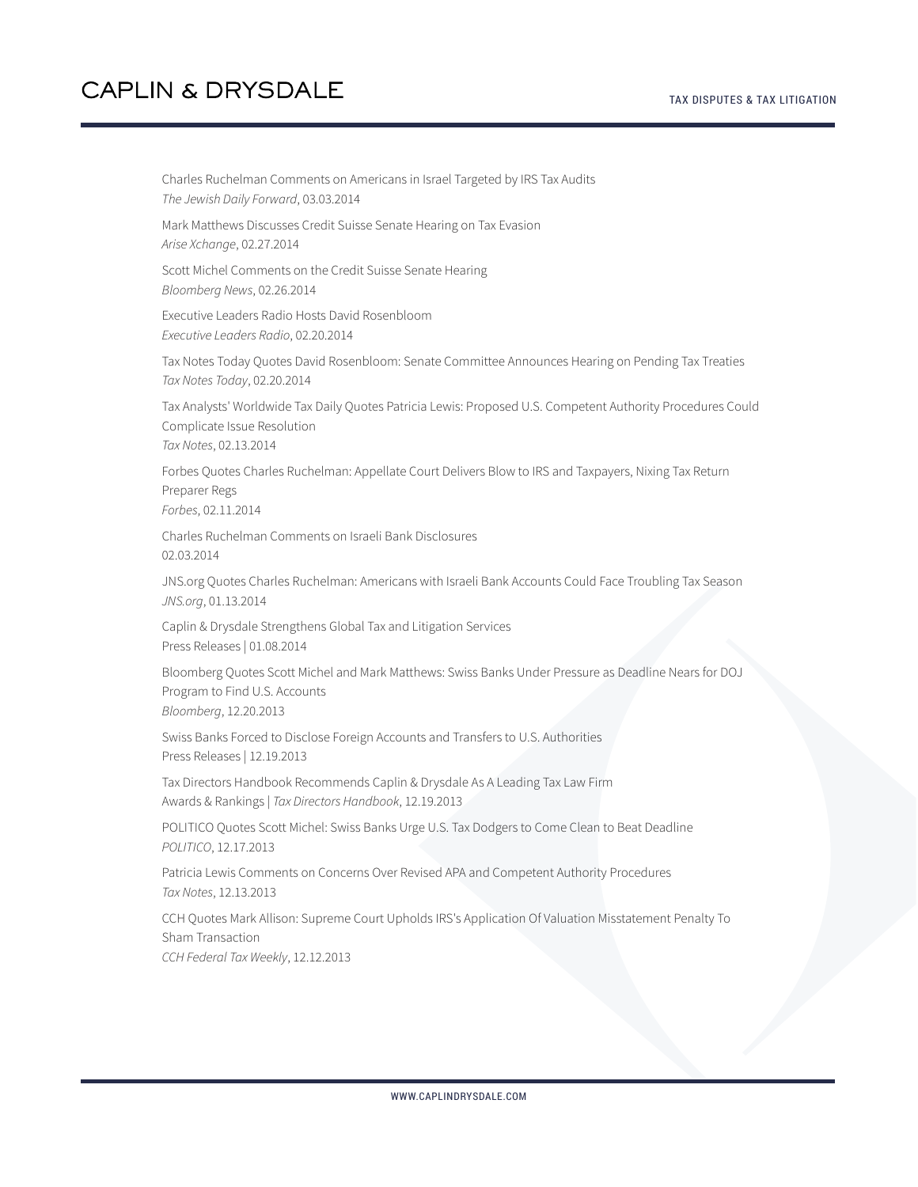Charles Ruchelman Comments on Americans in Israel Targeted by IRS Tax Audits
*The Jewish Daily Forward*, 03.03.2014

Mark Matthews Discusses Credit Suisse Senate Hearing on Tax Evasion
*Arise Xchange*, 02.27.2014

Scott Michel Comments on the Credit Suisse Senate Hearing
*Bloomberg News*, 02.26.2014

Executive Leaders Radio Hosts David Rosenbloom
*Executive Leaders Radio*, 02.20.2014

Tax Notes Today Quotes David Rosenbloom: Senate Committee Announces Hearing on Pending Tax Treaties
*Tax Notes Today*, 02.20.2014

Tax Analysts' Worldwide Tax Daily Quotes Patricia Lewis: Proposed U.S. Competent Authority Procedures Could Complicate Issue Resolution
*Tax Notes*, 02.13.2014

Forbes Quotes Charles Ruchelman: Appellate Court Delivers Blow to IRS and Taxpayers, Nixing Tax Return Preparer Regs
*Forbes*, 02.11.2014

Charles Ruchelman Comments on Israeli Bank Disclosures
02.03.2014

JNS.org Quotes Charles Ruchelman: Americans with Israeli Bank Accounts Could Face Troubling Tax Season
*JNS.org*, 01.13.2014

Caplin & Drysdale Strengthens Global Tax and Litigation Services
Press Releases | 01.08.2014

Bloomberg Quotes Scott Michel and Mark Matthews: Swiss Banks Under Pressure as Deadline Nears for DOJ Program to Find U.S. Accounts
*Bloomberg*, 12.20.2013

Swiss Banks Forced to Disclose Foreign Accounts and Transfers to U.S. Authorities
Press Releases | 12.19.2013

Tax Directors Handbook Recommends Caplin & Drysdale As A Leading Tax Law Firm
Awards & Rankings | *Tax Directors Handbook*, 12.19.2013

POLITICO Quotes Scott Michel: Swiss Banks Urge U.S. Tax Dodgers to Come Clean to Beat Deadline
*POLITICO*, 12.17.2013

Patricia Lewis Comments on Concerns Over Revised APA and Competent Authority Procedures
*Tax Notes*, 12.13.2013

CCH Quotes Mark Allison: Supreme Court Upholds IRS's Application Of Valuation Misstatement Penalty To Sham Transaction
*CCH Federal Tax Weekly*, 12.12.2013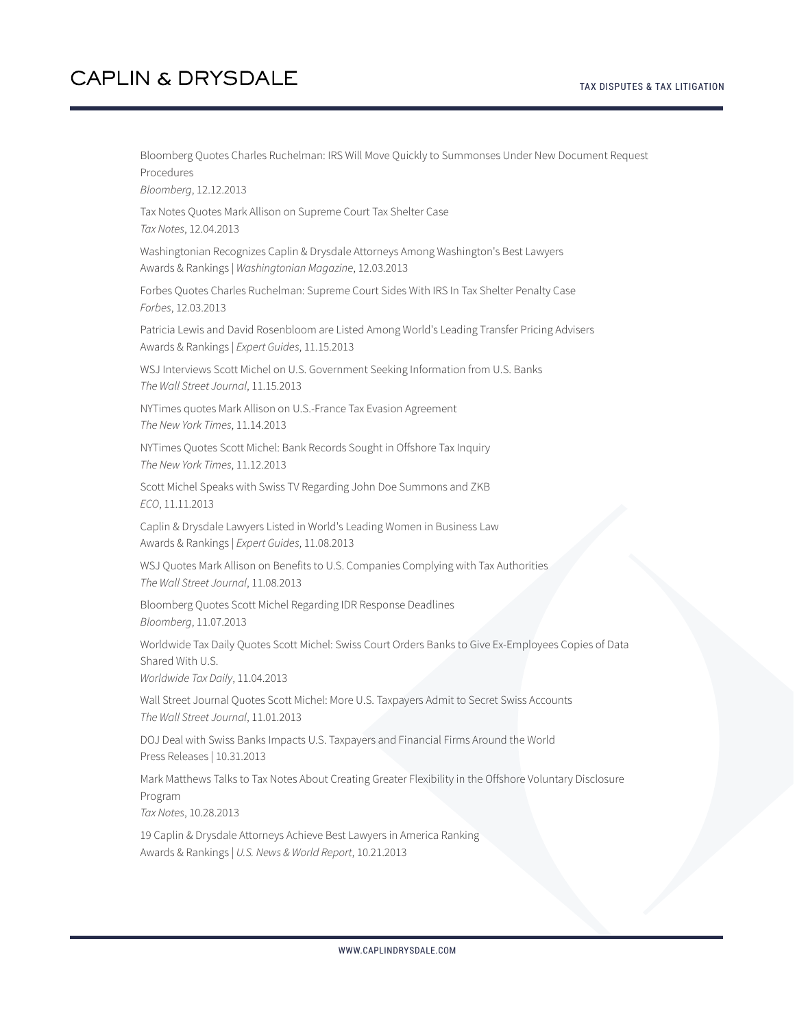Bloomberg Quotes Charles Ruchelman: IRS Will Move Quickly to Summonses Under New Document Request Procedures
*Bloomberg*, 12.12.2013

Tax Notes Quotes Mark Allison on Supreme Court Tax Shelter Case
*Tax Notes*, 12.04.2013

Washingtonian Recognizes Caplin & Drysdale Attorneys Among Washington's Best Lawyers
Awards & Rankings | *Washingtonian Magazine*, 12.03.2013

Forbes Quotes Charles Ruchelman: Supreme Court Sides With IRS In Tax Shelter Penalty Case
*Forbes*, 12.03.2013

Patricia Lewis and David Rosenbloom are Listed Among World's Leading Transfer Pricing Advisers
Awards & Rankings | *Expert Guides*, 11.15.2013

WSJ Interviews Scott Michel on U.S. Government Seeking Information from U.S. Banks
*The Wall Street Journal*, 11.15.2013

NYTimes quotes Mark Allison on U.S.-France Tax Evasion Agreement
*The New York Times*, 11.14.2013

NYTimes Quotes Scott Michel: Bank Records Sought in Offshore Tax Inquiry
*The New York Times*, 11.12.2013

Scott Michel Speaks with Swiss TV Regarding John Doe Summons and ZKB
*ECO*, 11.11.2013

Caplin & Drysdale Lawyers Listed in World's Leading Women in Business Law
Awards & Rankings | *Expert Guides*, 11.08.2013

WSJ Quotes Mark Allison on Benefits to U.S. Companies Complying with Tax Authorities
*The Wall Street Journal*, 11.08.2013

Bloomberg Quotes Scott Michel Regarding IDR Response Deadlines
*Bloomberg*, 11.07.2013

Worldwide Tax Daily Quotes Scott Michel: Swiss Court Orders Banks to Give Ex-Employees Copies of Data Shared With U.S.
*Worldwide Tax Daily*, 11.04.2013

Wall Street Journal Quotes Scott Michel: More U.S. Taxpayers Admit to Secret Swiss Accounts
*The Wall Street Journal*, 11.01.2013

DOJ Deal with Swiss Banks Impacts U.S. Taxpayers and Financial Firms Around the World
Press Releases | 10.31.2013

Mark Matthews Talks to Tax Notes About Creating Greater Flexibility in the Offshore Voluntary Disclosure Program
*Tax Notes*, 10.28.2013

19 Caplin & Drysdale Attorneys Achieve Best Lawyers in America Ranking
Awards & Rankings | *U.S. News & World Report*, 10.21.2013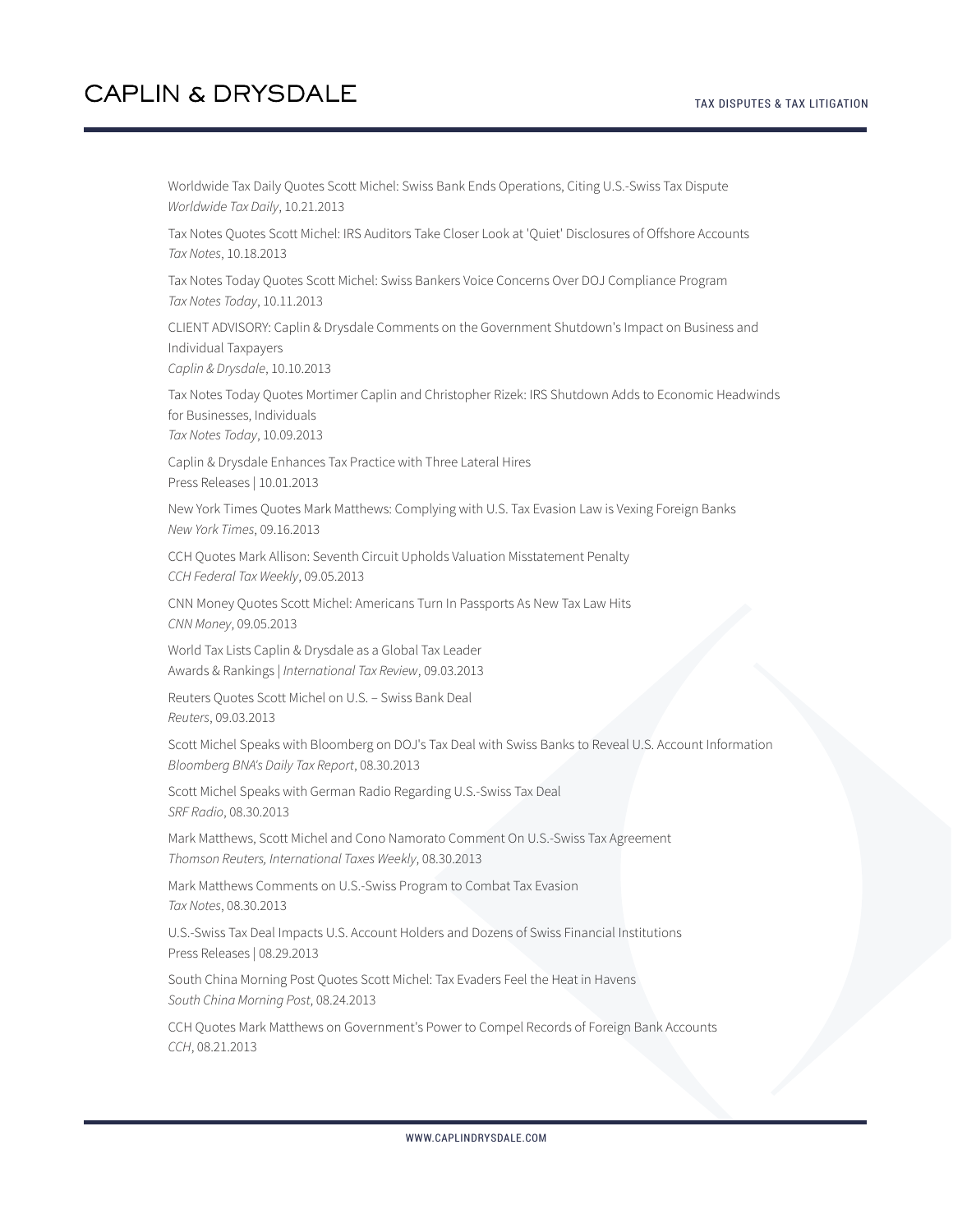Worldwide Tax Daily Quotes Scott Michel: Swiss Bank Ends Operations, Citing U.S.-Swiss Tax Dispute
*Worldwide Tax Daily*, 10.21.2013

Tax Notes Quotes Scott Michel: IRS Auditors Take Closer Look at 'Quiet' Disclosures of Offshore Accounts
*Tax Notes*, 10.18.2013

Tax Notes Today Quotes Scott Michel: Swiss Bankers Voice Concerns Over DOJ Compliance Program
*Tax Notes Today*, 10.11.2013

CLIENT ADVISORY: Caplin & Drysdale Comments on the Government Shutdown's Impact on Business and Individual Taxpayers
*Caplin & Drysdale*, 10.10.2013

Tax Notes Today Quotes Mortimer Caplin and Christopher Rizek: IRS Shutdown Adds to Economic Headwinds for Businesses, Individuals
*Tax Notes Today*, 10.09.2013

Caplin & Drysdale Enhances Tax Practice with Three Lateral Hires
Press Releases | 10.01.2013

New York Times Quotes Mark Matthews: Complying with U.S. Tax Evasion Law is Vexing Foreign Banks
*New York Times*, 09.16.2013

CCH Quotes Mark Allison: Seventh Circuit Upholds Valuation Misstatement Penalty
*CCH Federal Tax Weekly*, 09.05.2013

CNN Money Quotes Scott Michel: Americans Turn In Passports As New Tax Law Hits
*CNN Money*, 09.05.2013

World Tax Lists Caplin & Drysdale as a Global Tax Leader
Awards & Rankings | *International Tax Review*, 09.03.2013

Reuters Quotes Scott Michel on U.S. – Swiss Bank Deal
*Reuters*, 09.03.2013

Scott Michel Speaks with Bloomberg on DOJ's Tax Deal with Swiss Banks to Reveal U.S. Account Information
*Bloomberg BNA's Daily Tax Report*, 08.30.2013

Scott Michel Speaks with German Radio Regarding U.S.-Swiss Tax Deal
*SRF Radio*, 08.30.2013

Mark Matthews, Scott Michel and Cono Namorato Comment On U.S.-Swiss Tax Agreement
*Thomson Reuters, International Taxes Weekly*, 08.30.2013

Mark Matthews Comments on U.S.-Swiss Program to Combat Tax Evasion
*Tax Notes*, 08.30.2013

U.S.-Swiss Tax Deal Impacts U.S. Account Holders and Dozens of Swiss Financial Institutions
Press Releases | 08.29.2013

South China Morning Post Quotes Scott Michel: Tax Evaders Feel the Heat in Havens
*South China Morning Post*, 08.24.2013

CCH Quotes Mark Matthews on Government's Power to Compel Records of Foreign Bank Accounts
*CCH*, 08.21.2013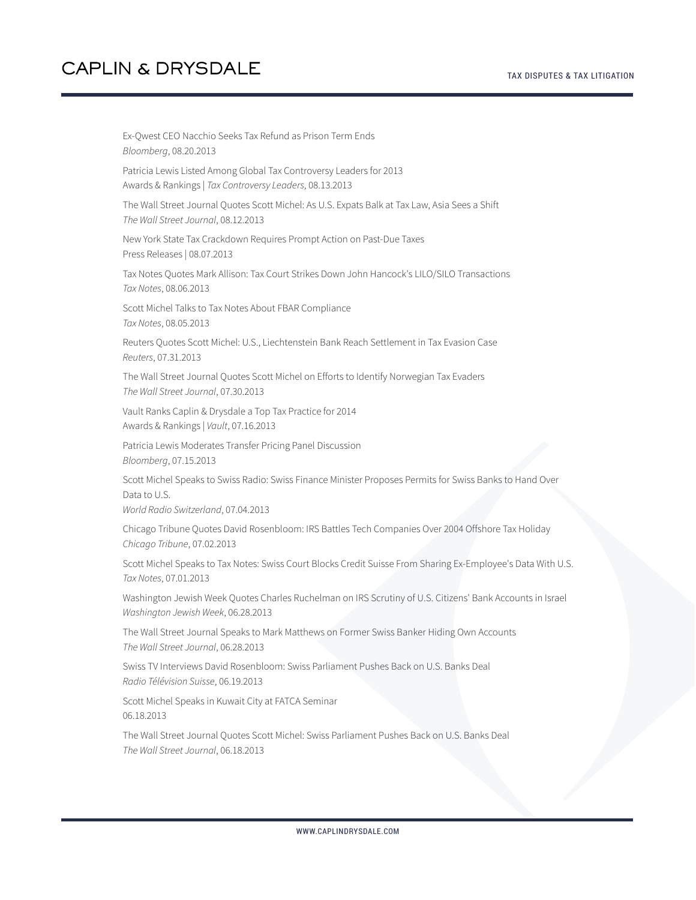Ex-Qwest CEO Nacchio Seeks Tax Refund as Prison Term Ends
*Bloomberg*, 08.20.2013

Patricia Lewis Listed Among Global Tax Controversy Leaders for 2013
Awards & Rankings | *Tax Controversy Leaders*, 08.13.2013

The Wall Street Journal Quotes Scott Michel: As U.S. Expats Balk at Tax Law, Asia Sees a Shift
*The Wall Street Journal*, 08.12.2013

New York State Tax Crackdown Requires Prompt Action on Past-Due Taxes
Press Releases | 08.07.2013

Tax Notes Quotes Mark Allison: Tax Court Strikes Down John Hancock's LILO/SILO Transactions
*Tax Notes*, 08.06.2013

Scott Michel Talks to Tax Notes About FBAR Compliance
*Tax Notes*, 08.05.2013

Reuters Quotes Scott Michel: U.S., Liechtenstein Bank Reach Settlement in Tax Evasion Case
*Reuters*, 07.31.2013

The Wall Street Journal Quotes Scott Michel on Efforts to Identify Norwegian Tax Evaders
*The Wall Street Journal*, 07.30.2013

Vault Ranks Caplin & Drysdale a Top Tax Practice for 2014
Awards & Rankings | *Vault*, 07.16.2013

Patricia Lewis Moderates Transfer Pricing Panel Discussion
*Bloomberg*, 07.15.2013

Scott Michel Speaks to Swiss Radio: Swiss Finance Minister Proposes Permits for Swiss Banks to Hand Over Data to U.S.
*World Radio Switzerland*, 07.04.2013

Chicago Tribune Quotes David Rosenbloom: IRS Battles Tech Companies Over 2004 Offshore Tax Holiday
*Chicago Tribune*, 07.02.2013

Scott Michel Speaks to Tax Notes: Swiss Court Blocks Credit Suisse From Sharing Ex-Employee's Data With U.S.
*Tax Notes*, 07.01.2013

Washington Jewish Week Quotes Charles Ruchelman on IRS Scrutiny of U.S. Citizens' Bank Accounts in Israel
*Washington Jewish Week*, 06.28.2013

The Wall Street Journal Speaks to Mark Matthews on Former Swiss Banker Hiding Own Accounts
*The Wall Street Journal*, 06.28.2013

Swiss TV Interviews David Rosenbloom: Swiss Parliament Pushes Back on U.S. Banks Deal
*Radio Télévision Suisse*, 06.19.2013

Scott Michel Speaks in Kuwait City at FATCA Seminar
06.18.2013

The Wall Street Journal Quotes Scott Michel: Swiss Parliament Pushes Back on U.S. Banks Deal
*The Wall Street Journal*, 06.18.2013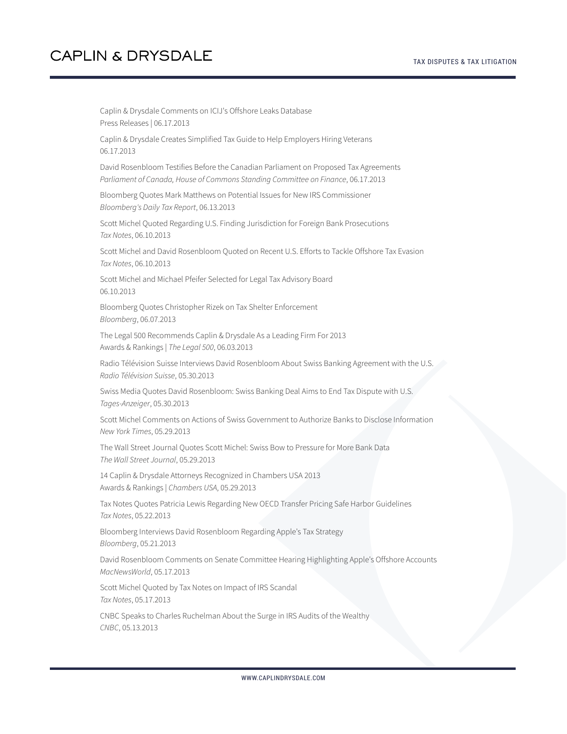Caplin & Drysdale Comments on ICIJ's Offshore Leaks Database
Press Releases | 06.17.2013

Caplin & Drysdale Creates Simplified Tax Guide to Help Employers Hiring Veterans
06.17.2013

David Rosenbloom Testifies Before the Canadian Parliament on Proposed Tax Agreements
*Parliament of Canada, House of Commons Standing Committee on Finance*, 06.17.2013

Bloomberg Quotes Mark Matthews on Potential Issues for New IRS Commissioner
*Bloomberg's Daily Tax Report*, 06.13.2013

Scott Michel Quoted Regarding U.S. Finding Jurisdiction for Foreign Bank Prosecutions
*Tax Notes*, 06.10.2013

Scott Michel and David Rosenbloom Quoted on Recent U.S. Efforts to Tackle Offshore Tax Evasion
*Tax Notes*, 06.10.2013

Scott Michel and Michael Pfeifer Selected for Legal Tax Advisory Board
06.10.2013

Bloomberg Quotes Christopher Rizek on Tax Shelter Enforcement
*Bloomberg*, 06.07.2013

The Legal 500 Recommends Caplin & Drysdale As a Leading Firm For 2013
Awards & Rankings | *The Legal 500*, 06.03.2013

Radio Télévision Suisse Interviews David Rosenbloom About Swiss Banking Agreement with the U.S.
*Radio Télévision Suisse*, 05.30.2013

Swiss Media Quotes David Rosenbloom: Swiss Banking Deal Aims to End Tax Dispute with U.S.
*Tages-Anzeiger*, 05.30.2013

Scott Michel Comments on Actions of Swiss Government to Authorize Banks to Disclose Information
*New York Times*, 05.29.2013

The Wall Street Journal Quotes Scott Michel: Swiss Bow to Pressure for More Bank Data
*The Wall Street Journal*, 05.29.2013

14 Caplin & Drysdale Attorneys Recognized in Chambers USA 2013
Awards & Rankings | *Chambers USA*, 05.29.2013

Tax Notes Quotes Patricia Lewis Regarding New OECD Transfer Pricing Safe Harbor Guidelines
*Tax Notes*, 05.22.2013

Bloomberg Interviews David Rosenbloom Regarding Apple's Tax Strategy
*Bloomberg*, 05.21.2013

David Rosenbloom Comments on Senate Committee Hearing Highlighting Apple's Offshore Accounts
*MacNewsWorld*, 05.17.2013

Scott Michel Quoted by Tax Notes on Impact of IRS Scandal
*Tax Notes*, 05.17.2013

CNBC Speaks to Charles Ruchelman About the Surge in IRS Audits of the Wealthy
*CNBC*, 05.13.2013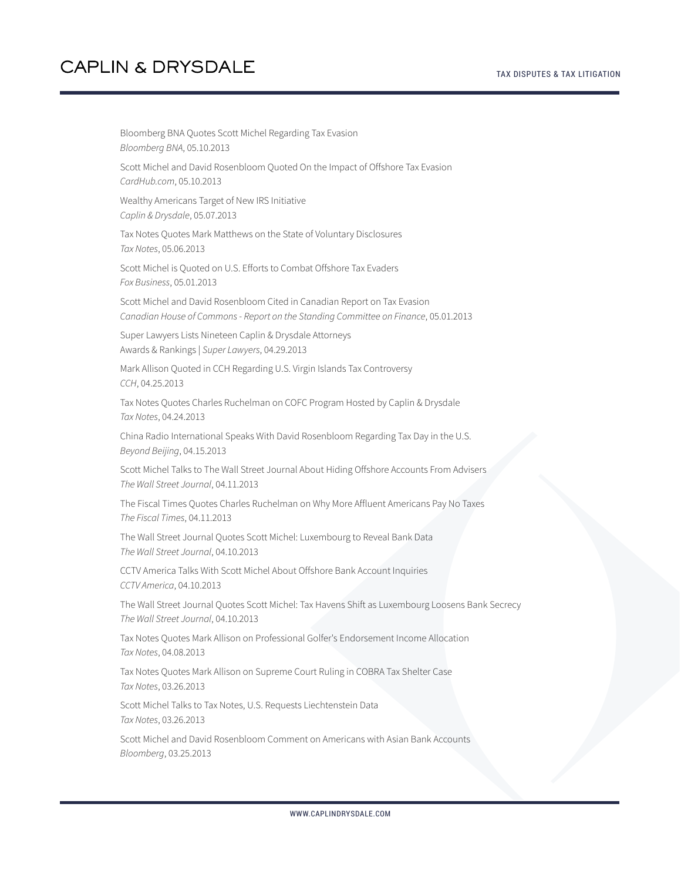Bloomberg BNA Quotes Scott Michel Regarding Tax Evasion
*Bloomberg BNA*, 05.10.2013

Scott Michel and David Rosenbloom Quoted On the Impact of Offshore Tax Evasion
*CardHub.com*, 05.10.2013

Wealthy Americans Target of New IRS Initiative
*Caplin & Drysdale*, 05.07.2013

Tax Notes Quotes Mark Matthews on the State of Voluntary Disclosures
*Tax Notes*, 05.06.2013

Scott Michel is Quoted on U.S. Efforts to Combat Offshore Tax Evaders
*Fox Business*, 05.01.2013

Scott Michel and David Rosenbloom Cited in Canadian Report on Tax Evasion
*Canadian House of Commons - Report on the Standing Committee on Finance*, 05.01.2013

Super Lawyers Lists Nineteen Caplin & Drysdale Attorneys
Awards & Rankings | *Super Lawyers*, 04.29.2013

Mark Allison Quoted in CCH Regarding U.S. Virgin Islands Tax Controversy
*CCH*, 04.25.2013

Tax Notes Quotes Charles Ruchelman on COFC Program Hosted by Caplin & Drysdale
*Tax Notes*, 04.24.2013

China Radio International Speaks With David Rosenbloom Regarding Tax Day in the U.S.
*Beyond Beijing*, 04.15.2013

Scott Michel Talks to The Wall Street Journal About Hiding Offshore Accounts From Advisers
*The Wall Street Journal*, 04.11.2013

The Fiscal Times Quotes Charles Ruchelman on Why More Affluent Americans Pay No Taxes
*The Fiscal Times*, 04.11.2013

The Wall Street Journal Quotes Scott Michel: Luxembourg to Reveal Bank Data
*The Wall Street Journal*, 04.10.2013

CCTV America Talks With Scott Michel About Offshore Bank Account Inquiries
*CCTV America*, 04.10.2013

The Wall Street Journal Quotes Scott Michel: Tax Havens Shift as Luxembourg Loosens Bank Secrecy
*The Wall Street Journal*, 04.10.2013

Tax Notes Quotes Mark Allison on Professional Golfer's Endorsement Income Allocation
*Tax Notes*, 04.08.2013

Tax Notes Quotes Mark Allison on Supreme Court Ruling in COBRA Tax Shelter Case
*Tax Notes*, 03.26.2013

Scott Michel Talks to Tax Notes, U.S. Requests Liechtenstein Data
*Tax Notes*, 03.26.2013

Scott Michel and David Rosenbloom Comment on Americans with Asian Bank Accounts
*Bloomberg*, 03.25.2013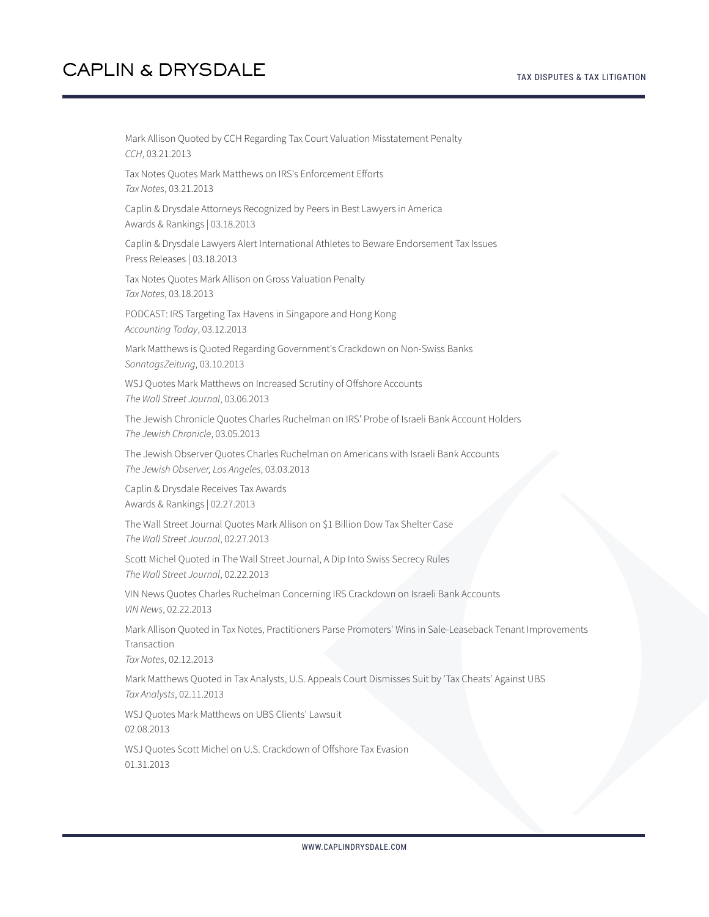Mark Allison Quoted by CCH Regarding Tax Court Valuation Misstatement Penalty
*CCH*, 03.21.2013

Tax Notes Quotes Mark Matthews on IRS's Enforcement Efforts
*Tax Notes*, 03.21.2013

Caplin & Drysdale Attorneys Recognized by Peers in Best Lawyers in America
Awards & Rankings | 03.18.2013

Caplin & Drysdale Lawyers Alert International Athletes to Beware Endorsement Tax Issues
Press Releases | 03.18.2013

Tax Notes Quotes Mark Allison on Gross Valuation Penalty
*Tax Notes*, 03.18.2013

PODCAST: IRS Targeting Tax Havens in Singapore and Hong Kong
*Accounting Today*, 03.12.2013

Mark Matthews is Quoted Regarding Government's Crackdown on Non-Swiss Banks
*SonntagsZeitung*, 03.10.2013

WSJ Quotes Mark Matthews on Increased Scrutiny of Offshore Accounts
*The Wall Street Journal*, 03.06.2013

The Jewish Chronicle Quotes Charles Ruchelman on IRS' Probe of Israeli Bank Account Holders
*The Jewish Chronicle*, 03.05.2013

The Jewish Observer Quotes Charles Ruchelman on Americans with Israeli Bank Accounts
*The Jewish Observer, Los Angeles*, 03.03.2013

Caplin & Drysdale Receives Tax Awards
Awards & Rankings | 02.27.2013

The Wall Street Journal Quotes Mark Allison on $1 Billion Dow Tax Shelter Case
*The Wall Street Journal*, 02.27.2013

Scott Michel Quoted in The Wall Street Journal, A Dip Into Swiss Secrecy Rules
*The Wall Street Journal*, 02.22.2013

VIN News Quotes Charles Ruchelman Concerning IRS Crackdown on Israeli Bank Accounts
*VIN News*, 02.22.2013

Mark Allison Quoted in Tax Notes, Practitioners Parse Promoters' Wins in Sale-Leaseback Tenant Improvements Transaction
*Tax Notes*, 02.12.2013

Mark Matthews Quoted in Tax Analysts, U.S. Appeals Court Dismisses Suit by 'Tax Cheats' Against UBS
*Tax Analysts*, 02.11.2013

WSJ Quotes Mark Matthews on UBS Clients' Lawsuit
02.08.2013

WSJ Quotes Scott Michel on U.S. Crackdown of Offshore Tax Evasion
01.31.2013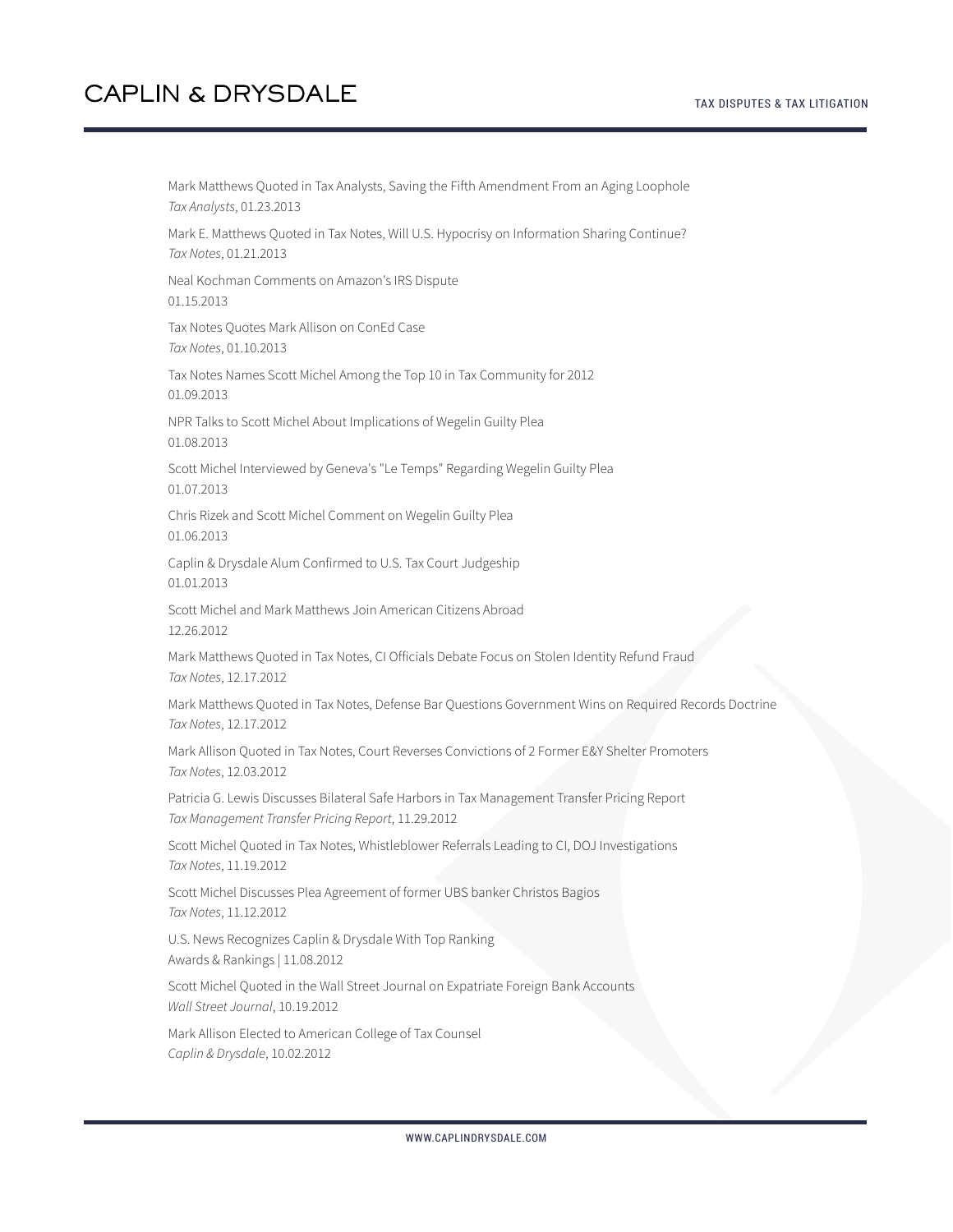Mark Matthews Quoted in Tax Analysts, Saving the Fifth Amendment From an Aging Loophole
*Tax Analysts*, 01.23.2013

Mark E. Matthews Quoted in Tax Notes, Will U.S. Hypocrisy on Information Sharing Continue?
*Tax Notes*, 01.21.2013

Neal Kochman Comments on Amazon's IRS Dispute
01.15.2013

Tax Notes Quotes Mark Allison on ConEd Case
*Tax Notes*, 01.10.2013

Tax Notes Names Scott Michel Among the Top 10 in Tax Community for 2012
01.09.2013

NPR Talks to Scott Michel About Implications of Wegelin Guilty Plea
01.08.2013

Scott Michel Interviewed by Geneva's "Le Temps" Regarding Wegelin Guilty Plea
01.07.2013

Chris Rizek and Scott Michel Comment on Wegelin Guilty Plea
01.06.2013

Caplin & Drysdale Alum Confirmed to U.S. Tax Court Judgeship
01.01.2013

Scott Michel and Mark Matthews Join American Citizens Abroad
12.26.2012

Mark Matthews Quoted in Tax Notes, CI Officials Debate Focus on Stolen Identity Refund Fraud
*Tax Notes*, 12.17.2012

Mark Matthews Quoted in Tax Notes, Defense Bar Questions Government Wins on Required Records Doctrine
*Tax Notes*, 12.17.2012

Mark Allison Quoted in Tax Notes, Court Reverses Convictions of 2 Former E&Y Shelter Promoters
*Tax Notes*, 12.03.2012

Patricia G. Lewis Discusses Bilateral Safe Harbors in Tax Management Transfer Pricing Report
*Tax Management Transfer Pricing Report*, 11.29.2012

Scott Michel Quoted in Tax Notes, Whistleblower Referrals Leading to CI, DOJ Investigations
*Tax Notes*, 11.19.2012

Scott Michel Discusses Plea Agreement of former UBS banker Christos Bagios
*Tax Notes*, 11.12.2012

U.S. News Recognizes Caplin & Drysdale With Top Ranking
Awards & Rankings | 11.08.2012

Scott Michel Quoted in the Wall Street Journal on Expatriate Foreign Bank Accounts
*Wall Street Journal*, 10.19.2012

Mark Allison Elected to American College of Tax Counsel
*Caplin & Drysdale*, 10.02.2012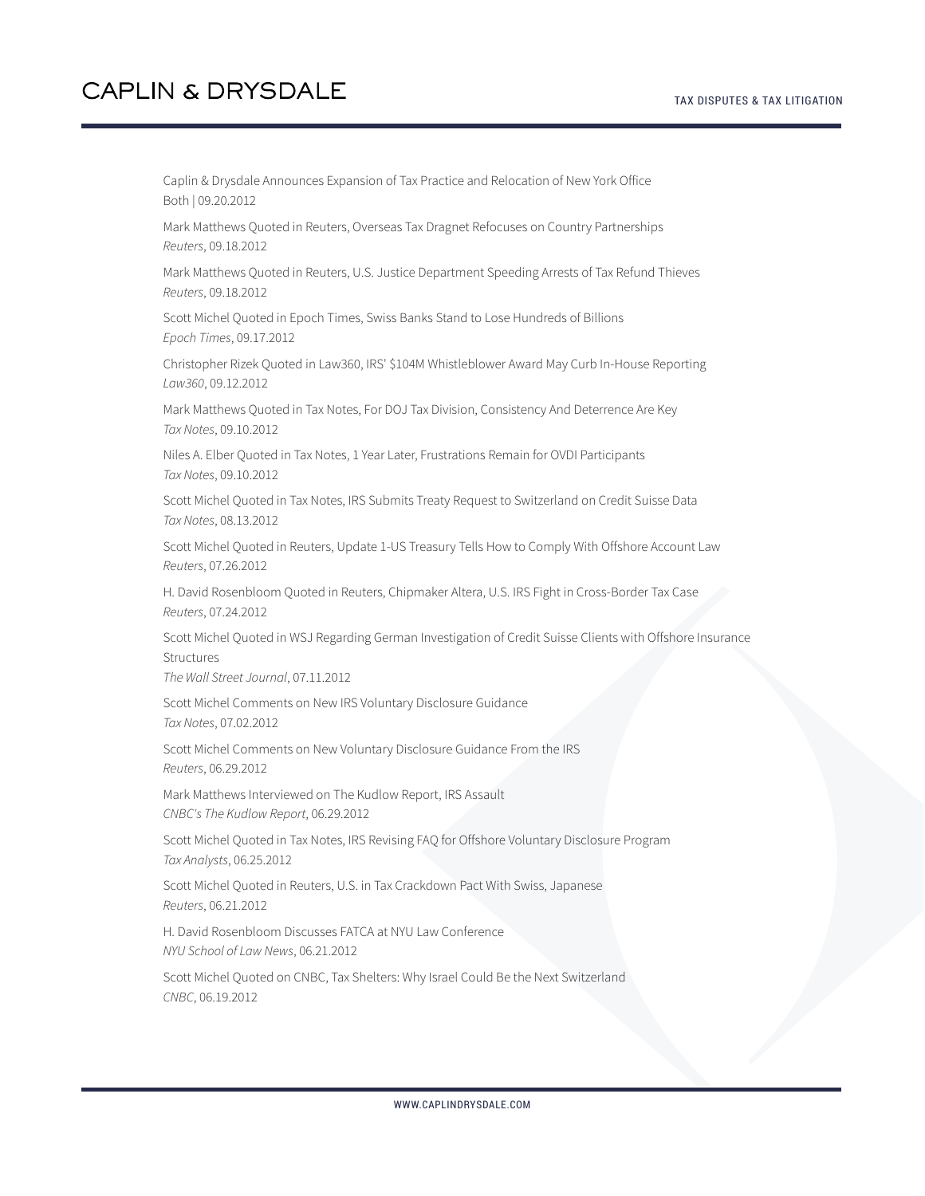Caplin & Drysdale Announces Expansion of Tax Practice and Relocation of New York Office
Both | 09.20.2012

Mark Matthews Quoted in Reuters, Overseas Tax Dragnet Refocuses on Country Partnerships
*Reuters*, 09.18.2012

Mark Matthews Quoted in Reuters, U.S. Justice Department Speeding Arrests of Tax Refund Thieves
*Reuters*, 09.18.2012

Scott Michel Quoted in Epoch Times, Swiss Banks Stand to Lose Hundreds of Billions
*Epoch Times*, 09.17.2012

Christopher Rizek Quoted in Law360, IRS' $104M Whistleblower Award May Curb In-House Reporting
*Law360*, 09.12.2012

Mark Matthews Quoted in Tax Notes, For DOJ Tax Division, Consistency And Deterrence Are Key
*Tax Notes*, 09.10.2012

Niles A. Elber Quoted in Tax Notes, 1 Year Later, Frustrations Remain for OVDI Participants
*Tax Notes*, 09.10.2012

Scott Michel Quoted in Tax Notes, IRS Submits Treaty Request to Switzerland on Credit Suisse Data
*Tax Notes*, 08.13.2012

Scott Michel Quoted in Reuters, Update 1-US Treasury Tells How to Comply With Offshore Account Law
*Reuters*, 07.26.2012

H. David Rosenbloom Quoted in Reuters, Chipmaker Altera, U.S. IRS Fight in Cross-Border Tax Case
*Reuters*, 07.24.2012

Scott Michel Quoted in WSJ Regarding German Investigation of Credit Suisse Clients with Offshore Insurance Structures
*The Wall Street Journal*, 07.11.2012

Scott Michel Comments on New IRS Voluntary Disclosure Guidance
*Tax Notes*, 07.02.2012

Scott Michel Comments on New Voluntary Disclosure Guidance From the IRS
*Reuters*, 06.29.2012

Mark Matthews Interviewed on The Kudlow Report, IRS Assault
*CNBC's The Kudlow Report*, 06.29.2012

Scott Michel Quoted in Tax Notes, IRS Revising FAQ for Offshore Voluntary Disclosure Program
*Tax Analysts*, 06.25.2012

Scott Michel Quoted in Reuters, U.S. in Tax Crackdown Pact With Swiss, Japanese
*Reuters*, 06.21.2012

H. David Rosenbloom Discusses FATCA at NYU Law Conference
*NYU School of Law News*, 06.21.2012

Scott Michel Quoted on CNBC, Tax Shelters: Why Israel Could Be the Next Switzerland
*CNBC*, 06.19.2012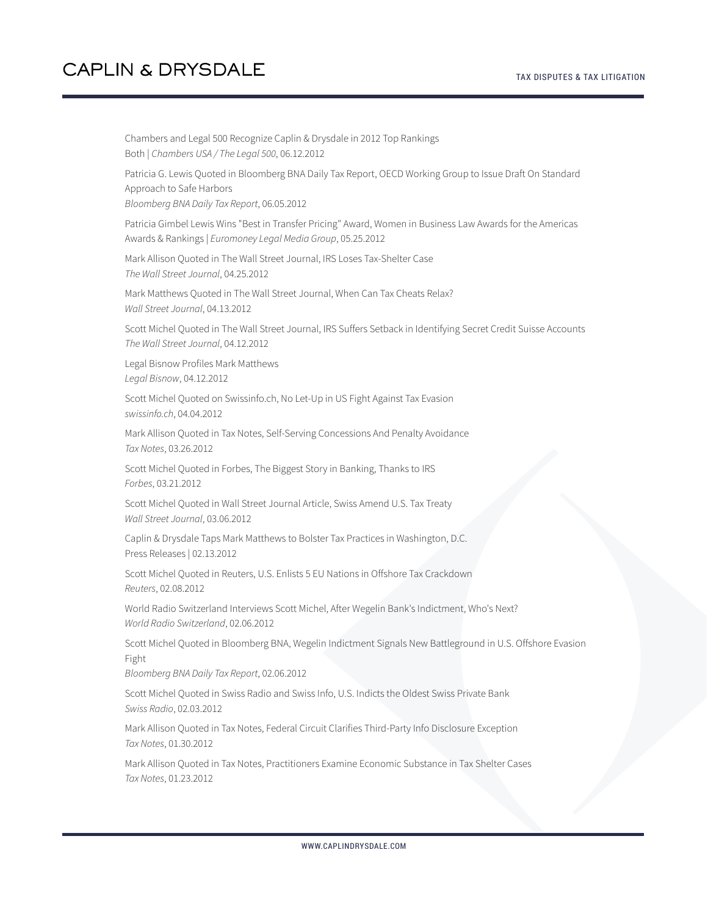Chambers and Legal 500 Recognize Caplin & Drysdale in 2012 Top Rankings
Both | *Chambers USA / The Legal 500*, 06.12.2012

Patricia G. Lewis Quoted in Bloomberg BNA Daily Tax Report, OECD Working Group to Issue Draft On Standard Approach to Safe Harbors
*Bloomberg BNA Daily Tax Report*, 06.05.2012

Patricia Gimbel Lewis Wins "Best in Transfer Pricing" Award, Women in Business Law Awards for the Americas
Awards & Rankings | *Euromoney Legal Media Group*, 05.25.2012

Mark Allison Quoted in The Wall Street Journal, IRS Loses Tax-Shelter Case
*The Wall Street Journal*, 04.25.2012

Mark Matthews Quoted in The Wall Street Journal, When Can Tax Cheats Relax?
*Wall Street Journal*, 04.13.2012

Scott Michel Quoted in The Wall Street Journal, IRS Suffers Setback in Identifying Secret Credit Suisse Accounts
*The Wall Street Journal*, 04.12.2012

Legal Bisnow Profiles Mark Matthews
*Legal Bisnow*, 04.12.2012

Scott Michel Quoted on Swissinfo.ch, No Let-Up in US Fight Against Tax Evasion
*swissinfo.ch*, 04.04.2012

Mark Allison Quoted in Tax Notes, Self-Serving Concessions And Penalty Avoidance
*Tax Notes*, 03.26.2012

Scott Michel Quoted in Forbes, The Biggest Story in Banking, Thanks to IRS
*Forbes*, 03.21.2012

Scott Michel Quoted in Wall Street Journal Article, Swiss Amend U.S. Tax Treaty
*Wall Street Journal*, 03.06.2012

Caplin & Drysdale Taps Mark Matthews to Bolster Tax Practices in Washington, D.C.
Press Releases | 02.13.2012

Scott Michel Quoted in Reuters, U.S. Enlists 5 EU Nations in Offshore Tax Crackdown
*Reuters*, 02.08.2012

World Radio Switzerland Interviews Scott Michel, After Wegelin Bank's Indictment, Who's Next?
*World Radio Switzerland*, 02.06.2012

Scott Michel Quoted in Bloomberg BNA, Wegelin Indictment Signals New Battleground in U.S. Offshore Evasion Fight
*Bloomberg BNA Daily Tax Report*, 02.06.2012

Scott Michel Quoted in Swiss Radio and Swiss Info, U.S. Indicts the Oldest Swiss Private Bank
*Swiss Radio*, 02.03.2012

Mark Allison Quoted in Tax Notes, Federal Circuit Clarifies Third-Party Info Disclosure Exception
*Tax Notes*, 01.30.2012

Mark Allison Quoted in Tax Notes, Practitioners Examine Economic Substance in Tax Shelter Cases
*Tax Notes*, 01.23.2012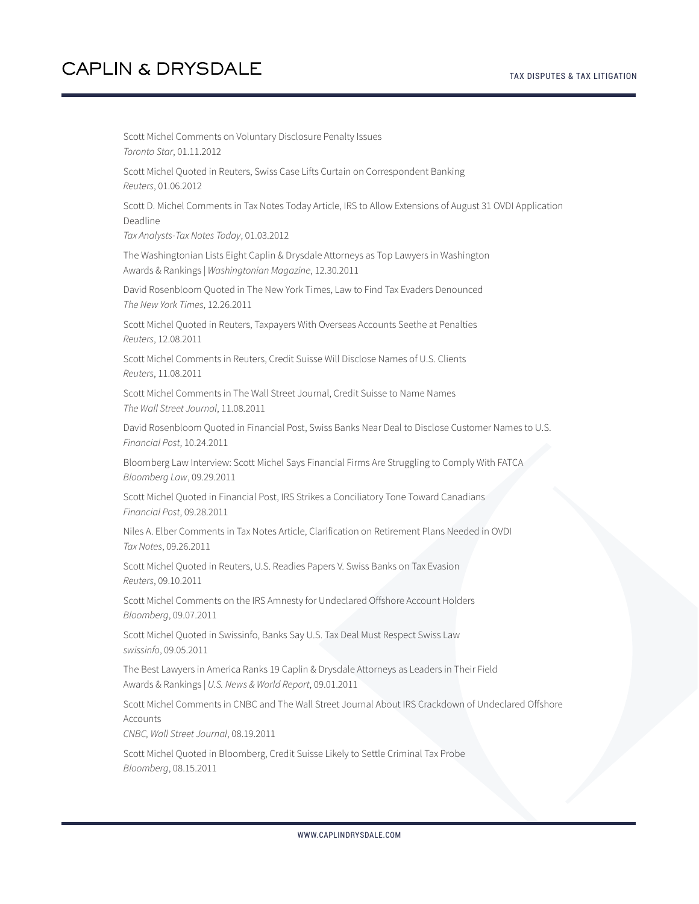Scott Michel Comments on Voluntary Disclosure Penalty Issues
*Toronto Star*, 01.11.2012

Scott Michel Quoted in Reuters, Swiss Case Lifts Curtain on Correspondent Banking
*Reuters*, 01.06.2012

Scott D. Michel Comments in Tax Notes Today Article, IRS to Allow Extensions of August 31 OVDI Application Deadline
*Tax Analysts-Tax Notes Today*, 01.03.2012

The Washingtonian Lists Eight Caplin & Drysdale Attorneys as Top Lawyers in Washington
Awards & Rankings | *Washingtonian Magazine*, 12.30.2011

David Rosenbloom Quoted in The New York Times, Law to Find Tax Evaders Denounced
*The New York Times*, 12.26.2011

Scott Michel Quoted in Reuters, Taxpayers With Overseas Accounts Seethe at Penalties
*Reuters*, 12.08.2011

Scott Michel Comments in Reuters, Credit Suisse Will Disclose Names of U.S. Clients
*Reuters*, 11.08.2011

Scott Michel Comments in The Wall Street Journal, Credit Suisse to Name Names
*The Wall Street Journal*, 11.08.2011

David Rosenbloom Quoted in Financial Post, Swiss Banks Near Deal to Disclose Customer Names to U.S.
*Financial Post*, 10.24.2011

Bloomberg Law Interview: Scott Michel Says Financial Firms Are Struggling to Comply With FATCA
*Bloomberg Law*, 09.29.2011

Scott Michel Quoted in Financial Post, IRS Strikes a Conciliatory Tone Toward Canadians
*Financial Post*, 09.28.2011

Niles A. Elber Comments in Tax Notes Article, Clarification on Retirement Plans Needed in OVDI
*Tax Notes*, 09.26.2011

Scott Michel Quoted in Reuters, U.S. Readies Papers V. Swiss Banks on Tax Evasion
*Reuters*, 09.10.2011

Scott Michel Comments on the IRS Amnesty for Undeclared Offshore Account Holders
*Bloomberg*, 09.07.2011

Scott Michel Quoted in Swissinfo, Banks Say U.S. Tax Deal Must Respect Swiss Law
*swissinfo*, 09.05.2011

The Best Lawyers in America Ranks 19 Caplin & Drysdale Attorneys as Leaders in Their Field
Awards & Rankings | *U.S. News & World Report*, 09.01.2011

Scott Michel Comments in CNBC and The Wall Street Journal About IRS Crackdown of Undeclared Offshore Accounts
*CNBC, Wall Street Journal*, 08.19.2011

Scott Michel Quoted in Bloomberg, Credit Suisse Likely to Settle Criminal Tax Probe
*Bloomberg*, 08.15.2011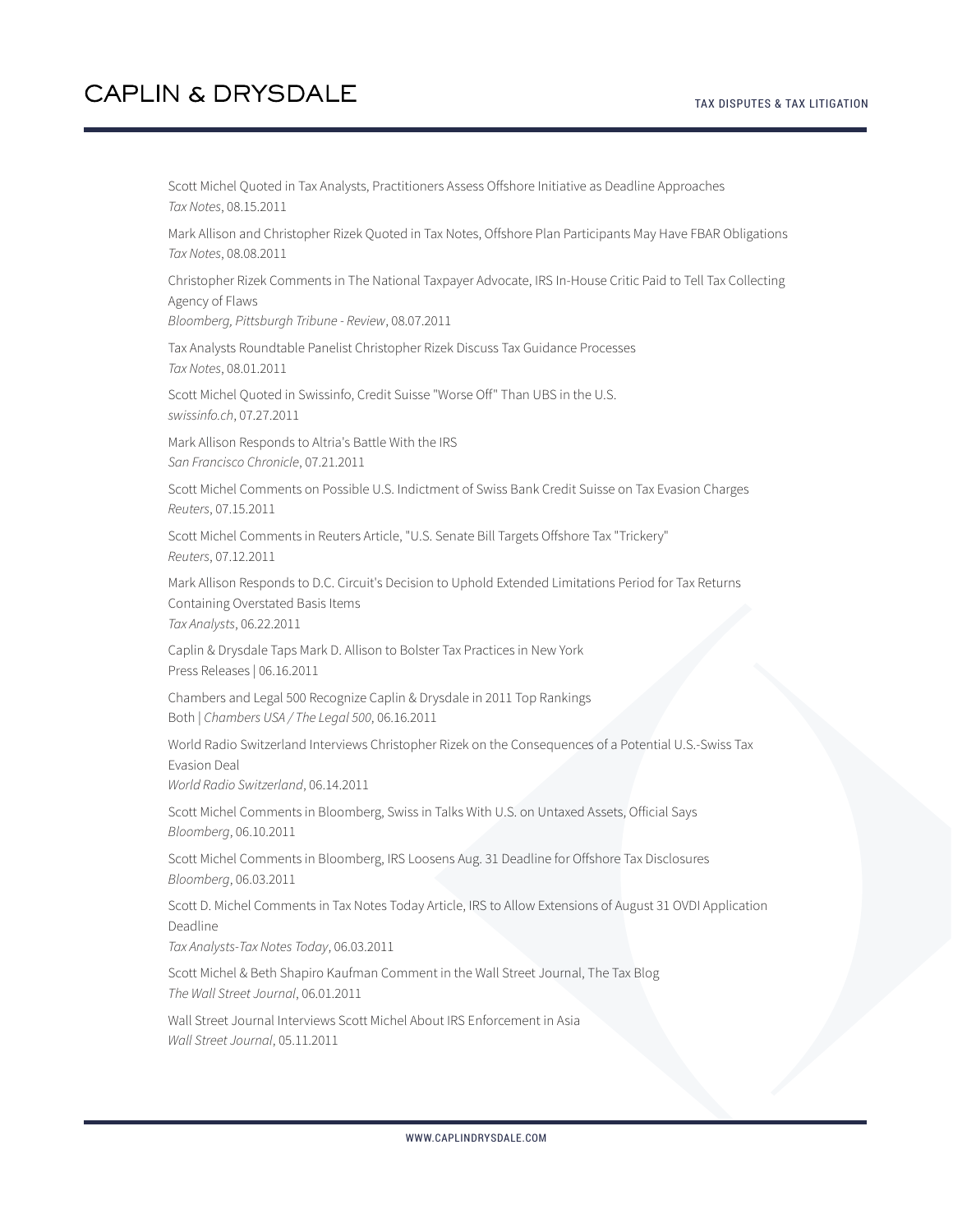Scott Michel Quoted in Tax Analysts, Practitioners Assess Offshore Initiative as Deadline Approaches
*Tax Notes*, 08.15.2011

Mark Allison and Christopher Rizek Quoted in Tax Notes, Offshore Plan Participants May Have FBAR Obligations
*Tax Notes*, 08.08.2011

Christopher Rizek Comments in The National Taxpayer Advocate, IRS In-House Critic Paid to Tell Tax Collecting Agency of Flaws
*Bloomberg, Pittsburgh Tribune - Review*, 08.07.2011

Tax Analysts Roundtable Panelist Christopher Rizek Discuss Tax Guidance Processes
*Tax Notes*, 08.01.2011

Scott Michel Quoted in Swissinfo, Credit Suisse "Worse Off" Than UBS in the U.S.
*swissinfo.ch*, 07.27.2011

Mark Allison Responds to Altria's Battle With the IRS
*San Francisco Chronicle*, 07.21.2011

Scott Michel Comments on Possible U.S. Indictment of Swiss Bank Credit Suisse on Tax Evasion Charges
*Reuters*, 07.15.2011

Scott Michel Comments in Reuters Article, "U.S. Senate Bill Targets Offshore Tax "Trickery"
*Reuters*, 07.12.2011

Mark Allison Responds to D.C. Circuit's Decision to Uphold Extended Limitations Period for Tax Returns Containing Overstated Basis Items
*Tax Analysts*, 06.22.2011

Caplin & Drysdale Taps Mark D. Allison to Bolster Tax Practices in New York
Press Releases | 06.16.2011

Chambers and Legal 500 Recognize Caplin & Drysdale in 2011 Top Rankings
Both | *Chambers USA / The Legal 500*, 06.16.2011

World Radio Switzerland Interviews Christopher Rizek on the Consequences of a Potential U.S.-Swiss Tax Evasion Deal
*World Radio Switzerland*, 06.14.2011

Scott Michel Comments in Bloomberg, Swiss in Talks With U.S. on Untaxed Assets, Official Says
*Bloomberg*, 06.10.2011

Scott Michel Comments in Bloomberg, IRS Loosens Aug. 31 Deadline for Offshore Tax Disclosures
*Bloomberg*, 06.03.2011

Scott D. Michel Comments in Tax Notes Today Article, IRS to Allow Extensions of August 31 OVDI Application Deadline
*Tax Analysts-Tax Notes Today*, 06.03.2011

Scott Michel & Beth Shapiro Kaufman Comment in the Wall Street Journal, The Tax Blog
*The Wall Street Journal*, 06.01.2011

Wall Street Journal Interviews Scott Michel About IRS Enforcement in Asia
*Wall Street Journal*, 05.11.2011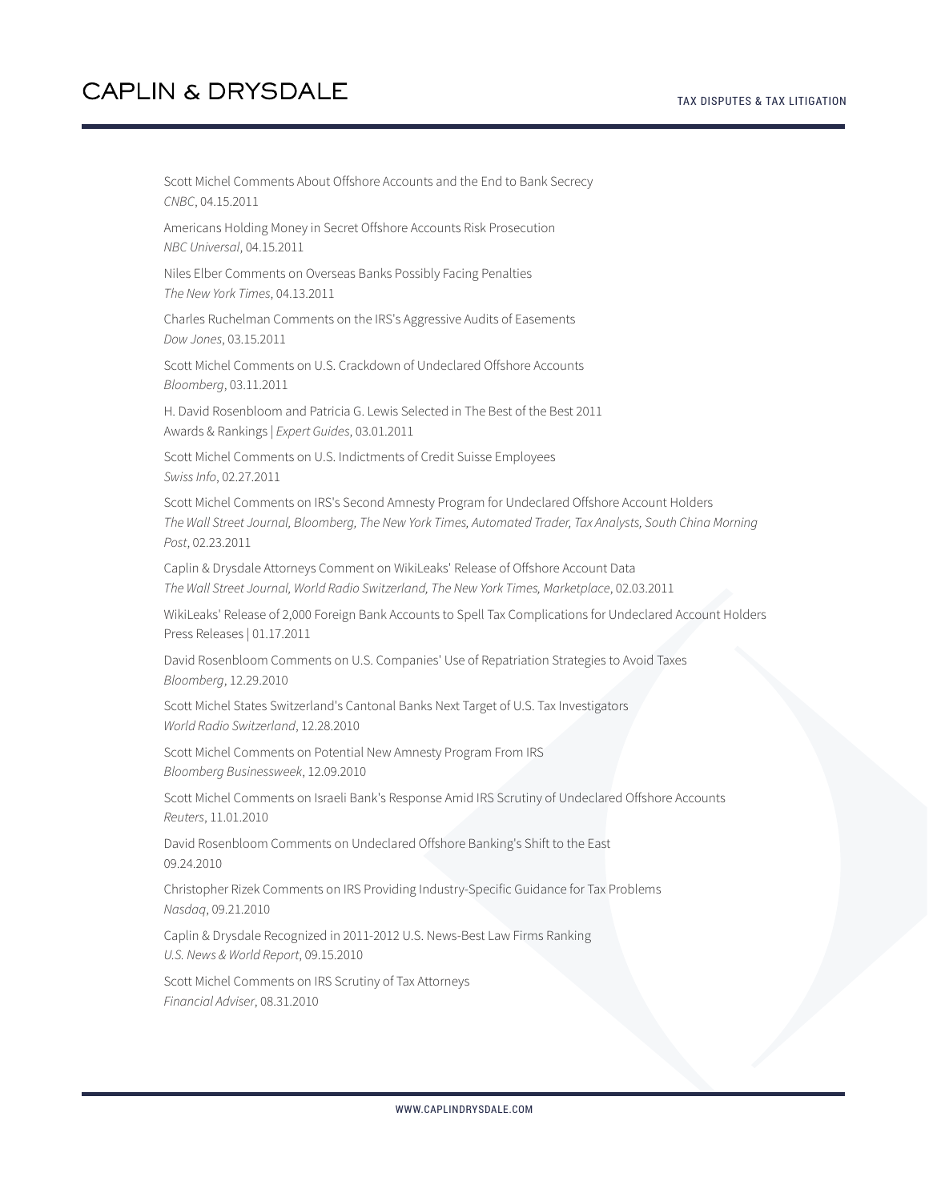Scott Michel Comments About Offshore Accounts and the End to Bank Secrecy
*CNBC*, 04.15.2011

Americans Holding Money in Secret Offshore Accounts Risk Prosecution
*NBC Universal*, 04.15.2011

Niles Elber Comments on Overseas Banks Possibly Facing Penalties
*The New York Times*, 04.13.2011

Charles Ruchelman Comments on the IRS's Aggressive Audits of Easements
*Dow Jones*, 03.15.2011

Scott Michel Comments on U.S. Crackdown of Undeclared Offshore Accounts
*Bloomberg*, 03.11.2011

H. David Rosenbloom and Patricia G. Lewis Selected in The Best of the Best 2011
Awards & Rankings | *Expert Guides*, 03.01.2011

Scott Michel Comments on U.S. Indictments of Credit Suisse Employees
*Swiss Info*, 02.27.2011

Scott Michel Comments on IRS's Second Amnesty Program for Undeclared Offshore Account Holders
*The Wall Street Journal, Bloomberg, The New York Times, Automated Trader, Tax Analysts, South China Morning Post*, 02.23.2011

Caplin & Drysdale Attorneys Comment on WikiLeaks' Release of Offshore Account Data
*The Wall Street Journal, World Radio Switzerland, The New York Times, Marketplace*, 02.03.2011

WikiLeaks' Release of 2,000 Foreign Bank Accounts to Spell Tax Complications for Undeclared Account Holders
Press Releases | 01.17.2011

David Rosenbloom Comments on U.S. Companies' Use of Repatriation Strategies to Avoid Taxes
*Bloomberg*, 12.29.2010

Scott Michel States Switzerland's Cantonal Banks Next Target of U.S. Tax Investigators
*World Radio Switzerland*, 12.28.2010

Scott Michel Comments on Potential New Amnesty Program From IRS
*Bloomberg Businessweek*, 12.09.2010

Scott Michel Comments on Israeli Bank's Response Amid IRS Scrutiny of Undeclared Offshore Accounts
*Reuters*, 11.01.2010

David Rosenbloom Comments on Undeclared Offshore Banking's Shift to the East
09.24.2010

Christopher Rizek Comments on IRS Providing Industry-Specific Guidance for Tax Problems
*Nasdaq*, 09.21.2010

Caplin & Drysdale Recognized in 2011-2012 U.S. News-Best Law Firms Ranking
*U.S. News & World Report*, 09.15.2010

Scott Michel Comments on IRS Scrutiny of Tax Attorneys
*Financial Adviser*, 08.31.2010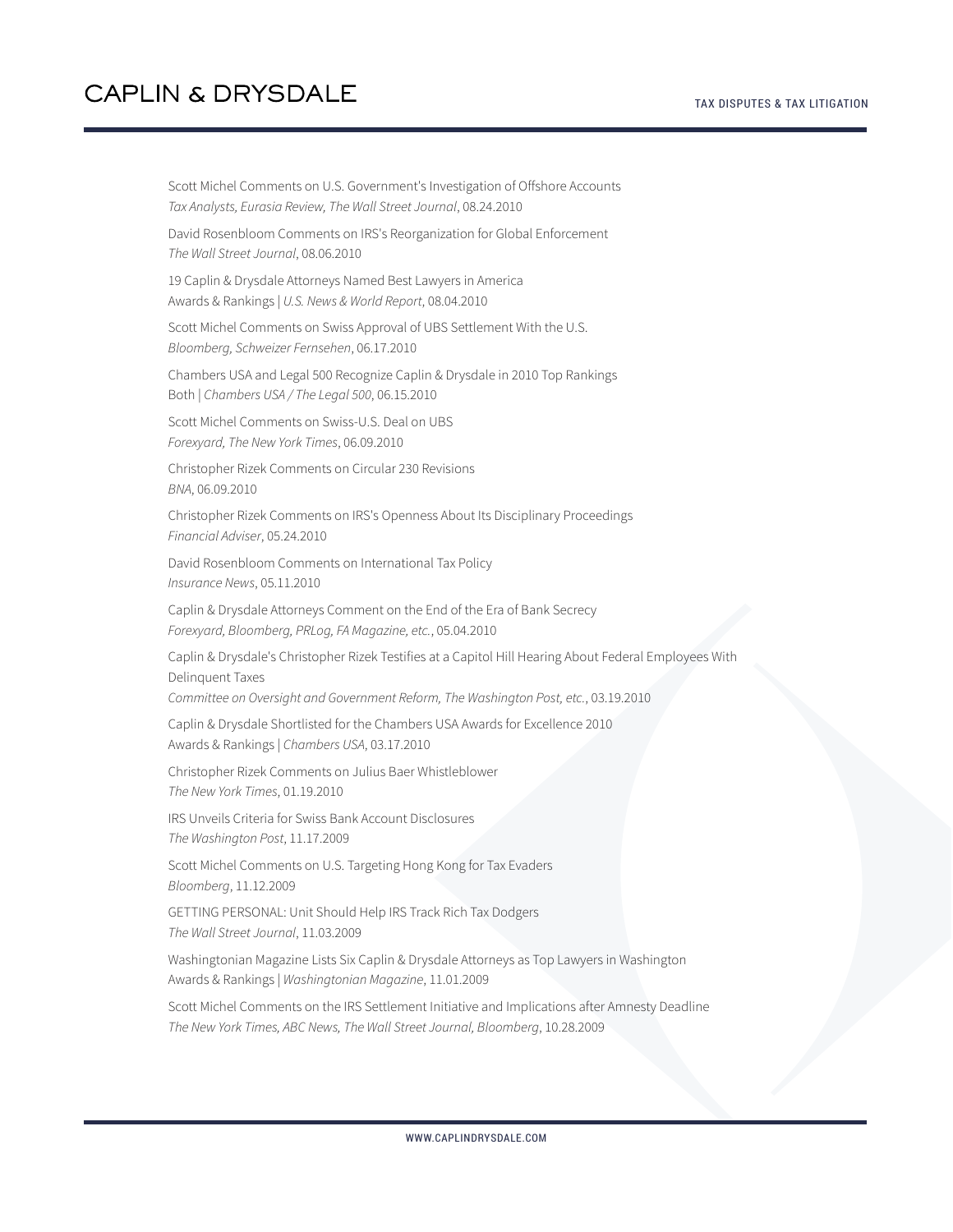Scott Michel Comments on U.S. Government's Investigation of Offshore Accounts
*Tax Analysts, Eurasia Review, The Wall Street Journal*, 08.24.2010

David Rosenbloom Comments on IRS's Reorganization for Global Enforcement
*The Wall Street Journal*, 08.06.2010

19 Caplin & Drysdale Attorneys Named Best Lawyers in America
Awards & Rankings | *U.S. News & World Report*, 08.04.2010

Scott Michel Comments on Swiss Approval of UBS Settlement With the U.S.
*Bloomberg, Schweizer Fernsehen*, 06.17.2010

Chambers USA and Legal 500 Recognize Caplin & Drysdale in 2010 Top Rankings
Both | *Chambers USA / The Legal 500*, 06.15.2010

Scott Michel Comments on Swiss-U.S. Deal on UBS
*Forexyard, The New York Times*, 06.09.2010

Christopher Rizek Comments on Circular 230 Revisions
*BNA*, 06.09.2010

Christopher Rizek Comments on IRS's Openness About Its Disciplinary Proceedings
*Financial Adviser*, 05.24.2010

David Rosenbloom Comments on International Tax Policy
*Insurance News*, 05.11.2010

Caplin & Drysdale Attorneys Comment on the End of the Era of Bank Secrecy
*Forexyard, Bloomberg, PRLog, FA Magazine, etc.*, 05.04.2010

Caplin & Drysdale's Christopher Rizek Testifies at a Capitol Hill Hearing About Federal Employees With Delinquent Taxes
*Committee on Oversight and Government Reform, The Washington Post, etc.*, 03.19.2010

Caplin & Drysdale Shortlisted for the Chambers USA Awards for Excellence 2010
Awards & Rankings | *Chambers USA*, 03.17.2010

Christopher Rizek Comments on Julius Baer Whistleblower
*The New York Times*, 01.19.2010

IRS Unveils Criteria for Swiss Bank Account Disclosures
*The Washington Post*, 11.17.2009

Scott Michel Comments on U.S. Targeting Hong Kong for Tax Evaders
*Bloomberg*, 11.12.2009

GETTING PERSONAL: Unit Should Help IRS Track Rich Tax Dodgers
*The Wall Street Journal*, 11.03.2009

Washingtonian Magazine Lists Six Caplin & Drysdale Attorneys as Top Lawyers in Washington
Awards & Rankings | *Washingtonian Magazine*, 11.01.2009

Scott Michel Comments on the IRS Settlement Initiative and Implications after Amnesty Deadline
*The New York Times, ABC News, The Wall Street Journal, Bloomberg*, 10.28.2009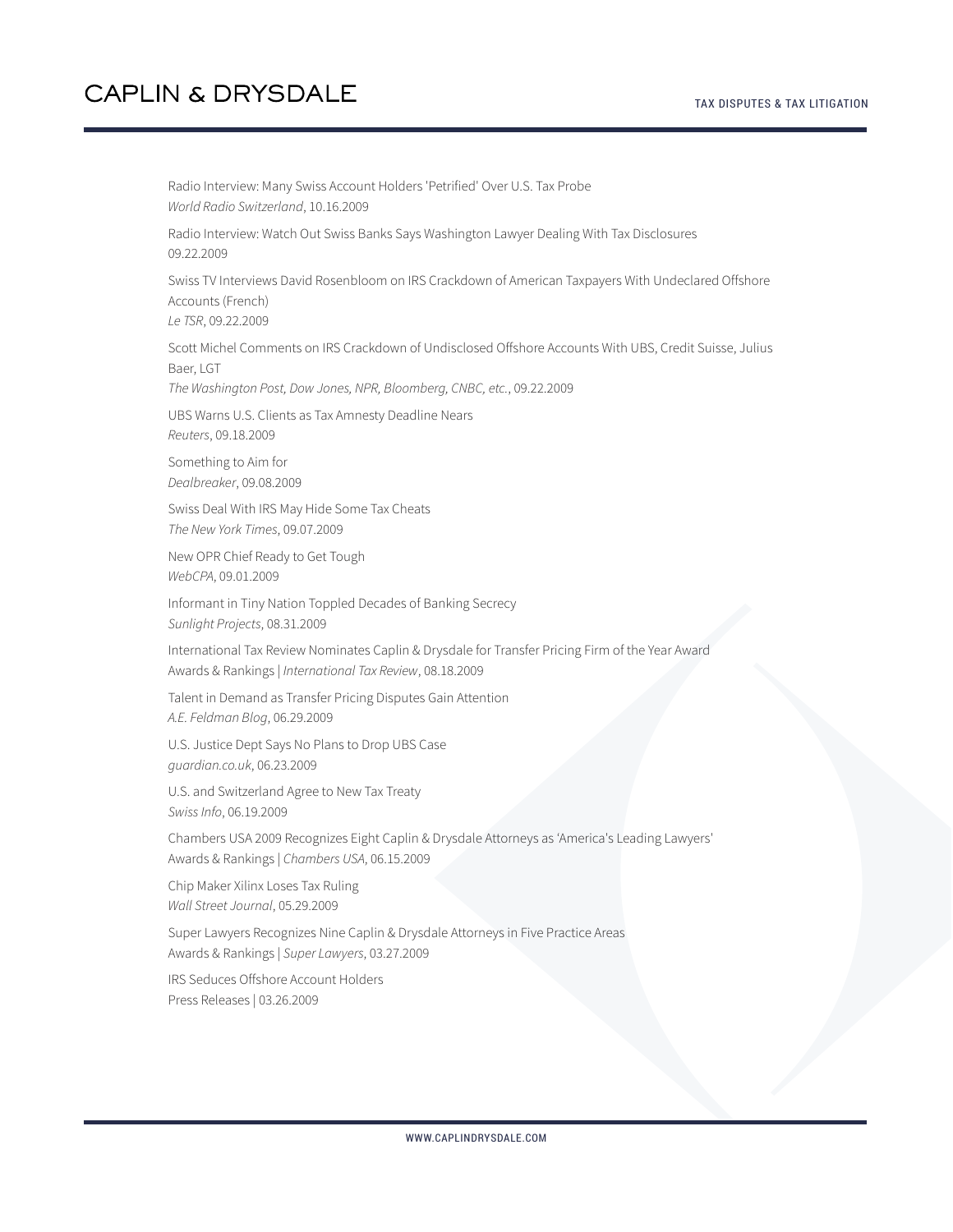Radio Interview: Many Swiss Account Holders 'Petrified' Over U.S. Tax Probe
*World Radio Switzerland*, 10.16.2009

Radio Interview: Watch Out Swiss Banks Says Washington Lawyer Dealing With Tax Disclosures
09.22.2009

Swiss TV Interviews David Rosenbloom on IRS Crackdown of American Taxpayers With Undeclared Offshore Accounts (French)
*Le TSR*, 09.22.2009

Scott Michel Comments on IRS Crackdown of Undisclosed Offshore Accounts With UBS, Credit Suisse, Julius Baer, LGT
*The Washington Post, Dow Jones, NPR, Bloomberg, CNBC, etc.*, 09.22.2009

UBS Warns U.S. Clients as Tax Amnesty Deadline Nears
*Reuters*, 09.18.2009

Something to Aim for
*Dealbreaker*, 09.08.2009

Swiss Deal With IRS May Hide Some Tax Cheats
*The New York Times*, 09.07.2009

New OPR Chief Ready to Get Tough
*WebCPA*, 09.01.2009

Informant in Tiny Nation Toppled Decades of Banking Secrecy
*Sunlight Projects*, 08.31.2009

International Tax Review Nominates Caplin & Drysdale for Transfer Pricing Firm of the Year Award
Awards & Rankings | *International Tax Review*, 08.18.2009

Talent in Demand as Transfer Pricing Disputes Gain Attention
*A.E. Feldman Blog*, 06.29.2009

U.S. Justice Dept Says No Plans to Drop UBS Case
*guardian.co.uk*, 06.23.2009

U.S. and Switzerland Agree to New Tax Treaty
*Swiss Info*, 06.19.2009

Chambers USA 2009 Recognizes Eight Caplin & Drysdale Attorneys as 'America's Leading Lawyers'
Awards & Rankings | *Chambers USA*, 06.15.2009

Chip Maker Xilinx Loses Tax Ruling
*Wall Street Journal*, 05.29.2009

Super Lawyers Recognizes Nine Caplin & Drysdale Attorneys in Five Practice Areas
Awards & Rankings | *Super Lawyers*, 03.27.2009

IRS Seduces Offshore Account Holders
Press Releases | 03.26.2009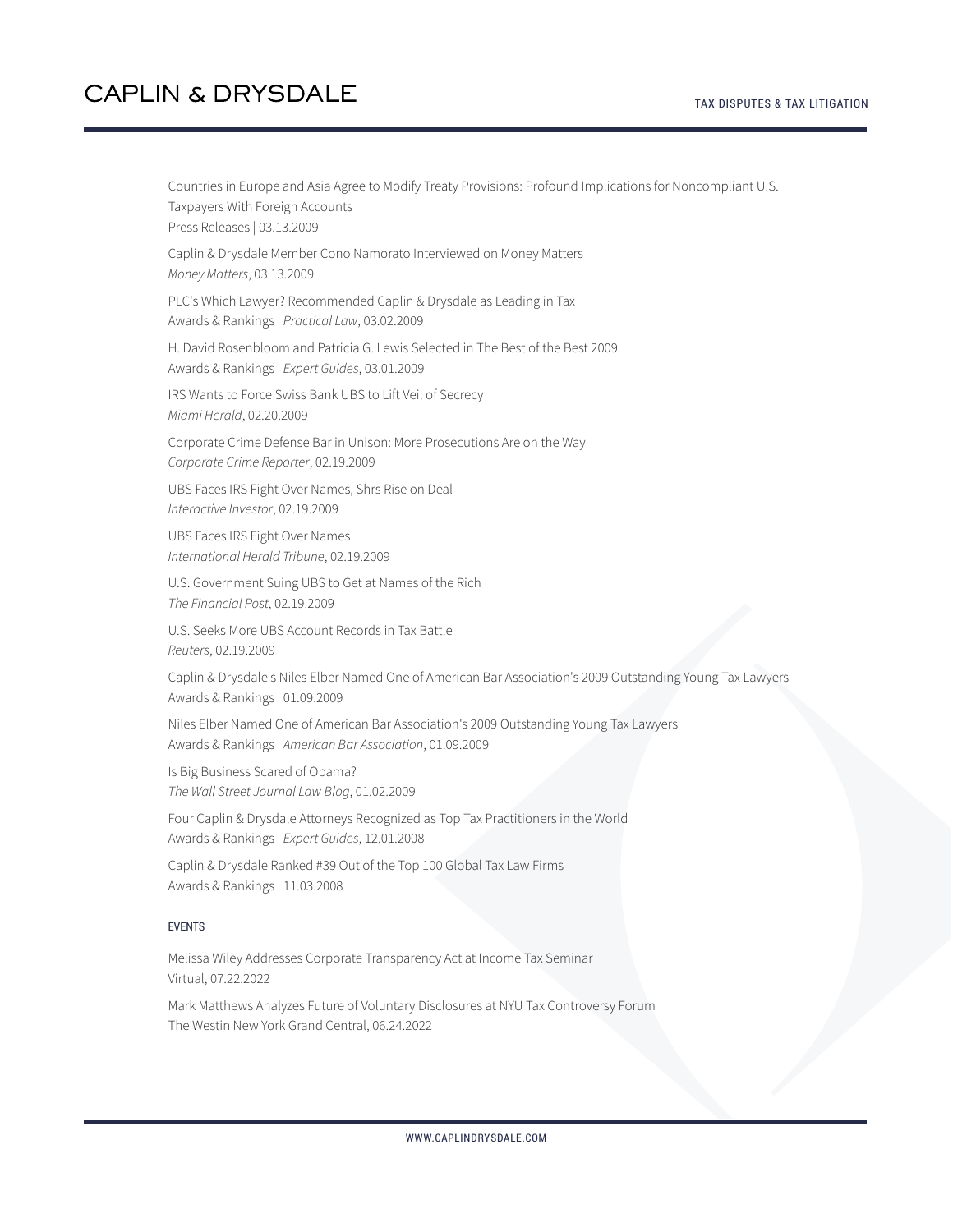Countries in Europe and Asia Agree to Modify Treaty Provisions: Profound Implications for Noncompliant U.S. Taxpayers With Foreign Accounts
Press Releases | 03.13.2009

Caplin & Drysdale Member Cono Namorato Interviewed on Money Matters
*Money Matters*, 03.13.2009

PLC's Which Lawyer? Recommended Caplin & Drysdale as Leading in Tax
Awards & Rankings | *Practical Law*, 03.02.2009

H. David Rosenbloom and Patricia G. Lewis Selected in The Best of the Best 2009
Awards & Rankings | *Expert Guides*, 03.01.2009

IRS Wants to Force Swiss Bank UBS to Lift Veil of Secrecy
*Miami Herald*, 02.20.2009

Corporate Crime Defense Bar in Unison: More Prosecutions Are on the Way
*Corporate Crime Reporter*, 02.19.2009

UBS Faces IRS Fight Over Names, Shrs Rise on Deal
*Interactive Investor*, 02.19.2009

UBS Faces IRS Fight Over Names
*International Herald Tribune*, 02.19.2009

U.S. Government Suing UBS to Get at Names of the Rich
*The Financial Post*, 02.19.2009

U.S. Seeks More UBS Account Records in Tax Battle
*Reuters*, 02.19.2009

Caplin & Drysdale's Niles Elber Named One of American Bar Association's 2009 Outstanding Young Tax Lawyers
Awards & Rankings | 01.09.2009

Niles Elber Named One of American Bar Association's 2009 Outstanding Young Tax Lawyers
Awards & Rankings | *American Bar Association*, 01.09.2009

Is Big Business Scared of Obama?
*The Wall Street Journal Law Blog*, 01.02.2009

Four Caplin & Drysdale Attorneys Recognized as Top Tax Practitioners in the World
Awards & Rankings | *Expert Guides*, 12.01.2008

Caplin & Drysdale Ranked #39 Out of the Top 100 Global Tax Law Firms
Awards & Rankings | 11.03.2008

## EVENTS

Melissa Wiley Addresses Corporate Transparency Act at Income Tax Seminar
Virtual, 07.22.2022

Mark Matthews Analyzes Future of Voluntary Disclosures at NYU Tax Controversy Forum
The Westin New York Grand Central, 06.24.2022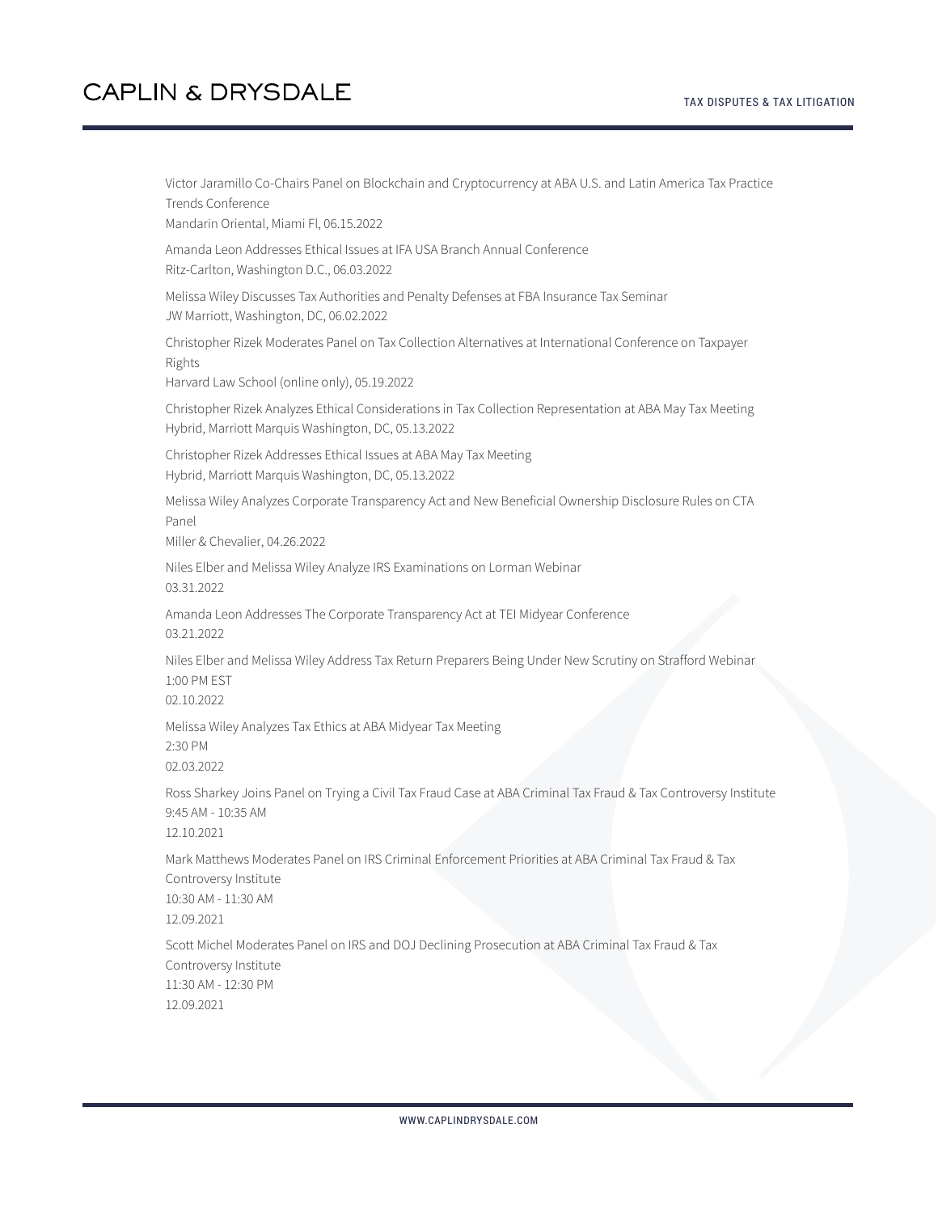Victor Jaramillo Co-Chairs Panel on Blockchain and Cryptocurrency at ABA U.S. and Latin America Tax Practice Trends Conference
Mandarin Oriental, Miami Fl, 06.15.2022

Amanda Leon Addresses Ethical Issues at IFA USA Branch Annual Conference
Ritz-Carlton, Washington D.C., 06.03.2022

Melissa Wiley Discusses Tax Authorities and Penalty Defenses at FBA Insurance Tax Seminar
JW Marriott, Washington, DC, 06.02.2022

Christopher Rizek Moderates Panel on Tax Collection Alternatives at International Conference on Taxpayer Rights
Harvard Law School (online only), 05.19.2022

Christopher Rizek Analyzes Ethical Considerations in Tax Collection Representation at ABA May Tax Meeting
Hybrid, Marriott Marquis Washington, DC, 05.13.2022

Christopher Rizek Addresses Ethical Issues at ABA May Tax Meeting
Hybrid, Marriott Marquis Washington, DC, 05.13.2022

Melissa Wiley Analyzes Corporate Transparency Act and New Beneficial Ownership Disclosure Rules on CTA Panel
Miller & Chevalier, 04.26.2022

Niles Elber and Melissa Wiley Analyze IRS Examinations on Lorman Webinar
03.31.2022

Amanda Leon Addresses The Corporate Transparency Act at TEI Midyear Conference
03.21.2022

Niles Elber and Melissa Wiley Address Tax Return Preparers Being Under New Scrutiny on Strafford Webinar
1:00 PM EST
02.10.2022

Melissa Wiley Analyzes Tax Ethics at ABA Midyear Tax Meeting
2:30 PM
02.03.2022

Ross Sharkey Joins Panel on Trying a Civil Tax Fraud Case at ABA Criminal Tax Fraud & Tax Controversy Institute
9:45 AM - 10:35 AM
12.10.2021

Mark Matthews Moderates Panel on IRS Criminal Enforcement Priorities at ABA Criminal Tax Fraud & Tax Controversy Institute
10:30 AM - 11:30 AM
12.09.2021

Scott Michel Moderates Panel on IRS and DOJ Declining Prosecution at ABA Criminal Tax Fraud & Tax Controversy Institute
11:30 AM - 12:30 PM
12.09.2021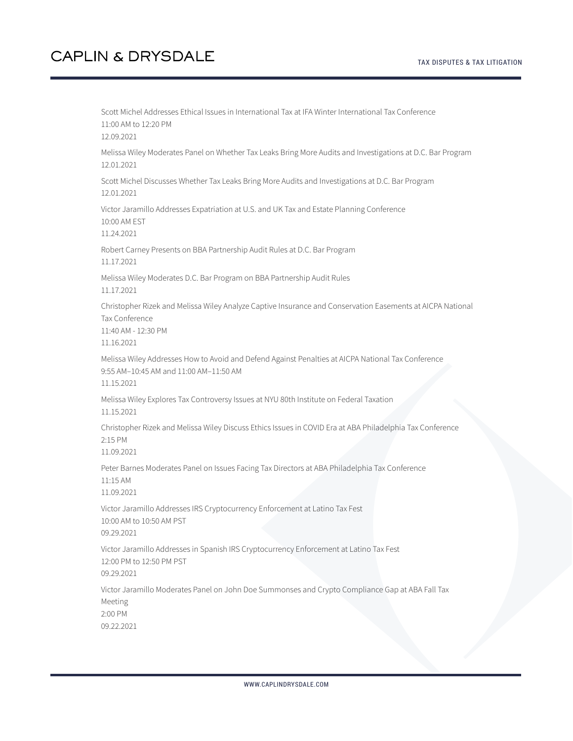Scott Michel Addresses Ethical Issues in International Tax at IFA Winter International Tax Conference
11:00 AM to 12:20 PM
12.09.2021

Melissa Wiley Moderates Panel on Whether Tax Leaks Bring More Audits and Investigations at D.C. Bar Program
12.01.2021

Scott Michel Discusses Whether Tax Leaks Bring More Audits and Investigations at D.C. Bar Program
12.01.2021

Victor Jaramillo Addresses Expatriation at U.S. and UK Tax and Estate Planning Conference
10:00 AM EST
11.24.2021

Robert Carney Presents on BBA Partnership Audit Rules at D.C. Bar Program
11.17.2021

Melissa Wiley Moderates D.C. Bar Program on BBA Partnership Audit Rules
11.17.2021

Christopher Rizek and Melissa Wiley Analyze Captive Insurance and Conservation Easements at AICPA National Tax Conference
11:40 AM - 12:30 PM
11.16.2021

Melissa Wiley Addresses How to Avoid and Defend Against Penalties at AICPA National Tax Conference
9:55 AM–10:45 AM and 11:00 AM–11:50 AM
11.15.2021

Melissa Wiley Explores Tax Controversy Issues at NYU 80th Institute on Federal Taxation
11.15.2021

Christopher Rizek and Melissa Wiley Discuss Ethics Issues in COVID Era at ABA Philadelphia Tax Conference
2:15 PM
11.09.2021

Peter Barnes Moderates Panel on Issues Facing Tax Directors at ABA Philadelphia Tax Conference
11:15 AM
11.09.2021

Victor Jaramillo Addresses IRS Cryptocurrency Enforcement at Latino Tax Fest
10:00 AM to 10:50 AM PST
09.29.2021

Victor Jaramillo Addresses in Spanish IRS Cryptocurrency Enforcement at Latino Tax Fest
12:00 PM to 12:50 PM PST
09.29.2021

Victor Jaramillo Moderates Panel on John Doe Summonses and Crypto Compliance Gap at ABA Fall Tax Meeting
2:00 PM
09.22.2021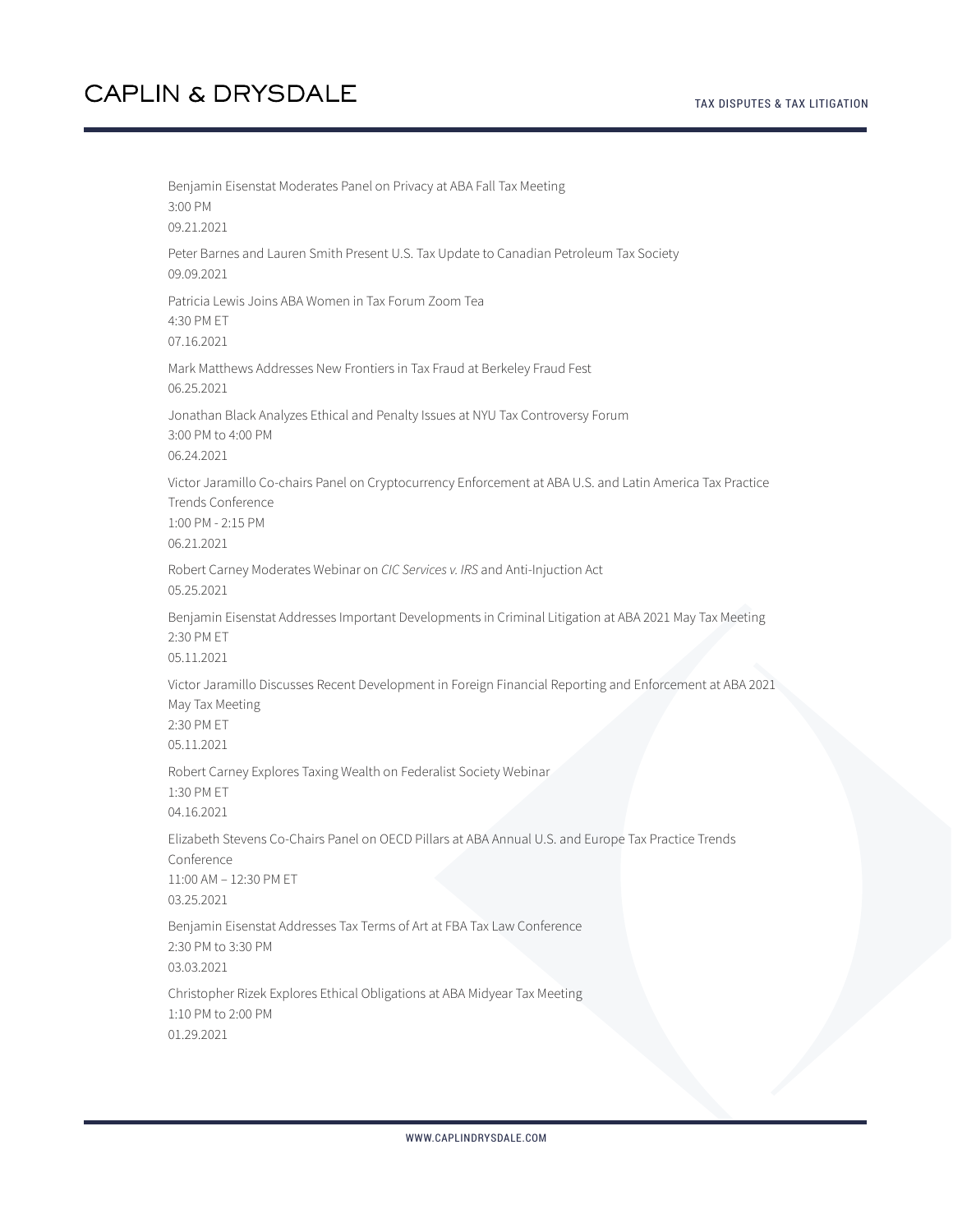Benjamin Eisenstat Moderates Panel on Privacy at ABA Fall Tax Meeting
3:00 PM
09.21.2021

Peter Barnes and Lauren Smith Present U.S. Tax Update to Canadian Petroleum Tax Society
09.09.2021

Patricia Lewis Joins ABA Women in Tax Forum Zoom Tea
4:30 PM ET
07.16.2021

Mark Matthews Addresses New Frontiers in Tax Fraud at Berkeley Fraud Fest
06.25.2021

Jonathan Black Analyzes Ethical and Penalty Issues at NYU Tax Controversy Forum
3:00 PM to 4:00 PM
06.24.2021

Victor Jaramillo Co-chairs Panel on Cryptocurrency Enforcement at ABA U.S. and Latin America Tax Practice Trends Conference
1:00 PM - 2:15 PM
06.21.2021

Robert Carney Moderates Webinar on *CIC Services v. IRS* and Anti-Injunction Act
05.25.2021

Benjamin Eisenstat Addresses Important Developments in Criminal Litigation at ABA 2021 May Tax Meeting
2:30 PM ET
05.11.2021

Victor Jaramillo Discusses Recent Development in Foreign Financial Reporting and Enforcement at ABA 2021 May Tax Meeting
2:30 PM ET
05.11.2021

Robert Carney Explores Taxing Wealth on Federalist Society Webinar
1:30 PM ET
04.16.2021

Elizabeth Stevens Co-Chairs Panel on OECD Pillars at ABA Annual U.S. and Europe Tax Practice Trends Conference
11:00 AM – 12:30 PM ET
03.25.2021

Benjamin Eisenstat Addresses Tax Terms of Art at FBA Tax Law Conference
2:30 PM to 3:30 PM
03.03.2021

Christopher Rizek Explores Ethical Obligations at ABA Midyear Tax Meeting
1:10 PM to 2:00 PM
01.29.2021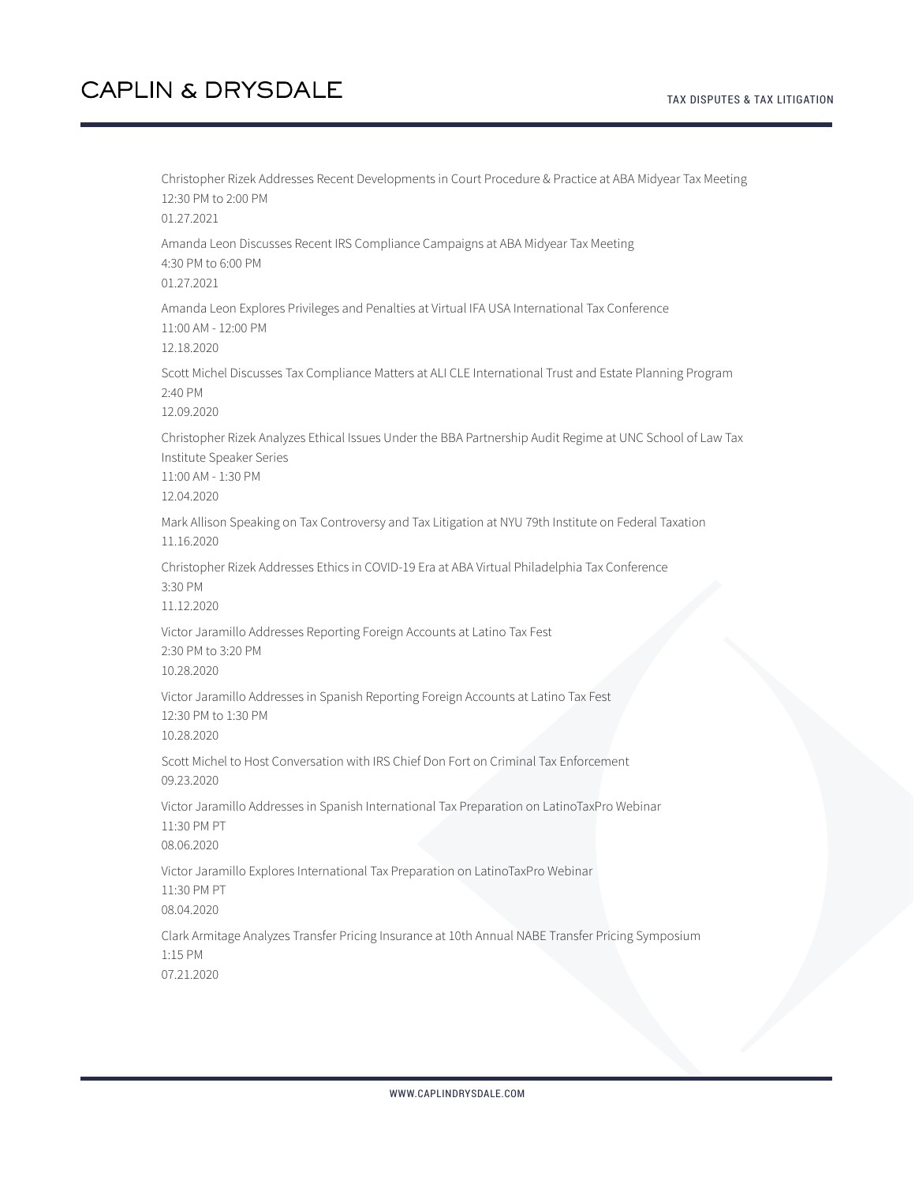Christopher Rizek Addresses Recent Developments in Court Procedure & Practice at ABA Midyear Tax Meeting
12:30 PM to 2:00 PM
01.27.2021

Amanda Leon Discusses Recent IRS Compliance Campaigns at ABA Midyear Tax Meeting
4:30 PM to 6:00 PM
01.27.2021

Amanda Leon Explores Privileges and Penalties at Virtual IFA USA International Tax Conference
11:00 AM - 12:00 PM
12.18.2020

Scott Michel Discusses Tax Compliance Matters at ALI CLE International Trust and Estate Planning Program
2:40 PM
12.09.2020

Christopher Rizek Analyzes Ethical Issues Under the BBA Partnership Audit Regime at UNC School of Law Tax Institute Speaker Series
11:00 AM - 1:30 PM
12.04.2020

Mark Allison Speaking on Tax Controversy and Tax Litigation at NYU 79th Institute on Federal Taxation
11.16.2020

Christopher Rizek Addresses Ethics in COVID-19 Era at ABA Virtual Philadelphia Tax Conference
3:30 PM
11.12.2020

Victor Jaramillo Addresses Reporting Foreign Accounts at Latino Tax Fest
2:30 PM to 3:20 PM
10.28.2020

Victor Jaramillo Addresses in Spanish Reporting Foreign Accounts at Latino Tax Fest
12:30 PM to 1:30 PM
10.28.2020

Scott Michel to Host Conversation with IRS Chief Don Fort on Criminal Tax Enforcement
09.23.2020

Victor Jaramillo Addresses in Spanish International Tax Preparation on LatinoTaxPro Webinar
11:30 PM PT
08.06.2020

Victor Jaramillo Explores International Tax Preparation on LatinoTaxPro Webinar
11:30 PM PT
08.04.2020

Clark Armitage Analyzes Transfer Pricing Insurance at 10th Annual NABE Transfer Pricing Symposium
1:15 PM
07.21.2020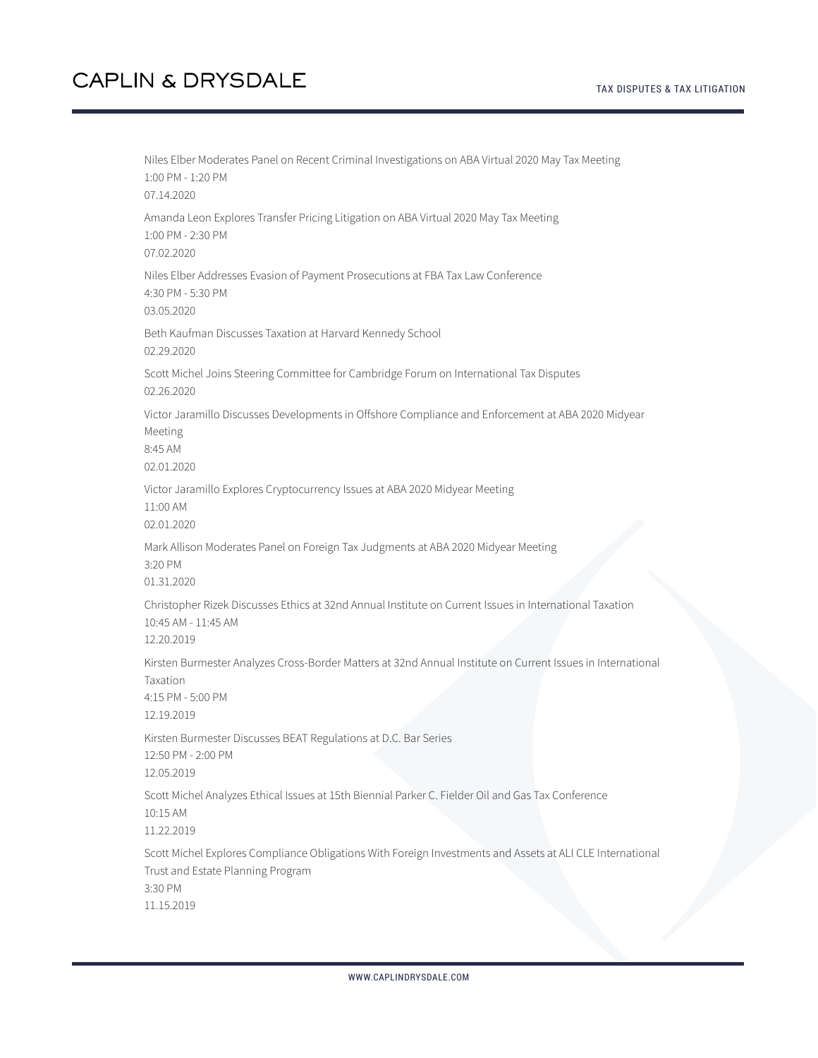Niles Elber Moderates Panel on Recent Criminal Investigations on ABA Virtual 2020 May Tax Meeting
1:00 PM - 1:20 PM
07.14.2020

Amanda Leon Explores Transfer Pricing Litigation on ABA Virtual 2020 May Tax Meeting
1:00 PM - 2:30 PM
07.02.2020

Niles Elber Addresses Evasion of Payment Prosecutions at FBA Tax Law Conference
4:30 PM - 5:30 PM
03.05.2020

Beth Kaufman Discusses Taxation at Harvard Kennedy School
02.29.2020

Scott Michel Joins Steering Committee for Cambridge Forum on International Tax Disputes
02.26.2020

Victor Jaramillo Discusses Developments in Offshore Compliance and Enforcement at ABA 2020 Midyear Meeting
8:45 AM
02.01.2020

Victor Jaramillo Explores Cryptocurrency Issues at ABA 2020 Midyear Meeting
11:00 AM
02.01.2020

Mark Allison Moderates Panel on Foreign Tax Judgments at ABA 2020 Midyear Meeting
3:20 PM
01.31.2020

Christopher Rizek Discusses Ethics at 32nd Annual Institute on Current Issues in International Taxation
10:45 AM - 11:45 AM
12.20.2019

Kirsten Burmester Analyzes Cross-Border Matters at 32nd Annual Institute on Current Issues in International Taxation
4:15 PM - 5:00 PM
12.19.2019

Kirsten Burmester Discusses BEAT Regulations at D.C. Bar Series
12:50 PM - 2:00 PM
12.05.2019

Scott Michel Analyzes Ethical Issues at 15th Biennial Parker C. Fielder Oil and Gas Tax Conference
10:15 AM
11.22.2019

Scott Michel Explores Compliance Obligations With Foreign Investments and Assets at ALI CLE International Trust and Estate Planning Program
3:30 PM
11.15.2019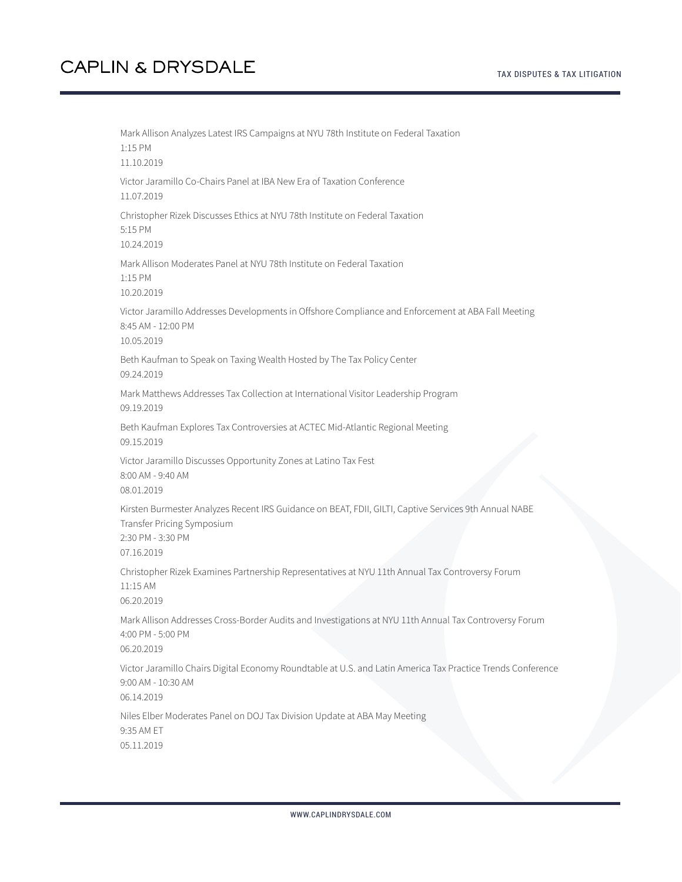Mark Allison Analyzes Latest IRS Campaigns at NYU 78th Institute on Federal Taxation
1:15 PM
11.10.2019

Victor Jaramillo Co-Chairs Panel at IBA New Era of Taxation Conference
11.07.2019

Christopher Rizek Discusses Ethics at NYU 78th Institute on Federal Taxation
5:15 PM
10.24.2019

Mark Allison Moderates Panel at NYU 78th Institute on Federal Taxation
1:15 PM
10.20.2019

Victor Jaramillo Addresses Developments in Offshore Compliance and Enforcement at ABA Fall Meeting
8:45 AM - 12:00 PM
10.05.2019

Beth Kaufman to Speak on Taxing Wealth Hosted by The Tax Policy Center
09.24.2019

Mark Matthews Addresses Tax Collection at International Visitor Leadership Program
09.19.2019

Beth Kaufman Explores Tax Controversies at ACTEC Mid-Atlantic Regional Meeting
09.15.2019

Victor Jaramillo Discusses Opportunity Zones at Latino Tax Fest
8:00 AM - 9:40 AM
08.01.2019

Kirsten Burmester Analyzes Recent IRS Guidance on BEAT, FDII, GILTI, Captive Services 9th Annual NABE Transfer Pricing Symposium
2:30 PM - 3:30 PM
07.16.2019

Christopher Rizek Examines Partnership Representatives at NYU 11th Annual Tax Controversy Forum
11:15 AM
06.20.2019

Mark Allison Addresses Cross-Border Audits and Investigations at NYU 11th Annual Tax Controversy Forum
4:00 PM - 5:00 PM
06.20.2019

Victor Jaramillo Chairs Digital Economy Roundtable at U.S. and Latin America Tax Practice Trends Conference
9:00 AM - 10:30 AM
06.14.2019

Niles Elber Moderates Panel on DOJ Tax Division Update at ABA May Meeting
9:35 AM ET
05.11.2019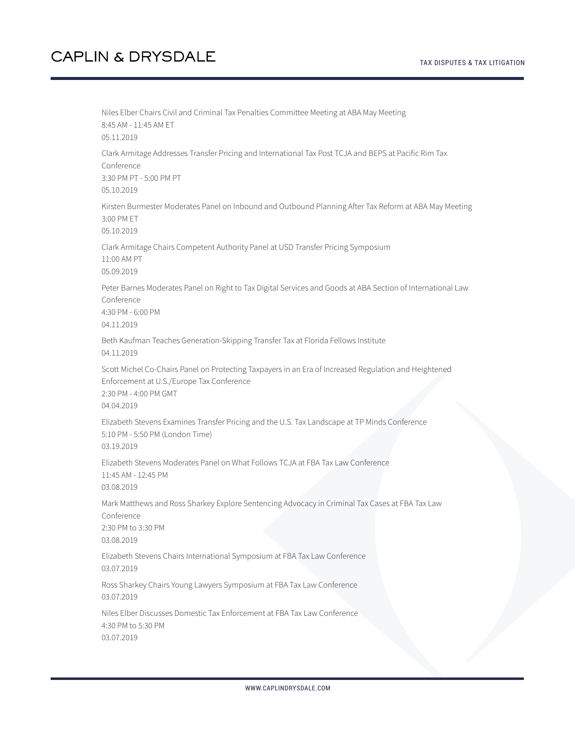Niles Elber Chairs Civil and Criminal Tax Penalties Committee Meeting at ABA May Meeting
8:45 AM - 11:45 AM ET
05.11.2019

Clark Armitage Addresses Transfer Pricing and International Tax Post TCJA and BEPS at Pacific Rim Tax Conference
3:30 PM PT - 5:00 PM PT
05.10.2019

Kirsten Burmester Moderates Panel on Inbound and Outbound Planning After Tax Reform at ABA May Meeting
3:00 PM ET
05.10.2019

Clark Armitage Chairs Competent Authority Panel at USD Transfer Pricing Symposium
11:00 AM PT
05.09.2019

Peter Barnes Moderates Panel on Right to Tax Digital Services and Goods at ABA Section of International Law Conference
4:30 PM - 6:00 PM
04.11.2019

Beth Kaufman Teaches Generation-Skipping Transfer Tax at Florida Fellows Institute
04.11.2019

Scott Michel Co-Chairs Panel on Protecting Taxpayers in an Era of Increased Regulation and Heightened Enforcement at U.S./Europe Tax Conference
2:30 PM - 4:00 PM GMT
04.04.2019

Elizabeth Stevens Examines Transfer Pricing and the U.S. Tax Landscape at TP Minds Conference
5:10 PM - 5:50 PM (London Time)
03.19.2019

Elizabeth Stevens Moderates Panel on What Follows TCJA at FBA Tax Law Conference
11:45 AM - 12:45 PM
03.08.2019

Mark Matthews and Ross Sharkey Explore Sentencing Advocacy in Criminal Tax Cases at FBA Tax Law Conference
2:30 PM to 3:30 PM
03.08.2019

Elizabeth Stevens Chairs International Symposium at FBA Tax Law Conference
03.07.2019

Ross Sharkey Chairs Young Lawyers Symposium at FBA Tax Law Conference
03.07.2019

Niles Elber Discusses Domestic Tax Enforcement at FBA Tax Law Conference
4:30 PM to 5:30 PM
03.07.2019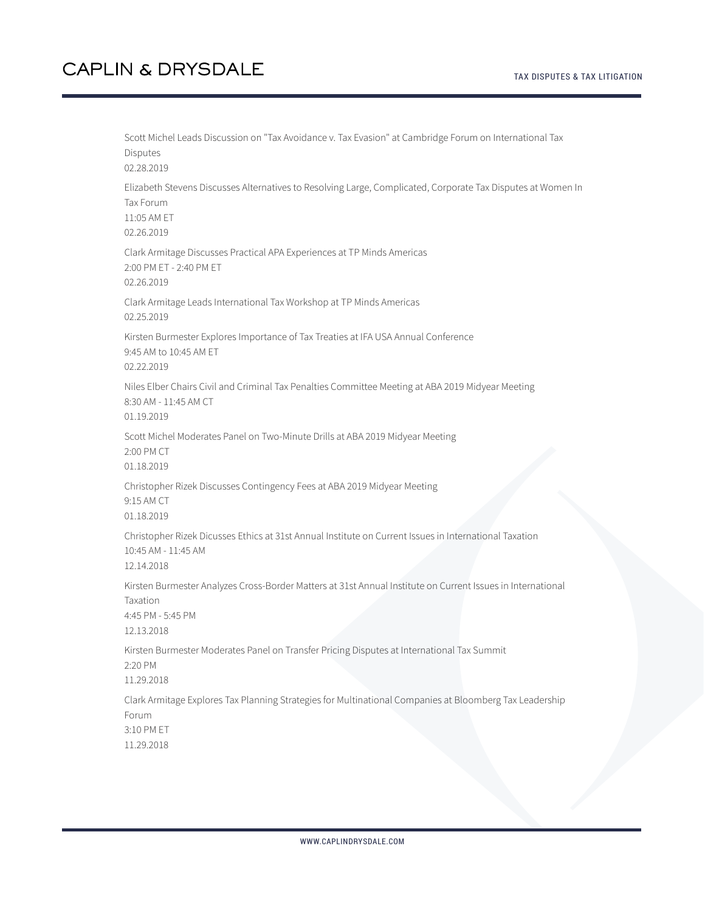Scott Michel Leads Discussion on "Tax Avoidance v. Tax Evasion" at Cambridge Forum on International Tax Disputes
02.28.2019

Elizabeth Stevens Discusses Alternatives to Resolving Large, Complicated, Corporate Tax Disputes at Women In Tax Forum
11:05 AM ET
02.26.2019

Clark Armitage Discusses Practical APA Experiences at TP Minds Americas
2:00 PM ET - 2:40 PM ET
02.26.2019

Clark Armitage Leads International Tax Workshop at TP Minds Americas
02.25.2019

Kirsten Burmester Explores Importance of Tax Treaties at IFA USA Annual Conference
9:45 AM to 10:45 AM ET
02.22.2019

Niles Elber Chairs Civil and Criminal Tax Penalties Committee Meeting at ABA 2019 Midyear Meeting
8:30 AM - 11:45 AM CT
01.19.2019

Scott Michel Moderates Panel on Two-Minute Drills at ABA 2019 Midyear Meeting
2:00 PM CT
01.18.2019

Christopher Rizek Discusses Contingency Fees at ABA 2019 Midyear Meeting
9:15 AM CT
01.18.2019

Christopher Rizek Dicusses Ethics at 31st Annual Institute on Current Issues in International Taxation
10:45 AM - 11:45 AM
12.14.2018

Kirsten Burmester Analyzes Cross-Border Matters at 31st Annual Institute on Current Issues in International Taxation
4:45 PM - 5:45 PM
12.13.2018

Kirsten Burmester Moderates Panel on Transfer Pricing Disputes at International Tax Summit
2:20 PM
11.29.2018

Clark Armitage Explores Tax Planning Strategies for Multinational Companies at Bloomberg Tax Leadership Forum
3:10 PM ET
11.29.2018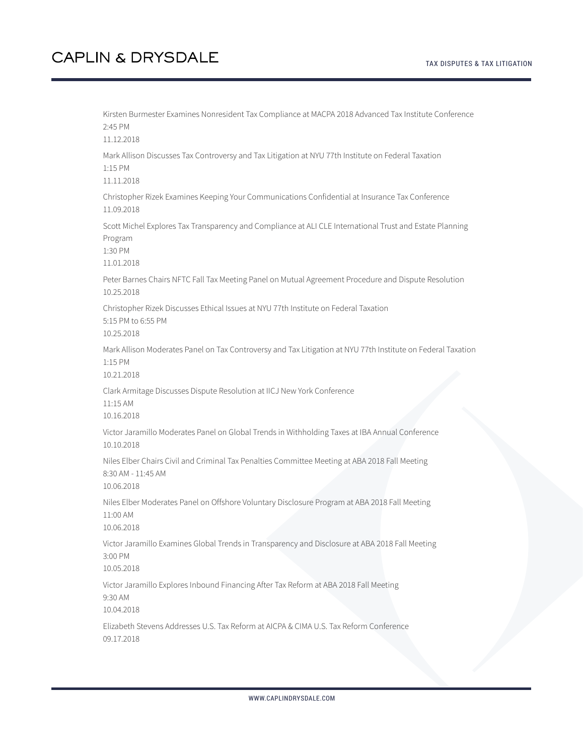Kirsten Burmester Examines Nonresident Tax Compliance at MACPA 2018 Advanced Tax Institute Conference
2:45 PM
11.12.2018

Mark Allison Discusses Tax Controversy and Tax Litigation at NYU 77th Institute on Federal Taxation
1:15 PM
11.11.2018

Christopher Rizek Examines Keeping Your Communications Confidential at Insurance Tax Conference
11.09.2018

Scott Michel Explores Tax Transparency and Compliance at ALI CLE International Trust and Estate Planning Program
1:30 PM
11.01.2018

Peter Barnes Chairs NFTC Fall Tax Meeting Panel on Mutual Agreement Procedure and Dispute Resolution
10.25.2018

Christopher Rizek Discusses Ethical Issues at NYU 77th Institute on Federal Taxation
5:15 PM to 6:55 PM
10.25.2018

Mark Allison Moderates Panel on Tax Controversy and Tax Litigation at NYU 77th Institute on Federal Taxation
1:15 PM
10.21.2018

Clark Armitage Discusses Dispute Resolution at IICJ New York Conference
11:15 AM
10.16.2018

Victor Jaramillo Moderates Panel on Global Trends in Withholding Taxes at IBA Annual Conference
10.10.2018

Niles Elber Chairs Civil and Criminal Tax Penalties Committee Meeting at ABA 2018 Fall Meeting
8:30 AM - 11:45 AM
10.06.2018

Niles Elber Moderates Panel on Offshore Voluntary Disclosure Program at ABA 2018 Fall Meeting
11:00 AM
10.06.2018

Victor Jaramillo Examines Global Trends in Transparency and Disclosure at ABA 2018 Fall Meeting
3:00 PM
10.05.2018

Victor Jaramillo Explores Inbound Financing After Tax Reform at ABA 2018 Fall Meeting
9:30 AM
10.04.2018

Elizabeth Stevens Addresses U.S. Tax Reform at AICPA & CIMA U.S. Tax Reform Conference
09.17.2018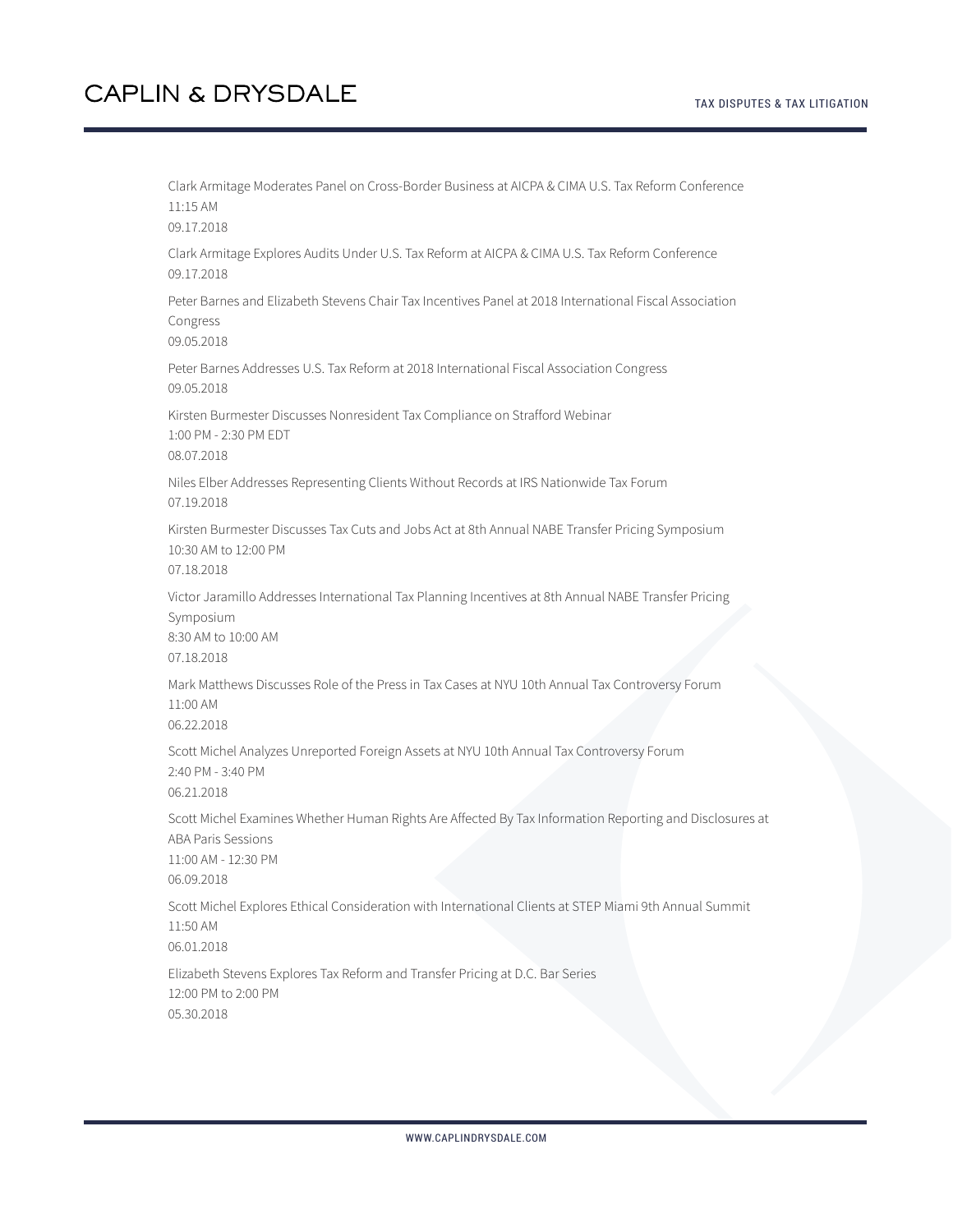Clark Armitage Moderates Panel on Cross-Border Business at AICPA & CIMA U.S. Tax Reform Conference
11:15 AM
09.17.2018

Clark Armitage Explores Audits Under U.S. Tax Reform at AICPA & CIMA U.S. Tax Reform Conference
09.17.2018

Peter Barnes and Elizabeth Stevens Chair Tax Incentives Panel at 2018 International Fiscal Association Congress
09.05.2018

Peter Barnes Addresses U.S. Tax Reform at 2018 International Fiscal Association Congress
09.05.2018

Kirsten Burmester Discusses Nonresident Tax Compliance on Strafford Webinar
1:00 PM - 2:30 PM EDT
08.07.2018

Niles Elber Addresses Representing Clients Without Records at IRS Nationwide Tax Forum
07.19.2018

Kirsten Burmester Discusses Tax Cuts and Jobs Act at 8th Annual NABE Transfer Pricing Symposium
10:30 AM to 12:00 PM
07.18.2018

Victor Jaramillo Addresses International Tax Planning Incentives at 8th Annual NABE Transfer Pricing Symposium
8:30 AM to 10:00 AM
07.18.2018

Mark Matthews Discusses Role of the Press in Tax Cases at NYU 10th Annual Tax Controversy Forum
11:00 AM
06.22.2018

Scott Michel Analyzes Unreported Foreign Assets at NYU 10th Annual Tax Controversy Forum
2:40 PM - 3:40 PM
06.21.2018

Scott Michel Examines Whether Human Rights Are Affected By Tax Information Reporting and Disclosures at ABA Paris Sessions
11:00 AM - 12:30 PM
06.09.2018

Scott Michel Explores Ethical Consideration with International Clients at STEP Miami 9th Annual Summit
11:50 AM
06.01.2018

Elizabeth Stevens Explores Tax Reform and Transfer Pricing at D.C. Bar Series
12:00 PM to 2:00 PM
05.30.2018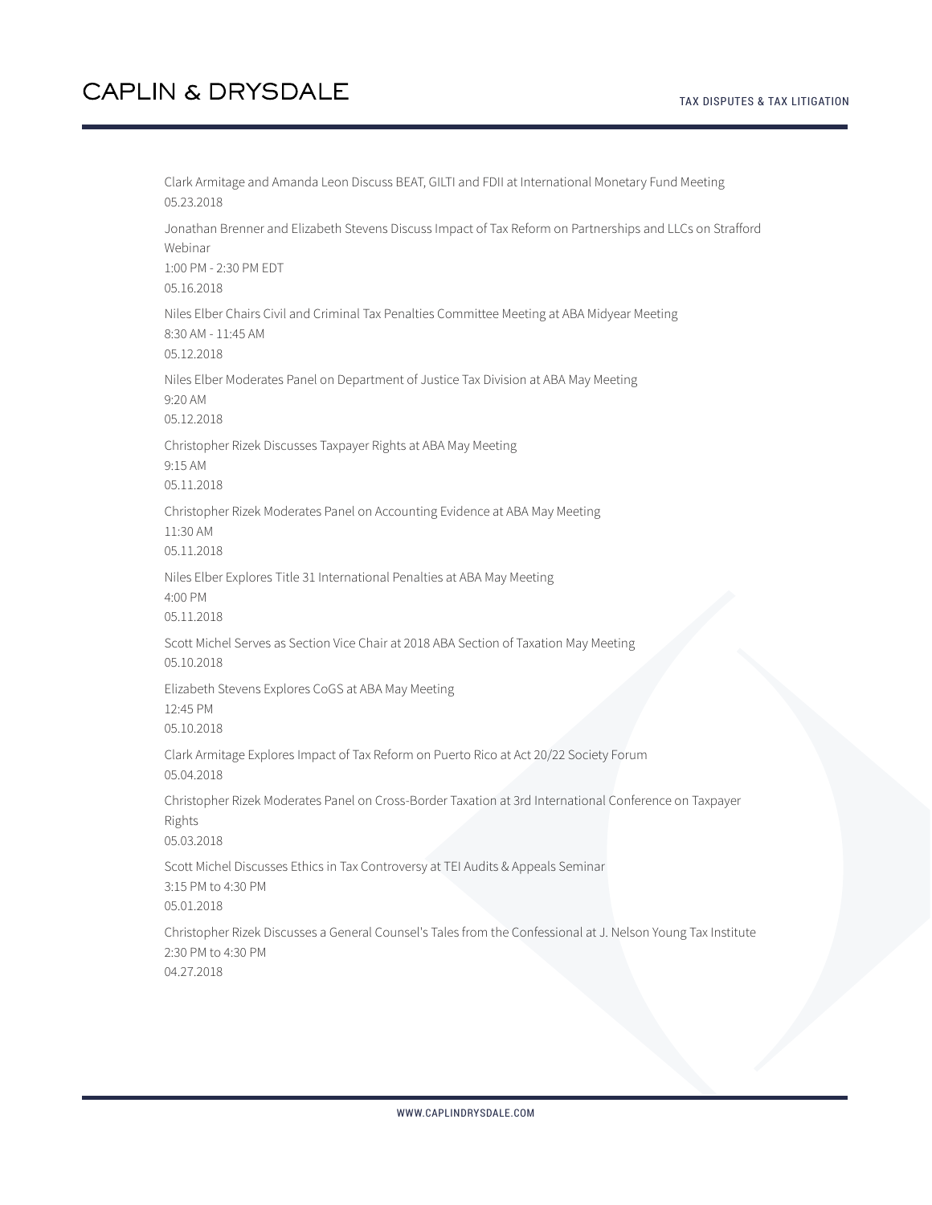Clark Armitage and Amanda Leon Discuss BEAT, GILTI and FDII at International Monetary Fund Meeting
05.23.2018

Jonathan Brenner and Elizabeth Stevens Discuss Impact of Tax Reform on Partnerships and LLCs on Strafford Webinar
1:00 PM - 2:30 PM EDT
05.16.2018

Niles Elber Chairs Civil and Criminal Tax Penalties Committee Meeting at ABA Midyear Meeting
8:30 AM - 11:45 AM
05.12.2018

Niles Elber Moderates Panel on Department of Justice Tax Division at ABA May Meeting
9:20 AM
05.12.2018

Christopher Rizek Discusses Taxpayer Rights at ABA May Meeting
9:15 AM
05.11.2018

Christopher Rizek Moderates Panel on Accounting Evidence at ABA May Meeting
11:30 AM
05.11.2018

Niles Elber Explores Title 31 International Penalties at ABA May Meeting
4:00 PM
05.11.2018

Scott Michel Serves as Section Vice Chair at 2018 ABA Section of Taxation May Meeting
05.10.2018

Elizabeth Stevens Explores CoGS at ABA May Meeting
12:45 PM
05.10.2018

Clark Armitage Explores Impact of Tax Reform on Puerto Rico at Act 20/22 Society Forum
05.04.2018

Christopher Rizek Moderates Panel on Cross-Border Taxation at 3rd International Conference on Taxpayer Rights
05.03.2018

Scott Michel Discusses Ethics in Tax Controversy at TEI Audits & Appeals Seminar
3:15 PM to 4:30 PM
05.01.2018

Christopher Rizek Discusses a General Counsel's Tales from the Confessional at J. Nelson Young Tax Institute
2:30 PM to 4:30 PM
04.27.2018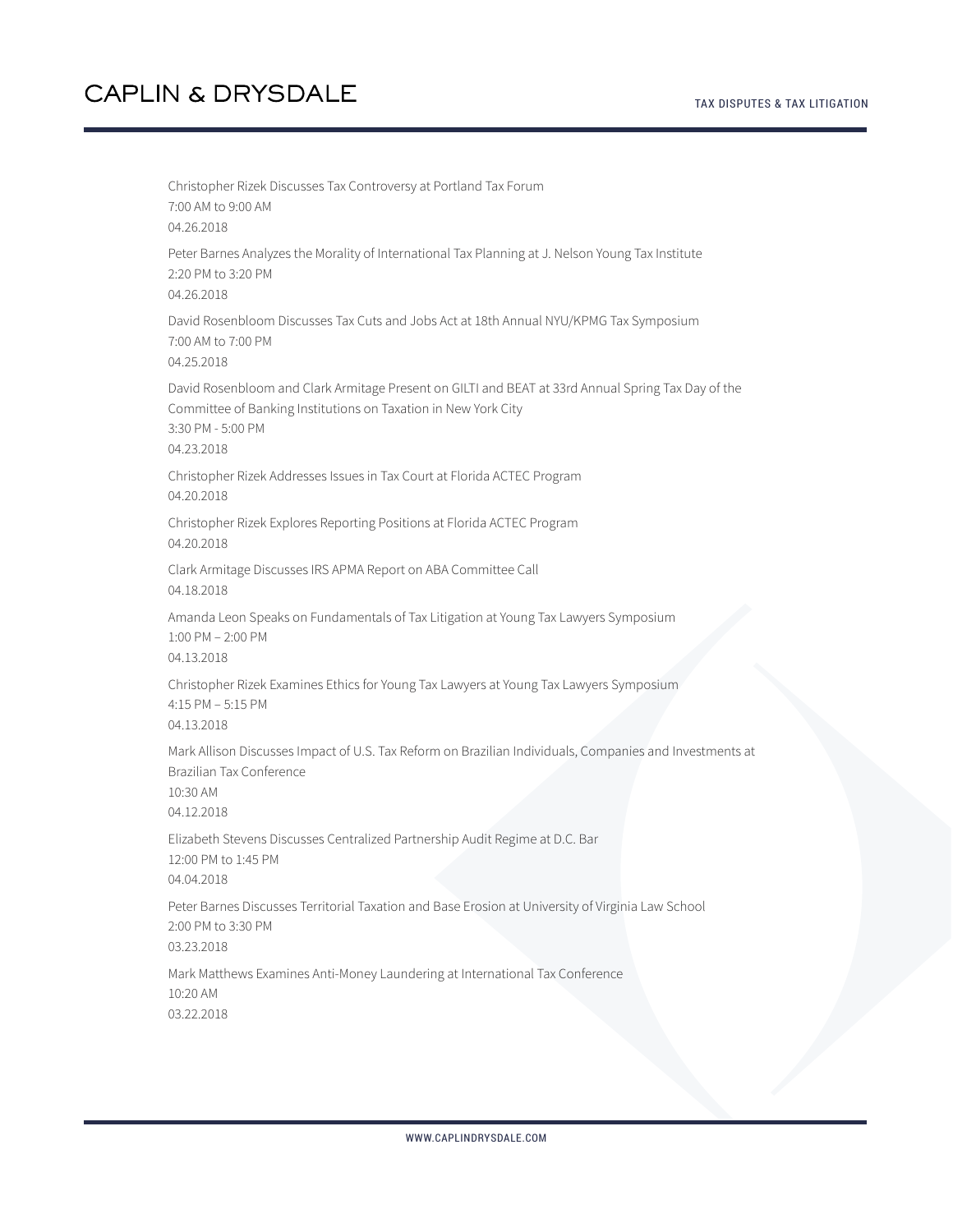Christopher Rizek Discusses Tax Controversy at Portland Tax Forum
7:00 AM to 9:00 AM
04.26.2018

Peter Barnes Analyzes the Morality of International Tax Planning at J. Nelson Young Tax Institute
2:20 PM to 3:20 PM
04.26.2018

David Rosenbloom Discusses Tax Cuts and Jobs Act at 18th Annual NYU/KPMG Tax Symposium
7:00 AM to 7:00 PM
04.25.2018

David Rosenbloom and Clark Armitage Present on GILTI and BEAT at 33rd Annual Spring Tax Day of the Committee of Banking Institutions on Taxation in New York City
3:30 PM - 5:00 PM
04.23.2018

Christopher Rizek Addresses Issues in Tax Court at Florida ACTEC Program
04.20.2018

Christopher Rizek Explores Reporting Positions at Florida ACTEC Program
04.20.2018

Clark Armitage Discusses IRS APMA Report on ABA Committee Call
04.18.2018

Amanda Leon Speaks on Fundamentals of Tax Litigation at Young Tax Lawyers Symposium
1:00 PM – 2:00 PM
04.13.2018

Christopher Rizek Examines Ethics for Young Tax Lawyers at Young Tax Lawyers Symposium
4:15 PM – 5:15 PM
04.13.2018

Mark Allison Discusses Impact of U.S. Tax Reform on Brazilian Individuals, Companies and Investments at Brazilian Tax Conference
10:30 AM
04.12.2018

Elizabeth Stevens Discusses Centralized Partnership Audit Regime at D.C. Bar
12:00 PM to 1:45 PM
04.04.2018

Peter Barnes Discusses Territorial Taxation and Base Erosion at University of Virginia Law School
2:00 PM to 3:30 PM
03.23.2018

Mark Matthews Examines Anti-Money Laundering at International Tax Conference
10:20 AM
03.22.2018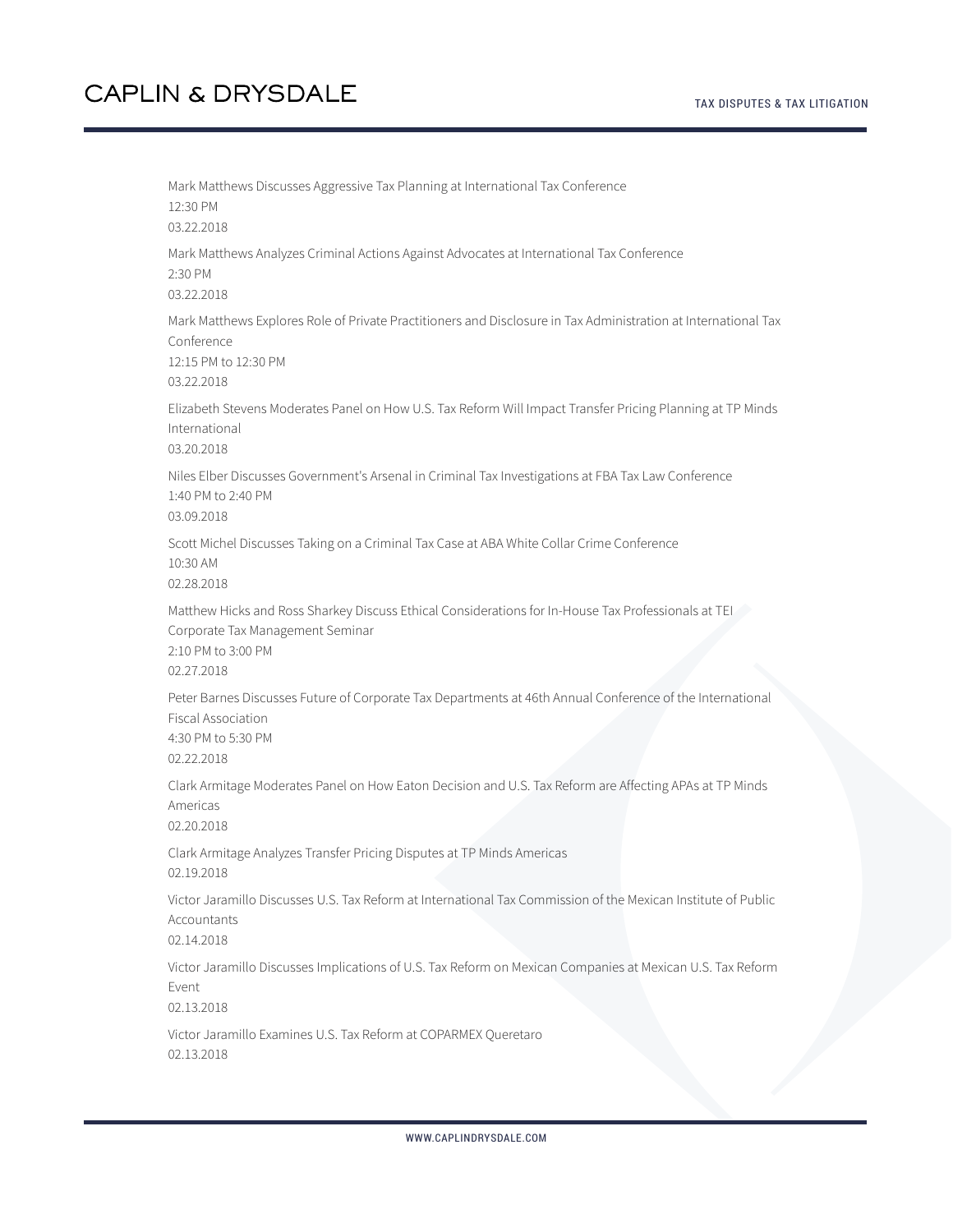Mark Matthews Discusses Aggressive Tax Planning at International Tax Conference
12:30 PM
03.22.2018

Mark Matthews Analyzes Criminal Actions Against Advocates at International Tax Conference
2:30 PM
03.22.2018

Mark Matthews Explores Role of Private Practitioners and Disclosure in Tax Administration at International Tax Conference
12:15 PM to 12:30 PM
03.22.2018

Elizabeth Stevens Moderates Panel on How U.S. Tax Reform Will Impact Transfer Pricing Planning at TP Minds International
03.20.2018

Niles Elber Discusses Government's Arsenal in Criminal Tax Investigations at FBA Tax Law Conference
1:40 PM to 2:40 PM
03.09.2018

Scott Michel Discusses Taking on a Criminal Tax Case at ABA White Collar Crime Conference
10:30 AM
02.28.2018

Matthew Hicks and Ross Sharkey Discuss Ethical Considerations for In-House Tax Professionals at TEI Corporate Tax Management Seminar
2:10 PM to 3:00 PM
02.27.2018

Peter Barnes Discusses Future of Corporate Tax Departments at 46th Annual Conference of the International Fiscal Association
4:30 PM to 5:30 PM
02.22.2018

Clark Armitage Moderates Panel on How Eaton Decision and U.S. Tax Reform are Affecting APAs at TP Minds Americas
02.20.2018

Clark Armitage Analyzes Transfer Pricing Disputes at TP Minds Americas
02.19.2018

Victor Jaramillo Discusses U.S. Tax Reform at International Tax Commission of the Mexican Institute of Public Accountants
02.14.2018

Victor Jaramillo Discusses Implications of U.S. Tax Reform on Mexican Companies at Mexican U.S. Tax Reform Event
02.13.2018

Victor Jaramillo Examines U.S. Tax Reform at COPARMEX Queretaro
02.13.2018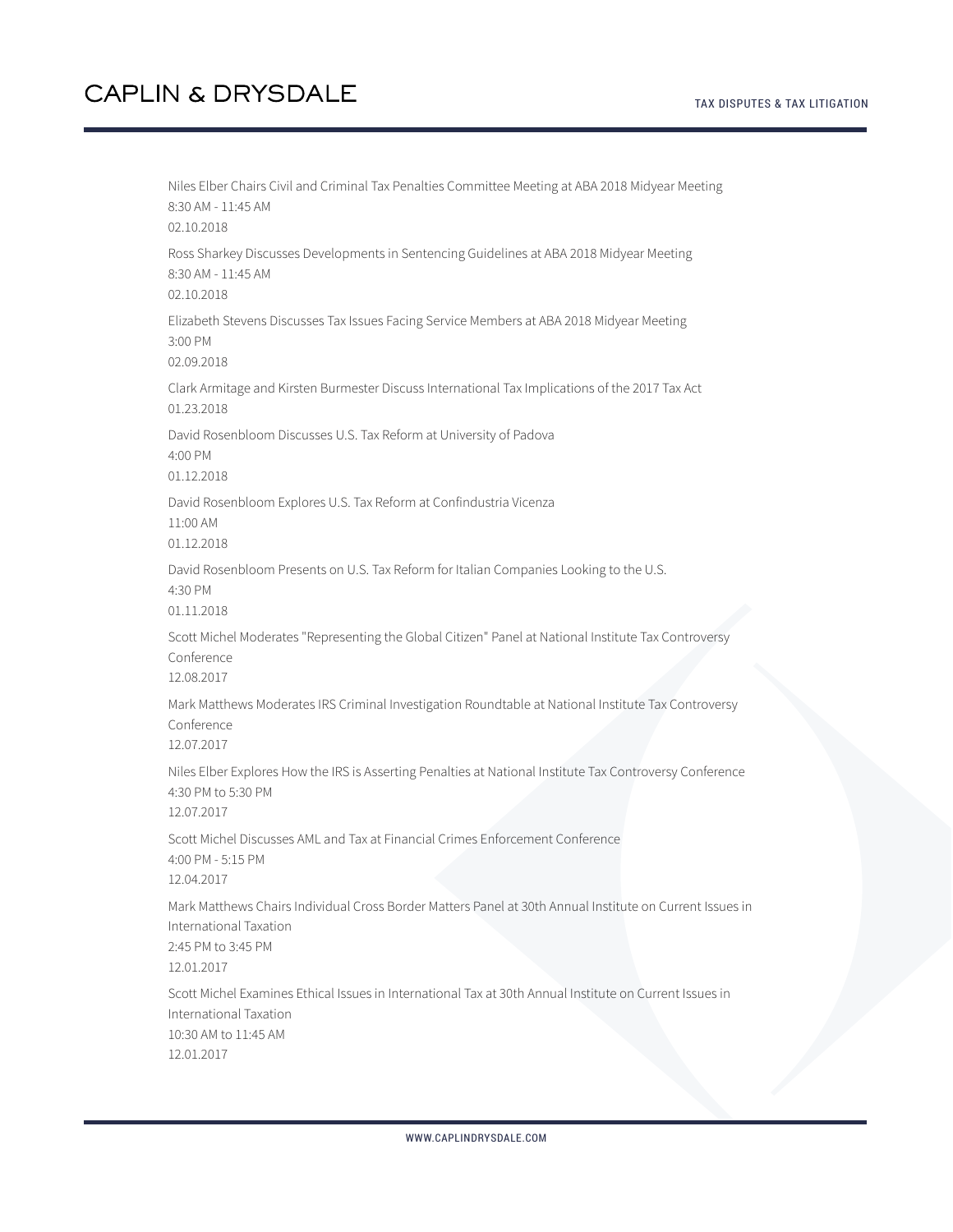Niles Elber Chairs Civil and Criminal Tax Penalties Committee Meeting at ABA 2018 Midyear Meeting
8:30 AM - 11:45 AM
02.10.2018

Ross Sharkey Discusses Developments in Sentencing Guidelines at ABA 2018 Midyear Meeting
8:30 AM - 11:45 AM
02.10.2018

Elizabeth Stevens Discusses Tax Issues Facing Service Members at ABA 2018 Midyear Meeting
3:00 PM
02.09.2018

Clark Armitage and Kirsten Burmester Discuss International Tax Implications of the 2017 Tax Act
01.23.2018

David Rosenbloom Discusses U.S. Tax Reform at University of Padova
4:00 PM
01.12.2018

David Rosenbloom Explores U.S. Tax Reform at Confindustria Vicenza
11:00 AM
01.12.2018

David Rosenbloom Presents on U.S. Tax Reform for Italian Companies Looking to the U.S.
4:30 PM
01.11.2018

Scott Michel Moderates "Representing the Global Citizen" Panel at National Institute Tax Controversy Conference
12.08.2017

Mark Matthews Moderates IRS Criminal Investigation Roundtable at National Institute Tax Controversy Conference
12.07.2017

Niles Elber Explores How the IRS is Asserting Penalties at National Institute Tax Controversy Conference
4:30 PM to 5:30 PM
12.07.2017

Scott Michel Discusses AML and Tax at Financial Crimes Enforcement Conference
4:00 PM - 5:15 PM
12.04.2017

Mark Matthews Chairs Individual Cross Border Matters Panel at 30th Annual Institute on Current Issues in International Taxation
2:45 PM to 3:45 PM
12.01.2017

Scott Michel Examines Ethical Issues in International Tax at 30th Annual Institute on Current Issues in International Taxation
10:30 AM to 11:45 AM
12.01.2017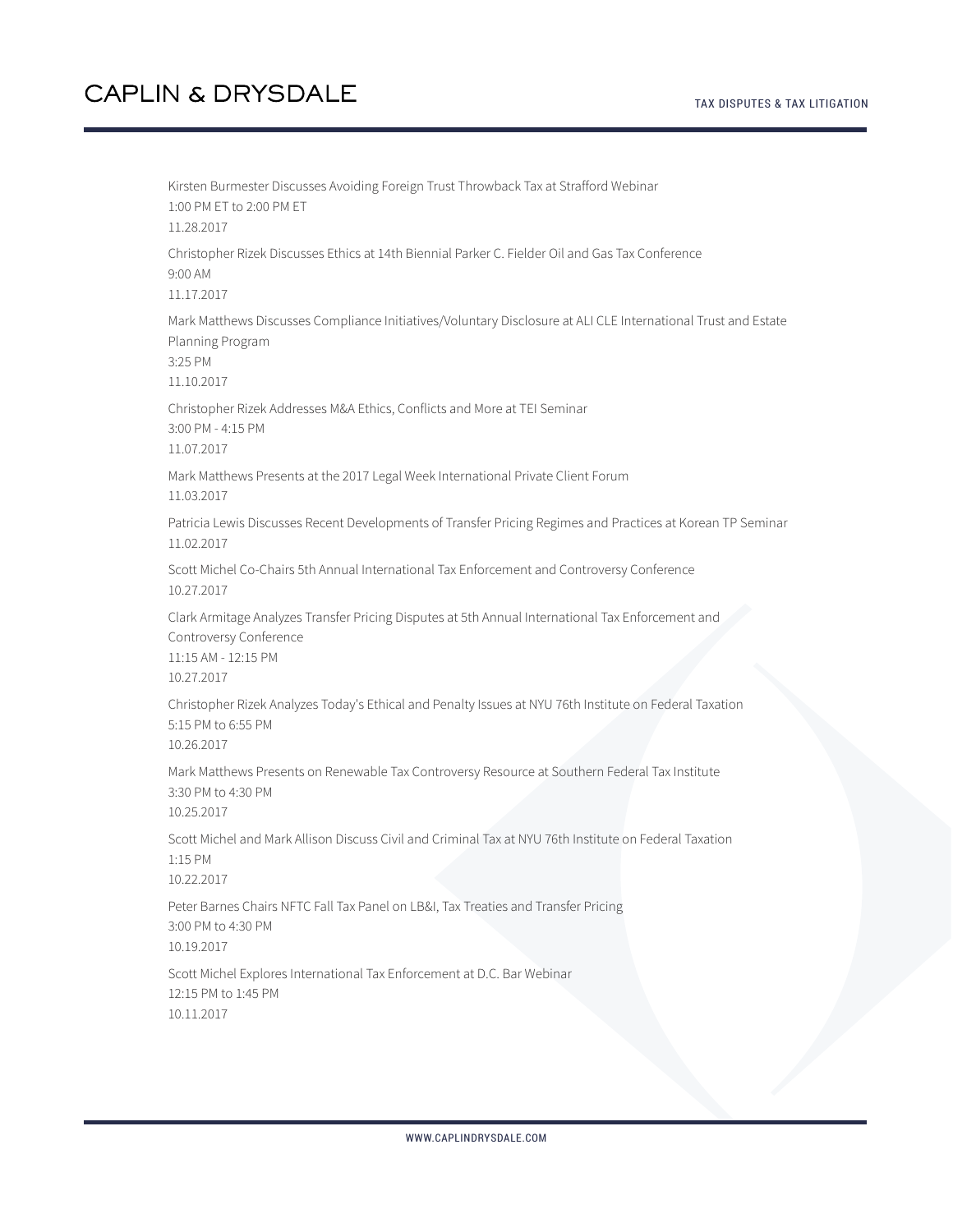Kirsten Burmester Discusses Avoiding Foreign Trust Throwback Tax at Strafford Webinar
1:00 PM ET to 2:00 PM ET
11.28.2017

Christopher Rizek Discusses Ethics at 14th Biennial Parker C. Fielder Oil and Gas Tax Conference
9:00 AM
11.17.2017

Mark Matthews Discusses Compliance Initiatives/Voluntary Disclosure at ALI CLE International Trust and Estate Planning Program
3:25 PM
11.10.2017

Christopher Rizek Addresses M&A Ethics, Conflicts and More at TEI Seminar
3:00 PM - 4:15 PM
11.07.2017

Mark Matthews Presents at the 2017 Legal Week International Private Client Forum
11.03.2017

Patricia Lewis Discusses Recent Developments of Transfer Pricing Regimes and Practices at Korean TP Seminar
11.02.2017

Scott Michel Co-Chairs 5th Annual International Tax Enforcement and Controversy Conference
10.27.2017

Clark Armitage Analyzes Transfer Pricing Disputes at 5th Annual International Tax Enforcement and Controversy Conference
11:15 AM - 12:15 PM
10.27.2017

Christopher Rizek Analyzes Today's Ethical and Penalty Issues at NYU 76th Institute on Federal Taxation
5:15 PM to 6:55 PM
10.26.2017

Mark Matthews Presents on Renewable Tax Controversy Resource at Southern Federal Tax Institute
3:30 PM to 4:30 PM
10.25.2017

Scott Michel and Mark Allison Discuss Civil and Criminal Tax at NYU 76th Institute on Federal Taxation
1:15 PM
10.22.2017

Peter Barnes Chairs NFTC Fall Tax Panel on LB&I, Tax Treaties and Transfer Pricing
3:00 PM to 4:30 PM
10.19.2017

Scott Michel Explores International Tax Enforcement at D.C. Bar Webinar
12:15 PM to 1:45 PM
10.11.2017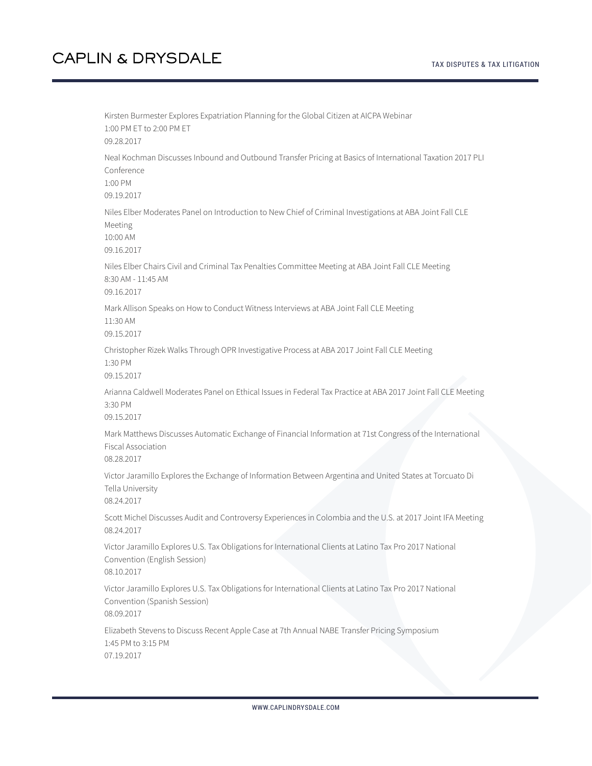Kirsten Burmester Explores Expatriation Planning for the Global Citizen at AICPA Webinar
1:00 PM ET to 2:00 PM ET
09.28.2017

Neal Kochman Discusses Inbound and Outbound Transfer Pricing at Basics of International Taxation 2017 PLI Conference
1:00 PM
09.19.2017

Niles Elber Moderates Panel on Introduction to New Chief of Criminal Investigations at ABA Joint Fall CLE Meeting
10:00 AM
09.16.2017

Niles Elber Chairs Civil and Criminal Tax Penalties Committee Meeting at ABA Joint Fall CLE Meeting
8:30 AM - 11:45 AM
09.16.2017

Mark Allison Speaks on How to Conduct Witness Interviews at ABA Joint Fall CLE Meeting
11:30 AM
09.15.2017

Christopher Rizek Walks Through OPR Investigative Process at ABA 2017 Joint Fall CLE Meeting
1:30 PM
09.15.2017

Arianna Caldwell Moderates Panel on Ethical Issues in Federal Tax Practice at ABA 2017 Joint Fall CLE Meeting
3:30 PM
09.15.2017

Mark Matthews Discusses Automatic Exchange of Financial Information at 71st Congress of the International Fiscal Association
08.28.2017

Victor Jaramillo Explores the Exchange of Information Between Argentina and United States at Torcuato Di Tella University
08.24.2017

Scott Michel Discusses Audit and Controversy Experiences in Colombia and the U.S. at 2017 Joint IFA Meeting
08.24.2017

Victor Jaramillo Explores U.S. Tax Obligations for International Clients at Latino Tax Pro 2017 National Convention (English Session)
08.10.2017

Victor Jaramillo Explores U.S. Tax Obligations for International Clients at Latino Tax Pro 2017 National Convention (Spanish Session)
08.09.2017

Elizabeth Stevens to Discuss Recent Apple Case at 7th Annual NABE Transfer Pricing Symposium
1:45 PM to 3:15 PM
07.19.2017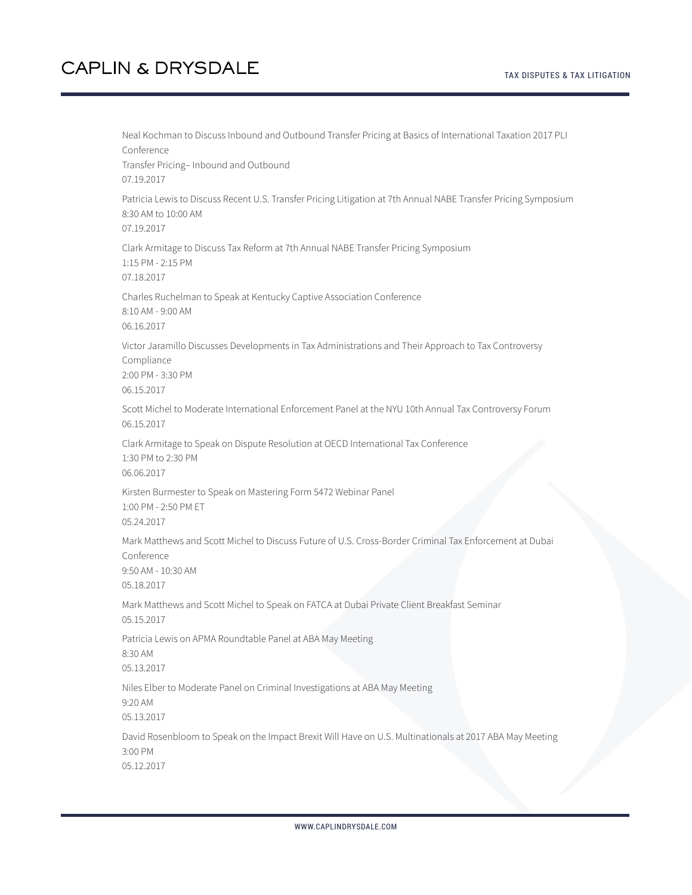Neal Kochman to Discuss Inbound and Outbound Transfer Pricing at Basics of International Taxation 2017 PLI Conference
Transfer Pricing– Inbound and Outbound
07.19.2017

Patricia Lewis to Discuss Recent U.S. Transfer Pricing Litigation at 7th Annual NABE Transfer Pricing Symposium
8:30 AM to 10:00 AM
07.19.2017

Clark Armitage to Discuss Tax Reform at 7th Annual NABE Transfer Pricing Symposium
1:15 PM - 2:15 PM
07.18.2017

Charles Ruchelman to Speak at Kentucky Captive Association Conference
8:10 AM - 9:00 AM
06.16.2017

Victor Jaramillo Discusses Developments in Tax Administrations and Their Approach to Tax Controversy Compliance
2:00 PM - 3:30 PM
06.15.2017

Scott Michel to Moderate International Enforcement Panel at the NYU 10th Annual Tax Controversy Forum
06.15.2017

Clark Armitage to Speak on Dispute Resolution at OECD International Tax Conference
1:30 PM to 2:30 PM
06.06.2017

Kirsten Burmester to Speak on Mastering Form 5472 Webinar Panel
1:00 PM - 2:50 PM ET
05.24.2017

Mark Matthews and Scott Michel to Discuss Future of U.S. Cross-Border Criminal Tax Enforcement at Dubai Conference
9:50 AM - 10:30 AM
05.18.2017

Mark Matthews and Scott Michel to Speak on FATCA at Dubai Private Client Breakfast Seminar
05.15.2017

Patricia Lewis on APMA Roundtable Panel at ABA May Meeting
8:30 AM
05.13.2017

Niles Elber to Moderate Panel on Criminal Investigations at ABA May Meeting
9:20 AM
05.13.2017

David Rosenbloom to Speak on the Impact Brexit Will Have on U.S. Multinationals at 2017 ABA May Meeting
3:00 PM
05.12.2017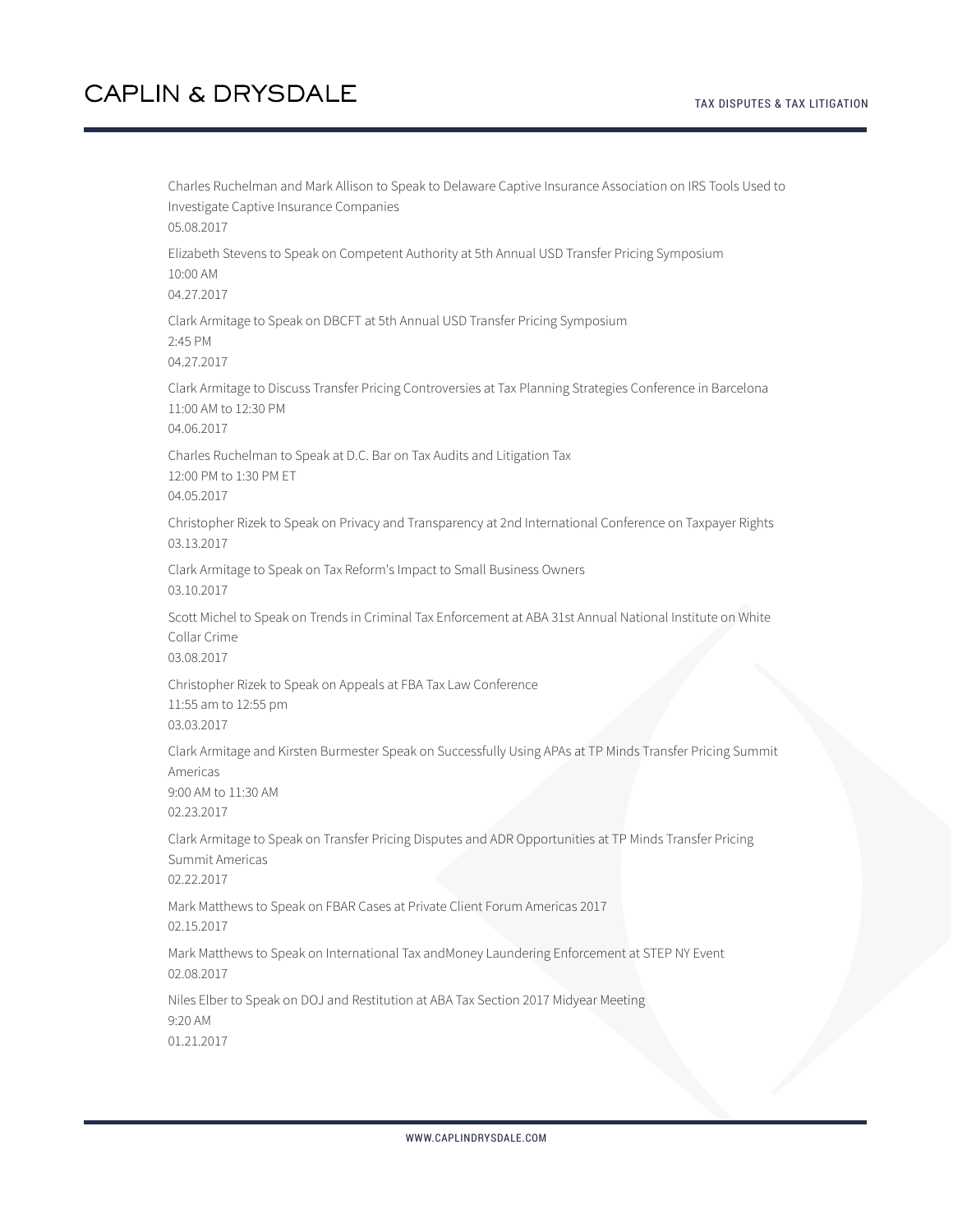Charles Ruchelman and Mark Allison to Speak to Delaware Captive Insurance Association on IRS Tools Used to Investigate Captive Insurance Companies
05.08.2017

Elizabeth Stevens to Speak on Competent Authority at 5th Annual USD Transfer Pricing Symposium
10:00 AM
04.27.2017

Clark Armitage to Speak on DBCFT at 5th Annual USD Transfer Pricing Symposium
2:45 PM
04.27.2017

Clark Armitage to Discuss Transfer Pricing Controversies at Tax Planning Strategies Conference in Barcelona
11:00 AM to 12:30 PM
04.06.2017

Charles Ruchelman to Speak at D.C. Bar on Tax Audits and Litigation Tax
12:00 PM to 1:30 PM ET
04.05.2017

Christopher Rizek to Speak on Privacy and Transparency at 2nd International Conference on Taxpayer Rights
03.13.2017

Clark Armitage to Speak on Tax Reform's Impact to Small Business Owners
03.10.2017

Scott Michel to Speak on Trends in Criminal Tax Enforcement at ABA 31st Annual National Institute on White Collar Crime
03.08.2017

Christopher Rizek to Speak on Appeals at FBA Tax Law Conference
11:55 am to 12:55 pm
03.03.2017

Clark Armitage and Kirsten Burmester Speak on Successfully Using APAs at TP Minds Transfer Pricing Summit Americas
9:00 AM to 11:30 AM
02.23.2017

Clark Armitage to Speak on Transfer Pricing Disputes and ADR Opportunities at TP Minds Transfer Pricing Summit Americas
02.22.2017

Mark Matthews to Speak on FBAR Cases at Private Client Forum Americas 2017
02.15.2017

Mark Matthews to Speak on International Tax andMoney Laundering Enforcement at STEP NY Event
02.08.2017

Niles Elber to Speak on DOJ and Restitution at ABA Tax Section 2017 Midyear Meeting
9:20 AM
01.21.2017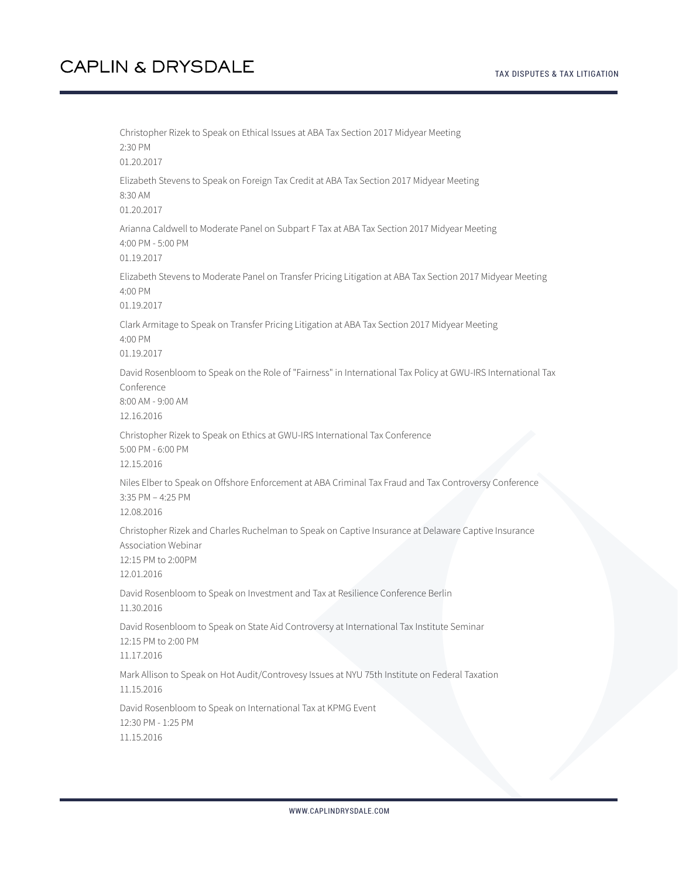Christopher Rizek to Speak on Ethical Issues at ABA Tax Section 2017 Midyear Meeting
2:30 PM
01.20.2017

Elizabeth Stevens to Speak on Foreign Tax Credit at ABA Tax Section 2017 Midyear Meeting
8:30 AM
01.20.2017

Arianna Caldwell to Moderate Panel on Subpart F Tax at ABA Tax Section 2017 Midyear Meeting
4:00 PM - 5:00 PM
01.19.2017

Elizabeth Stevens to Moderate Panel on Transfer Pricing Litigation at ABA Tax Section 2017 Midyear Meeting
4:00 PM
01.19.2017

Clark Armitage to Speak on Transfer Pricing Litigation at ABA Tax Section 2017 Midyear Meeting
4:00 PM
01.19.2017

David Rosenbloom to Speak on the Role of "Fairness" in International Tax Policy at GWU-IRS International Tax Conference
8:00 AM - 9:00 AM
12.16.2016

Christopher Rizek to Speak on Ethics at GWU-IRS International Tax Conference
5:00 PM - 6:00 PM
12.15.2016

Niles Elber to Speak on Offshore Enforcement at ABA Criminal Tax Fraud and Tax Controversy Conference
3:35 PM – 4:25 PM
12.08.2016

Christopher Rizek and Charles Ruchelman to Speak on Captive Insurance at Delaware Captive Insurance Association Webinar
12:15 PM to 2:00PM
12.01.2016

David Rosenbloom to Speak on Investment and Tax at Resilience Conference Berlin
11.30.2016

David Rosenbloom to Speak on State Aid Controversy at International Tax Institute Seminar
12:15 PM to 2:00 PM
11.17.2016

Mark Allison to Speak on Hot Audit/Controvesy Issues at NYU 75th Institute on Federal Taxation
11.15.2016

David Rosenbloom to Speak on International Tax at KPMG Event
12:30 PM - 1:25 PM
11.15.2016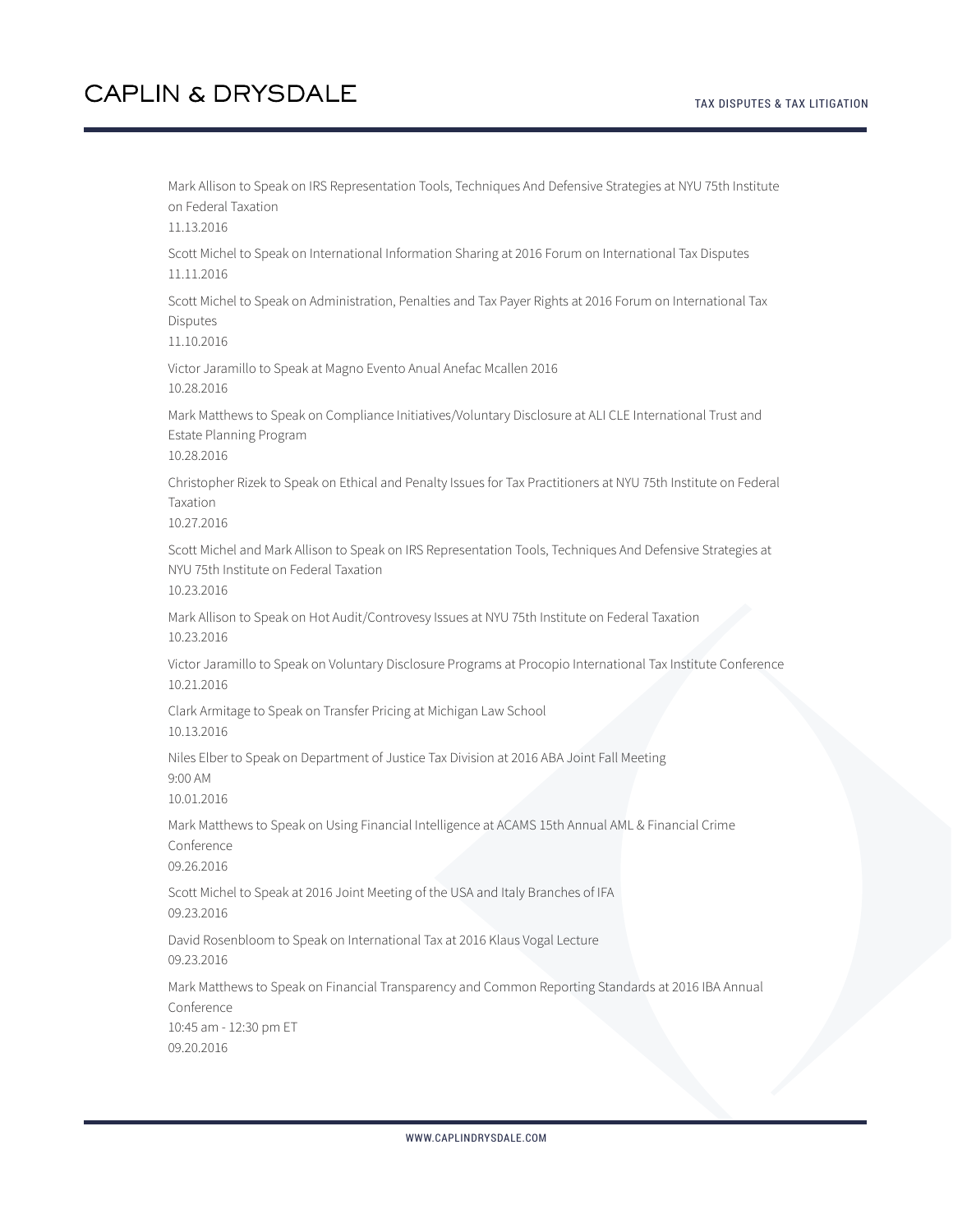Mark Allison to Speak on IRS Representation Tools, Techniques And Defensive Strategies at NYU 75th Institute on Federal Taxation

11.13.2016

Scott Michel to Speak on International Information Sharing at 2016 Forum on International Tax Disputes

11.11.2016

Scott Michel to Speak on Administration, Penalties and Tax Payer Rights at 2016 Forum on International Tax Disputes

11.10.2016

Victor Jaramillo to Speak at Magno Evento Anual Anefac Mcallen 2016

10.28.2016

Mark Matthews to Speak on Compliance Initiatives/Voluntary Disclosure at ALI CLE International Trust and Estate Planning Program

10.28.2016

Christopher Rizek to Speak on Ethical and Penalty Issues for Tax Practitioners at NYU 75th Institute on Federal Taxation

10.27.2016

Scott Michel and Mark Allison to Speak on IRS Representation Tools, Techniques And Defensive Strategies at NYU 75th Institute on Federal Taxation

10.23.2016

Mark Allison to Speak on Hot Audit/Controvesy Issues at NYU 75th Institute on Federal Taxation

10.23.2016

Victor Jaramillo to Speak on Voluntary Disclosure Programs at Procopio International Tax Institute Conference

10.21.2016

Clark Armitage to Speak on Transfer Pricing at Michigan Law School

10.13.2016

Niles Elber to Speak on Department of Justice Tax Division at 2016 ABA Joint Fall Meeting

9:00 AM

10.01.2016

Mark Matthews to Speak on Using Financial Intelligence at ACAMS 15th Annual AML & Financial Crime Conference

09.26.2016

Scott Michel to Speak at 2016 Joint Meeting of the USA and Italy Branches of IFA

09.23.2016

David Rosenbloom to Speak on International Tax at 2016 Klaus Vogal Lecture

09.23.2016

Mark Matthews to Speak on Financial Transparency and Common Reporting Standards at 2016 IBA Annual Conference

10:45 am - 12:30 pm ET

09.20.2016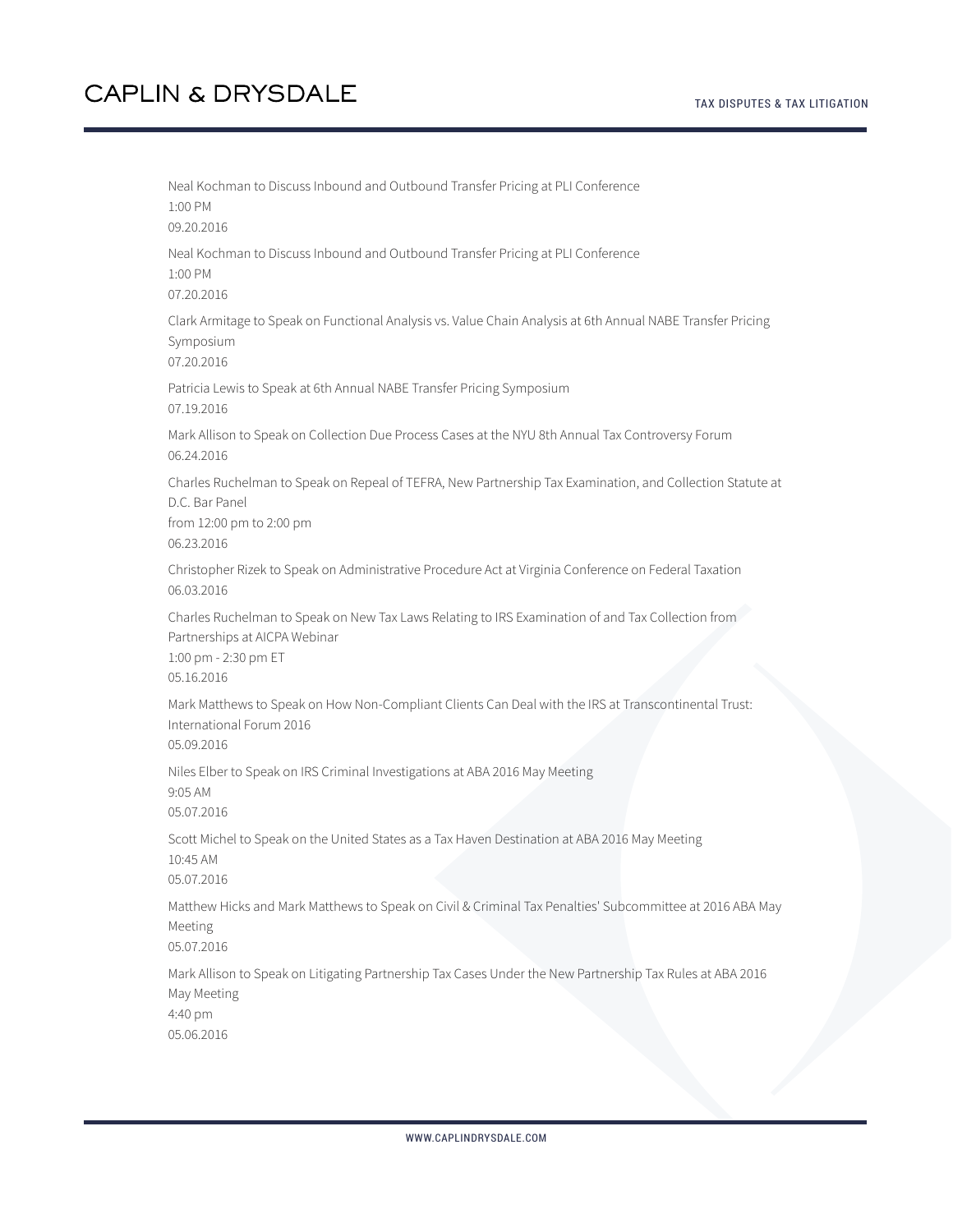Neal Kochman to Discuss Inbound and Outbound Transfer Pricing at PLI Conference
1:00 PM
09.20.2016

Neal Kochman to Discuss Inbound and Outbound Transfer Pricing at PLI Conference
1:00 PM
07.20.2016

Clark Armitage to Speak on Functional Analysis vs. Value Chain Analysis at 6th Annual NABE Transfer Pricing Symposium
07.20.2016

Patricia Lewis to Speak at 6th Annual NABE Transfer Pricing Symposium
07.19.2016

Mark Allison to Speak on Collection Due Process Cases at the NYU 8th Annual Tax Controversy Forum
06.24.2016

Charles Ruchelman to Speak on Repeal of TEFRA, New Partnership Tax Examination, and Collection Statute at D.C. Bar Panel
from 12:00 pm to 2:00 pm
06.23.2016

Christopher Rizek to Speak on Administrative Procedure Act at Virginia Conference on Federal Taxation
06.03.2016

Charles Ruchelman to Speak on New Tax Laws Relating to IRS Examination of and Tax Collection from Partnerships at AICPA Webinar
1:00 pm - 2:30 pm ET
05.16.2016

Mark Matthews to Speak on How Non-Compliant Clients Can Deal with the IRS at Transcontinental Trust: International Forum 2016
05.09.2016

Niles Elber to Speak on IRS Criminal Investigations at ABA 2016 May Meeting
9:05 AM
05.07.2016

Scott Michel to Speak on the United States as a Tax Haven Destination at ABA 2016 May Meeting
10:45 AM
05.07.2016

Matthew Hicks and Mark Matthews to Speak on Civil & Criminal Tax Penalties' Subcommittee at 2016 ABA May Meeting
05.07.2016

Mark Allison to Speak on Litigating Partnership Tax Cases Under the New Partnership Tax Rules at ABA 2016 May Meeting
4:40 pm
05.06.2016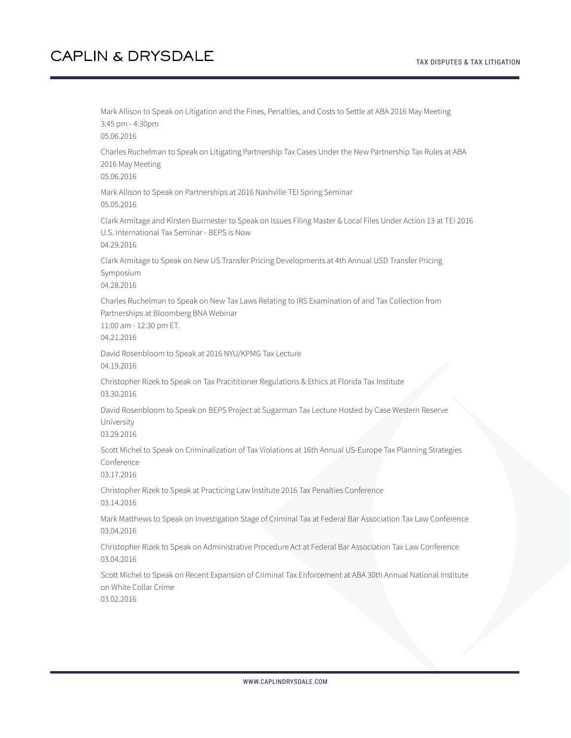Mark Allison to Speak on Litigation and the Fines, Penalties, and Costs to Settle at ABA 2016 May Meeting
3:45 pm - 4:30pm
05.06.2016

Charles Ruchelman to Speak on Litigating Partnership Tax Cases Under the New Partnership Tax Rules at ABA 2016 May Meeting
05.06.2016

Mark Allison to Speak on Partnerships at 2016 Nashville TEI Spring Seminar
05.05.2016

Clark Armitage and Kirsten Burmester to Speak on Issues Filing Master & Local Files Under Action 13 at TEI 2016 U.S. International Tax Seminar - BEPS is Now
04.29.2016

Clark Armitage to Speak on New US Transfer Pricing Developments at 4th Annual USD Transfer Pricing Symposium
04.28.2016

Charles Ruchelman to Speak on New Tax Laws Relating to IRS Examination of and Tax Collection from Partnerships at Bloomberg BNA Webinar
11:00 am - 12:30 pm ET.
04.21.2016

David Rosenbloom to Speak at 2016 NYU/KPMG Tax Lecture
04.19.2016

Christopher Rizek to Speak on Tax Pracititioner Regulations & Ethics at Florida Tax Institute
03.30.2016

David Rosenbloom to Speak on BEPS Project at Sugarman Tax Lecture Hosted by Case Western Reserve University
03.29.2016

Scott Michel to Speak on Criminalization of Tax Violations at 16th Annual US-Europe Tax Planning Strategies Conference
03.17.2016

Christopher Rizek to Speak at Practicing Law Institute 2016 Tax Penalties Conference
03.14.2016

Mark Matthews to Speak on Investigation Stage of Criminal Tax at Federal Bar Association Tax Law Conference
03.04.2016

Christopher Rizek to Speak on Administrative Procedure Act at Federal Bar Association Tax Law Conference
03.04.2016

Scott Michel to Speak on Recent Expansion of Criminal Tax Enforcement at ABA 30th Annual National Institute on White Collar Crime
03.02.2016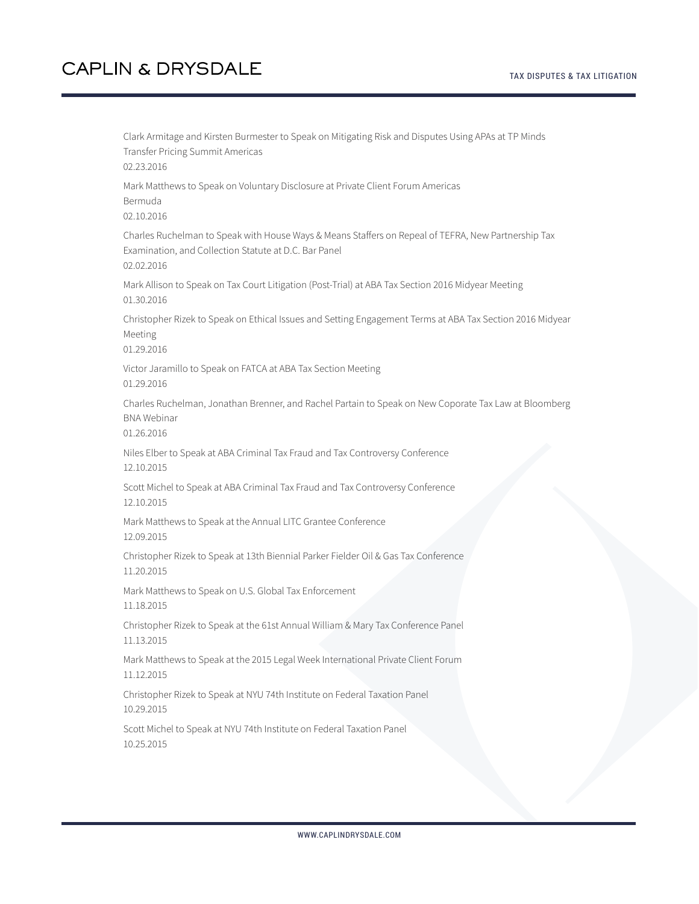Clark Armitage and Kirsten Burmester to Speak on Mitigating Risk and Disputes Using APAs at TP Minds Transfer Pricing Summit Americas
02.23.2016

Mark Matthews to Speak on Voluntary Disclosure at Private Client Forum Americas
Bermuda
02.10.2016

Charles Ruchelman to Speak with House Ways & Means Staffers on Repeal of TEFRA, New Partnership Tax Examination, and Collection Statute at D.C. Bar Panel
02.02.2016

Mark Allison to Speak on Tax Court Litigation (Post-Trial) at ABA Tax Section 2016 Midyear Meeting
01.30.2016

Christopher Rizek to Speak on Ethical Issues and Setting Engagement Terms at ABA Tax Section 2016 Midyear Meeting
01.29.2016

Victor Jaramillo to Speak on FATCA at ABA Tax Section Meeting
01.29.2016

Charles Ruchelman, Jonathan Brenner, and Rachel Partain to Speak on New Coporate Tax Law at Bloomberg BNA Webinar
01.26.2016

Niles Elber to Speak at ABA Criminal Tax Fraud and Tax Controversy Conference
12.10.2015

Scott Michel to Speak at ABA Criminal Tax Fraud and Tax Controversy Conference
12.10.2015

Mark Matthews to Speak at the Annual LITC Grantee Conference
12.09.2015

Christopher Rizek to Speak at 13th Biennial Parker Fielder Oil & Gas Tax Conference
11.20.2015

Mark Matthews to Speak on U.S. Global Tax Enforcement
11.18.2015

Christopher Rizek to Speak at the 61st Annual William & Mary Tax Conference Panel
11.13.2015

Mark Matthews to Speak at the 2015 Legal Week International Private Client Forum
11.12.2015

Christopher Rizek to Speak at NYU 74th Institute on Federal Taxation Panel
10.29.2015

Scott Michel to Speak at NYU 74th Institute on Federal Taxation Panel
10.25.2015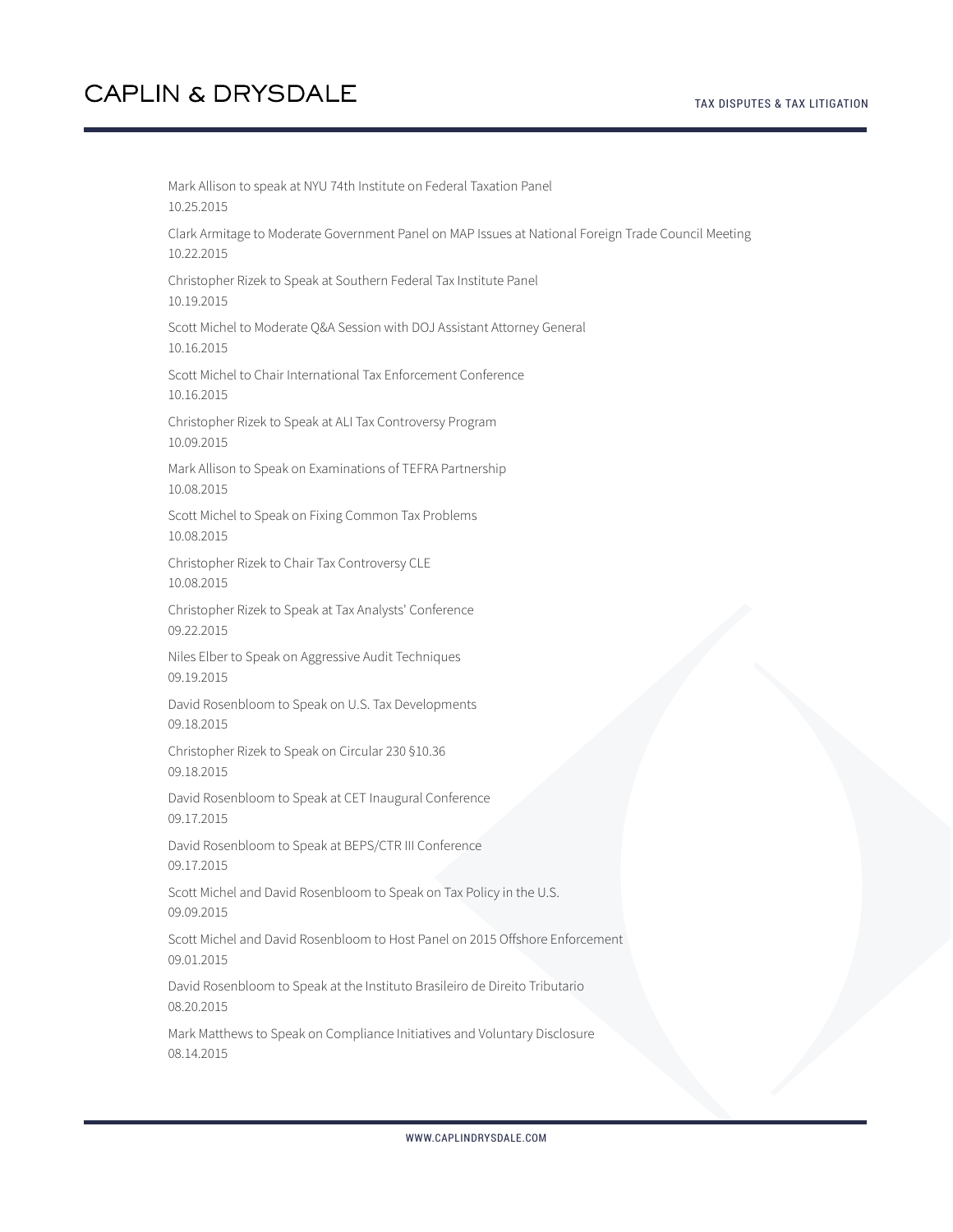Mark Allison to speak at NYU 74th Institute on Federal Taxation Panel
10.25.2015

Clark Armitage to Moderate Government Panel on MAP Issues at National Foreign Trade Council Meeting
10.22.2015

Christopher Rizek to Speak at Southern Federal Tax Institute Panel
10.19.2015

Scott Michel to Moderate Q&A Session with DOJ Assistant Attorney General
10.16.2015

Scott Michel to Chair International Tax Enforcement Conference
10.16.2015

Christopher Rizek to Speak at ALI Tax Controversy Program
10.09.2015

Mark Allison to Speak on Examinations of TEFRA Partnership
10.08.2015

Scott Michel to Speak on Fixing Common Tax Problems
10.08.2015

Christopher Rizek to Chair Tax Controversy CLE
10.08.2015

Christopher Rizek to Speak at Tax Analysts' Conference
09.22.2015

Niles Elber to Speak on Aggressive Audit Techniques
09.19.2015

David Rosenbloom to Speak on U.S. Tax Developments
09.18.2015

Christopher Rizek to Speak on Circular 230 §10.36
09.18.2015

David Rosenbloom to Speak at CET Inaugural Conference
09.17.2015

David Rosenbloom to Speak at BEPS/CTR III Conference
09.17.2015

Scott Michel and David Rosenbloom to Speak on Tax Policy in the U.S.
09.09.2015

Scott Michel and David Rosenbloom to Host Panel on 2015 Offshore Enforcement
09.01.2015

David Rosenbloom to Speak at the Instituto Brasileiro de Direito Tributario
08.20.2015

Mark Matthews to Speak on Compliance Initiatives and Voluntary Disclosure
08.14.2015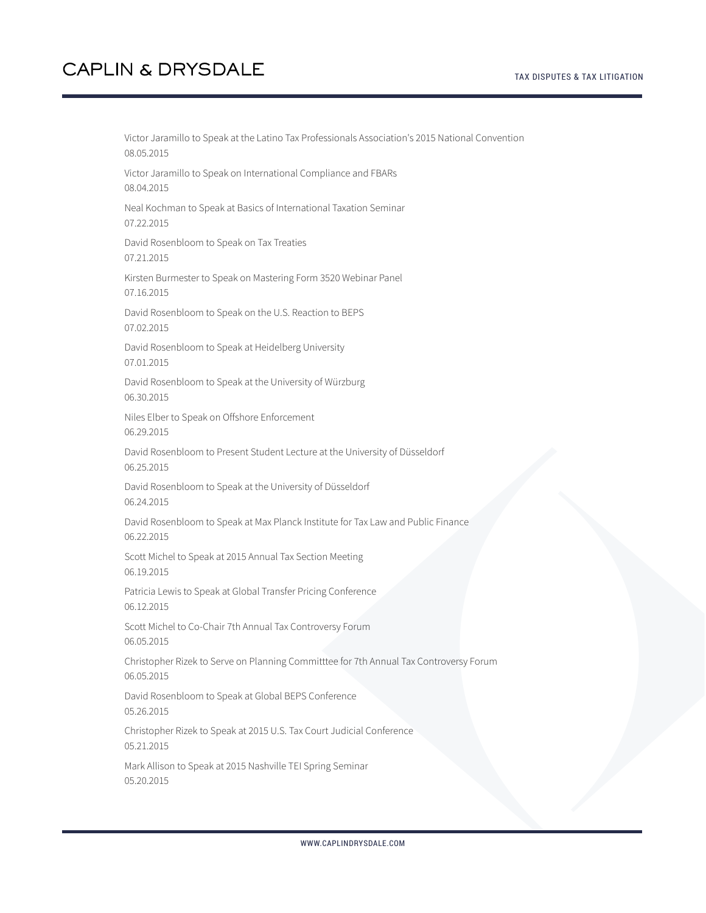Victor Jaramillo to Speak at the Latino Tax Professionals Association's 2015 National Convention
08.05.2015

Victor Jaramillo to Speak on International Compliance and FBARs
08.04.2015

Neal Kochman to Speak at Basics of International Taxation Seminar
07.22.2015

David Rosenbloom to Speak on Tax Treaties
07.21.2015

Kirsten Burmester to Speak on Mastering Form 3520 Webinar Panel
07.16.2015

David Rosenbloom to Speak on the U.S. Reaction to BEPS
07.02.2015

David Rosenbloom to Speak at Heidelberg University
07.01.2015

David Rosenbloom to Speak at the University of Würzburg
06.30.2015

Niles Elber to Speak on Offshore Enforcement
06.29.2015

David Rosenbloom to Present Student Lecture at the University of Düsseldorf
06.25.2015

David Rosenbloom to Speak at the University of Düsseldorf
06.24.2015

David Rosenbloom to Speak at Max Planck Institute for Tax Law and Public Finance
06.22.2015

Scott Michel to Speak at 2015 Annual Tax Section Meeting
06.19.2015

Patricia Lewis to Speak at Global Transfer Pricing Conference
06.12.2015

Scott Michel to Co-Chair 7th Annual Tax Controversy Forum
06.05.2015

Christopher Rizek to Serve on Planning Committtee for 7th Annual Tax Controversy Forum
06.05.2015

David Rosenbloom to Speak at Global BEPS Conference
05.26.2015

Christopher Rizek to Speak at 2015 U.S. Tax Court Judicial Conference
05.21.2015

Mark Allison to Speak at 2015 Nashville TEI Spring Seminar
05.20.2015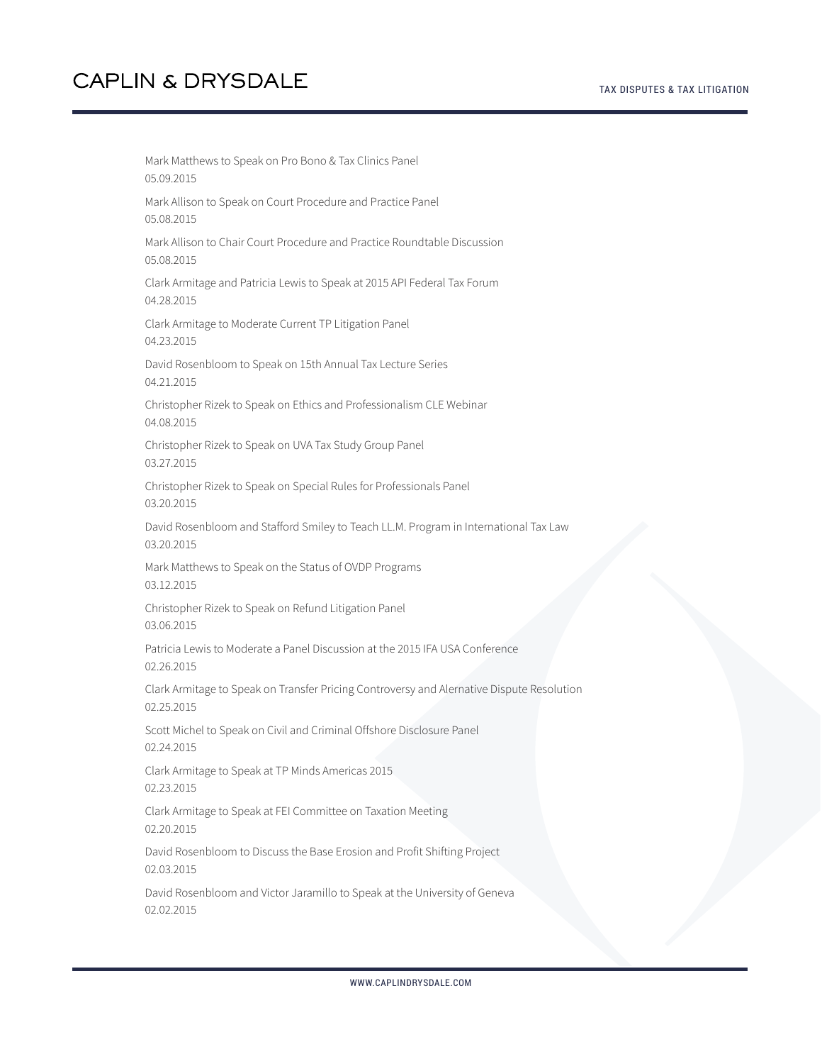Mark Matthews to Speak on Pro Bono & Tax Clinics Panel
05.09.2015

Mark Allison to Speak on Court Procedure and Practice Panel
05.08.2015

Mark Allison to Chair Court Procedure and Practice Roundtable Discussion
05.08.2015

Clark Armitage and Patricia Lewis to Speak at 2015 API Federal Tax Forum
04.28.2015

Clark Armitage to Moderate Current TP Litigation Panel
04.23.2015

David Rosenbloom to Speak on 15th Annual Tax Lecture Series
04.21.2015

Christopher Rizek to Speak on Ethics and Professionalism CLE Webinar
04.08.2015

Christopher Rizek to Speak on UVA Tax Study Group Panel
03.27.2015

Christopher Rizek to Speak on Special Rules for Professionals Panel
03.20.2015

David Rosenbloom and Stafford Smiley to Teach LL.M. Program in International Tax Law
03.20.2015

Mark Matthews to Speak on the Status of OVDP Programs
03.12.2015

Christopher Rizek to Speak on Refund Litigation Panel
03.06.2015

Patricia Lewis to Moderate a Panel Discussion at the 2015 IFA USA Conference
02.26.2015

Clark Armitage to Speak on Transfer Pricing Controversy and Alernative Dispute Resolution
02.25.2015

Scott Michel to Speak on Civil and Criminal Offshore Disclosure Panel
02.24.2015

Clark Armitage to Speak at TP Minds Americas 2015
02.23.2015

Clark Armitage to Speak at FEI Committee on Taxation Meeting
02.20.2015

David Rosenbloom to Discuss the Base Erosion and Profit Shifting Project
02.03.2015

David Rosenbloom and Victor Jaramillo to Speak at the University of Geneva
02.02.2015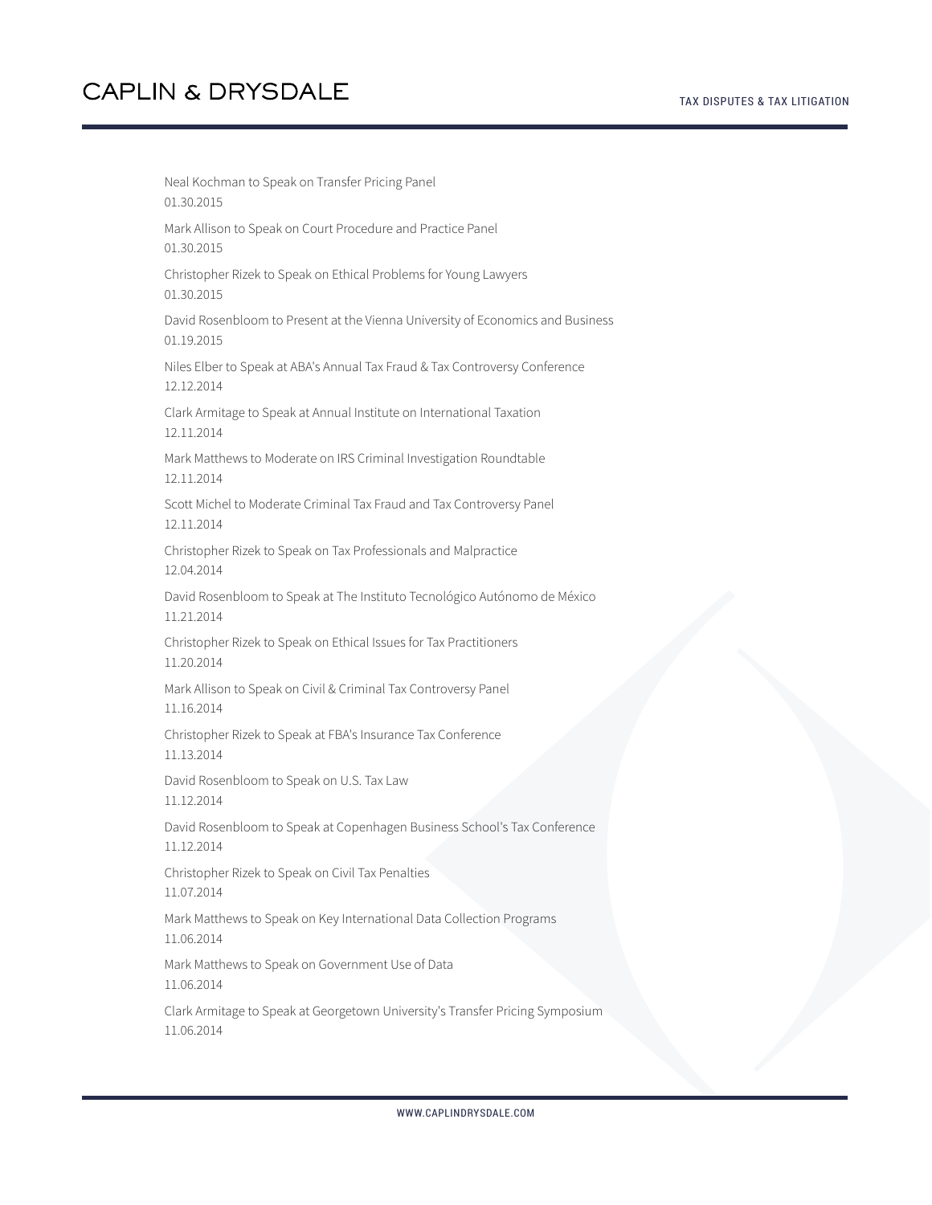Neal Kochman to Speak on Transfer Pricing Panel
01.30.2015

Mark Allison to Speak on Court Procedure and Practice Panel
01.30.2015

Christopher Rizek to Speak on Ethical Problems for Young Lawyers
01.30.2015

David Rosenbloom to Present at the Vienna University of Economics and Business
01.19.2015

Niles Elber to Speak at ABA's Annual Tax Fraud & Tax Controversy Conference
12.12.2014

Clark Armitage to Speak at Annual Institute on International Taxation
12.11.2014

Mark Matthews to Moderate on IRS Criminal Investigation Roundtable
12.11.2014

Scott Michel to Moderate Criminal Tax Fraud and Tax Controversy Panel
12.11.2014

Christopher Rizek to Speak on Tax Professionals and Malpractice
12.04.2014

David Rosenbloom to Speak at The Instituto Tecnológico Autónomo de México
11.21.2014

Christopher Rizek to Speak on Ethical Issues for Tax Practitioners
11.20.2014

Mark Allison to Speak on Civil & Criminal Tax Controversy Panel
11.16.2014

Christopher Rizek to Speak at FBA's Insurance Tax Conference
11.13.2014

David Rosenbloom to Speak on U.S. Tax Law
11.12.2014

David Rosenbloom to Speak at Copenhagen Business School's Tax Conference
11.12.2014

Christopher Rizek to Speak on Civil Tax Penalties
11.07.2014

Mark Matthews to Speak on Key International Data Collection Programs
11.06.2014

Mark Matthews to Speak on Government Use of Data
11.06.2014

Clark Armitage to Speak at Georgetown University's Transfer Pricing Symposium
11.06.2014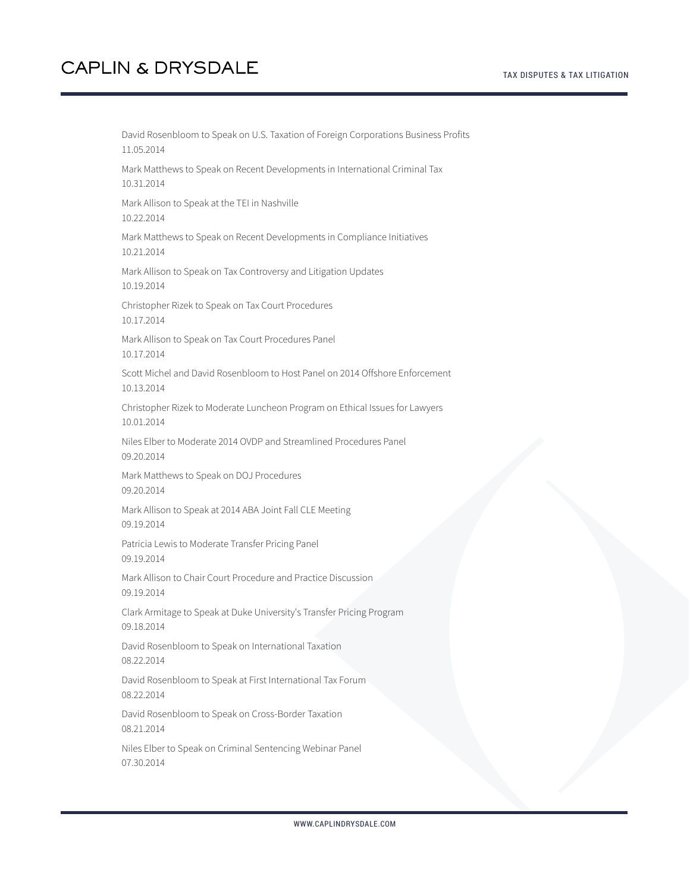David Rosenbloom to Speak on U.S. Taxation of Foreign Corporations Business Profits
11.05.2014

Mark Matthews to Speak on Recent Developments in International Criminal Tax
10.31.2014

Mark Allison to Speak at the TEI in Nashville
10.22.2014

Mark Matthews to Speak on Recent Developments in Compliance Initiatives
10.21.2014

Mark Allison to Speak on Tax Controversy and Litigation Updates
10.19.2014

Christopher Rizek to Speak on Tax Court Procedures
10.17.2014

Mark Allison to Speak on Tax Court Procedures Panel
10.17.2014

Scott Michel and David Rosenbloom to Host Panel on 2014 Offshore Enforcement
10.13.2014

Christopher Rizek to Moderate Luncheon Program on Ethical Issues for Lawyers
10.01.2014

Niles Elber to Moderate 2014 OVDP and Streamlined Procedures Panel
09.20.2014

Mark Matthews to Speak on DOJ Procedures
09.20.2014

Mark Allison to Speak at 2014 ABA Joint Fall CLE Meeting
09.19.2014

Patricia Lewis to Moderate Transfer Pricing Panel
09.19.2014

Mark Allison to Chair Court Procedure and Practice Discussion
09.19.2014

Clark Armitage to Speak at Duke University's Transfer Pricing Program
09.18.2014

David Rosenbloom to Speak on International Taxation
08.22.2014

David Rosenbloom to Speak at First International Tax Forum
08.22.2014

David Rosenbloom to Speak on Cross-Border Taxation
08.21.2014

Niles Elber to Speak on Criminal Sentencing Webinar Panel
07.30.2014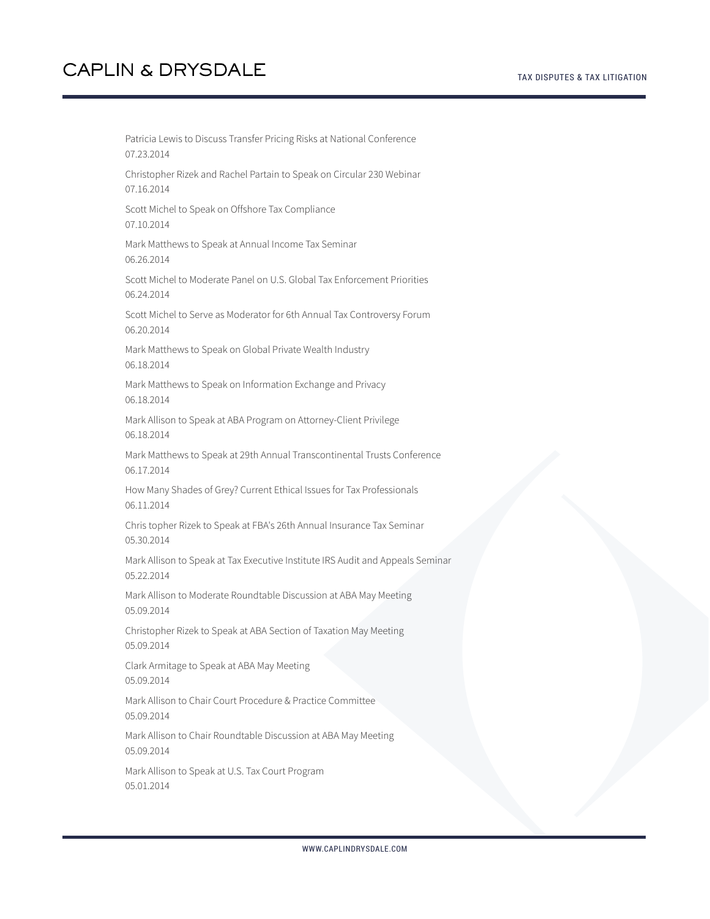Patricia Lewis to Discuss Transfer Pricing Risks at National Conference
07.23.2014

Christopher Rizek and Rachel Partain to Speak on Circular 230 Webinar
07.16.2014

Scott Michel to Speak on Offshore Tax Compliance
07.10.2014

Mark Matthews to Speak at Annual Income Tax Seminar
06.26.2014

Scott Michel to Moderate Panel on U.S. Global Tax Enforcement Priorities
06.24.2014

Scott Michel to Serve as Moderator for 6th Annual Tax Controversy Forum
06.20.2014

Mark Matthews to Speak on Global Private Wealth Industry
06.18.2014

Mark Matthews to Speak on Information Exchange and Privacy
06.18.2014

Mark Allison to Speak at ABA Program on Attorney-Client Privilege
06.18.2014

Mark Matthews to Speak at 29th Annual Transcontinental Trusts Conference
06.17.2014

How Many Shades of Grey? Current Ethical Issues for Tax Professionals
06.11.2014

Chris topher Rizek to Speak at FBA's 26th Annual Insurance Tax Seminar
05.30.2014

Mark Allison to Speak at Tax Executive Institute IRS Audit and Appeals Seminar
05.22.2014

Mark Allison to Moderate Roundtable Discussion at ABA May Meeting
05.09.2014

Christopher Rizek to Speak at ABA Section of Taxation May Meeting
05.09.2014

Clark Armitage to Speak at ABA May Meeting
05.09.2014

Mark Allison to Chair Court Procedure & Practice Committee
05.09.2014

Mark Allison to Chair Roundtable Discussion at ABA May Meeting
05.09.2014

Mark Allison to Speak at U.S. Tax Court Program
05.01.2014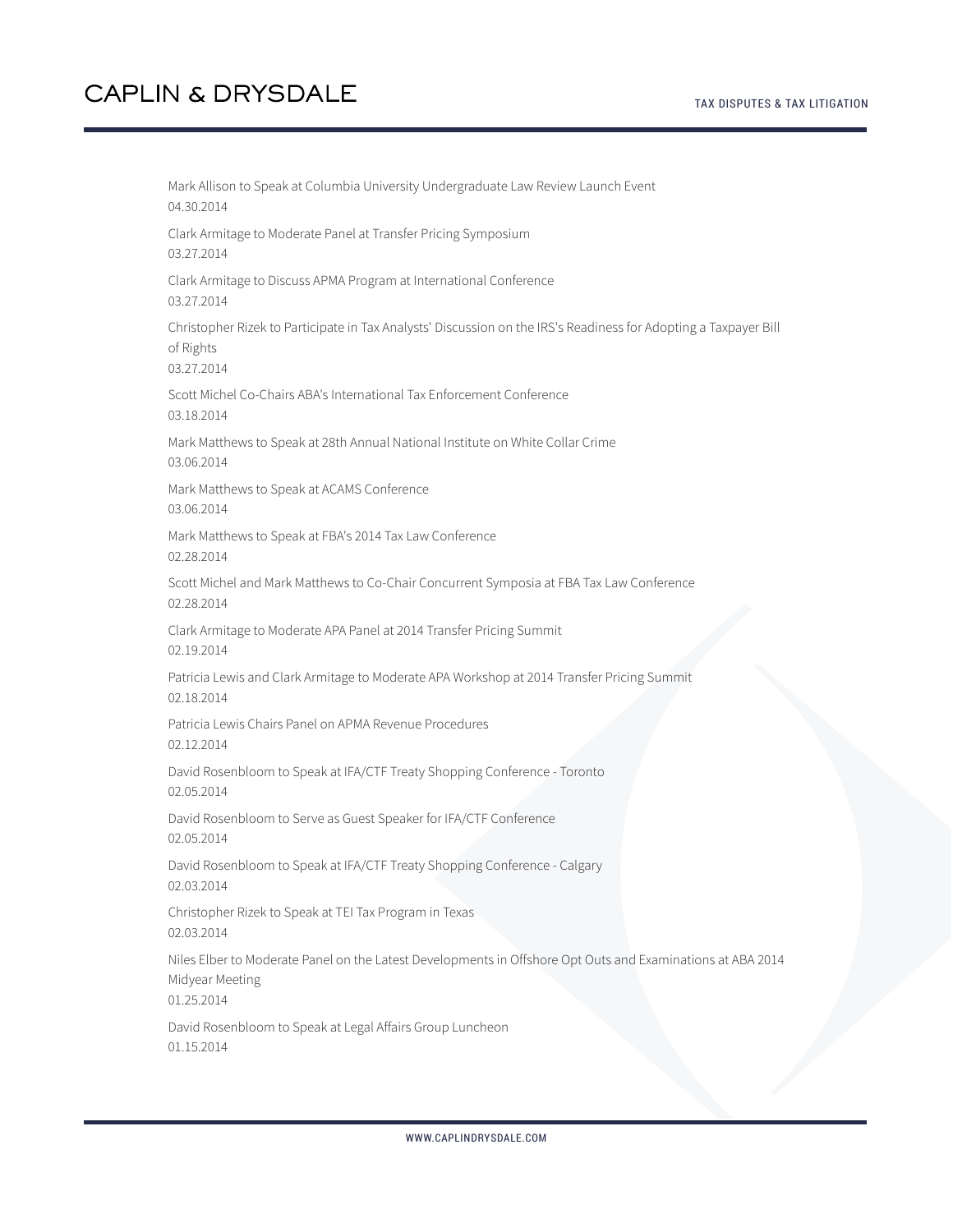Mark Allison to Speak at Columbia University Undergraduate Law Review Launch Event
04.30.2014

Clark Armitage to Moderate Panel at Transfer Pricing Symposium
03.27.2014

Clark Armitage to Discuss APMA Program at International Conference
03.27.2014

Christopher Rizek to Participate in Tax Analysts' Discussion on the IRS's Readiness for Adopting a Taxpayer Bill of Rights
03.27.2014

Scott Michel Co-Chairs ABA's International Tax Enforcement Conference
03.18.2014

Mark Matthews to Speak at 28th Annual National Institute on White Collar Crime
03.06.2014

Mark Matthews to Speak at ACAMS Conference
03.06.2014

Mark Matthews to Speak at FBA's 2014 Tax Law Conference
02.28.2014

Scott Michel and Mark Matthews to Co-Chair Concurrent Symposia at FBA Tax Law Conference
02.28.2014

Clark Armitage to Moderate APA Panel at 2014 Transfer Pricing Summit
02.19.2014

Patricia Lewis and Clark Armitage to Moderate APA Workshop at 2014 Transfer Pricing Summit
02.18.2014

Patricia Lewis Chairs Panel on APMA Revenue Procedures
02.12.2014

David Rosenbloom to Speak at IFA/CTF Treaty Shopping Conference - Toronto
02.05.2014

David Rosenbloom to Serve as Guest Speaker for IFA/CTF Conference
02.05.2014

David Rosenbloom to Speak at IFA/CTF Treaty Shopping Conference - Calgary
02.03.2014

Christopher Rizek to Speak at TEI Tax Program in Texas
02.03.2014

Niles Elber to Moderate Panel on the Latest Developments in Offshore Opt Outs and Examinations at ABA 2014 Midyear Meeting
01.25.2014

David Rosenbloom to Speak at Legal Affairs Group Luncheon
01.15.2014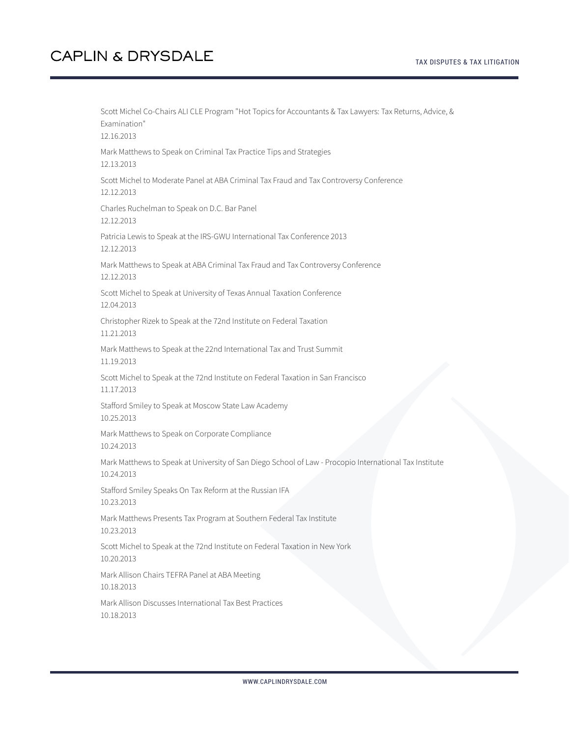Scott Michel Co-Chairs ALI CLE Program "Hot Topics for Accountants & Tax Lawyers: Tax Returns, Advice, & Examination"
12.16.2013

Mark Matthews to Speak on Criminal Tax Practice Tips and Strategies
12.13.2013

Scott Michel to Moderate Panel at ABA Criminal Tax Fraud and Tax Controversy Conference
12.12.2013

Charles Ruchelman to Speak on D.C. Bar Panel
12.12.2013

Patricia Lewis to Speak at the IRS-GWU International Tax Conference 2013
12.12.2013

Mark Matthews to Speak at ABA Criminal Tax Fraud and Tax Controversy Conference
12.12.2013

Scott Michel to Speak at University of Texas Annual Taxation Conference
12.04.2013

Christopher Rizek to Speak at the 72nd Institute on Federal Taxation
11.21.2013

Mark Matthews to Speak at the 22nd International Tax and Trust Summit
11.19.2013

Scott Michel to Speak at the 72nd Institute on Federal Taxation in San Francisco
11.17.2013

Stafford Smiley to Speak at Moscow State Law Academy
10.25.2013

Mark Matthews to Speak on Corporate Compliance
10.24.2013

Mark Matthews to Speak at University of San Diego School of Law - Procopio International Tax Institute
10.24.2013

Stafford Smiley Speaks On Tax Reform at the Russian IFA
10.23.2013

Mark Matthews Presents Tax Program at Southern Federal Tax Institute
10.23.2013

Scott Michel to Speak at the 72nd Institute on Federal Taxation in New York
10.20.2013

Mark Allison Chairs TEFRA Panel at ABA Meeting
10.18.2013

Mark Allison Discusses International Tax Best Practices
10.18.2013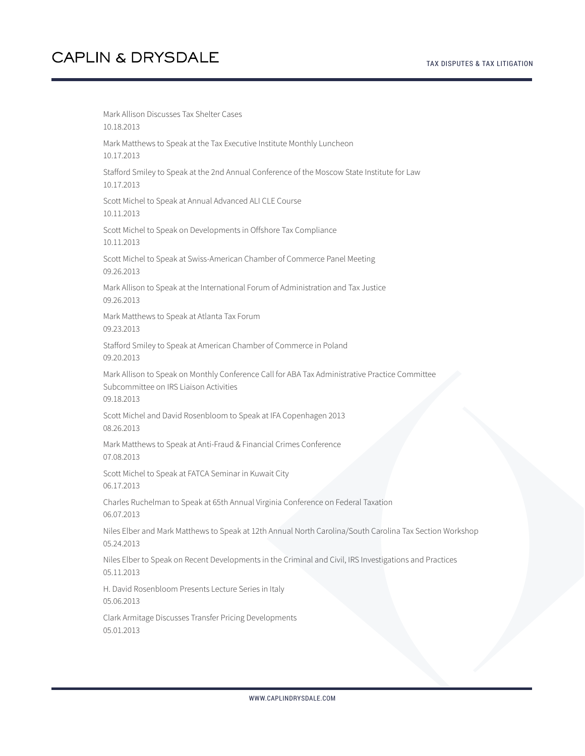Mark Allison Discusses Tax Shelter Cases
10.18.2013

Mark Matthews to Speak at the Tax Executive Institute Monthly Luncheon
10.17.2013

Stafford Smiley to Speak at the 2nd Annual Conference of the Moscow State Institute for Law
10.17.2013

Scott Michel to Speak at Annual Advanced ALI CLE Course
10.11.2013

Scott Michel to Speak on Developments in Offshore Tax Compliance
10.11.2013

Scott Michel to Speak at Swiss-American Chamber of Commerce Panel Meeting
09.26.2013

Mark Allison to Speak at the International Forum of Administration and Tax Justice
09.26.2013

Mark Matthews to Speak at Atlanta Tax Forum
09.23.2013

Stafford Smiley to Speak at American Chamber of Commerce in Poland
09.20.2013

Mark Allison to Speak on Monthly Conference Call for ABA Tax Administrative Practice Committee Subcommittee on IRS Liaison Activities
09.18.2013

Scott Michel and David Rosenbloom to Speak at IFA Copenhagen 2013
08.26.2013

Mark Matthews to Speak at Anti-Fraud & Financial Crimes Conference
07.08.2013

Scott Michel to Speak at FATCA Seminar in Kuwait City
06.17.2013

Charles Ruchelman to Speak at 65th Annual Virginia Conference on Federal Taxation
06.07.2013

Niles Elber and Mark Matthews to Speak at 12th Annual North Carolina/South Carolina Tax Section Workshop
05.24.2013

Niles Elber to Speak on Recent Developments in the Criminal and Civil, IRS Investigations and Practices
05.11.2013

H. David Rosenbloom Presents Lecture Series in Italy
05.06.2013

Clark Armitage Discusses Transfer Pricing Developments
05.01.2013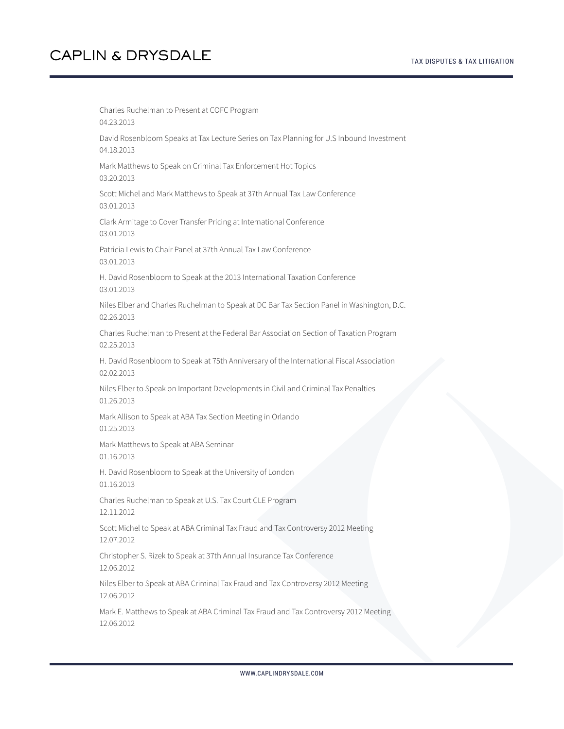Charles Ruchelman to Present at COFC Program
04.23.2013

David Rosenbloom Speaks at Tax Lecture Series on Tax Planning for U.S Inbound Investment
04.18.2013

Mark Matthews to Speak on Criminal Tax Enforcement Hot Topics
03.20.2013

Scott Michel and Mark Matthews to Speak at 37th Annual Tax Law Conference
03.01.2013

Clark Armitage to Cover Transfer Pricing at International Conference
03.01.2013

Patricia Lewis to Chair Panel at 37th Annual Tax Law Conference
03.01.2013

H. David Rosenbloom to Speak at the 2013 International Taxation Conference
03.01.2013

Niles Elber and Charles Ruchelman to Speak at DC Bar Tax Section Panel in Washington, D.C.
02.26.2013

Charles Ruchelman to Present at the Federal Bar Association Section of Taxation Program
02.25.2013

H. David Rosenbloom to Speak at 75th Anniversary of the International Fiscal Association
02.02.2013

Niles Elber to Speak on Important Developments in Civil and Criminal Tax Penalties
01.26.2013

Mark Allison to Speak at ABA Tax Section Meeting in Orlando
01.25.2013

Mark Matthews to Speak at ABA Seminar
01.16.2013

H. David Rosenbloom to Speak at the University of London
01.16.2013

Charles Ruchelman to Speak at U.S. Tax Court CLE Program
12.11.2012

Scott Michel to Speak at ABA Criminal Tax Fraud and Tax Controversy 2012 Meeting
12.07.2012

Christopher S. Rizek to Speak at 37th Annual Insurance Tax Conference
12.06.2012

Niles Elber to Speak at ABA Criminal Tax Fraud and Tax Controversy 2012 Meeting
12.06.2012

Mark E. Matthews to Speak at ABA Criminal Tax Fraud and Tax Controversy 2012 Meeting
12.06.2012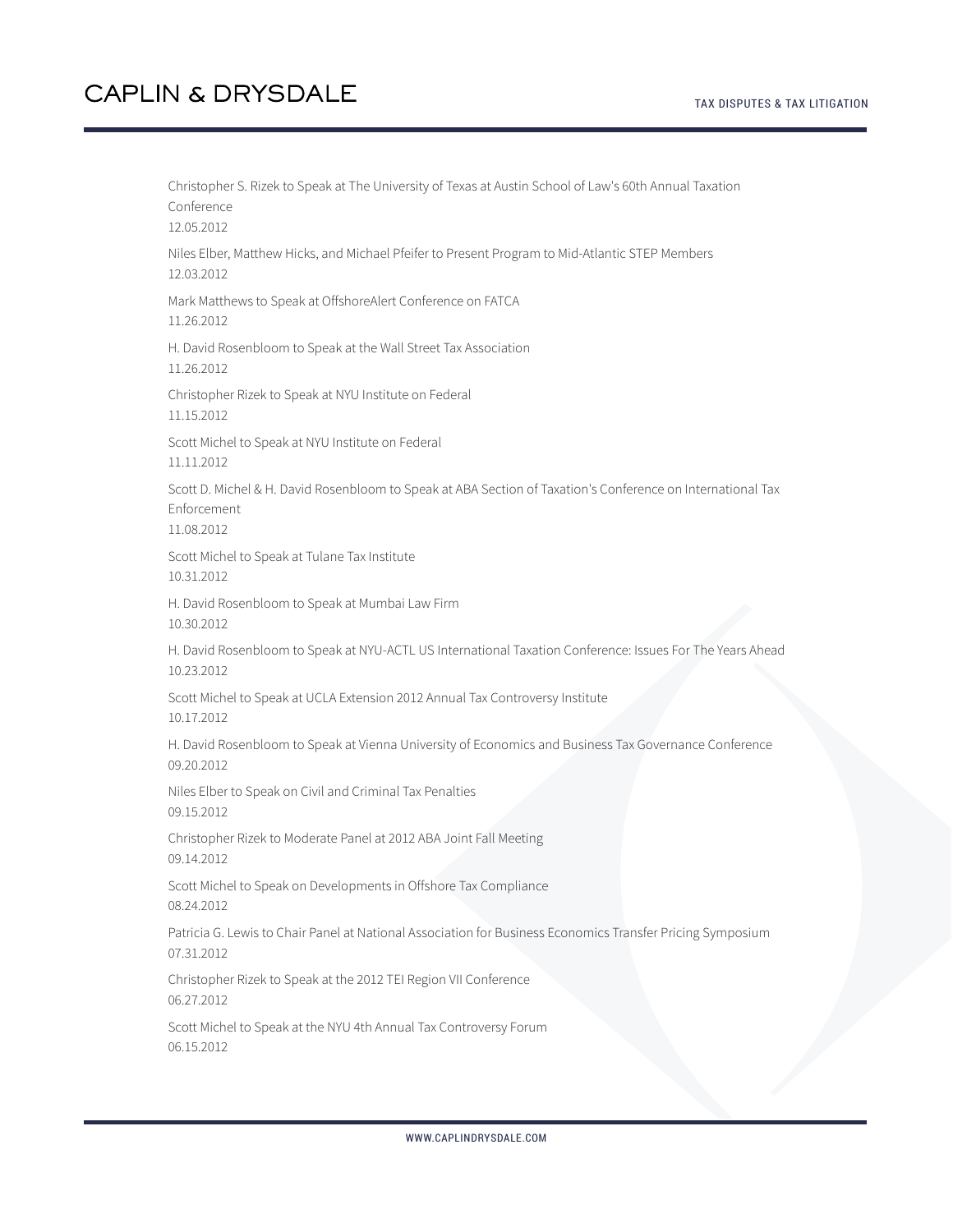Christopher S. Rizek to Speak at The University of Texas at Austin School of Law's 60th Annual Taxation Conference
12.05.2012

Niles Elber, Matthew Hicks, and Michael Pfeifer to Present Program to Mid-Atlantic STEP Members
12.03.2012

Mark Matthews to Speak at OffshoreAlert Conference on FATCA
11.26.2012

H. David Rosenbloom to Speak at the Wall Street Tax Association
11.26.2012

Christopher Rizek to Speak at NYU Institute on Federal
11.15.2012

Scott Michel to Speak at NYU Institute on Federal
11.11.2012

Scott D. Michel & H. David Rosenbloom to Speak at ABA Section of Taxation's Conference on International Tax Enforcement
11.08.2012

Scott Michel to Speak at Tulane Tax Institute
10.31.2012

H. David Rosenbloom to Speak at Mumbai Law Firm
10.30.2012

H. David Rosenbloom to Speak at NYU-ACTL US International Taxation Conference: Issues For The Years Ahead
10.23.2012

Scott Michel to Speak at UCLA Extension 2012 Annual Tax Controversy Institute
10.17.2012

H. David Rosenbloom to Speak at Vienna University of Economics and Business Tax Governance Conference
09.20.2012

Niles Elber to Speak on Civil and Criminal Tax Penalties
09.15.2012

Christopher Rizek to Moderate Panel at 2012 ABA Joint Fall Meeting
09.14.2012

Scott Michel to Speak on Developments in Offshore Tax Compliance
08.24.2012

Patricia G. Lewis to Chair Panel at National Association for Business Economics Transfer Pricing Symposium
07.31.2012

Christopher Rizek to Speak at the 2012 TEI Region VII Conference
06.27.2012

Scott Michel to Speak at the NYU 4th Annual Tax Controversy Forum
06.15.2012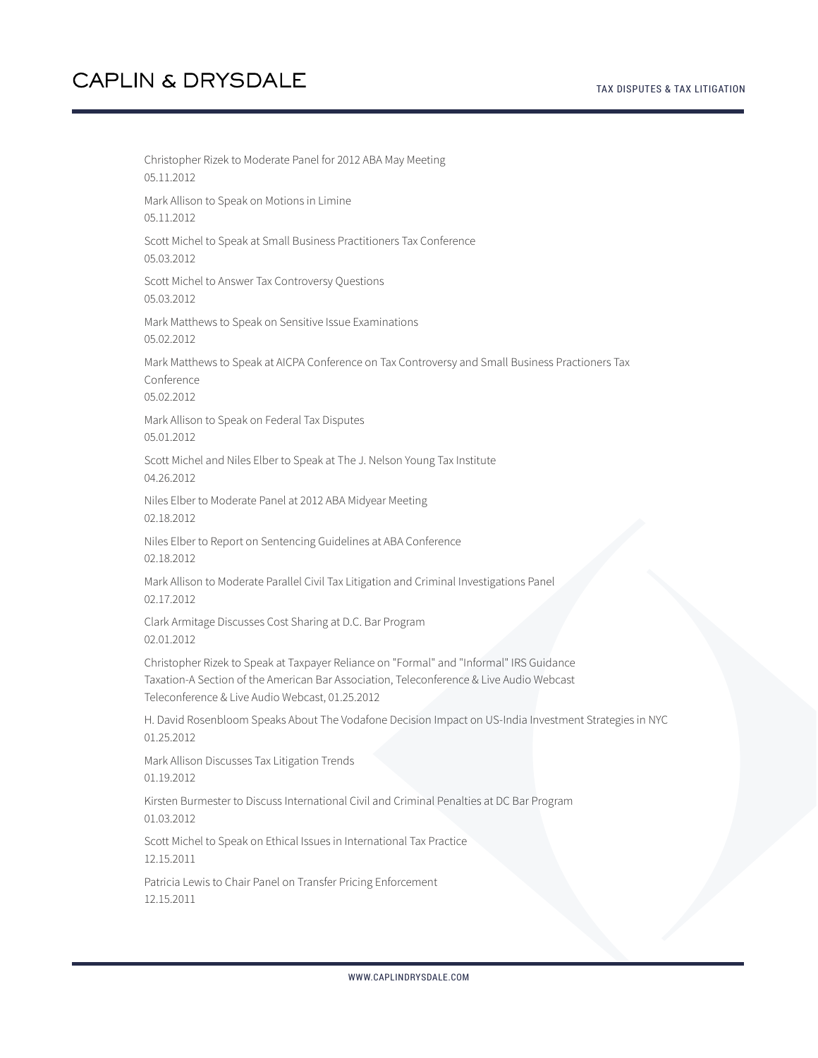Christopher Rizek to Moderate Panel for 2012 ABA May Meeting
05.11.2012

Mark Allison to Speak on Motions in Limine
05.11.2012

Scott Michel to Speak at Small Business Practitioners Tax Conference
05.03.2012

Scott Michel to Answer Tax Controversy Questions
05.03.2012

Mark Matthews to Speak on Sensitive Issue Examinations
05.02.2012

Mark Matthews to Speak at AICPA Conference on Tax Controversy and Small Business Practioners Tax Conference
05.02.2012

Mark Allison to Speak on Federal Tax Disputes
05.01.2012

Scott Michel and Niles Elber to Speak at The J. Nelson Young Tax Institute
04.26.2012

Niles Elber to Moderate Panel at 2012 ABA Midyear Meeting
02.18.2012

Niles Elber to Report on Sentencing Guidelines at ABA Conference
02.18.2012

Mark Allison to Moderate Parallel Civil Tax Litigation and Criminal Investigations Panel
02.17.2012

Clark Armitage Discusses Cost Sharing at D.C. Bar Program
02.01.2012

Christopher Rizek to Speak at Taxpayer Reliance on "Formal" and "Informal" IRS Guidance
Taxation-A Section of the American Bar Association, Teleconference & Live Audio Webcast
Teleconference & Live Audio Webcast, 01.25.2012

H. David Rosenbloom Speaks About The Vodafone Decision Impact on US-India Investment Strategies in NYC
01.25.2012

Mark Allison Discusses Tax Litigation Trends
01.19.2012

Kirsten Burmester to Discuss International Civil and Criminal Penalties at DC Bar Program
01.03.2012

Scott Michel to Speak on Ethical Issues in International Tax Practice
12.15.2011

Patricia Lewis to Chair Panel on Transfer Pricing Enforcement
12.15.2011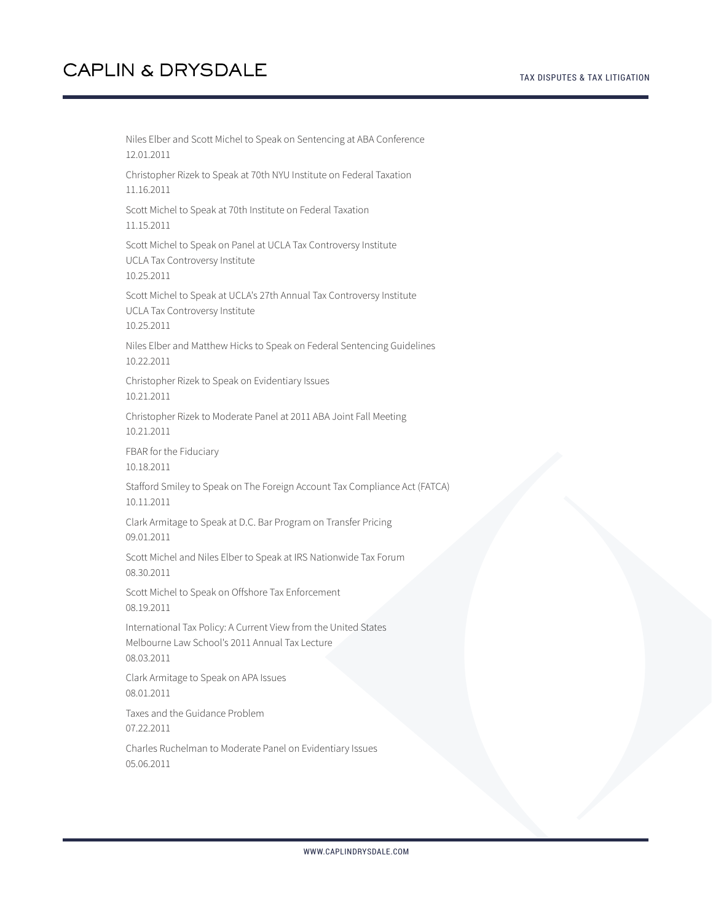Niles Elber and Scott Michel to Speak on Sentencing at ABA Conference
12.01.2011

Christopher Rizek to Speak at 70th NYU Institute on Federal Taxation
11.16.2011

Scott Michel to Speak at 70th Institute on Federal Taxation
11.15.2011

Scott Michel to Speak on Panel at UCLA Tax Controversy Institute
UCLA Tax Controversy Institute
10.25.2011

Scott Michel to Speak at UCLA's 27th Annual Tax Controversy Institute
UCLA Tax Controversy Institute
10.25.2011

Niles Elber and Matthew Hicks to Speak on Federal Sentencing Guidelines
10.22.2011

Christopher Rizek to Speak on Evidentiary Issues
10.21.2011

Christopher Rizek to Moderate Panel at 2011 ABA Joint Fall Meeting
10.21.2011

FBAR for the Fiduciary
10.18.2011

Stafford Smiley to Speak on The Foreign Account Tax Compliance Act (FATCA)
10.11.2011

Clark Armitage to Speak at D.C. Bar Program on Transfer Pricing
09.01.2011

Scott Michel and Niles Elber to Speak at IRS Nationwide Tax Forum
08.30.2011

Scott Michel to Speak on Offshore Tax Enforcement
08.19.2011

International Tax Policy: A Current View from the United States
Melbourne Law School's 2011 Annual Tax Lecture
08.03.2011

Clark Armitage to Speak on APA Issues
08.01.2011

Taxes and the Guidance Problem
07.22.2011

Charles Ruchelman to Moderate Panel on Evidentiary Issues
05.06.2011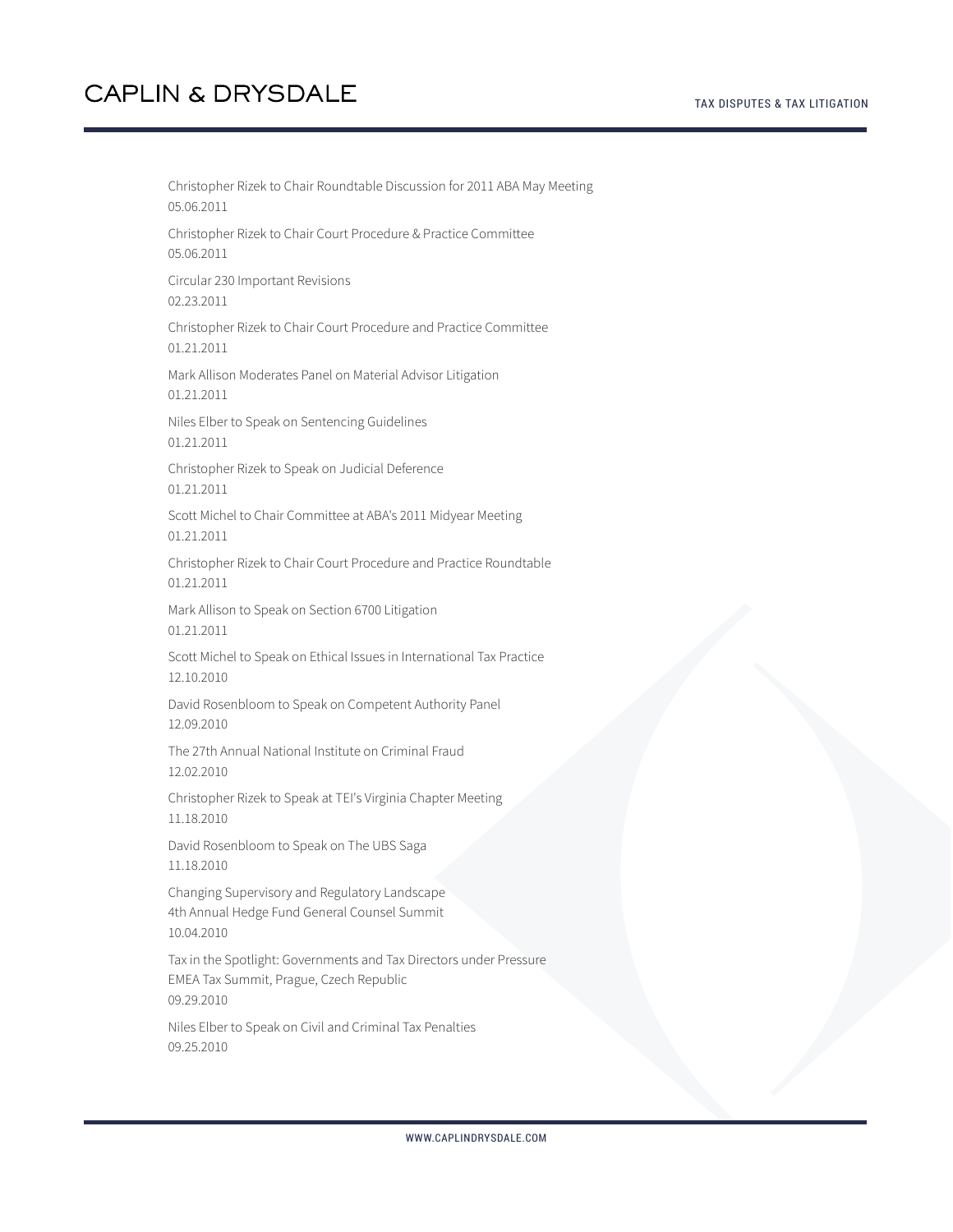Christopher Rizek to Chair Roundtable Discussion for 2011 ABA May Meeting
05.06.2011

Christopher Rizek to Chair Court Procedure & Practice Committee
05.06.2011

Circular 230 Important Revisions
02.23.2011

Christopher Rizek to Chair Court Procedure and Practice Committee
01.21.2011

Mark Allison Moderates Panel on Material Advisor Litigation
01.21.2011

Niles Elber to Speak on Sentencing Guidelines
01.21.2011

Christopher Rizek to Speak on Judicial Deference
01.21.2011

Scott Michel to Chair Committee at ABA's 2011 Midyear Meeting
01.21.2011

Christopher Rizek to Chair Court Procedure and Practice Roundtable
01.21.2011

Mark Allison to Speak on Section 6700 Litigation
01.21.2011

Scott Michel to Speak on Ethical Issues in International Tax Practice
12.10.2010

David Rosenbloom to Speak on Competent Authority Panel
12.09.2010

The 27th Annual National Institute on Criminal Fraud
12.02.2010

Christopher Rizek to Speak at TEI's Virginia Chapter Meeting
11.18.2010

David Rosenbloom to Speak on The UBS Saga
11.18.2010

Changing Supervisory and Regulatory Landscape
4th Annual Hedge Fund General Counsel Summit
10.04.2010

Tax in the Spotlight: Governments and Tax Directors under Pressure
EMEA Tax Summit, Prague, Czech Republic
09.29.2010

Niles Elber to Speak on Civil and Criminal Tax Penalties
09.25.2010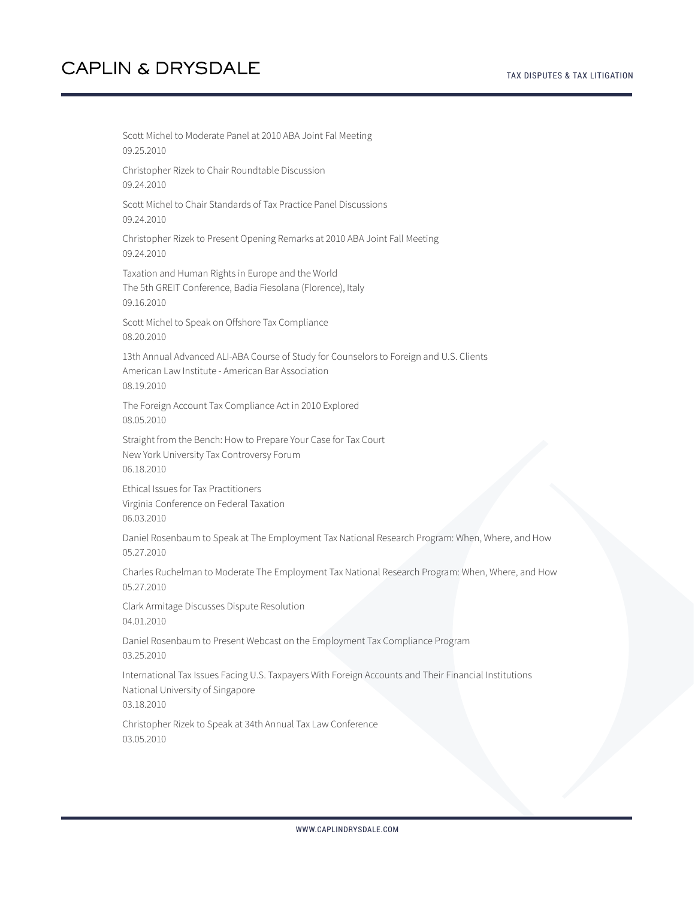Scott Michel to Moderate Panel at 2010 ABA Joint Fal Meeting
09.25.2010

Christopher Rizek to Chair Roundtable Discussion
09.24.2010

Scott Michel to Chair Standards of Tax Practice Panel Discussions
09.24.2010

Christopher Rizek to Present Opening Remarks at 2010 ABA Joint Fall Meeting
09.24.2010

Taxation and Human Rights in Europe and the World
The 5th GREIT Conference, Badia Fiesolana (Florence), Italy
09.16.2010

Scott Michel to Speak on Offshore Tax Compliance
08.20.2010

13th Annual Advanced ALI-ABA Course of Study for Counselors to Foreign and U.S. Clients
American Law Institute - American Bar Association
08.19.2010

The Foreign Account Tax Compliance Act in 2010 Explored
08.05.2010

Straight from the Bench: How to Prepare Your Case for Tax Court
New York University Tax Controversy Forum
06.18.2010

Ethical Issues for Tax Practitioners
Virginia Conference on Federal Taxation
06.03.2010

Daniel Rosenbaum to Speak at The Employment Tax National Research Program: When, Where, and How
05.27.2010

Charles Ruchelman to Moderate The Employment Tax National Research Program: When, Where, and How
05.27.2010

Clark Armitage Discusses Dispute Resolution
04.01.2010

Daniel Rosenbaum to Present Webcast on the Employment Tax Compliance Program
03.25.2010

International Tax Issues Facing U.S. Taxpayers With Foreign Accounts and Their Financial Institutions
National University of Singapore
03.18.2010

Christopher Rizek to Speak at 34th Annual Tax Law Conference
03.05.2010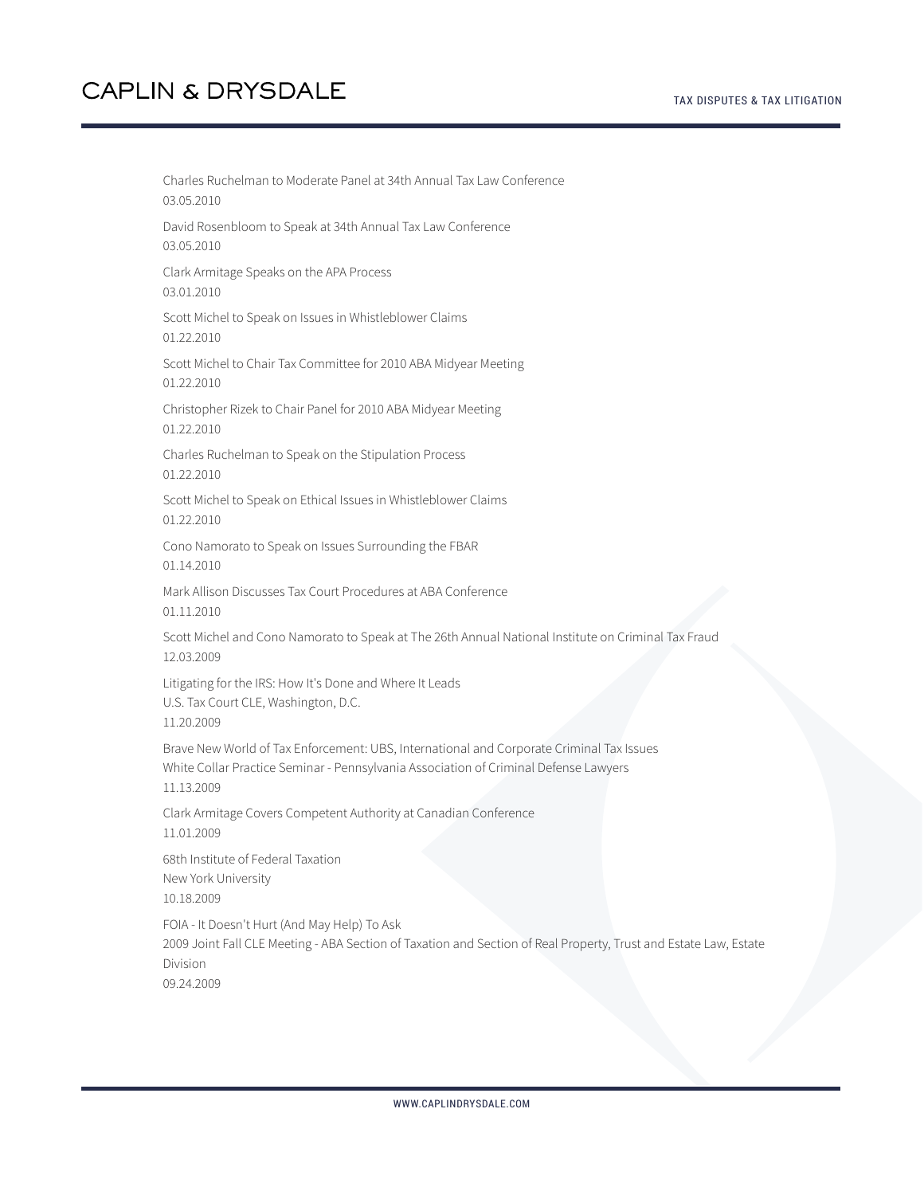Charles Ruchelman to Moderate Panel at 34th Annual Tax Law Conference
03.05.2010

David Rosenbloom to Speak at 34th Annual Tax Law Conference
03.05.2010

Clark Armitage Speaks on the APA Process
03.01.2010

Scott Michel to Speak on Issues in Whistleblower Claims
01.22.2010

Scott Michel to Chair Tax Committee for 2010 ABA Midyear Meeting
01.22.2010

Christopher Rizek to Chair Panel for 2010 ABA Midyear Meeting
01.22.2010

Charles Ruchelman to Speak on the Stipulation Process
01.22.2010

Scott Michel to Speak on Ethical Issues in Whistleblower Claims
01.22.2010

Cono Namorato to Speak on Issues Surrounding the FBAR
01.14.2010

Mark Allison Discusses Tax Court Procedures at ABA Conference
01.11.2010

Scott Michel and Cono Namorato to Speak at The 26th Annual National Institute on Criminal Tax Fraud
12.03.2009

Litigating for the IRS: How It's Done and Where It Leads
U.S. Tax Court CLE, Washington, D.C.
11.20.2009

Brave New World of Tax Enforcement: UBS, International and Corporate Criminal Tax Issues
White Collar Practice Seminar - Pennsylvania Association of Criminal Defense Lawyers
11.13.2009

Clark Armitage Covers Competent Authority at Canadian Conference
11.01.2009

68th Institute of Federal Taxation
New York University
10.18.2009

FOIA - It Doesn't Hurt (And May Help) To Ask
2009 Joint Fall CLE Meeting - ABA Section of Taxation and Section of Real Property, Trust and Estate Law, Estate Division
09.24.2009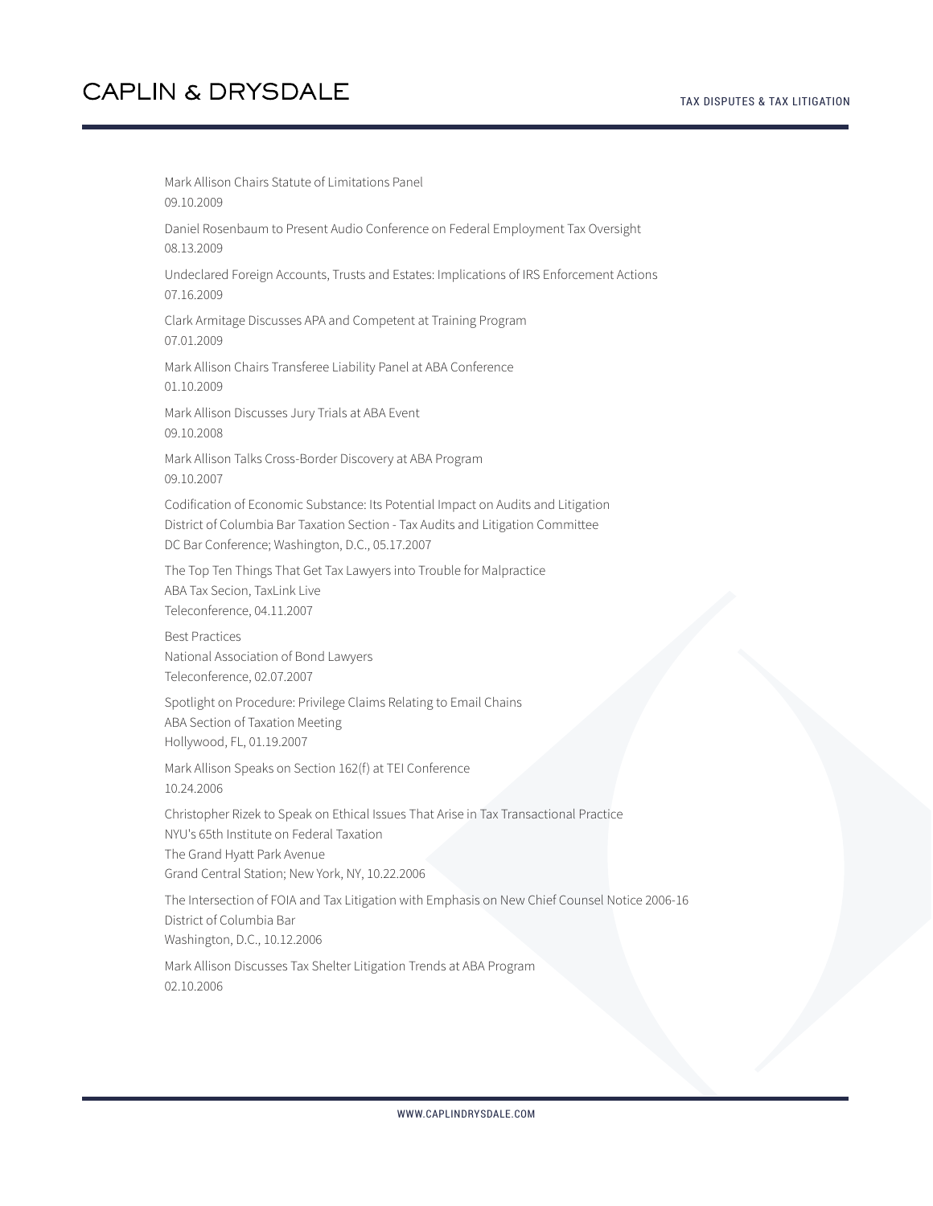Mark Allison Chairs Statute of Limitations Panel
09.10.2009

Daniel Rosenbaum to Present Audio Conference on Federal Employment Tax Oversight
08.13.2009

Undeclared Foreign Accounts, Trusts and Estates: Implications of IRS Enforcement Actions
07.16.2009

Clark Armitage Discusses APA and Competent at Training Program
07.01.2009

Mark Allison Chairs Transferee Liability Panel at ABA Conference
01.10.2009

Mark Allison Discusses Jury Trials at ABA Event
09.10.2008

Mark Allison Talks Cross-Border Discovery at ABA Program
09.10.2007

Codification of Economic Substance: Its Potential Impact on Audits and Litigation
District of Columbia Bar Taxation Section - Tax Audits and Litigation Committee
DC Bar Conference; Washington, D.C., 05.17.2007

The Top Ten Things That Get Tax Lawyers into Trouble for Malpractice
ABA Tax Secion, TaxLink Live
Teleconference, 04.11.2007

Best Practices
National Association of Bond Lawyers
Teleconference, 02.07.2007

Spotlight on Procedure: Privilege Claims Relating to Email Chains
ABA Section of Taxation Meeting
Hollywood, FL, 01.19.2007

Mark Allison Speaks on Section 162(f) at TEI Conference
10.24.2006

Christopher Rizek to Speak on Ethical Issues That Arise in Tax Transactional Practice
NYU's 65th Institute on Federal Taxation
The Grand Hyatt Park Avenue
Grand Central Station; New York, NY, 10.22.2006

The Intersection of FOIA and Tax Litigation with Emphasis on New Chief Counsel Notice 2006-16
District of Columbia Bar
Washington, D.C., 10.12.2006

Mark Allison Discusses Tax Shelter Litigation Trends at ABA Program
02.10.2006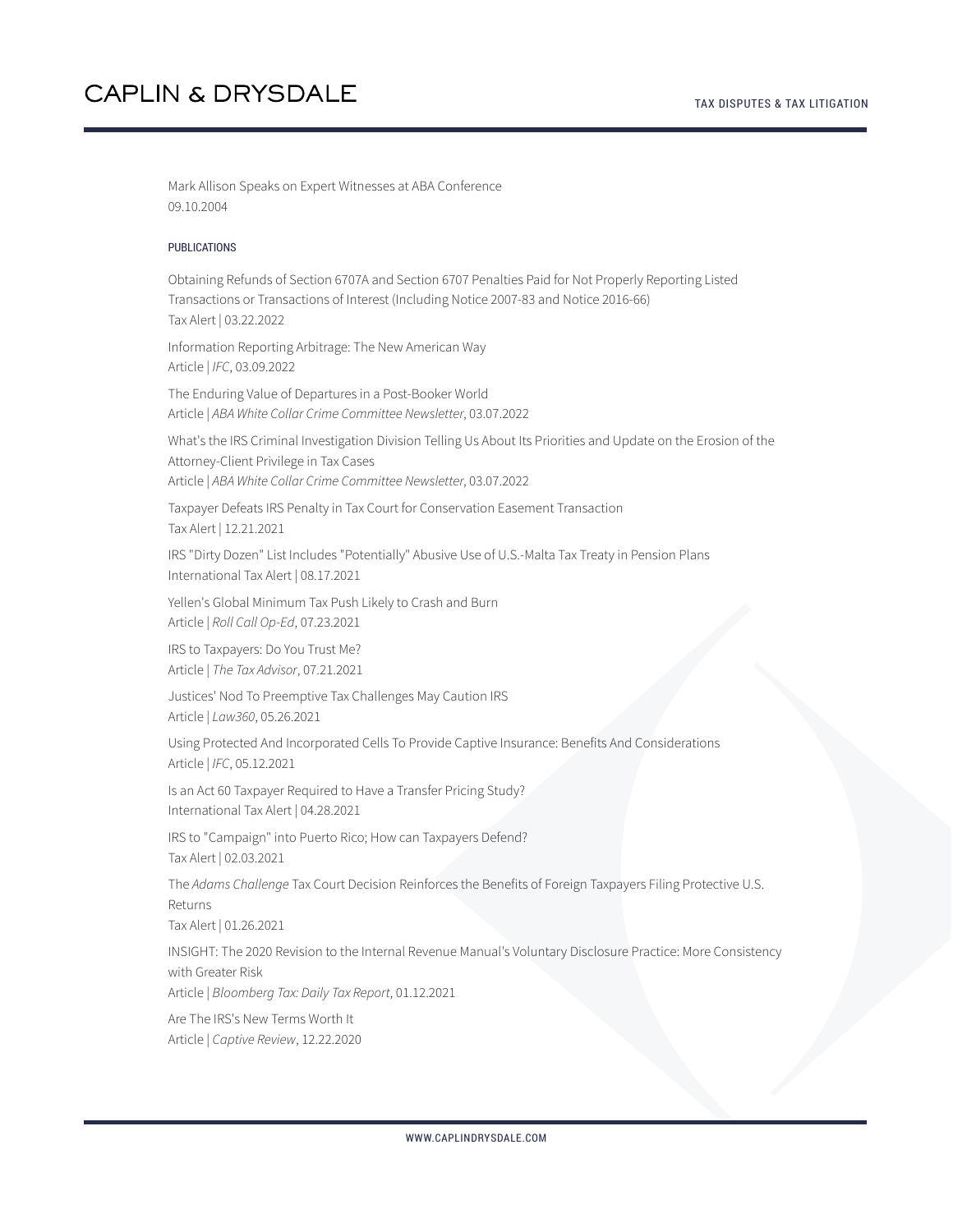Mark Allison Speaks on Expert Witnesses at ABA Conference
09.10.2004

## PUBLICATIONS

Obtaining Refunds of Section 6707A and Section 6707 Penalties Paid for Not Properly Reporting Listed Transactions or Transactions of Interest (Including Notice 2007-83 and Notice 2016-66)
Tax Alert | 03.22.2022

Information Reporting Arbitrage: The New American Way
Article | *IFC*, 03.09.2022

The Enduring Value of Departures in a Post-Booker World
Article | *ABA White Collar Crime Committee Newsletter*, 03.07.2022

What's the IRS Criminal Investigation Division Telling Us About Its Priorities and Update on the Erosion of the Attorney-Client Privilege in Tax Cases
Article | *ABA White Collar Crime Committee Newsletter*, 03.07.2022

Taxpayer Defeats IRS Penalty in Tax Court for Conservation Easement Transaction
Tax Alert | 12.21.2021

IRS "Dirty Dozen" List Includes "Potentially" Abusive Use of U.S.-Malta Tax Treaty in Pension Plans
International Tax Alert | 08.17.2021

Yellen's Global Minimum Tax Push Likely to Crash and Burn
Article | *Roll Call Op-Ed*, 07.23.2021

IRS to Taxpayers: Do You Trust Me?
Article | *The Tax Advisor*, 07.21.2021

Justices' Nod To Preemptive Tax Challenges May Caution IRS
Article | *Law360*, 05.26.2021

Using Protected And Incorporated Cells To Provide Captive Insurance: Benefits And Considerations
Article | *IFC*, 05.12.2021

Is an Act 60 Taxpayer Required to Have a Transfer Pricing Study?
International Tax Alert | 04.28.2021

IRS to "Campaign" into Puerto Rico; How can Taxpayers Defend?
Tax Alert | 02.03.2021

The *Adams Challenge* Tax Court Decision Reinforces the Benefits of Foreign Taxpayers Filing Protective U.S. Returns
Tax Alert | 01.26.2021

INSIGHT: The 2020 Revision to the Internal Revenue Manual's Voluntary Disclosure Practice: More Consistency with Greater Risk
Article | *Bloomberg Tax: Daily Tax Report*, 01.12.2021

Are The IRS's New Terms Worth It
Article | *Captive Review*, 12.22.2020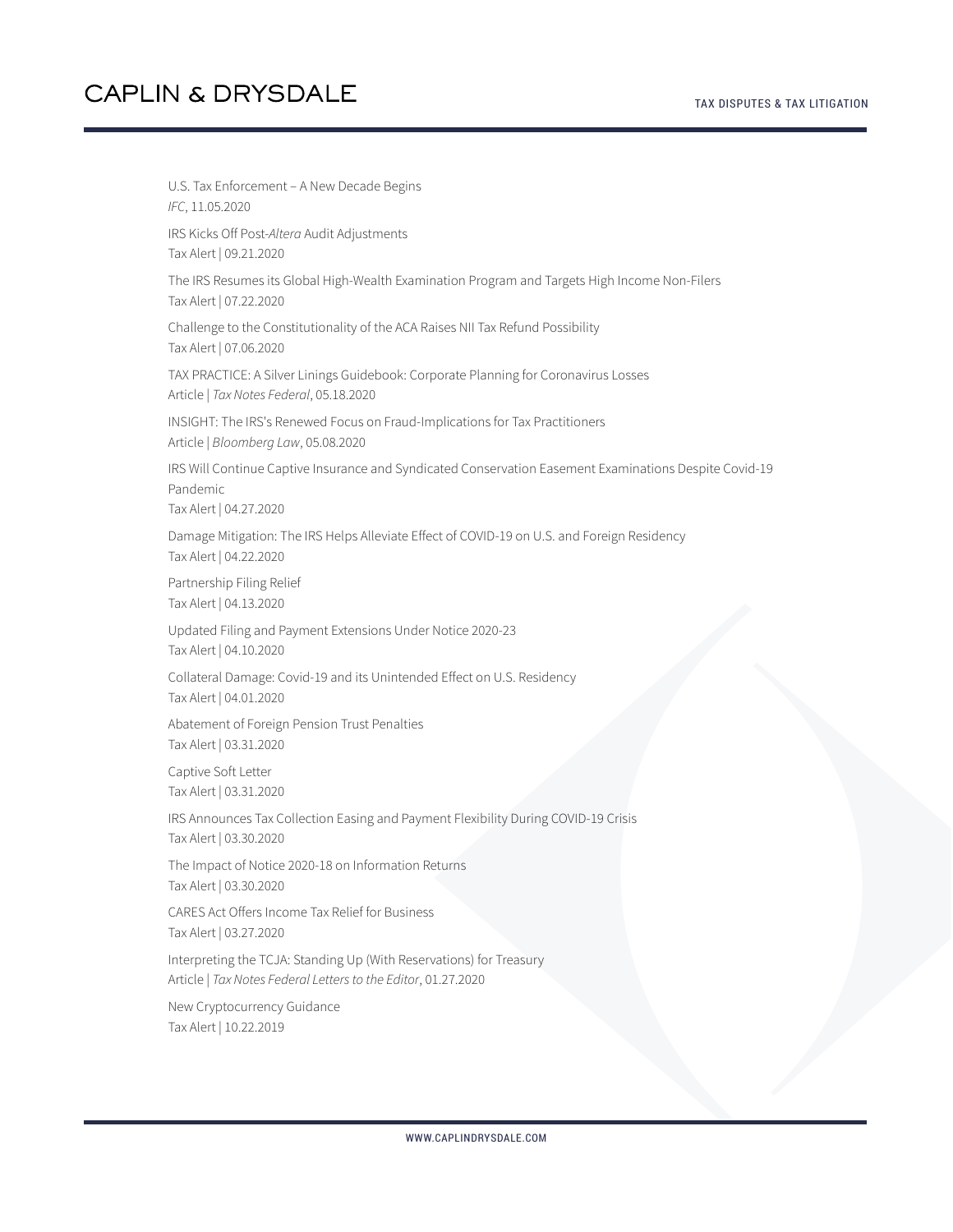U.S. Tax Enforcement – A New Decade Begins
*IFC*, 11.05.2020

IRS Kicks Off Post-*Altera* Audit Adjustments
Tax Alert | 09.21.2020

The IRS Resumes its Global High-Wealth Examination Program and Targets High Income Non-Filers
Tax Alert | 07.22.2020

Challenge to the Constitutionality of the ACA Raises NII Tax Refund Possibility
Tax Alert | 07.06.2020

TAX PRACTICE: A Silver Linings Guidebook: Corporate Planning for Coronavirus Losses
Article | *Tax Notes Federal*, 05.18.2020

INSIGHT: The IRS's Renewed Focus on Fraud-Implications for Tax Practitioners
Article | *Bloomberg Law*, 05.08.2020

IRS Will Continue Captive Insurance and Syndicated Conservation Easement Examinations Despite Covid-19 Pandemic
Tax Alert | 04.27.2020

Damage Mitigation: The IRS Helps Alleviate Effect of COVID-19 on U.S. and Foreign Residency
Tax Alert | 04.22.2020

Partnership Filing Relief
Tax Alert | 04.13.2020

Updated Filing and Payment Extensions Under Notice 2020-23
Tax Alert | 04.10.2020

Collateral Damage: Covid-19 and its Unintended Effect on U.S. Residency
Tax Alert | 04.01.2020

Abatement of Foreign Pension Trust Penalties
Tax Alert | 03.31.2020

Captive Soft Letter
Tax Alert | 03.31.2020

IRS Announces Tax Collection Easing and Payment Flexibility During COVID-19 Crisis
Tax Alert | 03.30.2020

The Impact of Notice 2020-18 on Information Returns
Tax Alert | 03.30.2020

CARES Act Offers Income Tax Relief for Business
Tax Alert | 03.27.2020

Interpreting the TCJA: Standing Up (With Reservations) for Treasury
Article | *Tax Notes Federal Letters to the Editor*, 01.27.2020

New Cryptocurrency Guidance
Tax Alert | 10.22.2019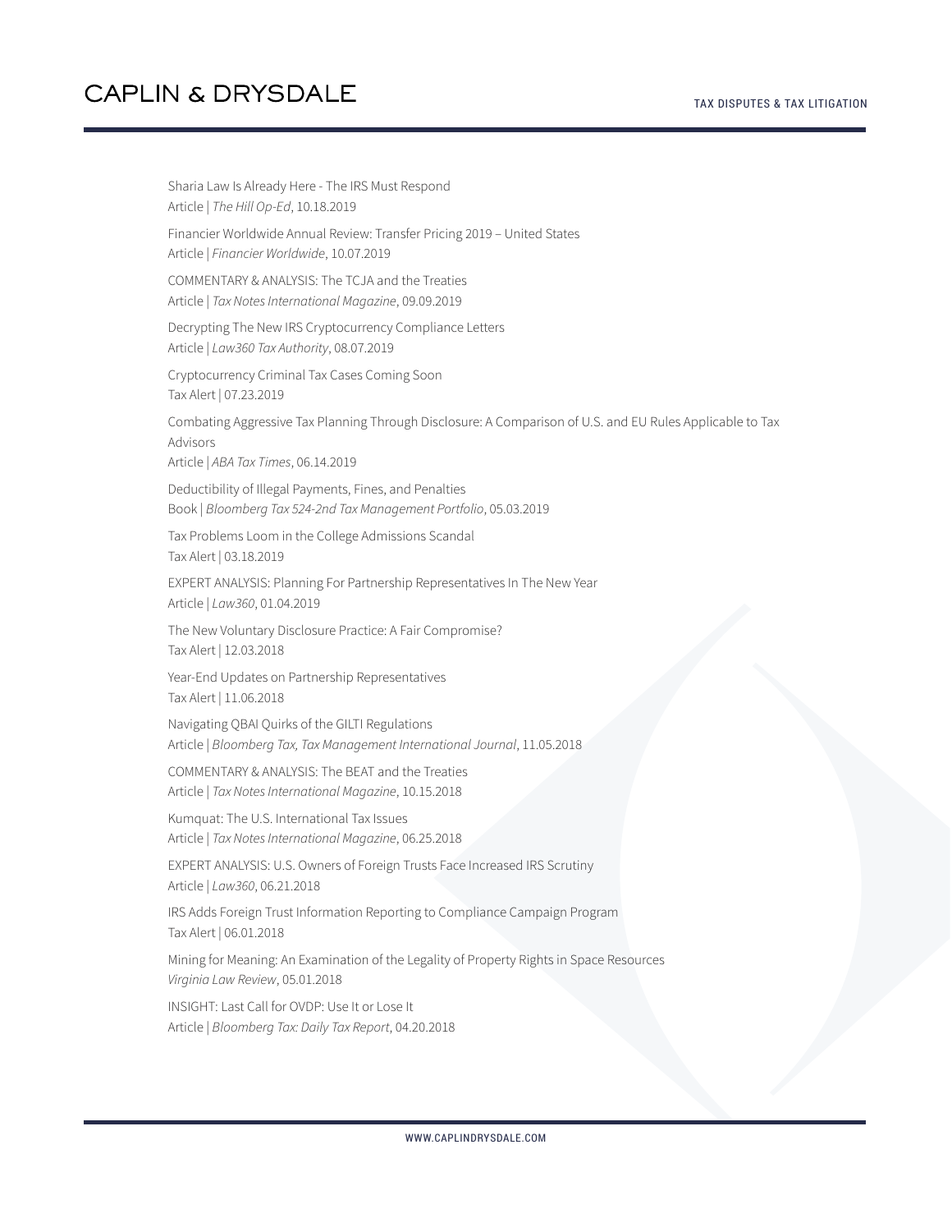Sharia Law Is Already Here - The IRS Must Respond
Article | *The Hill Op-Ed*, 10.18.2019

Financier Worldwide Annual Review: Transfer Pricing 2019 – United States
Article | *Financier Worldwide*, 10.07.2019

COMMENTARY & ANALYSIS: The TCJA and the Treaties
Article | *Tax Notes International Magazine*, 09.09.2019

Decrypting The New IRS Cryptocurrency Compliance Letters
Article | *Law360 Tax Authority*, 08.07.2019

Cryptocurrency Criminal Tax Cases Coming Soon
Tax Alert | 07.23.2019

Combating Aggressive Tax Planning Through Disclosure: A Comparison of U.S. and EU Rules Applicable to Tax Advisors
Article | *ABA Tax Times*, 06.14.2019

Deductibility of Illegal Payments, Fines, and Penalties
Book | *Bloomberg Tax 524-2nd Tax Management Portfolio*, 05.03.2019

Tax Problems Loom in the College Admissions Scandal
Tax Alert | 03.18.2019

EXPERT ANALYSIS: Planning For Partnership Representatives In The New Year
Article | *Law360*, 01.04.2019

The New Voluntary Disclosure Practice: A Fair Compromise?
Tax Alert | 12.03.2018

Year-End Updates on Partnership Representatives
Tax Alert | 11.06.2018

Navigating QBAI Quirks of the GILTI Regulations
Article | *Bloomberg Tax, Tax Management International Journal*, 11.05.2018

COMMENTARY & ANALYSIS: The BEAT and the Treaties
Article | *Tax Notes International Magazine*, 10.15.2018

Kumquat: The U.S. International Tax Issues
Article | *Tax Notes International Magazine*, 06.25.2018

EXPERT ANALYSIS: U.S. Owners of Foreign Trusts Face Increased IRS Scrutiny
Article | *Law360*, 06.21.2018

IRS Adds Foreign Trust Information Reporting to Compliance Campaign Program
Tax Alert | 06.01.2018

Mining for Meaning: An Examination of the Legality of Property Rights in Space Resources
*Virginia Law Review*, 05.01.2018

INSIGHT: Last Call for OVDP: Use It or Lose It
Article | *Bloomberg Tax: Daily Tax Report*, 04.20.2018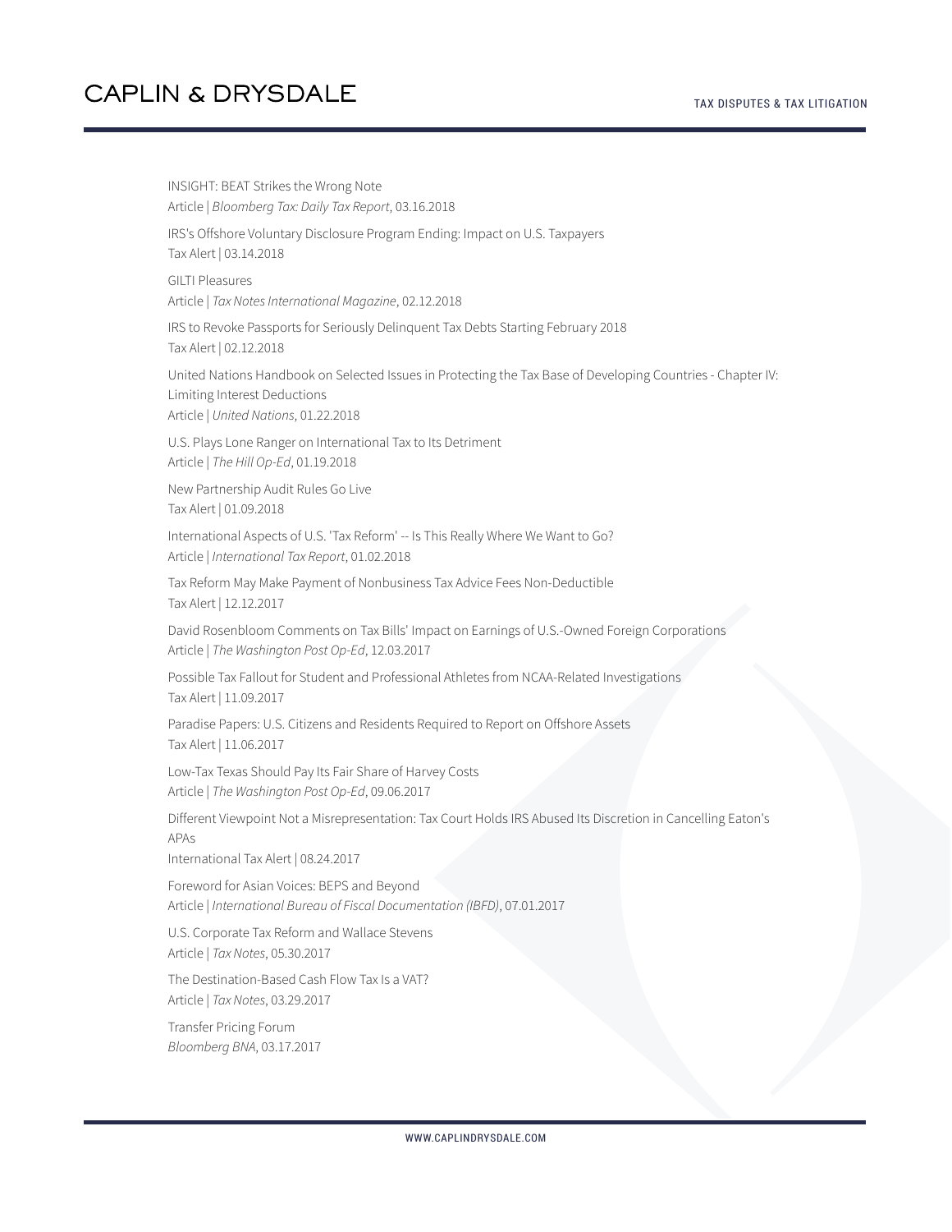INSIGHT: BEAT Strikes the Wrong Note
Article | *Bloomberg Tax: Daily Tax Report*, 03.16.2018

IRS's Offshore Voluntary Disclosure Program Ending: Impact on U.S. Taxpayers
Tax Alert | 03.14.2018

GILTI Pleasures
Article | *Tax Notes International Magazine*, 02.12.2018

IRS to Revoke Passports for Seriously Delinquent Tax Debts Starting February 2018
Tax Alert | 02.12.2018

United Nations Handbook on Selected Issues in Protecting the Tax Base of Developing Countries - Chapter IV: Limiting Interest Deductions
Article | *United Nations*, 01.22.2018

U.S. Plays Lone Ranger on International Tax to Its Detriment
Article | *The Hill Op-Ed*, 01.19.2018

New Partnership Audit Rules Go Live
Tax Alert | 01.09.2018

International Aspects of U.S. 'Tax Reform' -- Is This Really Where We Want to Go?
Article | *International Tax Report*, 01.02.2018

Tax Reform May Make Payment of Nonbusiness Tax Advice Fees Non-Deductible
Tax Alert | 12.12.2017

David Rosenbloom Comments on Tax Bills' Impact on Earnings of U.S.-Owned Foreign Corporations
Article | *The Washington Post Op-Ed*, 12.03.2017

Possible Tax Fallout for Student and Professional Athletes from NCAA-Related Investigations
Tax Alert | 11.09.2017

Paradise Papers: U.S. Citizens and Residents Required to Report on Offshore Assets
Tax Alert | 11.06.2017

Low-Tax Texas Should Pay Its Fair Share of Harvey Costs
Article | *The Washington Post Op-Ed*, 09.06.2017

Different Viewpoint Not a Misrepresentation: Tax Court Holds IRS Abused Its Discretion in Cancelling Eaton's APAs
International Tax Alert | 08.24.2017

Foreword for Asian Voices: BEPS and Beyond
Article | *International Bureau of Fiscal Documentation (IBFD)*, 07.01.2017

U.S. Corporate Tax Reform and Wallace Stevens
Article | *Tax Notes*, 05.30.2017

The Destination-Based Cash Flow Tax Is a VAT?
Article | *Tax Notes*, 03.29.2017

Transfer Pricing Forum
*Bloomberg BNA*, 03.17.2017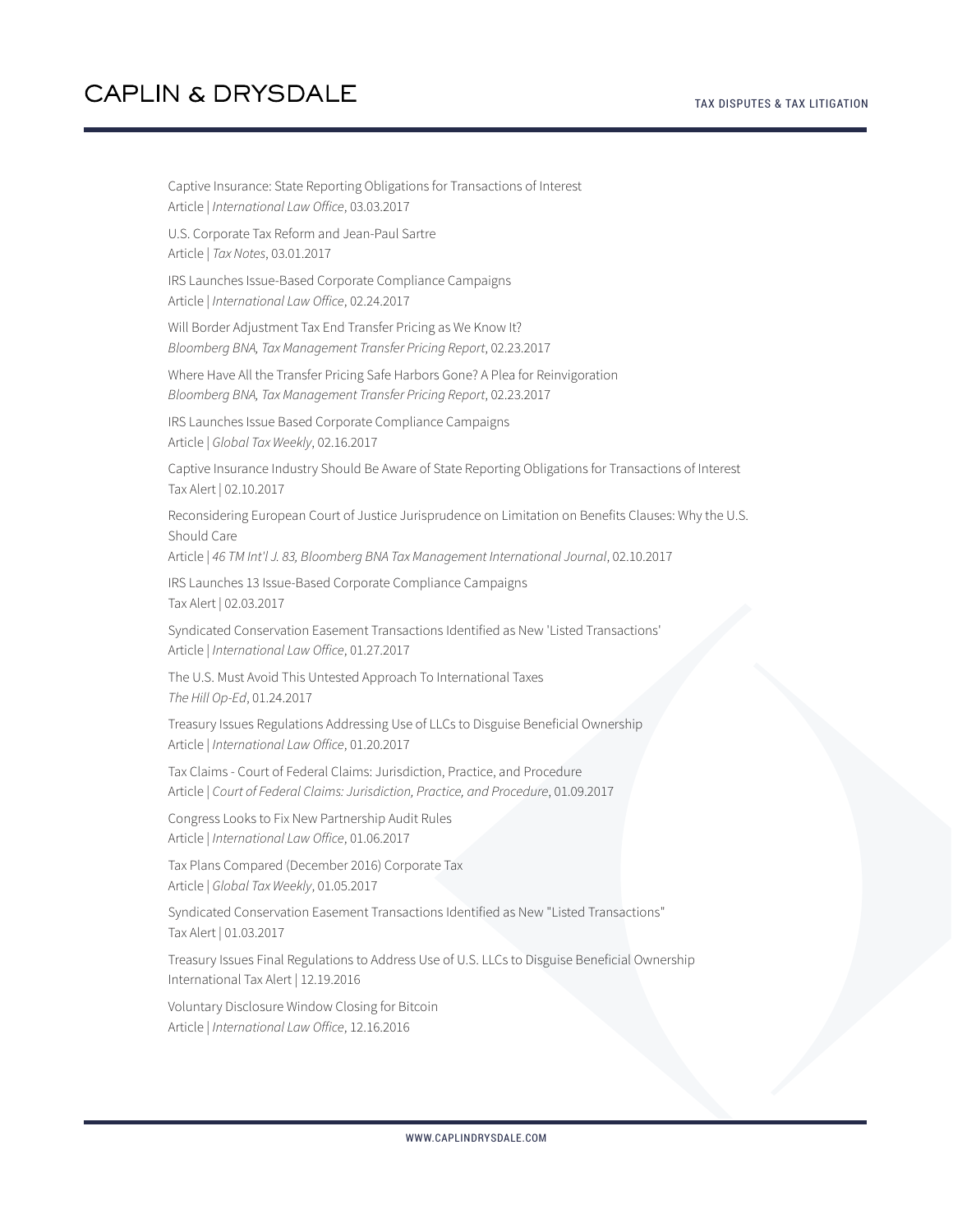Captive Insurance: State Reporting Obligations for Transactions of Interest
Article | *International Law Office*, 03.03.2017

U.S. Corporate Tax Reform and Jean-Paul Sartre
Article | *Tax Notes*, 03.01.2017

IRS Launches Issue-Based Corporate Compliance Campaigns
Article | *International Law Office*, 02.24.2017

Will Border Adjustment Tax End Transfer Pricing as We Know It?
*Bloomberg BNA, Tax Management Transfer Pricing Report*, 02.23.2017

Where Have All the Transfer Pricing Safe Harbors Gone? A Plea for Reinvigoration
*Bloomberg BNA, Tax Management Transfer Pricing Report*, 02.23.2017

IRS Launches Issue Based Corporate Compliance Campaigns
Article | *Global Tax Weekly*, 02.16.2017

Captive Insurance Industry Should Be Aware of State Reporting Obligations for Transactions of Interest
Tax Alert | 02.10.2017

Reconsidering European Court of Justice Jurisprudence on Limitation on Benefits Clauses: Why the U.S. Should Care
Article | *46 TM Int'l J. 83, Bloomberg BNA Tax Management International Journal*, 02.10.2017

IRS Launches 13 Issue-Based Corporate Compliance Campaigns
Tax Alert | 02.03.2017

Syndicated Conservation Easement Transactions Identified as New 'Listed Transactions'
Article | *International Law Office*, 01.27.2017

The U.S. Must Avoid This Untested Approach To International Taxes
*The Hill Op-Ed*, 01.24.2017

Treasury Issues Regulations Addressing Use of LLCs to Disguise Beneficial Ownership
Article | *International Law Office*, 01.20.2017

Tax Claims - Court of Federal Claims: Jurisdiction, Practice, and Procedure
Article | *Court of Federal Claims: Jurisdiction, Practice, and Procedure*, 01.09.2017

Congress Looks to Fix New Partnership Audit Rules
Article | *International Law Office*, 01.06.2017

Tax Plans Compared (December 2016) Corporate Tax
Article | *Global Tax Weekly*, 01.05.2017

Syndicated Conservation Easement Transactions Identified as New "Listed Transactions"
Tax Alert | 01.03.2017

Treasury Issues Final Regulations to Address Use of U.S. LLCs to Disguise Beneficial Ownership
International Tax Alert | 12.19.2016

Voluntary Disclosure Window Closing for Bitcoin
Article | *International Law Office*, 12.16.2016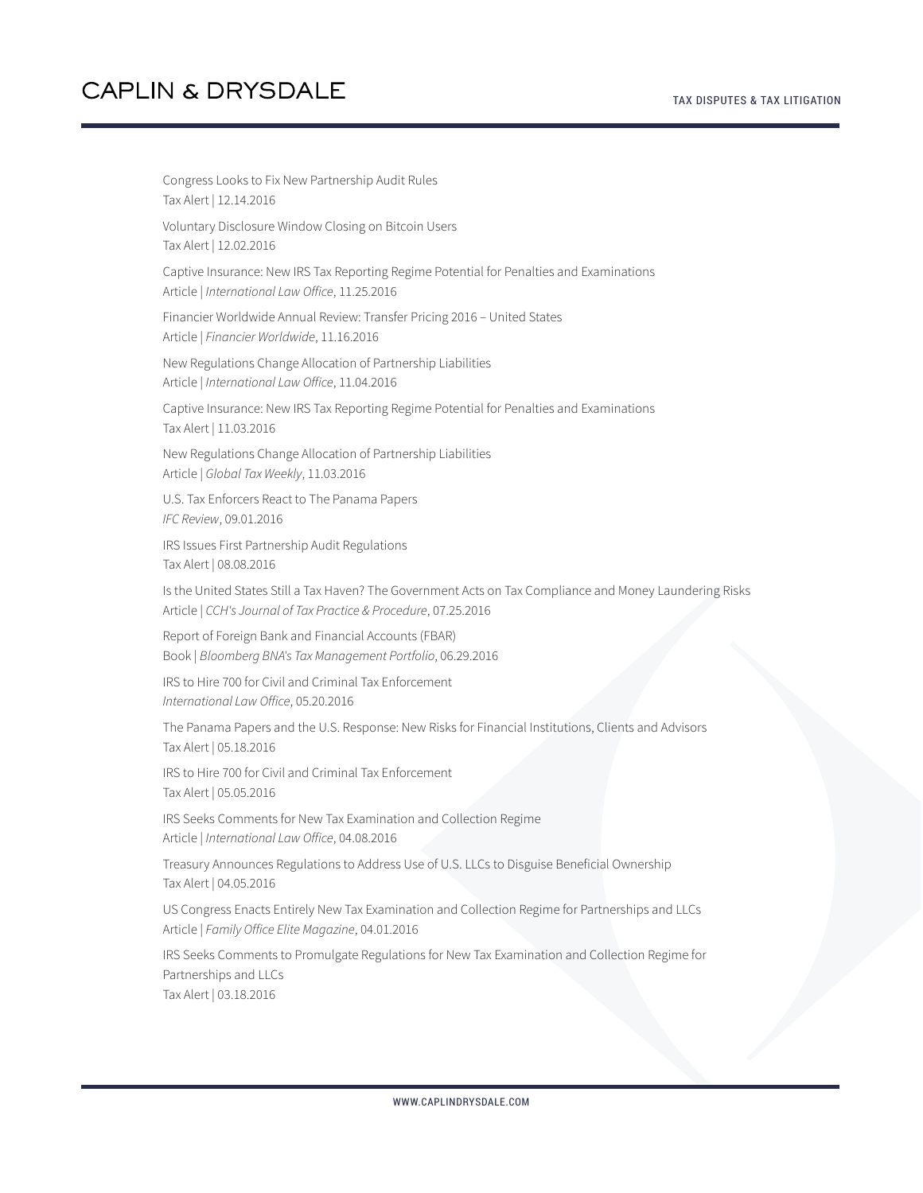Congress Looks to Fix New Partnership Audit Rules
Tax Alert | 12.14.2016

Voluntary Disclosure Window Closing on Bitcoin Users
Tax Alert | 12.02.2016

Captive Insurance: New IRS Tax Reporting Regime Potential for Penalties and Examinations
Article | *International Law Office*, 11.25.2016

Financier Worldwide Annual Review: Transfer Pricing 2016 – United States
Article | *Financier Worldwide*, 11.16.2016

New Regulations Change Allocation of Partnership Liabilities
Article | *International Law Office*, 11.04.2016

Captive Insurance: New IRS Tax Reporting Regime Potential for Penalties and Examinations
Tax Alert | 11.03.2016

New Regulations Change Allocation of Partnership Liabilities
Article | *Global Tax Weekly*, 11.03.2016

U.S. Tax Enforcers React to The Panama Papers
*IFC Review*, 09.01.2016

IRS Issues First Partnership Audit Regulations
Tax Alert | 08.08.2016

Is the United States Still a Tax Haven? The Government Acts on Tax Compliance and Money Laundering Risks
Article | *CCH's Journal of Tax Practice & Procedure*, 07.25.2016

Report of Foreign Bank and Financial Accounts (FBAR)
Book | *Bloomberg BNA's Tax Management Portfolio*, 06.29.2016

IRS to Hire 700 for Civil and Criminal Tax Enforcement
*International Law Office*, 05.20.2016

The Panama Papers and the U.S. Response: New Risks for Financial Institutions, Clients and Advisors
Tax Alert | 05.18.2016

IRS to Hire 700 for Civil and Criminal Tax Enforcement
Tax Alert | 05.05.2016

IRS Seeks Comments for New Tax Examination and Collection Regime
Article | *International Law Office*, 04.08.2016

Treasury Announces Regulations to Address Use of U.S. LLCs to Disguise Beneficial Ownership
Tax Alert | 04.05.2016

US Congress Enacts Entirely New Tax Examination and Collection Regime for Partnerships and LLCs
Article | *Family Office Elite Magazine*, 04.01.2016

IRS Seeks Comments to Promulgate Regulations for New Tax Examination and Collection Regime for Partnerships and LLCs
Tax Alert | 03.18.2016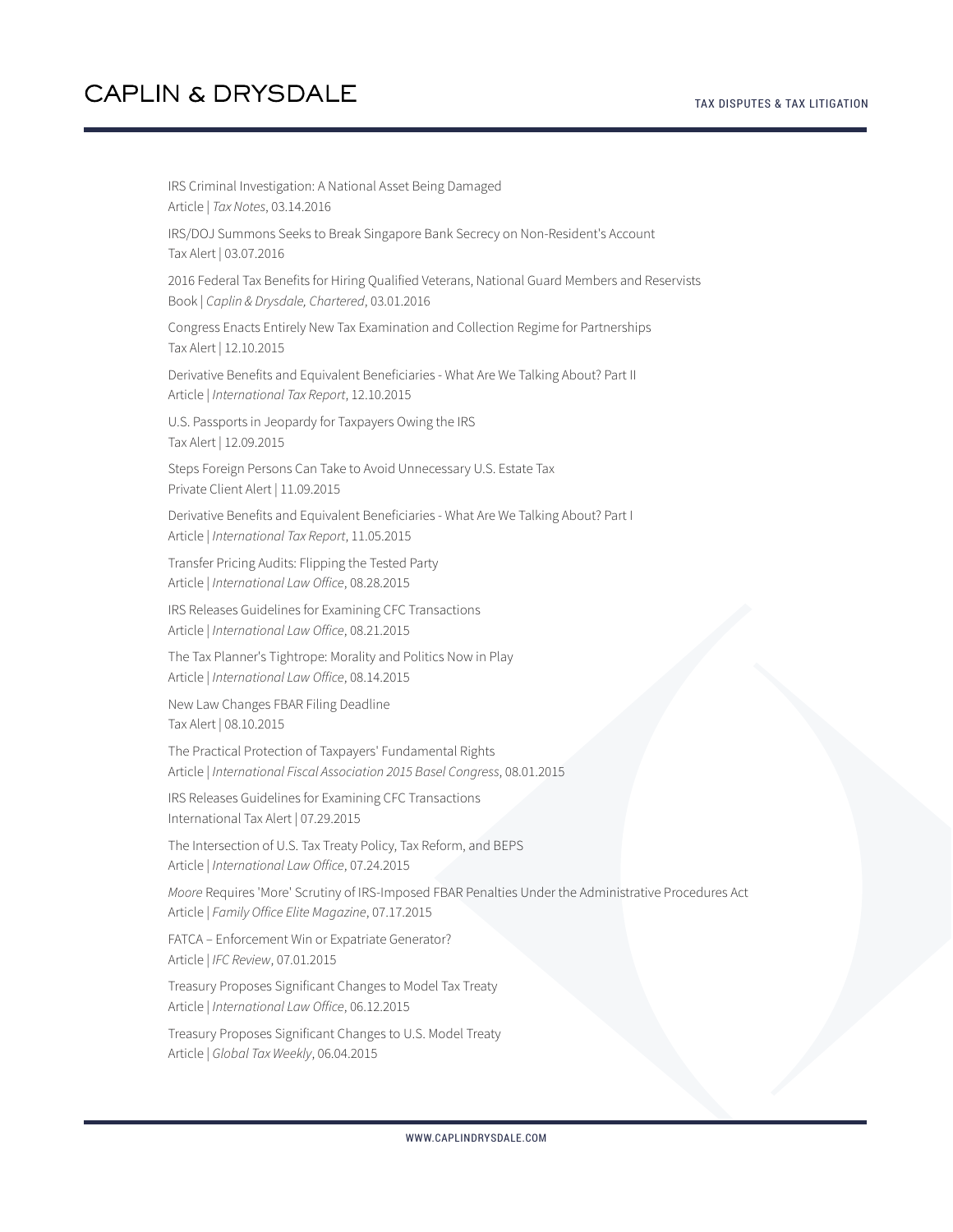IRS Criminal Investigation: A National Asset Being Damaged
Article | *Tax Notes*, 03.14.2016

IRS/DOJ Summons Seeks to Break Singapore Bank Secrecy on Non-Resident's Account
Tax Alert | 03.07.2016

2016 Federal Tax Benefits for Hiring Qualified Veterans, National Guard Members and Reservists
Book | *Caplin & Drysdale, Chartered*, 03.01.2016

Congress Enacts Entirely New Tax Examination and Collection Regime for Partnerships
Tax Alert | 12.10.2015

Derivative Benefits and Equivalent Beneficiaries - What Are We Talking About? Part II
Article | *International Tax Report*, 12.10.2015

U.S. Passports in Jeopardy for Taxpayers Owing the IRS
Tax Alert | 12.09.2015

Steps Foreign Persons Can Take to Avoid Unnecessary U.S. Estate Tax
Private Client Alert | 11.09.2015

Derivative Benefits and Equivalent Beneficiaries - What Are We Talking About? Part I
Article | *International Tax Report*, 11.05.2015

Transfer Pricing Audits: Flipping the Tested Party
Article | *International Law Office*, 08.28.2015

IRS Releases Guidelines for Examining CFC Transactions
Article | *International Law Office*, 08.21.2015

The Tax Planner's Tightrope: Morality and Politics Now in Play
Article | *International Law Office*, 08.14.2015

New Law Changes FBAR Filing Deadline
Tax Alert | 08.10.2015

The Practical Protection of Taxpayers' Fundamental Rights
Article | *International Fiscal Association 2015 Basel Congress*, 08.01.2015

IRS Releases Guidelines for Examining CFC Transactions
International Tax Alert | 07.29.2015

The Intersection of U.S. Tax Treaty Policy, Tax Reform, and BEPS
Article | *International Law Office*, 07.24.2015

*Moore* Requires 'More' Scrutiny of IRS-Imposed FBAR Penalties Under the Administrative Procedures Act
Article | *Family Office Elite Magazine*, 07.17.2015

FATCA – Enforcement Win or Expatriate Generator?
Article | *IFC Review*, 07.01.2015

Treasury Proposes Significant Changes to Model Tax Treaty
Article | *International Law Office*, 06.12.2015

Treasury Proposes Significant Changes to U.S. Model Treaty
Article | *Global Tax Weekly*, 06.04.2015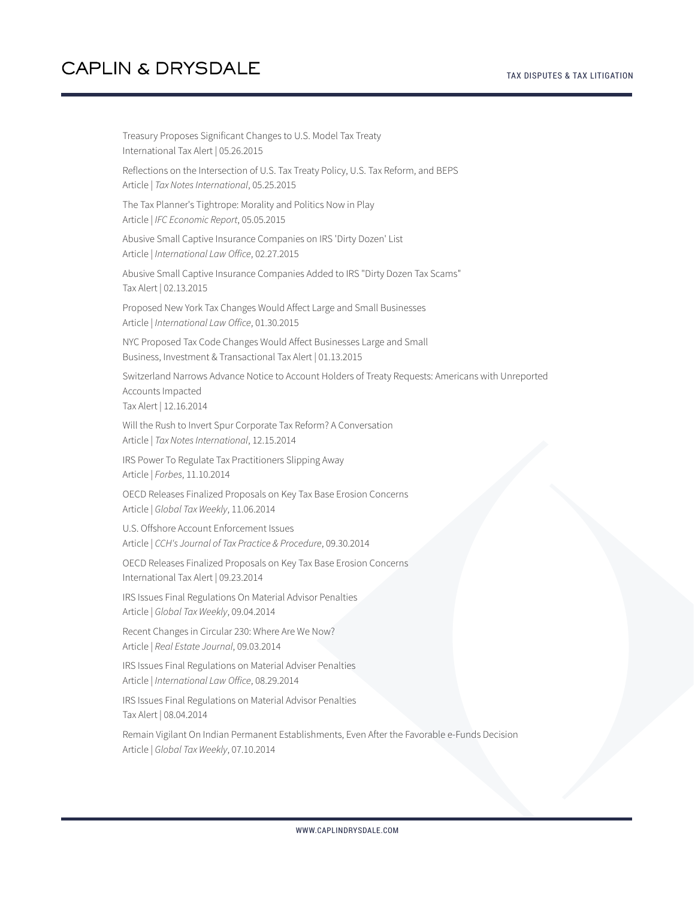Treasury Proposes Significant Changes to U.S. Model Tax Treaty
International Tax Alert | 05.26.2015

Reflections on the Intersection of U.S. Tax Treaty Policy, U.S. Tax Reform, and BEPS
Article | *Tax Notes International*, 05.25.2015

The Tax Planner's Tightrope: Morality and Politics Now in Play
Article | *IFC Economic Report*, 05.05.2015

Abusive Small Captive Insurance Companies on IRS 'Dirty Dozen' List
Article | *International Law Office*, 02.27.2015

Abusive Small Captive Insurance Companies Added to IRS "Dirty Dozen Tax Scams"
Tax Alert | 02.13.2015

Proposed New York Tax Changes Would Affect Large and Small Businesses
Article | *International Law Office*, 01.30.2015

NYC Proposed Tax Code Changes Would Affect Businesses Large and Small
Business, Investment & Transactional Tax Alert | 01.13.2015

Switzerland Narrows Advance Notice to Account Holders of Treaty Requests: Americans with Unreported Accounts Impacted
Tax Alert | 12.16.2014

Will the Rush to Invert Spur Corporate Tax Reform? A Conversation
Article | *Tax Notes International*, 12.15.2014

IRS Power To Regulate Tax Practitioners Slipping Away
Article | *Forbes*, 11.10.2014

OECD Releases Finalized Proposals on Key Tax Base Erosion Concerns
Article | *Global Tax Weekly*, 11.06.2014

U.S. Offshore Account Enforcement Issues
Article | *CCH's Journal of Tax Practice & Procedure*, 09.30.2014

OECD Releases Finalized Proposals on Key Tax Base Erosion Concerns
International Tax Alert | 09.23.2014

IRS Issues Final Regulations On Material Advisor Penalties
Article | *Global Tax Weekly*, 09.04.2014

Recent Changes in Circular 230: Where Are We Now?
Article | *Real Estate Journal*, 09.03.2014

IRS Issues Final Regulations on Material Adviser Penalties
Article | *International Law Office*, 08.29.2014

IRS Issues Final Regulations on Material Advisor Penalties
Tax Alert | 08.04.2014

Remain Vigilant On Indian Permanent Establishments, Even After the Favorable e-Funds Decision
Article | *Global Tax Weekly*, 07.10.2014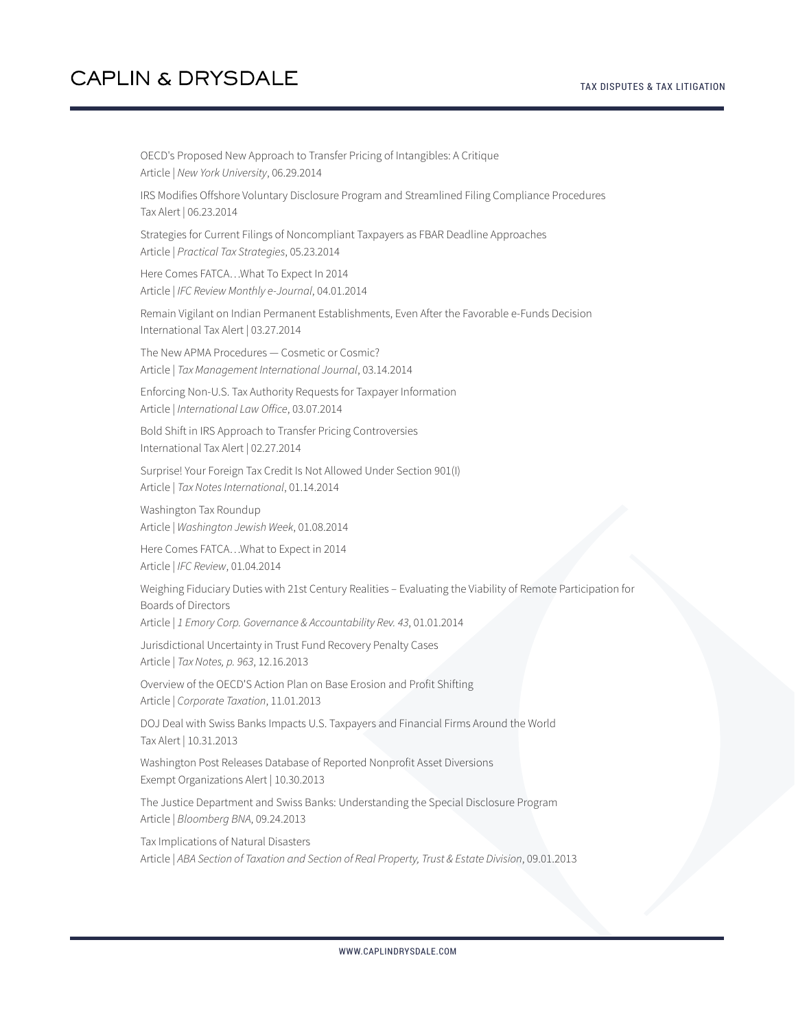OECD's Proposed New Approach to Transfer Pricing of Intangibles: A Critique
Article | *New York University*, 06.29.2014

IRS Modifies Offshore Voluntary Disclosure Program and Streamlined Filing Compliance Procedures
Tax Alert | 06.23.2014

Strategies for Current Filings of Noncompliant Taxpayers as FBAR Deadline Approaches
Article | *Practical Tax Strategies*, 05.23.2014

Here Comes FATCA…What To Expect In 2014
Article | *IFC Review Monthly e-Journal*, 04.01.2014

Remain Vigilant on Indian Permanent Establishments, Even After the Favorable e-Funds Decision
International Tax Alert | 03.27.2014

The New APMA Procedures — Cosmetic or Cosmic?
Article | *Tax Management International Journal*, 03.14.2014

Enforcing Non-U.S. Tax Authority Requests for Taxpayer Information
Article | *International Law Office*, 03.07.2014

Bold Shift in IRS Approach to Transfer Pricing Controversies
International Tax Alert | 02.27.2014

Surprise! Your Foreign Tax Credit Is Not Allowed Under Section 901(l)
Article | *Tax Notes International*, 01.14.2014

Washington Tax Roundup
Article | *Washington Jewish Week*, 01.08.2014

Here Comes FATCA…What to Expect in 2014
Article | *IFC Review*, 01.04.2014

Weighing Fiduciary Duties with 21st Century Realities – Evaluating the Viability of Remote Participation for Boards of Directors
Article | *1 Emory Corp. Governance & Accountability Rev. 43*, 01.01.2014

Jurisdictional Uncertainty in Trust Fund Recovery Penalty Cases
Article | *Tax Notes, p. 963*, 12.16.2013

Overview of the OECD'S Action Plan on Base Erosion and Profit Shifting
Article | *Corporate Taxation*, 11.01.2013

DOJ Deal with Swiss Banks Impacts U.S. Taxpayers and Financial Firms Around the World
Tax Alert | 10.31.2013

Washington Post Releases Database of Reported Nonprofit Asset Diversions
Exempt Organizations Alert | 10.30.2013

The Justice Department and Swiss Banks: Understanding the Special Disclosure Program
Article | *Bloomberg BNA*, 09.24.2013

Tax Implications of Natural Disasters
Article | *ABA Section of Taxation and Section of Real Property, Trust & Estate Division*, 09.01.2013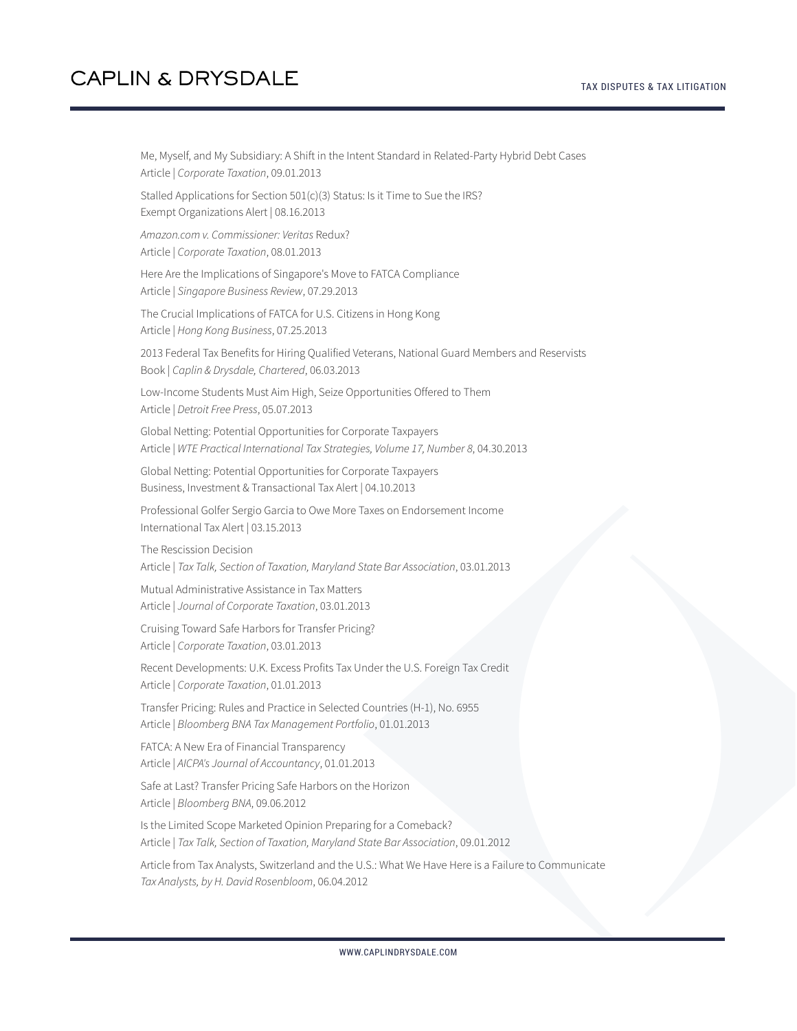Me, Myself, and My Subsidiary: A Shift in the Intent Standard in Related-Party Hybrid Debt Cases
Article | *Corporate Taxation*, 09.01.2013

Stalled Applications for Section 501(c)(3) Status: Is it Time to Sue the IRS?
Exempt Organizations Alert | 08.16.2013

*Amazon.com v. Commissioner: Veritas* Redux?
Article | *Corporate Taxation*, 08.01.2013

Here Are the Implications of Singapore's Move to FATCA Compliance
Article | *Singapore Business Review*, 07.29.2013

The Crucial Implications of FATCA for U.S. Citizens in Hong Kong
Article | *Hong Kong Business*, 07.25.2013

2013 Federal Tax Benefits for Hiring Qualified Veterans, National Guard Members and Reservists
Book | *Caplin & Drysdale, Chartered*, 06.03.2013

Low-Income Students Must Aim High, Seize Opportunities Offered to Them
Article | *Detroit Free Press*, 05.07.2013

Global Netting: Potential Opportunities for Corporate Taxpayers
Article | *WTE Practical International Tax Strategies, Volume 17, Number 8*, 04.30.2013

Global Netting: Potential Opportunities for Corporate Taxpayers
Business, Investment & Transactional Tax Alert | 04.10.2013

Professional Golfer Sergio Garcia to Owe More Taxes on Endorsement Income
International Tax Alert | 03.15.2013

The Rescission Decision
Article | *Tax Talk, Section of Taxation, Maryland State Bar Association*, 03.01.2013

Mutual Administrative Assistance in Tax Matters
Article | *Journal of Corporate Taxation*, 03.01.2013

Cruising Toward Safe Harbors for Transfer Pricing?
Article | *Corporate Taxation*, 03.01.2013

Recent Developments: U.K. Excess Profits Tax Under the U.S. Foreign Tax Credit
Article | *Corporate Taxation*, 01.01.2013

Transfer Pricing: Rules and Practice in Selected Countries (H-1), No. 6955
Article | *Bloomberg BNA Tax Management Portfolio*, 01.01.2013

FATCA: A New Era of Financial Transparency
Article | *AICPA's Journal of Accountancy*, 01.01.2013

Safe at Last? Transfer Pricing Safe Harbors on the Horizon
Article | *Bloomberg BNA*, 09.06.2012

Is the Limited Scope Marketed Opinion Preparing for a Comeback?
Article | *Tax Talk, Section of Taxation, Maryland State Bar Association*, 09.01.2012

Article from Tax Analysts, Switzerland and the U.S.: What We Have Here is a Failure to Communicate
*Tax Analysts, by H. David Rosenbloom*, 06.04.2012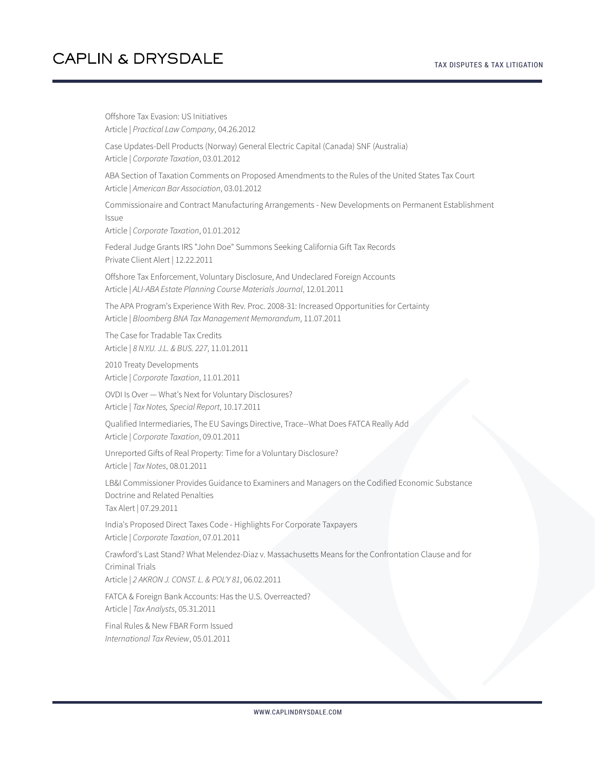Offshore Tax Evasion: US Initiatives
Article | *Practical Law Company*, 04.26.2012

Case Updates-Dell Products (Norway) General Electric Capital (Canada) SNF (Australia)
Article | *Corporate Taxation*, 03.01.2012

ABA Section of Taxation Comments on Proposed Amendments to the Rules of the United States Tax Court
Article | *American Bar Association*, 03.01.2012

Commissionaire and Contract Manufacturing Arrangements - New Developments on Permanent Establishment Issue
Article | *Corporate Taxation*, 01.01.2012

Federal Judge Grants IRS "John Doe" Summons Seeking California Gift Tax Records
Private Client Alert | 12.22.2011

Offshore Tax Enforcement, Voluntary Disclosure, And Undeclared Foreign Accounts
Article | *ALI-ABA Estate Planning Course Materials Journal*, 12.01.2011

The APA Program's Experience With Rev. Proc. 2008-31: Increased Opportunities for Certainty
Article | *Bloomberg BNA Tax Management Memorandum*, 11.07.2011

The Case for Tradable Tax Credits
Article | *8 N.Y.U. J.L. & BUS. 227*, 11.01.2011

2010 Treaty Developments
Article | *Corporate Taxation*, 11.01.2011

OVDI Is Over — What's Next for Voluntary Disclosures?
Article | *Tax Notes, Special Report*, 10.17.2011

Qualified Intermediaries, The EU Savings Directive, Trace--What Does FATCA Really Add
Article | *Corporate Taxation*, 09.01.2011

Unreported Gifts of Real Property: Time for a Voluntary Disclosure?
Article | *Tax Notes*, 08.01.2011

LB&I Commissioner Provides Guidance to Examiners and Managers on the Codified Economic Substance Doctrine and Related Penalties
Tax Alert | 07.29.2011

India's Proposed Direct Taxes Code - Highlights For Corporate Taxpayers
Article | *Corporate Taxation*, 07.01.2011

Crawford's Last Stand? What Melendez-Diaz v. Massachusetts Means for the Confrontation Clause and for Criminal Trials
Article | *2 AKRON J. CONST. L. & POL'Y 81*, 06.02.2011

FATCA & Foreign Bank Accounts: Has the U.S. Overreacted?
Article | *Tax Analysts*, 05.31.2011

Final Rules & New FBAR Form Issued
*International Tax Review*, 05.01.2011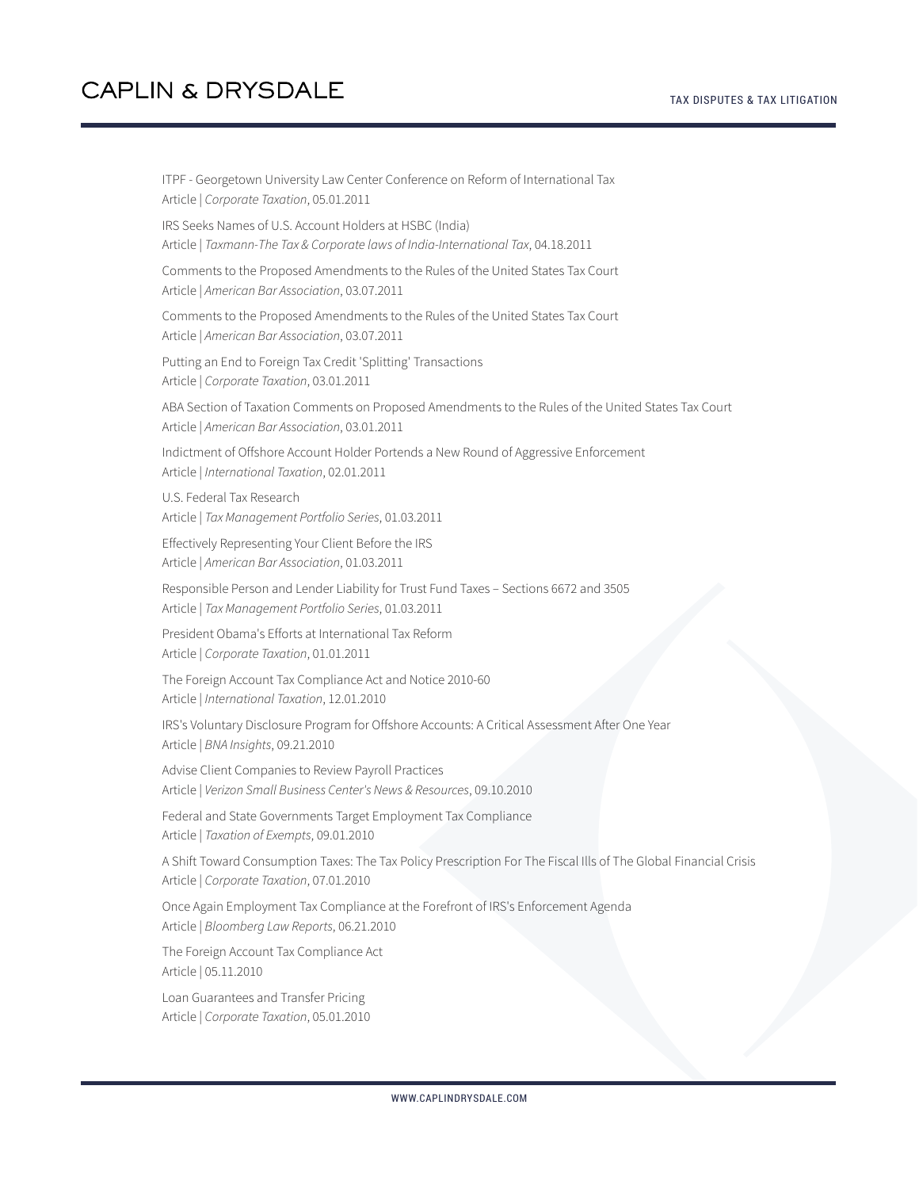ITPF - Georgetown University Law Center Conference on Reform of International Tax
Article | *Corporate Taxation*, 05.01.2011

IRS Seeks Names of U.S. Account Holders at HSBC (India)
Article | *Taxmann-The Tax & Corporate laws of India-International Tax*, 04.18.2011

Comments to the Proposed Amendments to the Rules of the United States Tax Court
Article | *American Bar Association*, 03.07.2011

Comments to the Proposed Amendments to the Rules of the United States Tax Court
Article | *American Bar Association*, 03.07.2011

Putting an End to Foreign Tax Credit 'Splitting' Transactions
Article | *Corporate Taxation*, 03.01.2011

ABA Section of Taxation Comments on Proposed Amendments to the Rules of the United States Tax Court
Article | *American Bar Association*, 03.01.2011

Indictment of Offshore Account Holder Portends a New Round of Aggressive Enforcement
Article | *International Taxation*, 02.01.2011

U.S. Federal Tax Research
Article | *Tax Management Portfolio Series*, 01.03.2011

Effectively Representing Your Client Before the IRS
Article | *American Bar Association*, 01.03.2011

Responsible Person and Lender Liability for Trust Fund Taxes – Sections 6672 and 3505
Article | *Tax Management Portfolio Series*, 01.03.2011

President Obama's Efforts at International Tax Reform
Article | *Corporate Taxation*, 01.01.2011

The Foreign Account Tax Compliance Act and Notice 2010-60
Article | *International Taxation*, 12.01.2010

IRS's Voluntary Disclosure Program for Offshore Accounts: A Critical Assessment After One Year
Article | *BNA Insights*, 09.21.2010

Advise Client Companies to Review Payroll Practices
Article | *Verizon Small Business Center's News & Resources*, 09.10.2010

Federal and State Governments Target Employment Tax Compliance
Article | *Taxation of Exempts*, 09.01.2010

A Shift Toward Consumption Taxes: The Tax Policy Prescription For The Fiscal Ills of The Global Financial Crisis
Article | *Corporate Taxation*, 07.01.2010

Once Again Employment Tax Compliance at the Forefront of IRS's Enforcement Agenda
Article | *Bloomberg Law Reports*, 06.21.2010

The Foreign Account Tax Compliance Act
Article | 05.11.2010

Loan Guarantees and Transfer Pricing
Article | *Corporate Taxation*, 05.01.2010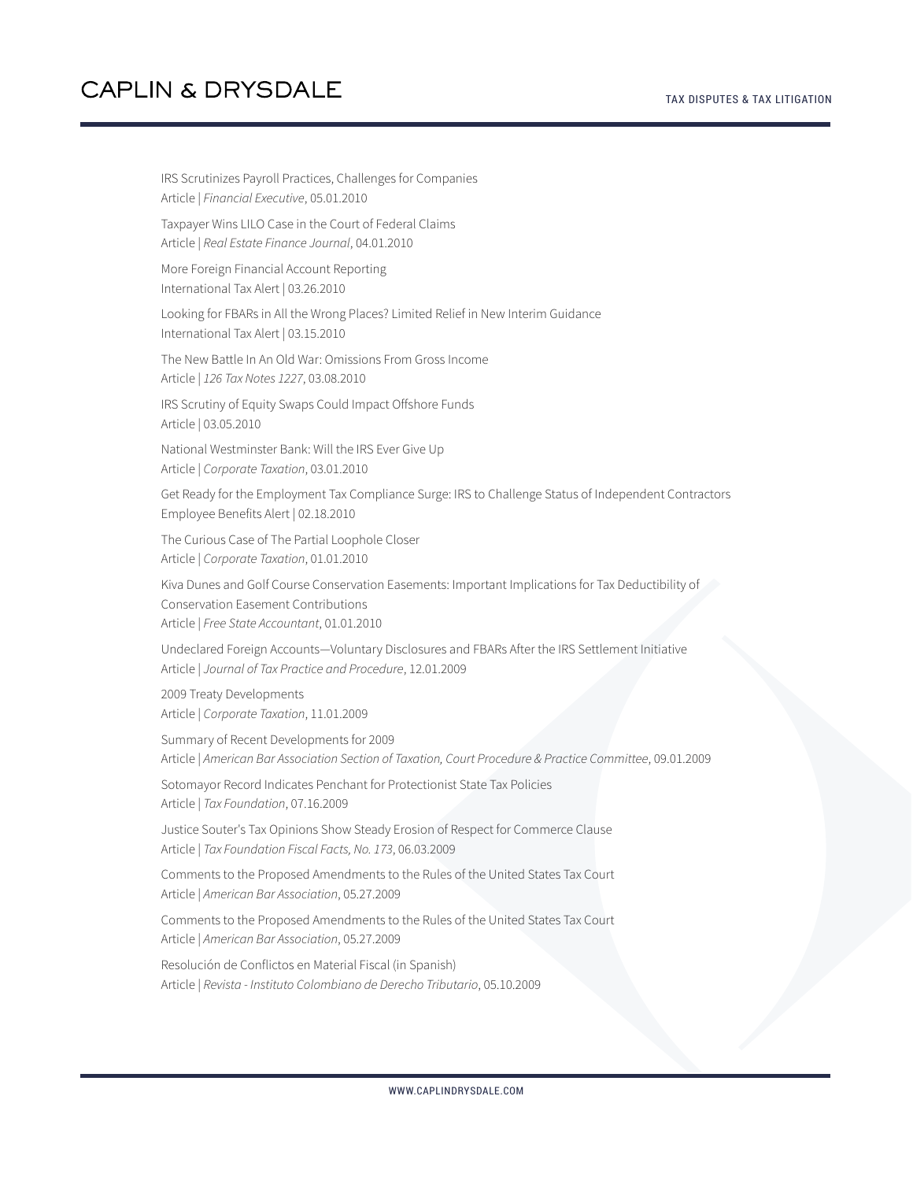IRS Scrutinizes Payroll Practices, Challenges for Companies
Article | *Financial Executive*, 05.01.2010

Taxpayer Wins LILO Case in the Court of Federal Claims
Article | *Real Estate Finance Journal*, 04.01.2010

More Foreign Financial Account Reporting
International Tax Alert | 03.26.2010

Looking for FBARs in All the Wrong Places? Limited Relief in New Interim Guidance
International Tax Alert | 03.15.2010

The New Battle In An Old War: Omissions From Gross Income
Article | *126 Tax Notes 1227*, 03.08.2010

IRS Scrutiny of Equity Swaps Could Impact Offshore Funds
Article | 03.05.2010

National Westminster Bank: Will the IRS Ever Give Up
Article | *Corporate Taxation*, 03.01.2010

Get Ready for the Employment Tax Compliance Surge: IRS to Challenge Status of Independent Contractors
Employee Benefits Alert | 02.18.2010

The Curious Case of The Partial Loophole Closer
Article | *Corporate Taxation*, 01.01.2010

Kiva Dunes and Golf Course Conservation Easements: Important Implications for Tax Deductibility of Conservation Easement Contributions
Article | *Free State Accountant*, 01.01.2010

Undeclared Foreign Accounts—Voluntary Disclosures and FBARs After the IRS Settlement Initiative
Article | *Journal of Tax Practice and Procedure*, 12.01.2009

2009 Treaty Developments
Article | *Corporate Taxation*, 11.01.2009

Summary of Recent Developments for 2009
Article | *American Bar Association Section of Taxation, Court Procedure & Practice Committee*, 09.01.2009

Sotomayor Record Indicates Penchant for Protectionist State Tax Policies
Article | *Tax Foundation*, 07.16.2009

Justice Souter's Tax Opinions Show Steady Erosion of Respect for Commerce Clause
Article | *Tax Foundation Fiscal Facts, No. 173*, 06.03.2009

Comments to the Proposed Amendments to the Rules of the United States Tax Court
Article | *American Bar Association*, 05.27.2009

Comments to the Proposed Amendments to the Rules of the United States Tax Court
Article | *American Bar Association*, 05.27.2009

Resolución de Conflictos en Material Fiscal (in Spanish)
Article | *Revista - Instituto Colombiano de Derecho Tributario*, 05.10.2009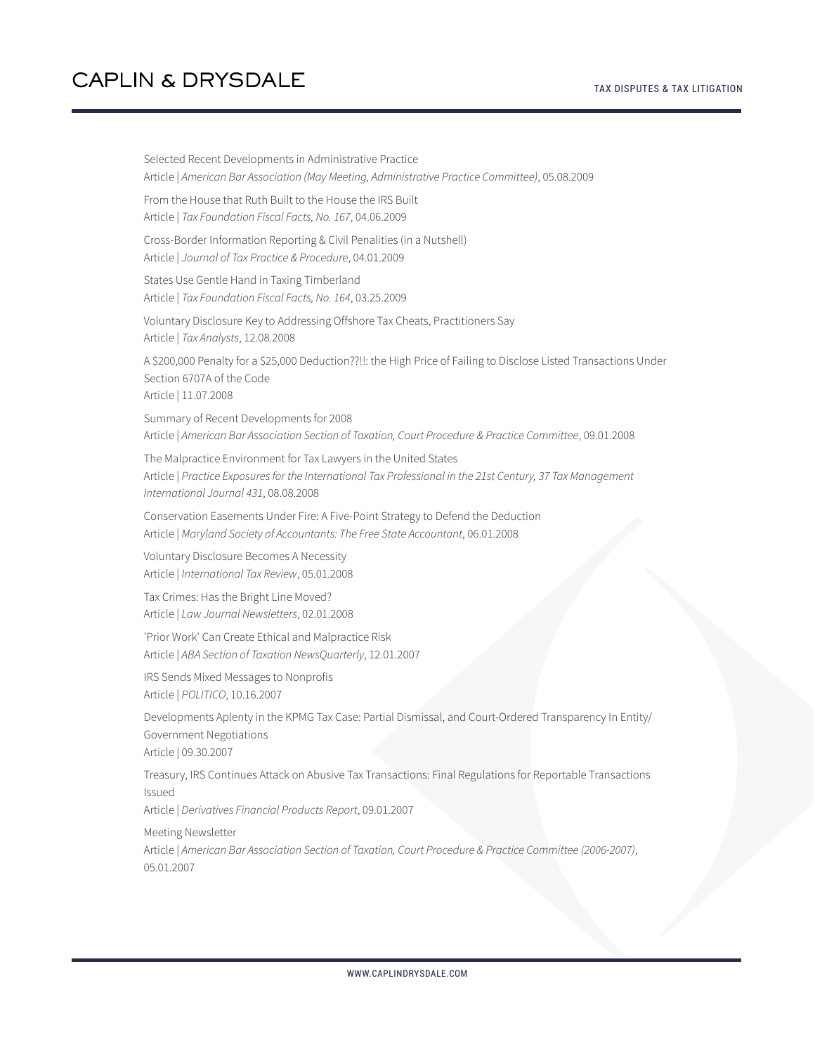Selected Recent Developments in Administrative Practice
Article | *American Bar Association (May Meeting, Administrative Practice Committee)*, 05.08.2009

From the House that Ruth Built to the House the IRS Built
Article | *Tax Foundation Fiscal Facts, No. 167*, 04.06.2009

Cross-Border Information Reporting & Civil Penalities (in a Nutshell)
Article | *Journal of Tax Practice & Procedure*, 04.01.2009

States Use Gentle Hand in Taxing Timberland
Article | *Tax Foundation Fiscal Facts, No. 164*, 03.25.2009

Voluntary Disclosure Key to Addressing Offshore Tax Cheats, Practitioners Say
Article | *Tax Analysts*, 12.08.2008

A $200,000 Penalty for a $25,000 Deduction??!!: the High Price of Failing to Disclose Listed Transactions Under Section 6707A of the Code
Article | 11.07.2008

Summary of Recent Developments for 2008
Article | *American Bar Association Section of Taxation, Court Procedure & Practice Committee*, 09.01.2008

The Malpractice Environment for Tax Lawyers in the United States
Article | *Practice Exposures for the International Tax Professional in the 21st Century, 37 Tax Management International Journal 431*, 08.08.2008

Conservation Easements Under Fire: A Five-Point Strategy to Defend the Deduction
Article | *Maryland Society of Accountants: The Free State Accountant*, 06.01.2008

Voluntary Disclosure Becomes A Necessity
Article | *International Tax Review*, 05.01.2008

Tax Crimes: Has the Bright Line Moved?
Article | *Law Journal Newsletters*, 02.01.2008

'Prior Work' Can Create Ethical and Malpractice Risk
Article | *ABA Section of Taxation NewsQuarterly*, 12.01.2007

IRS Sends Mixed Messages to Nonprofis
Article | *POLITICO*, 10.16.2007

Developments Aplenty in the KPMG Tax Case: Partial Dismissal, and Court-Ordered Transparency In Entity/ Government Negotiations
Article | 09.30.2007

Treasury, IRS Continues Attack on Abusive Tax Transactions: Final Regulations for Reportable Transactions Issued
Article | *Derivatives Financial Products Report*, 09.01.2007

Meeting Newsletter
Article | *American Bar Association Section of Taxation, Court Procedure & Practice Committee (2006-2007)*, 05.01.2007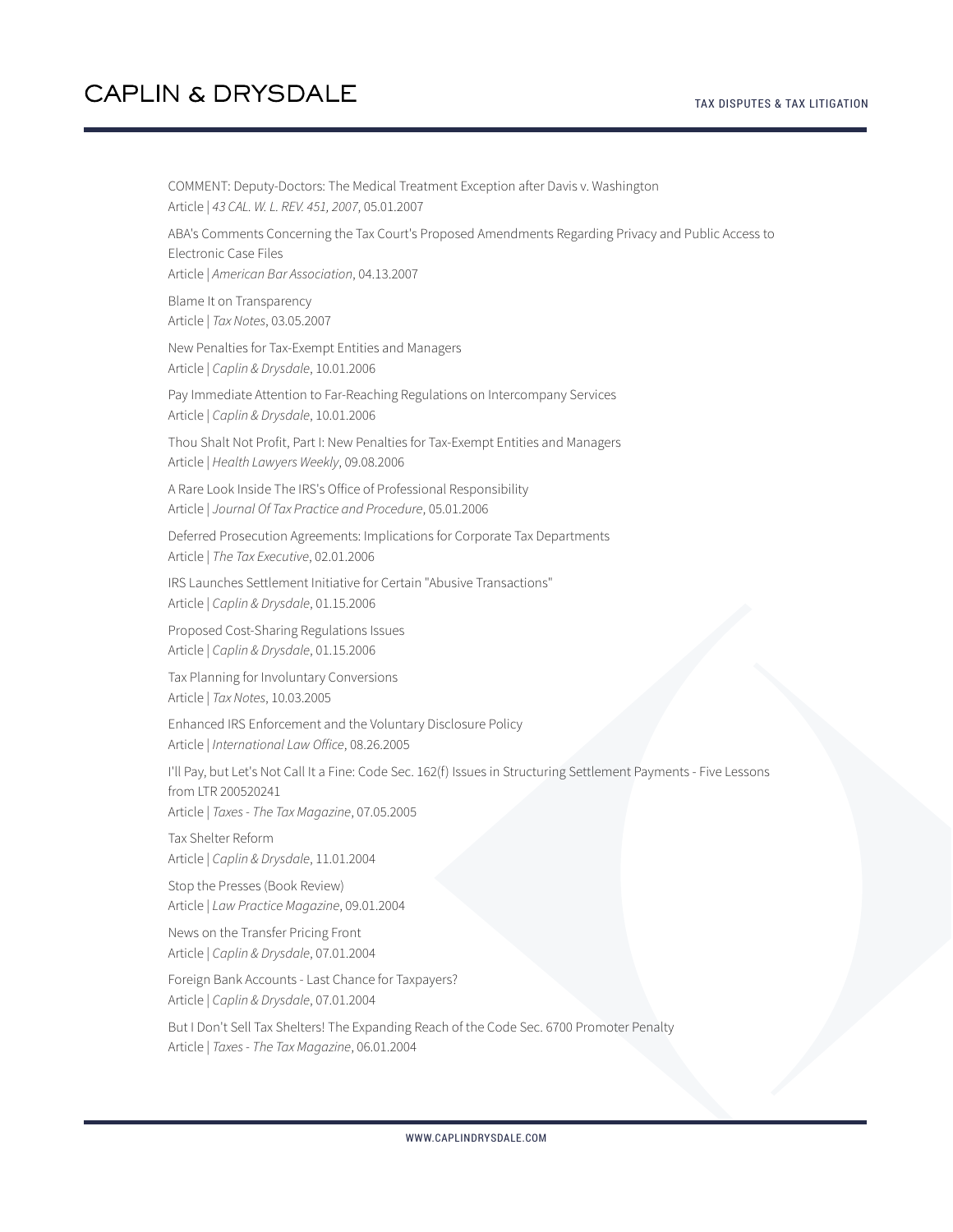COMMENT: Deputy-Doctors: The Medical Treatment Exception after Davis v. Washington
Article | *43 CAL. W. L. REV. 451, 2007*, 05.01.2007

ABA's Comments Concerning the Tax Court's Proposed Amendments Regarding Privacy and Public Access to Electronic Case Files
Article | *American Bar Association*, 04.13.2007

Blame It on Transparency
Article | *Tax Notes*, 03.05.2007

New Penalties for Tax-Exempt Entities and Managers
Article | *Caplin & Drysdale*, 10.01.2006

Pay Immediate Attention to Far-Reaching Regulations on Intercompany Services
Article | *Caplin & Drysdale*, 10.01.2006

Thou Shalt Not Profit, Part I: New Penalties for Tax-Exempt Entities and Managers
Article | *Health Lawyers Weekly*, 09.08.2006

A Rare Look Inside The IRS's Office of Professional Responsibility
Article | *Journal Of Tax Practice and Procedure*, 05.01.2006

Deferred Prosecution Agreements: Implications for Corporate Tax Departments
Article | *The Tax Executive*, 02.01.2006

IRS Launches Settlement Initiative for Certain "Abusive Transactions"
Article | *Caplin & Drysdale*, 01.15.2006

Proposed Cost-Sharing Regulations Issues
Article | *Caplin & Drysdale*, 01.15.2006

Tax Planning for Involuntary Conversions
Article | *Tax Notes*, 10.03.2005

Enhanced IRS Enforcement and the Voluntary Disclosure Policy
Article | *International Law Office*, 08.26.2005

I'll Pay, but Let's Not Call It a Fine: Code Sec. 162(f) Issues in Structuring Settlement Payments - Five Lessons from LTR 200520241
Article | *Taxes - The Tax Magazine*, 07.05.2005

Tax Shelter Reform
Article | *Caplin & Drysdale*, 11.01.2004

Stop the Presses (Book Review)
Article | *Law Practice Magazine*, 09.01.2004

News on the Transfer Pricing Front
Article | *Caplin & Drysdale*, 07.01.2004

Foreign Bank Accounts - Last Chance for Taxpayers?
Article | *Caplin & Drysdale*, 07.01.2004

But I Don't Sell Tax Shelters! The Expanding Reach of the Code Sec. 6700 Promoter Penalty
Article | *Taxes - The Tax Magazine*, 06.01.2004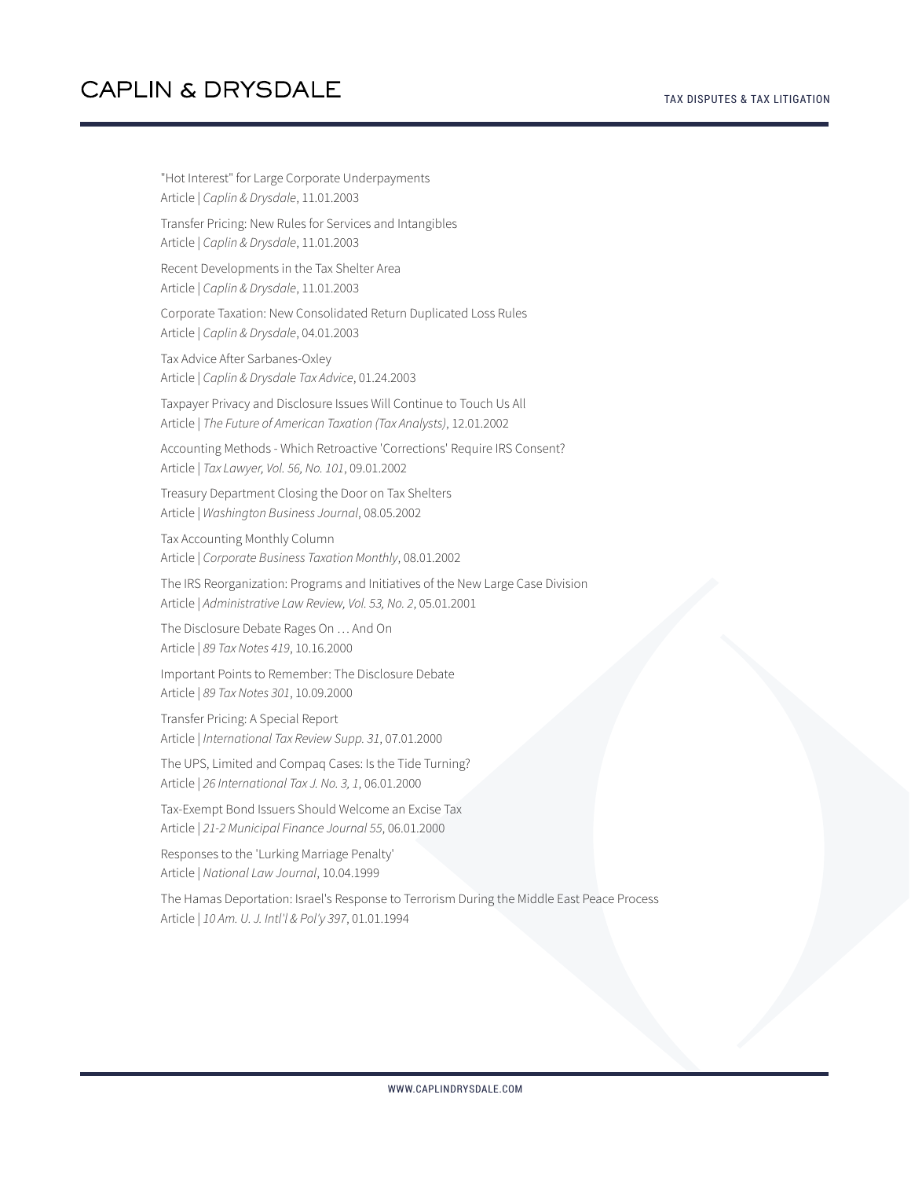"Hot Interest" for Large Corporate Underpayments
Article | *Caplin & Drysdale*, 11.01.2003

Transfer Pricing: New Rules for Services and Intangibles
Article | *Caplin & Drysdale*, 11.01.2003

Recent Developments in the Tax Shelter Area
Article | *Caplin & Drysdale*, 11.01.2003

Corporate Taxation: New Consolidated Return Duplicated Loss Rules
Article | *Caplin & Drysdale*, 04.01.2003

Tax Advice After Sarbanes-Oxley
Article | *Caplin & Drysdale Tax Advice*, 01.24.2003

Taxpayer Privacy and Disclosure Issues Will Continue to Touch Us All
Article | *The Future of American Taxation (Tax Analysts)*, 12.01.2002

Accounting Methods - Which Retroactive 'Corrections' Require IRS Consent?
Article | *Tax Lawyer, Vol. 56, No. 101*, 09.01.2002

Treasury Department Closing the Door on Tax Shelters
Article | *Washington Business Journal*, 08.05.2002

Tax Accounting Monthly Column
Article | *Corporate Business Taxation Monthly*, 08.01.2002

The IRS Reorganization: Programs and Initiatives of the New Large Case Division
Article | *Administrative Law Review, Vol. 53, No. 2*, 05.01.2001

The Disclosure Debate Rages On … And On
Article | *89 Tax Notes 419*, 10.16.2000

Important Points to Remember: The Disclosure Debate
Article | *89 Tax Notes 301*, 10.09.2000

Transfer Pricing: A Special Report
Article | *International Tax Review Supp. 31*, 07.01.2000

The UPS, Limited and Compaq Cases: Is the Tide Turning?
Article | *26 International Tax J. No. 3, 1*, 06.01.2000

Tax-Exempt Bond Issuers Should Welcome an Excise Tax
Article | *21-2 Municipal Finance Journal 55*, 06.01.2000

Responses to the 'Lurking Marriage Penalty'
Article | *National Law Journal*, 10.04.1999

The Hamas Deportation: Israel's Response to Terrorism During the Middle East Peace Process
Article | *10 Am. U. J. Intl'l & Pol'y 397*, 01.01.1994